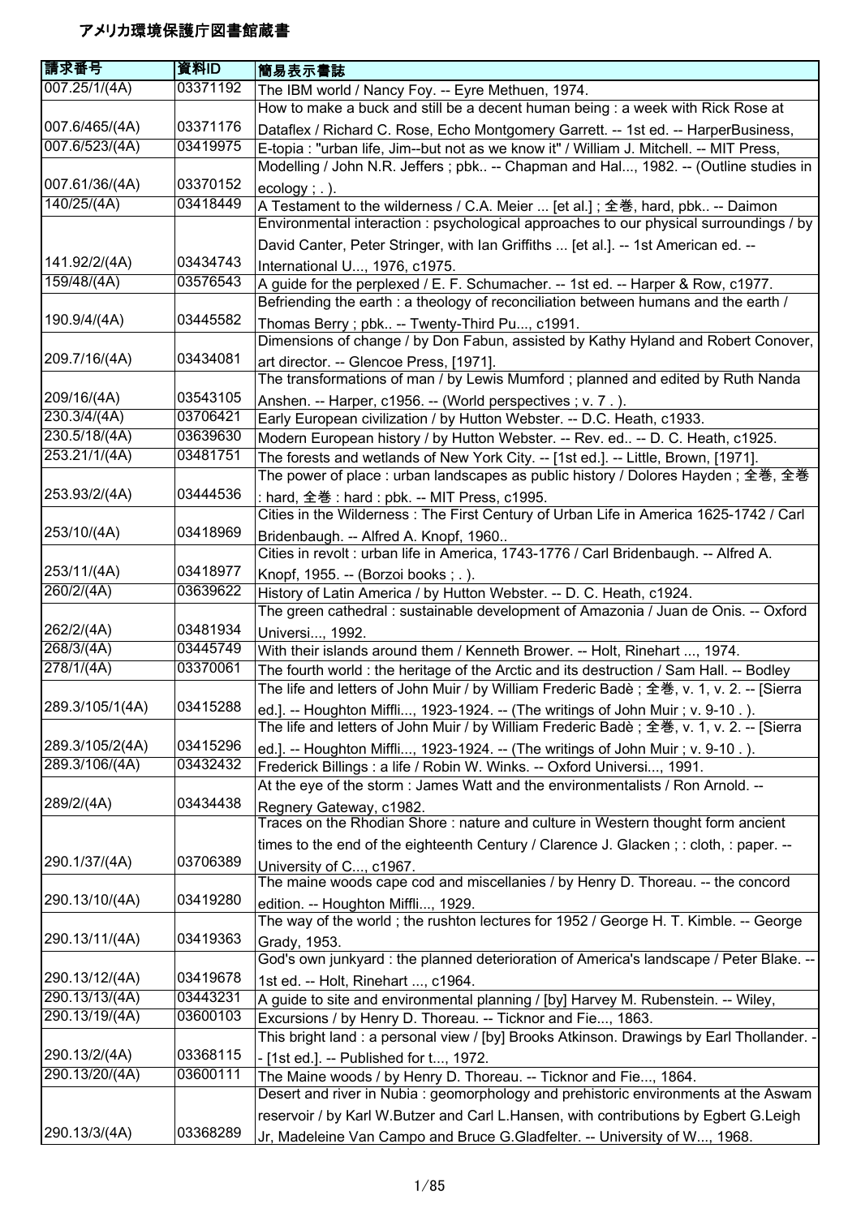# アメリカ環境保護庁図書館蔵書

| 請求番号 | 資料ID | 簡易表示書誌 |
| --- | --- | --- |
| 007.25/1/(4A) | 03371192 | The IBM world / Nancy Foy. -- Eyre Methuen, 1974. |
| 007.6/465/(4A) | 03371176 | How to make a buck and still be a decent human being : a week with Rick Rose at Dataflex / Richard C. Rose, Echo Montgomery Garrett. -- 1st ed. -- HarperBusiness, |
| 007.6/523/(4A) | 03419975 | E-topia : "urban life, Jim--but not as we know it" / William J. Mitchell. -- MIT Press, |
| 007.61/36/(4A) | 03370152 | Modelling / John N.R. Jeffers ; pbk.. -- Chapman and Hal..., 1982. -- (Outline studies in ecology ; . ). |
| 140/25/(4A) | 03418449 | A Testament to the wilderness / C.A. Meier ... [et al.] ; 全巻, hard, pbk.. -- Daimon |
| 141.92/2/(4A) | 03434743 | Environmental interaction : psychological approaches to our physical surroundings / by David Canter, Peter Stringer, with Ian Griffiths ... [et al.]. -- 1st American ed. -- International U..., 1976, c1975. |
| 159/48/(4A) | 03576543 | A guide for the perplexed / E. F. Schumacher. -- 1st ed. -- Harper & Row, c1977. |
| 190.9/4/(4A) | 03445582 | Befriending the earth : a theology of reconciliation between humans and the earth / Thomas Berry ; pbk.. -- Twenty-Third Pu..., c1991. |
| 209.7/16/(4A) | 03434081 | Dimensions of change / by Don Fabun, assisted by Kathy Hyland and Robert Conover, art director. -- Glencoe Press, [1971]. |
| 209/16/(4A) | 03543105 | The transformations of man / by Lewis Mumford ; planned and edited by Ruth Nanda Anshen. -- Harper, c1956. -- (World perspectives ; v. 7 . ). |
| 230.3/4/(4A) | 03706421 | Early European civilization / by Hutton Webster. -- D.C. Heath, c1933. |
| 230.5/18/(4A) | 03639630 | Modern European history / by Hutton Webster. -- Rev. ed.. -- D. C. Heath, c1925. |
| 253.21/1/(4A) | 03481751 | The forests and wetlands of New York City. -- [1st ed.]. -- Little, Brown, [1971]. |
| 253.93/2/(4A) | 03444536 | The power of place : urban landscapes as public history / Dolores Hayden ; 全巻, 全巻 : hard, 全巻 : hard : pbk. -- MIT Press, c1995. |
| 253/10/(4A) | 03418969 | Cities in the Wilderness : The First Century of Urban Life in America 1625-1742 / Carl Bridenbaugh. -- Alfred A. Knopf, 1960.. |
| 253/11/(4A) | 03418977 | Cities in revolt : urban life in America, 1743-1776 / Carl Bridenbaugh. -- Alfred A. Knopf, 1955. -- (Borzoi books ; . ). |
| 260/2/(4A) | 03639622 | History of Latin America / by Hutton Webster. -- D. C. Heath, c1924. |
| 262/2/(4A) | 03481934 | The green cathedral : sustainable development of Amazonia / Juan de Onis. -- Oxford Universi..., 1992. |
| 268/3/(4A) | 03445749 | With their islands around them / Kenneth Brower. -- Holt, Rinehart ..., 1974. |
| 278/1/(4A) | 03370061 | The fourth world : the heritage of the Arctic and its destruction / Sam Hall. -- Bodley |
| 289.3/105/1(4A) | 03415288 | The life and letters of John Muir / by William Frederic Badè ; 全巻, v. 1, v. 2. -- [Sierra ed.]. -- Houghton Miffli..., 1923-1924. -- (The writings of John Muir ; v. 9-10 . ). |
| 289.3/105/2(4A) | 03415296 | The life and letters of John Muir / by William Frederic Badè ; 全巻, v. 1, v. 2. -- [Sierra ed.]. -- Houghton Miffli..., 1923-1924. -- (The writings of John Muir ; v. 9-10 . ). |
| 289.3/106/(4A) | 03432432 | Frederick Billings : a life / Robin W. Winks. -- Oxford Universi..., 1991. |
| 289/2/(4A) | 03434438 | At the eye of the storm : James Watt and the environmentalists / Ron Arnold. -- Regnery Gateway, c1982. |
| 290.1/37/(4A) | 03706389 | Traces on the Rhodian Shore : nature and culture in Western thought form ancient times to the end of the eighteenth Century / Clarence J. Glacken ; : cloth, : paper. -- University of C..., c1967. |
| 290.13/10/(4A) | 03419280 | The maine woods cape cod and miscellanies / by Henry D. Thoreau. -- the concord edition. -- Houghton Miffli..., 1929. |
| 290.13/11/(4A) | 03419363 | The way of the world ; the rushton lectures for 1952 / George H. T. Kimble. -- George Grady, 1953. |
| 290.13/12/(4A) | 03419678 | God's own junkyard : the planned deterioration of America's landscape / Peter Blake. -- 1st ed. -- Holt, Rinehart ..., c1964. |
| 290.13/13/(4A) | 03443231 | A guide to site and environmental planning / [by] Harvey M. Rubenstein. -- Wiley, |
| 290.13/19/(4A) | 03600103 | Excursions / by Henry D. Thoreau. -- Ticknor and Fie..., 1863. |
| 290.13/2/(4A) | 03368115 | This bright land : a personal view / [by] Brooks Atkinson. Drawings by Earl Thollander. -- [1st ed.]. -- Published for t..., 1972. |
| 290.13/20/(4A) | 03600111 | The Maine woods / by Henry D. Thoreau. -- Ticknor and Fie..., 1864. |
| 290.13/3/(4A) | 03368289 | Desert and river in Nubia : geomorphology and prehistoric environments at the Aswam reservoir / by Karl W.Butzer and Carl L.Hansen, with contributions by Egbert G.Leigh Jr, Madeleine Van Campo and Bruce G.Gladfelter. -- University of W..., 1968. |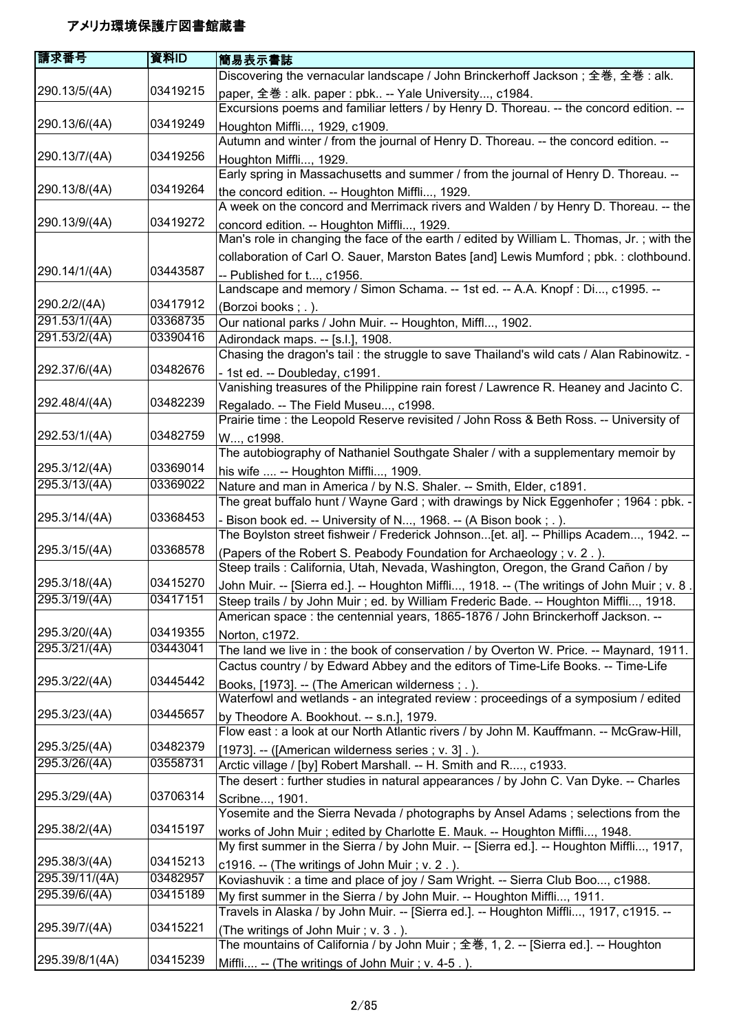# アメリカ環境保護庁図書館蔵書

| 請求番号 | 資料ID | 簡易表示書誌 |
| --- | --- | --- |
| 290.13/5/(4A) | 03419215 | Discovering the vernacular landscape / John Brinckerhoff Jackson ; 全巻, 全巻 : alk. paper, 全巻 : alk. paper : pbk.. -- Yale University..., c1984. |
| 290.13/6/(4A) | 03419249 | Excursions poems and familiar letters / by Henry D. Thoreau. -- the concord edition. -- Houghton Miffli..., 1929, c1909. |
| 290.13/7/(4A) | 03419256 | Autumn and winter / from the journal of Henry D. Thoreau. -- the concord edition. -- Houghton Miffli..., 1929. |
| 290.13/8/(4A) | 03419264 | Early spring in Massachusetts and summer / from the journal of Henry D. Thoreau. -- the concord edition. -- Houghton Miffli..., 1929. |
| 290.13/9/(4A) | 03419272 | A week on the concord and Merrimack rivers and Walden / by Henry D. Thoreau. -- the concord edition. -- Houghton Miffli..., 1929. |
| 290.14/1/(4A) | 03443587 | Man's role in changing the face of the earth / edited by William L. Thomas, Jr. ; with the collaboration of Carl O. Sauer, Marston Bates [and] Lewis Mumford ; pbk. : clothbound. -- Published for t..., c1956. |
| 290.2/2/(4A) | 03417912 | Landscape and memory / Simon Schama. -- 1st ed. -- A.A. Knopf : Di..., c1995. -- (Borzoi books ; . ). |
| 291.53/1/(4A) | 03368735 | Our national parks / John Muir. -- Houghton, Miffl..., 1902. |
| 291.53/2/(4A) | 03390416 | Adirondack maps. -- [s.l.], 1908. |
| 292.37/6/(4A) | 03482676 | Chasing the dragon's tail : the struggle to save Thailand's wild cats / Alan Rabinowitz. -- 1st ed. -- Doubleday, c1991. |
| 292.48/4/(4A) | 03482239 | Vanishing treasures of the Philippine rain forest / Lawrence R. Heaney and Jacinto C. Regalado. -- The Field Museu..., c1998. |
| 292.53/1/(4A) | 03482759 | Prairie time : the Leopold Reserve revisited / John Ross & Beth Ross. -- University of W..., c1998. |
| 295.3/12/(4A) | 03369014 | The autobiography of Nathaniel Southgate Shaler / with a supplementary memoir by his wife .... -- Houghton Miffli..., 1909. |
| 295.3/13/(4A) | 03369022 | Nature and man in America / by N.S. Shaler. -- Smith, Elder, c1891. |
| 295.3/14/(4A) | 03368453 | The great buffalo hunt / Wayne Gard ; with drawings by Nick Eggenhofer ; 1964 : pbk. -- Bison book ed. -- University of N..., 1968. -- (A Bison book ; . ). |
| 295.3/15/(4A) | 03368578 | The Boylston street fishweir / Frederick Johnson...[et. al]. -- Phillips Academ..., 1942. -- (Papers of the Robert S. Peabody Foundation for Archaeology ; v. 2 . ). |
| 295.3/18/(4A) | 03415270 | Steep trails : California, Utah, Nevada, Washington, Oregon, the Grand Cañon / by John Muir. -- [Sierra ed.]. -- Houghton Miffli..., 1918. -- (The writings of John Muir ; v. 8 . |
| 295.3/19/(4A) | 03417151 | Steep trails / by John Muir ; ed. by William Frederic Bade. -- Houghton Miffli..., 1918. |
| 295.3/20/(4A) | 03419355 | American space : the centennial years, 1865-1876 / John Brinckerhoff Jackson. -- Norton, c1972. |
| 295.3/21/(4A) | 03443041 | The land we live in : the book of conservation / by Overton W. Price. -- Maynard, 1911. |
| 295.3/22/(4A) | 03445442 | Cactus country / by Edward Abbey and the editors of Time-Life Books. -- Time-Life Books, [1973]. -- (The American wilderness ; . ). |
| 295.3/23/(4A) | 03445657 | Waterfowl and wetlands - an integrated review : proceedings of a symposium / edited by Theodore A. Bookhout. -- s.n.], 1979. |
| 295.3/25/(4A) | 03482379 | Flow east : a look at our North Atlantic rivers / by John M. Kauffmann. -- McGraw-Hill, [1973]. -- ([American wilderness series ; v. 3] . ). |
| 295.3/26/(4A) | 03558731 | Arctic village / [by] Robert Marshall. -- H. Smith and R...., c1933. |
| 295.3/29/(4A) | 03706314 | The desert : further studies in natural appearances / by John C. Van Dyke. -- Charles Scribne..., 1901. |
| 295.38/2/(4A) | 03415197 | Yosemite and the Sierra Nevada / photographs by Ansel Adams ; selections from the works of John Muir ; edited by Charlotte E. Mauk. -- Houghton Miffli..., 1948. |
| 295.38/3/(4A) | 03415213 | My first summer in the Sierra / by John Muir. -- [Sierra ed.]. -- Houghton Miffli..., 1917, c1916. -- (The writings of John Muir ; v. 2 . ). |
| 295.39/11/(4A) | 03482957 | Koviashuvik : a time and place of joy / Sam Wright. -- Sierra Club Boo..., c1988. |
| 295.39/6/(4A) | 03415189 | My first summer in the Sierra / by John Muir. -- Houghton Miffli..., 1911. |
| 295.39/7/(4A) | 03415221 | Travels in Alaska / by John Muir. -- [Sierra ed.]. -- Houghton Miffli..., 1917, c1915. -- (The writings of John Muir ; v. 3 . ). |
| 295.39/8/1(4A) | 03415239 | The mountains of California / by John Muir ; 全巻, 1, 2. -- [Sierra ed.]. -- Houghton Miffli.... -- (The writings of John Muir ; v. 4-5 . ). |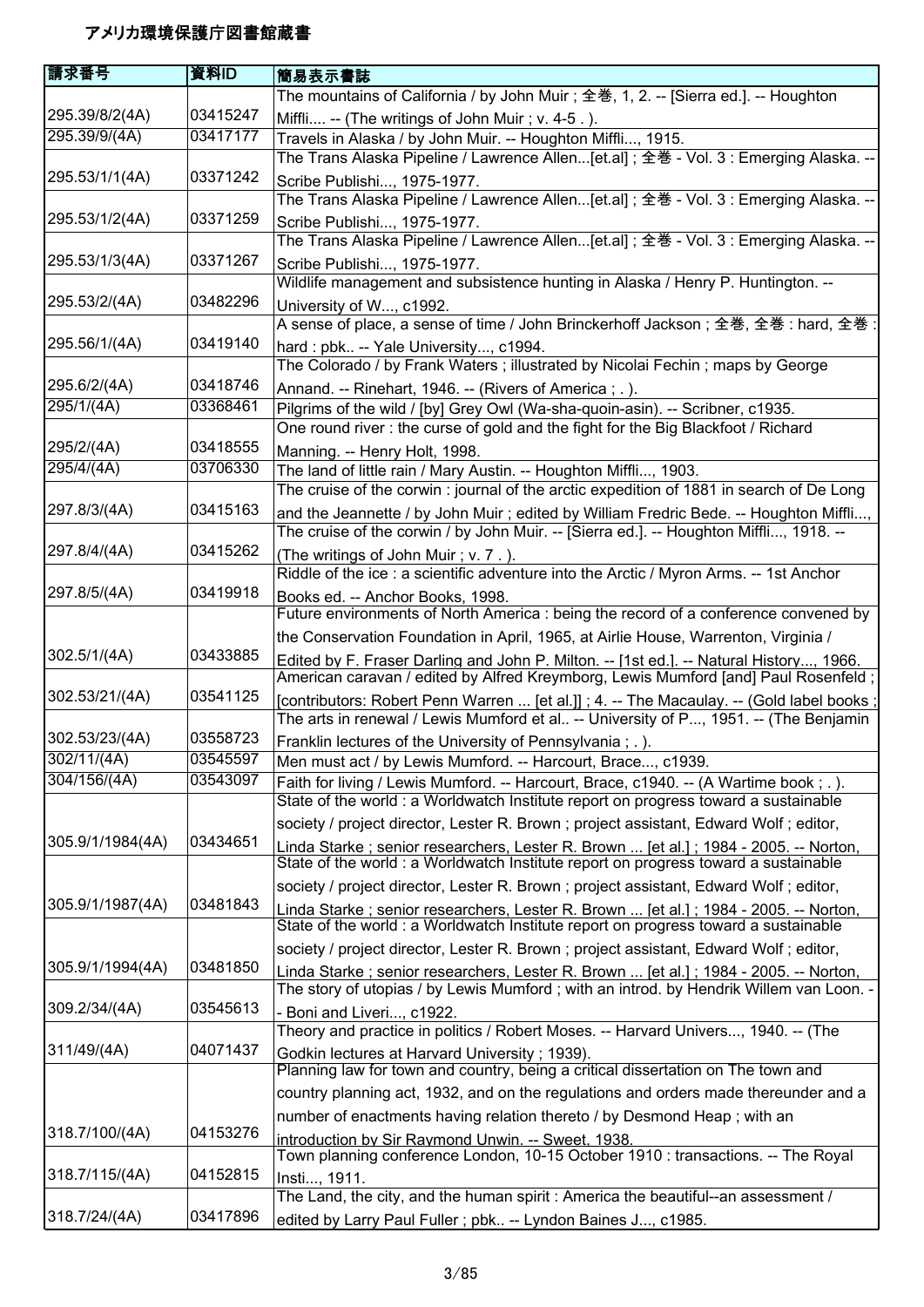# アメリカ環境保護庁図書館蔵書

| 請求番号 | 資料ID | 簡易表示書誌 |
| --- | --- | --- |
| 295.39/8/2(4A) | 03415247 | The mountains of California / by John Muir ; 全巻, 1, 2. -- [Sierra ed.]. -- Houghton Miffli.... -- (The writings of John Muir ; v. 4-5 . ). |
| 295.39/9/(4A) | 03417177 | Travels in Alaska / by John Muir. -- Houghton Miffli..., 1915. |
| 295.53/1/1(4A) | 03371242 | The Trans Alaska Pipeline / Lawrence Allen...[et.al] ; 全巻 - Vol. 3 : Emerging Alaska. -- Scribe Publishi..., 1975-1977. |
| 295.53/1/2(4A) | 03371259 | The Trans Alaska Pipeline / Lawrence Allen...[et.al] ; 全巻 - Vol. 3 : Emerging Alaska. -- Scribe Publishi..., 1975-1977. |
| 295.53/1/3(4A) | 03371267 | The Trans Alaska Pipeline / Lawrence Allen...[et.al] ; 全巻 - Vol. 3 : Emerging Alaska. -- Scribe Publishi..., 1975-1977. |
| 295.53/2/(4A) | 03482296 | Wildlife management and subsistence hunting in Alaska / Henry P. Huntington. -- University of W..., c1992. |
| 295.56/1/(4A) | 03419140 | A sense of place, a sense of time / John Brinckerhoff Jackson ; 全巻, 全巻 : hard, 全巻 : hard : pbk.. -- Yale University..., c1994. |
| 295.6/2/(4A) | 03418746 | The Colorado / by Frank Waters ; illustrated by Nicolai Fechin ; maps by George Annand. -- Rinehart, 1946. -- (Rivers of America ; . ). |
| 295/1/(4A) | 03368461 | Pilgrims of the wild / [by] Grey Owl (Wa-sha-quoin-asin). -- Scribner, c1935. |
| 295/2/(4A) | 03418555 | One round river : the curse of gold and the fight for the Big Blackfoot / Richard Manning. -- Henry Holt, 1998. |
| 295/4/(4A) | 03706330 | The land of little rain / Mary Austin. -- Houghton Miffli..., 1903. |
| 297.8/3/(4A) | 03415163 | The cruise of the corwin : journal of the arctic expedition of 1881 in search of De Long and the Jeannette / by John Muir ; edited by William Fredric Bede. -- Houghton Miffli..., |
| 297.8/4/(4A) | 03415262 | The cruise of the corwin / by John Muir. -- [Sierra ed.]. -- Houghton Miffli..., 1918. -- (The writings of John Muir ; v. 7 . ). |
| 297.8/5/(4A) | 03419918 | Riddle of the ice : a scientific adventure into the Arctic / Myron Arms. -- 1st Anchor Books ed. -- Anchor Books, 1998. |
| 302.5/1/(4A) | 03433885 | Future environments of North America : being the record of a conference convened by the Conservation Foundation in April, 1965, at Airlie House, Warrenton, Virginia / Edited by F. Fraser Darling and John P. Milton. -- [1st ed.]. -- Natural History..., 1966. |
| 302.53/21/(4A) | 03541125 | American caravan / edited by Alfred Kreymborg, Lewis Mumford [and] Paul Rosenfeld ; [contributors: Robert Penn Warren ... [et al.]] ; 4. -- The Macaulay. -- (Gold label books ; |
| 302.53/23/(4A) | 03558723 | The arts in renewal / Lewis Mumford et al.. -- University of P..., 1951. -- (The Benjamin Franklin lectures of the University of Pennsylvania ; . ). |
| 302/11/(4A) | 03545597 | Men must act / by Lewis Mumford. -- Harcourt, Brace..., c1939. |
| 304/156/(4A) | 03543097 | Faith for living / Lewis Mumford. -- Harcourt, Brace, c1940. -- (A Wartime book ; . ). |
| 305.9/1/1984(4A) | 03434651 | State of the world : a Worldwatch Institute report on progress toward a sustainable society / project director, Lester R. Brown ; project assistant, Edward Wolf ; editor, Linda Starke ; senior researchers, Lester R. Brown ... [et al.] ; 1984 - 2005. -- Norton, |
| 305.9/1/1987(4A) | 03481843 | State of the world : a Worldwatch Institute report on progress toward a sustainable society / project director, Lester R. Brown ; project assistant, Edward Wolf ; editor, Linda Starke ; senior researchers, Lester R. Brown ... [et al.] ; 1984 - 2005. -- Norton, |
| 305.9/1/1994(4A) | 03481850 | State of the world : a Worldwatch Institute report on progress toward a sustainable society / project director, Lester R. Brown ; project assistant, Edward Wolf ; editor, Linda Starke ; senior researchers, Lester R. Brown ... [et al.] ; 1984 - 2005. -- Norton, |
| 309.2/34/(4A) | 03545613 | The story of utopias / by Lewis Mumford ; with an introd. by Hendrik Willem van Loon. -- Boni and Liveri..., c1922. |
| 311/49/(4A) | 04071437 | Theory and practice in politics / Robert Moses. -- Harvard Univers..., 1940. -- (The Godkin lectures at Harvard University ; 1939). |
| 318.7/100/(4A) | 04153276 | Planning law for town and country, being a critical dissertation on The town and country planning act, 1932, and on the regulations and orders made thereunder and a number of enactments having relation thereto / by Desmond Heap ; with an introduction by Sir Raymond Unwin. -- Sweet, 1938. |
| 318.7/115/(4A) | 04152815 | Town planning conference London, 10-15 October 1910 : transactions. -- The Royal Insti..., 1911. |
| 318.7/24/(4A) | 03417896 | The Land, the city, and the human spirit : America the beautiful--an assessment / edited by Larry Paul Fuller ; pbk.. -- Lyndon Baines J..., c1985. |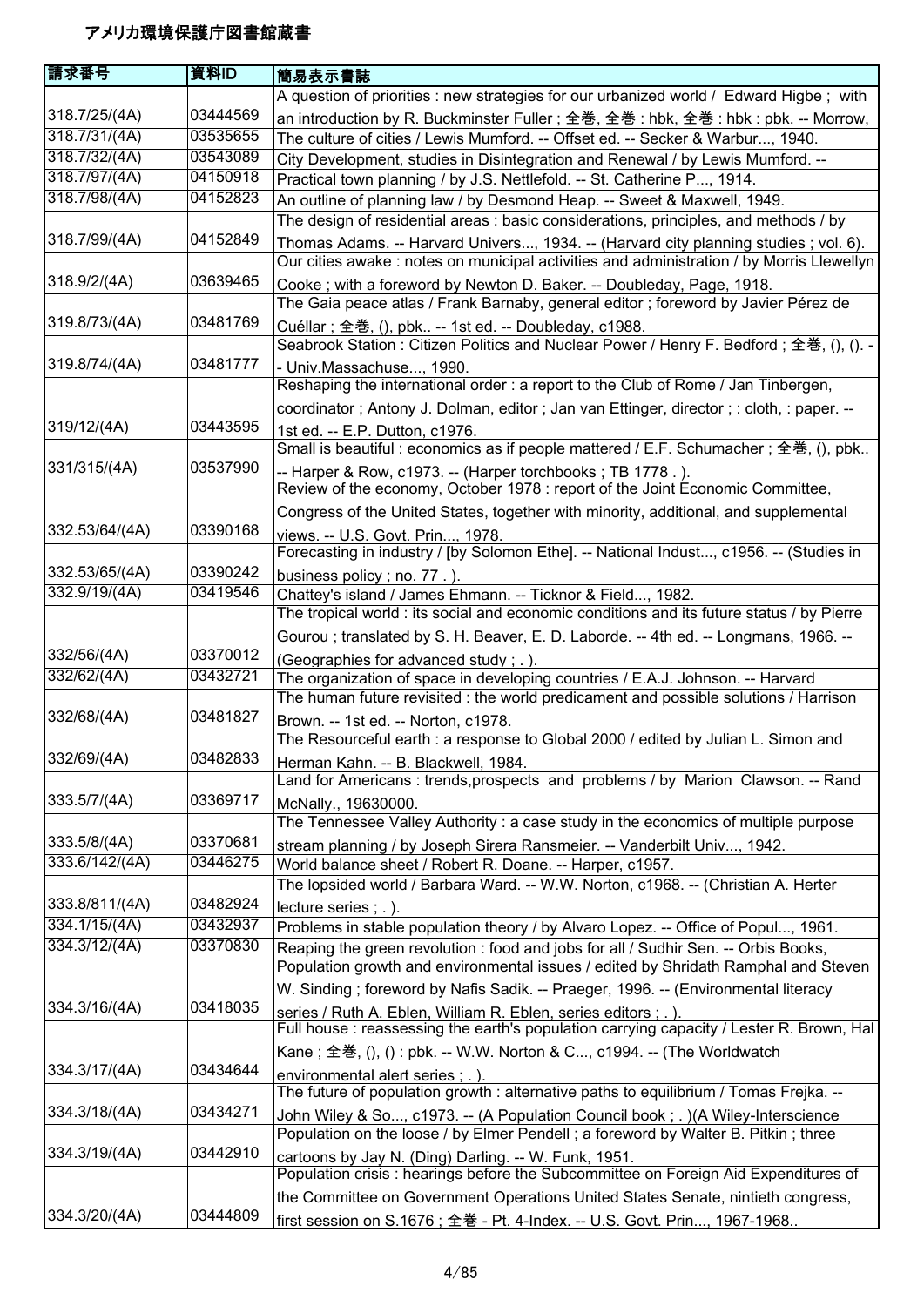# アメリカ環境保護庁図書館蔵書

| 請求番号 | 資料ID | 簡易表示書誌 |
|---|---|---|
| 318.7/25/(4A) | 03444569 | A question of priorities : new strategies for our urbanized world / Edward Higbe ; with an introduction by R. Buckminster Fuller ; 全巻, 全巻 : hbk, 全巻 : hbk : pbk. -- Morrow, |
| 318.7/31/(4A) | 03535655 | The culture of cities / Lewis Mumford. -- Offset ed. -- Secker & Warbur..., 1940. |
| 318.7/32/(4A) | 03543089 | City Development, studies in Disintegration and Renewal / by Lewis Mumford. -- |
| 318.7/97/(4A) | 04150918 | Practical town planning / by J.S. Nettlefold. -- St. Catherine P..., 1914. |
| 318.7/98/(4A) | 04152823 | An outline of planning law / by Desmond Heap. -- Sweet & Maxwell, 1949. |
| 318.7/99/(4A) | 04152849 | The design of residential areas : basic considerations, principles, and methods / by Thomas Adams. -- Harvard Univers..., 1934. -- (Harvard city planning studies ; vol. 6). |
| 318.9/2/(4A) | 03639465 | Our cities awake : notes on municipal activities and administration / by Morris Llewellyn Cooke ; with a foreword by Newton D. Baker. -- Doubleday, Page, 1918. |
| 319.8/73/(4A) | 03481769 | The Gaia peace atlas / Frank Barnaby, general editor ; foreword by Javier Pérez de Cuéllar ; 全巻, (), pbk.. -- 1st ed. -- Doubleday, c1988. |
| 319.8/74/(4A) | 03481777 | Seabrook Station : Citizen Politics and Nuclear Power / Henry F. Bedford ; 全巻, (), (). -- Univ.Massachuse..., 1990. |
| 319/12/(4A) | 03443595 | Reshaping the international order : a report to the Club of Rome / Jan Tinbergen, coordinator ; Antony J. Dolman, editor ; Jan van Ettinger, director ; : cloth, : paper. -- 1st ed. -- E.P. Dutton, c1976. |
| 331/315/(4A) | 03537990 | Small is beautiful : economics as if people mattered / E.F. Schumacher ; 全巻, (), pbk.. -- Harper & Row, c1973. -- (Harper torchbooks ; TB 1778 . ). |
| 332.53/64/(4A) | 03390168 | Review of the economy, October 1978 : report of the Joint Economic Committee, Congress of the United States, together with minority, additional, and supplemental views. -- U.S. Govt. Prin..., 1978. |
| 332.53/65/(4A) | 03390242 | Forecasting in industry / [by Solomon Ethe]. -- National Indust..., c1956. -- (Studies in business policy ; no. 77 . ). |
| 332.9/19/(4A) | 03419546 | Chattey's island / James Ehmann. -- Ticknor & Field..., 1982. |
| 332/56/(4A) | 03370012 | The tropical world : its social and economic conditions and its future status / by Pierre Gourou ; translated by S. H. Beaver, E. D. Laborde. -- 4th ed. -- Longmans, 1966. -- (Geographies for advanced study ; . ). |
| 332/62/(4A) | 03432721 | The organization of space in developing countries / E.A.J. Johnson. -- Harvard |
| 332/68/(4A) | 03481827 | The human future revisited : the world predicament and possible solutions / Harrison Brown. -- 1st ed. -- Norton, c1978. |
| 332/69/(4A) | 03482833 | The Resourceful earth : a response to Global 2000 / edited by Julian L. Simon and Herman Kahn. -- B. Blackwell, 1984. |
| 333.5/7/(4A) | 03369717 | Land for Americans : trends,prospects and problems / by Marion Clawson. -- Rand McNally., 19630000. |
| 333.5/8/(4A) | 03370681 | The Tennessee Valley Authority : a case study in the economics of multiple purpose stream planning / by Joseph Sirera Ransmeier. -- Vanderbilt Univ..., 1942. |
| 333.6/142/(4A) | 03446275 | World balance sheet / Robert R. Doane. -- Harper, c1957. |
| 333.8/811/(4A) | 03482924 | The lopsided world / Barbara Ward. -- W.W. Norton, c1968. -- (Christian A. Herter lecture series ; . ). |
| 334.1/15/(4A) | 03432937 | Problems in stable population theory / by Alvaro Lopez. -- Office of Popul..., 1961. |
| 334.3/12/(4A) | 03370830 | Reaping the green revolution : food and jobs for all / Sudhir Sen. -- Orbis Books, |
| 334.3/16/(4A) | 03418035 | Population growth and environmental issues / edited by Shridath Ramphal and Steven W. Sinding ; foreword by Nafis Sadik. -- Praeger, 1996. -- (Environmental literacy series / Ruth A. Eblen, William R. Eblen, series editors ; . ). |
| 334.3/17/(4A) | 03434644 | Full house : reassessing the earth's population carrying capacity / Lester R. Brown, Hal Kane ; 全巻, (), () : pbk. -- W.W. Norton & C..., c1994. -- (The Worldwatch environmental alert series ; . ). |
| 334.3/18/(4A) | 03434271 | The future of population growth : alternative paths to equilibrium / Tomas Frejka. -- John Wiley & So..., c1973. -- (A Population Council book ; . )(A Wiley-Interscience |
| 334.3/19/(4A) | 03442910 | Population on the loose / by Elmer Pendell ; a foreword by Walter B. Pitkin ; three cartoons by Jay N. (Ding) Darling. -- W. Funk, 1951. |
| 334.3/20/(4A) | 03444809 | Population crisis : hearings before the Subcommittee on Foreign Aid Expenditures of the Committee on Government Operations United States Senate, nintieth congress, first session on S.1676 ; 全巻 - Pt. 4-Index. -- U.S. Govt. Prin..., 1967-1968.. |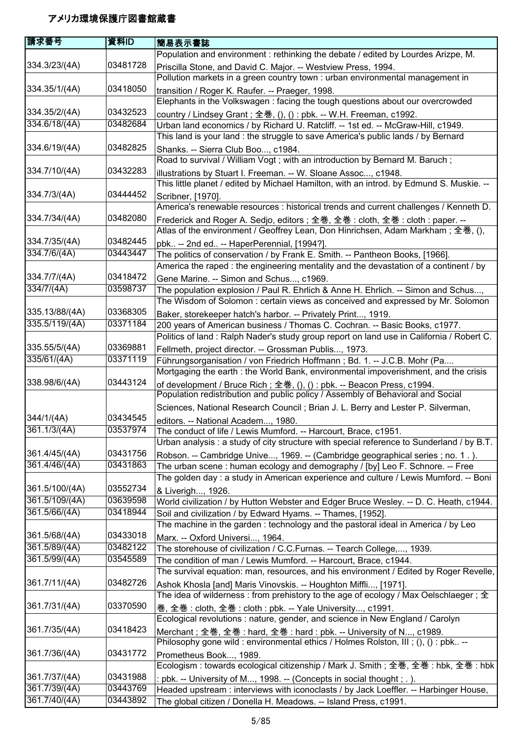# アメリカ環境保護庁図書館蔵書

| 請求番号 | 資料ID | 簡易表示書誌 |
|---|---|---|
| 334.3/23/(4A) | 03481728 | Population and environment : rethinking the debate / edited by Lourdes Arizpe, M. Priscilla Stone, and David C. Major. -- Westview Press, 1994. |
| 334.35/1/(4A) | 03418050 | Pollution markets in a green country town : urban environmental management in transition / Roger K. Raufer. -- Praeger, 1998. |
| 334.35/2/(4A) | 03432523 | Elephants in the Volkswagen : facing the tough questions about our overcrowded country / Lindsey Grant ; 全巻, (), () : pbk. -- W.H. Freeman, c1992. |
| 334.6/18/(4A) | 03482684 | Urban land economics / by Richard U. Ratcliff. -- 1st ed. -- McGraw-Hill, c1949. |
| 334.6/19/(4A) | 03482825 | This land is your land : the struggle to save America's public lands / by Bernard Shanks. -- Sierra Club Boo..., c1984. |
| 334.7/10/(4A) | 03432283 | Road to survival / William Vogt ; with an introduction by Bernard M. Baruch ; illustrations by Stuart I. Freeman. -- W. Sloane Assoc..., c1948. |
| 334.7/3/(4A) | 03444452 | This little planet / edited by Michael Hamilton, with an introd. by Edmund S. Muskie. -- Scribner, [1970]. |
| 334.7/34/(4A) | 03482080 | America's renewable resources : historical trends and current challenges / Kenneth D. Frederick and Roger A. Sedjo, editors ; 全巻, 全巻 : cloth, 全巻 : cloth : paper. -- |
| 334.7/35/(4A) | 03482445 | Atlas of the environment / Geoffrey Lean, Don Hinrichsen, Adam Markham ; 全巻, (), pbk.. -- 2nd ed.. -- HaperPerennial, [1994?]. |
| 334.7/6/(4A) | 03443447 | The politics of conservation / by Frank E. Smith. -- Pantheon Books, [1966]. |
| 334.7/7/(4A) | 03418472 | America the raped : the engineering mentality and the devastation of a continent / by Gene Marine. -- Simon and Schus..., c1969. |
| 334/7/(4A) | 03598737 | The population explosion / Paul R. Ehrlich & Anne H. Ehrlich. -- Simon and Schus..., |
| 335.13/88/(4A) | 03368305 | The Wisdom of Solomon : certain views as conceived and expressed by Mr. Solomon Baker, storekeeper hatch's harbor. -- Privately Print..., 1919. |
| 335.5/119/(4A) | 03371184 | 200 years of American business / Thomas C. Cochran. -- Basic Books, c1977. |
| 335.55/5/(4A) | 03369881 | Politics of land : Ralph Nader's study group report on land use in California / Robert C. Fellmeth, project director. -- Grossman Publis..., 1973. |
| 335/61/(4A) | 03371119 | Führungsorganisation / von Friedrich Hoffmann ; Bd. 1. -- J.C.B. Mohr (Pa.... |
| 338.98/6/(4A) | 03443124 | Mortgaging the earth : the World Bank, environmental impoverishment, and the crisis of development / Bruce Rich ; 全巻, (), () : pbk. -- Beacon Press, c1994. |
| 344/1/(4A) | 03434545 | Population redistribution and public policy / Assembly of Behavioral and Social Sciences, National Research Council ; Brian J. L. Berry and Lester P. Silverman, editors. -- National Academ..., 1980. |
| 361.1/3/(4A) | 03537974 | The conduct of life / Lewis Mumford. -- Harcourt, Brace, c1951. |
| 361.4/45/(4A) | 03431756 | Urban analysis : a study of city structure with special reference to Sunderland / by B.T. Robson. -- Cambridge Unive..., 1969. -- (Cambridge geographical series ; no. 1 . ). |
| 361.4/46/(4A) | 03431863 | The urban scene : human ecology and demography / [by] Leo F. Schnore. -- Free |
| 361.5/100/(4A) | 03552734 | The golden day : a study in American experience and culture / Lewis Mumford. -- Boni & Liverigh..., 1926. |
| 361.5/109/(4A) | 03639598 | World civilization / by Hutton Webster and Edger Bruce Wesley. -- D. C. Heath, c1944. |
| 361.5/66/(4A) | 03418944 | Soil and civilization / by Edward Hyams. -- Thames, [1952]. |
| 361.5/68/(4A) | 03433018 | The machine in the garden : technology and the pastoral ideal in America / by Leo Marx. -- Oxford Universi..., 1964. |
| 361.5/89/(4A) | 03482122 | The storehouse of civilization / C.C.Furnas. -- Tearch College,..., 1939. |
| 361.5/99/(4A) | 03545589 | The condition of man / Lewis Mumford. -- Harcourt, Brace, c1944. |
| 361.7/11/(4A) | 03482726 | The survival equation: man, resources, and his environment / Edited by Roger Revelle, Ashok Khosla [and] Maris Vinovskis. -- Houghton Miffli..., [1971]. |
| 361.7/31/(4A) | 03370590 | The idea of wilderness : from prehistory to the age of ecology / Max Oelschlaeger ; 全巻, 全巻 : cloth, 全巻 : cloth : pbk. -- Yale University..., c1991. |
| 361.7/35/(4A) | 03418423 | Ecological revolutions : nature, gender, and science in New England / Carolyn Merchant ; 全巻, 全巻 : hard, 全巻 : hard : pbk. -- University of N..., c1989. |
| 361.7/36/(4A) | 03431772 | Philosophy gone wild : environmental ethics / Holmes Rolston, III ; (), () : pbk.. -- Prometheus Book..., 1989. |
| 361.7/37/(4A) | 03431988 | Ecologism : towards ecological citizenship / Mark J. Smith ; 全巻, 全巻 : hbk, 全巻 : hbk : pbk. -- University of M..., 1998. -- (Concepts in social thought ; . ). |
| 361.7/39/(4A) | 03443769 | Headed upstream : interviews with iconoclasts / by Jack Loeffler. -- Harbinger House, |
| 361.7/40/(4A) | 03443892 | The global citizen / Donella H. Meadows. -- Island Press, c1991. |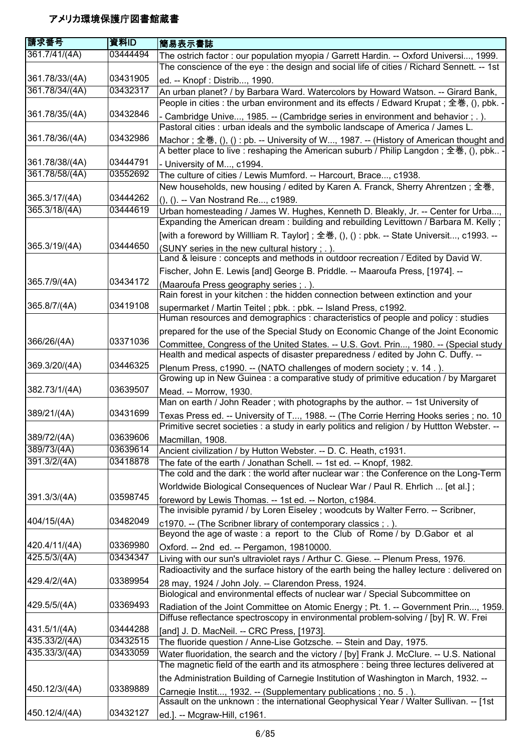# アメリカ環境保護庁図書館蔵書

| 請求番号 | 資料ID | 簡易表示書誌 |
|---|---|---|
| 361.7/41/(4A) | 03444494 | The ostrich factor : our population myopia / Garrett Hardin. -- Oxford Universi..., 1999. |
| 361.78/33/(4A) | 03431905 | The conscience of the eye : the design and social life of cities / Richard Sennett. -- 1st ed. -- Knopf : Distrib..., 1990. |
| 361.78/34/(4A) | 03432317 | An urban planet? / by Barbara Ward. Watercolors by Howard Watson. -- Girard Bank, |
| 361.78/35/(4A) | 03432846 | People in cities : the urban environment and its effects / Edward Krupat ; 全巻, (), pbk. -- Cambridge Unive..., 1985. -- (Cambridge series in environment and behavior ; . ). |
| 361.78/36/(4A) | 03432986 | Pastoral cities : urban ideals and the symbolic landscape of America / James L. Machor ; 全巻, (), () : pb. -- University of W..., 1987. -- (History of American thought and |
| 361.78/38/(4A) | 03444791 | A better place to live : reshaping the American suburb / Philip Langdon ; 全巻, (), pbk.. -- University of M..., c1994. |
| 361.78/58/(4A) | 03552692 | The culture of cities / Lewis Mumford. -- Harcourt, Brace..., c1938. |
| 365.3/17/(4A) | 03444262 | New households, new housing / edited by Karen A. Franck, Sherry Ahrentzen ; 全巻, (), (). -- Van Nostrand Re..., c1989. |
| 365.3/18/(4A) | 03444619 | Urban homesteading / James W. Hughes, Kenneth D. Bleakly, Jr. -- Center for Urba..., |
| 365.3/19/(4A) | 03444650 | Expanding the American dream : building and rebuilding Levittown / Barbara M. Kelly ; [with a foreword by Willliam R. Taylor] ; 全巻, (), () : pbk. -- State Universit..., c1993. -- (SUNY series in the new cultural history ; . ). |
| 365.7/9/(4A) | 03434172 | Land & leisure : concepts and methods in outdoor recreation / Edited by David W. Fischer, John E. Lewis [and] George B. Priddle. -- Maaroufa Press, [1974]. -- (Maaroufa Press geography series ; . ). |
| 365.8/7/(4A) | 03419108 | Rain forest in your kitchen : the hidden connection between extinction and your supermarket / Martin Teitel ; pbk. : pbk. -- Island Press, c1992. |
| 366/26/(4A) | 03371036 | Human resources and demographics : characteristics of people and policy : studies prepared for the use of the Special Study on Economic Change of the Joint Economic Committee, Congress of the United States. -- U.S. Govt. Prin..., 1980. -- (Special study |
| 369.3/20/(4A) | 03446325 | Health and medical aspects of disaster preparedness / edited by John C. Duffy. -- Plenum Press, c1990. -- (NATO challenges of modern society ; v. 14 . ). |
| 382.73/1/(4A) | 03639507 | Growing up in New Guinea : a comparative study of primitive education / by Margaret Mead. -- Morrow, 1930. |
| 389/21/(4A) | 03431699 | Man on earth / John Reader ; with photographs by the author. -- 1st University of Texas Press ed. -- University of T..., 1988. -- (The Corrie Herring Hooks series ; no. 10 |
| 389/72/(4A) | 03639606 | Primitive secret societies : a study in early politics and religion / by Huttton Webster. -- Macmillan, 1908. |
| 389/73/(4A) | 03639614 | Ancient civilization / by Hutton Webster. -- D. C. Heath, c1931. |
| 391.3/2/(4A) | 03418878 | The fate of the earth / Jonathan Schell. -- 1st ed. -- Knopf, 1982. |
| 391.3/3/(4A) | 03598745 | The cold and the dark : the world after nuclear war : the Conference on the Long-Term Worldwide Biological Consequences of Nuclear War / Paul R. Ehrlich ... [et al.] ; foreword by Lewis Thomas. -- 1st ed. -- Norton, c1984. |
| 404/15/(4A) | 03482049 | The invisible pyramid / by Loren Eiseley ; woodcuts by Walter Ferro. -- Scribner, c1970. -- (The Scribner library of contemporary classics ; . ). |
| 420.4/11/(4A) | 03369980 | Beyond the age of waste : a report to the Club of Rome / by D.Gabor et al Oxford. -- 2nd ed. -- Pergamon, 19810000. |
| 425.5/3/(4A) | 03434347 | Living with our sun's ultraviolet rays / Arthur C. Giese. -- Plenum Press, 1976. |
| 429.4/2/(4A) | 03389954 | Radioactivity and the surface history of the earth being the halley lecture : delivered on 28 may, 1924 / John Joly. -- Clarendon Press, 1924. |
| 429.5/5/(4A) | 03369493 | Biological and environmental effects of nuclear war / Special Subcommittee on Radiation of the Joint Committee on Atomic Energy ; Pt. 1. -- Government Prin..., 1959. |
| 431.5/1/(4A) | 03444288 | Diffuse reflectance spectroscopy in environmental problem-solving / [by] R. W. Frei [and] J. D. MacNeil. -- CRC Press, [1973]. |
| 435.33/2/(4A) | 03432515 | The fluoride question / Anne-Lise Gotzsche. -- Stein and Day, 1975. |
| 435.33/3/(4A) | 03433059 | Water fluoridation, the search and the victory / [by] Frank J. McClure. -- U.S. National |
| 450.12/3/(4A) | 03389889 | The magnetic field of the earth and its atmosphere : being three lectures delivered at the Administration Building of Carnegie Institution of Washington in March, 1932. -- Carnegie Instit..., 1932. -- (Supplementary publications ; no. 5 . ). |
| 450.12/4/(4A) | 03432127 | Assault on the unknown : the international Geophysical Year / Walter Sullivan. -- [1st ed.]. -- Mcgraw-Hill, c1961. |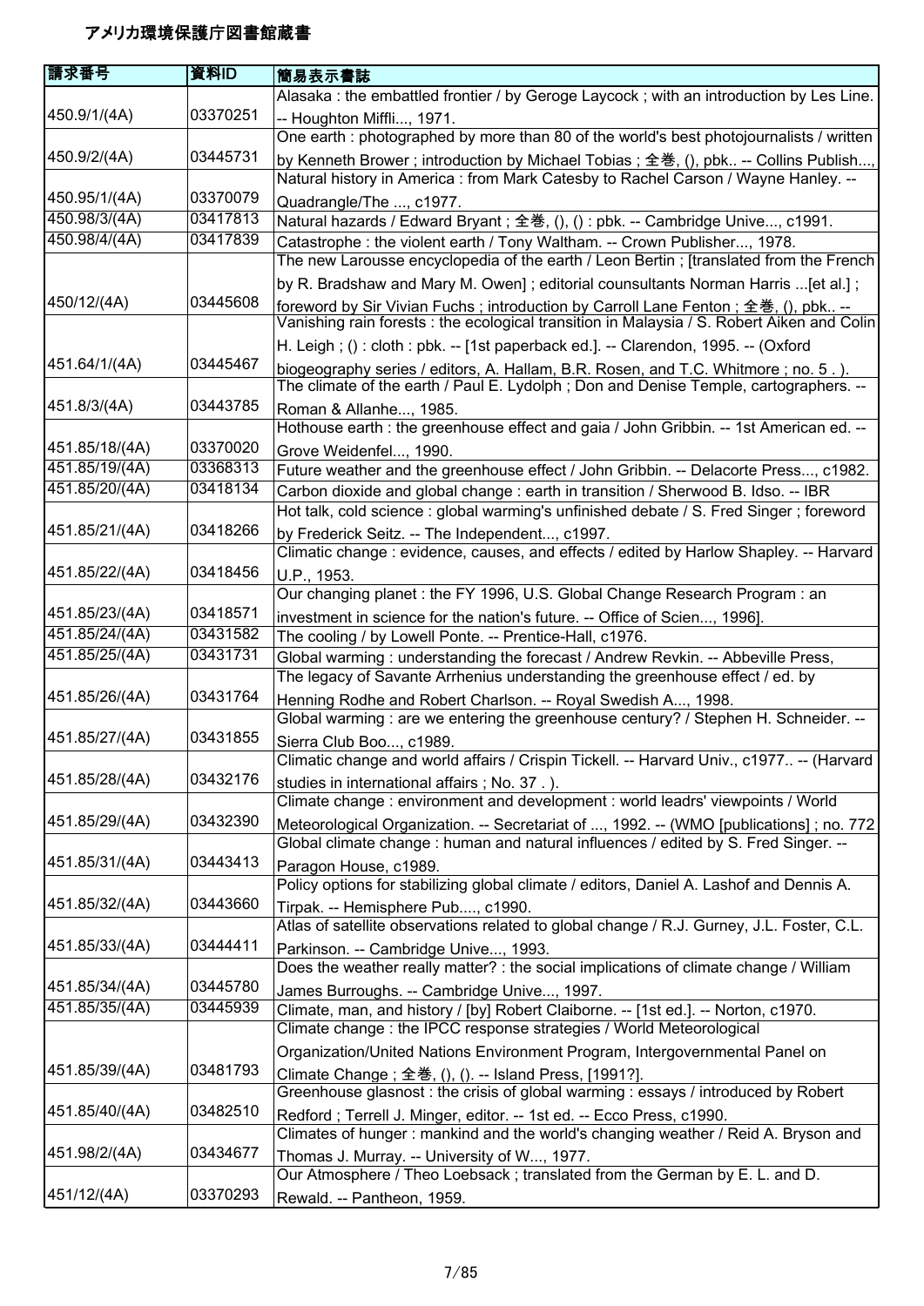# アメリカ環境保護庁図書館蔵書

| 請求番号 | 資料ID | 簡易表示書誌 |
|---|---|---|
| 450.9/1/(4A) | 03370251 | Alasaka : the embattled frontier / by Geroge Laycock ; with an introduction by Les Line. -- Houghton Miffli..., 1971. |
| 450.9/2/(4A) | 03445731 | One earth : photographed by more than 80 of the world's best photojournalists / written by Kenneth Brower ; introduction by Michael Tobias ; 全巻, (), pbk.. -- Collins Publish..., |
| 450.95/1/(4A) | 03370079 | Natural history in America : from Mark Catesby to Rachel Carson / Wayne Hanley. -- Quadrangle/The ..., c1977. |
| 450.98/3/(4A) | 03417813 | Natural hazards / Edward Bryant ; 全巻, (), () : pbk. -- Cambridge Unive..., c1991. |
| 450.98/4/(4A) | 03417839 | Catastrophe : the violent earth / Tony Waltham. -- Crown Publisher..., 1978. |
| 450/12/(4A) | 03445608 | The new Larousse encyclopedia of the earth / Leon Bertin ; [translated from the French by R. Bradshaw and Mary M. Owen] ; editorial counsultants Norman Harris ...[et al.] ; foreword by Sir Vivian Fuchs ; introduction by Carroll Lane Fenton ; 全巻, (), pbk.. -- |
| 451.64/1/(4A) | 03445467 | Vanishing rain forests : the ecological transition in Malaysia / S. Robert Aiken and Colin H. Leigh ; () : cloth : pbk. -- [1st paperback ed.]. -- Clarendon, 1995. -- (Oxford biogeography series / editors, A. Hallam, B.R. Rosen, and T.C. Whitmore ; no. 5 . ). |
| 451.8/3/(4A) | 03443785 | The climate of the earth / Paul E. Lydolph ; Don and Denise Temple, cartographers. -- Roman & Allanhe..., 1985. |
| 451.85/18/(4A) | 03370020 | Hothouse earth : the greenhouse effect and gaia / John Gribbin. -- 1st American ed. -- Grove Weidenfel..., 1990. |
| 451.85/19/(4A) | 03368313 | Future weather and the greenhouse effect / John Gribbin. -- Delacorte Press..., c1982. |
| 451.85/20/(4A) | 03418134 | Carbon dioxide and global change : earth in transition / Sherwood B. Idso. -- IBR |
| 451.85/21/(4A) | 03418266 | Hot talk, cold science : global warming's unfinished debate / S. Fred Singer ; foreword by Frederick Seitz. -- The Independent..., c1997. |
| 451.85/22/(4A) | 03418456 | Climatic change : evidence, causes, and effects / edited by Harlow Shapley. -- Harvard U.P., 1953. |
| 451.85/23/(4A) | 03418571 | Our changing planet : the FY 1996, U.S. Global Change Research Program : an investment in science for the nation's future. -- Office of Scien..., 1996]. |
| 451.85/24/(4A) | 03431582 | The cooling / by Lowell Ponte. -- Prentice-Hall, c1976. |
| 451.85/25/(4A) | 03431731 | Global warming : understanding the forecast / Andrew Revkin. -- Abbeville Press, |
| 451.85/26/(4A) | 03431764 | The legacy of Savante Arrhenius understanding the greenhouse effect / ed. by Henning Rodhe and Robert Charlson. -- Royal Swedish A..., 1998. |
| 451.85/27/(4A) | 03431855 | Global warming : are we entering the greenhouse century? / Stephen H. Schneider. -- Sierra Club Boo..., c1989. |
| 451.85/28/(4A) | 03432176 | Climatic change and world affairs / Crispin Tickell. -- Harvard Univ., c1977.. -- (Harvard studies in international affairs ; No. 37 . ). |
| 451.85/29/(4A) | 03432390 | Climate change : environment and development : world leadrs' viewpoints / World Meteorological Organization. -- Secretariat of ..., 1992. -- (WMO [publications] ; no. 772 |
| 451.85/31/(4A) | 03443413 | Global climate change : human and natural influences / edited by S. Fred Singer. -- Paragon House, c1989. |
| 451.85/32/(4A) | 03443660 | Policy options for stabilizing global climate / editors, Daniel A. Lashof and Dennis A. Tirpak. -- Hemisphere Pub...., c1990. |
| 451.85/33/(4A) | 03444411 | Atlas of satellite observations related to global change / R.J. Gurney, J.L. Foster, C.L. Parkinson. -- Cambridge Unive..., 1993. |
| 451.85/34/(4A) | 03445780 | Does the weather really matter? : the social implications of climate change / William James Burroughs. -- Cambridge Unive..., 1997. |
| 451.85/35/(4A) | 03445939 | Climate, man, and history / [by] Robert Claiborne. -- [1st ed.]. -- Norton, c1970. |
| 451.85/39/(4A) | 03481793 | Climate change : the IPCC response strategies / World Meteorological Organization/United Nations Environment Program, Intergovernmental Panel on Climate Change ; 全巻, (), (). -- Island Press, [1991?]. |
| 451.85/40/(4A) | 03482510 | Greenhouse glasnost : the crisis of global warming : essays / introduced by Robert Redford ; Terrell J. Minger, editor. -- 1st ed. -- Ecco Press, c1990. |
| 451.98/2/(4A) | 03434677 | Climates of hunger : mankind and the world's changing weather / Reid A. Bryson and Thomas J. Murray. -- University of W..., 1977. |
| 451/12/(4A) | 03370293 | Our Atmosphere / Theo Loebsack ; translated from the German by E. L. and D. Rewald. -- Pantheon, 1959. |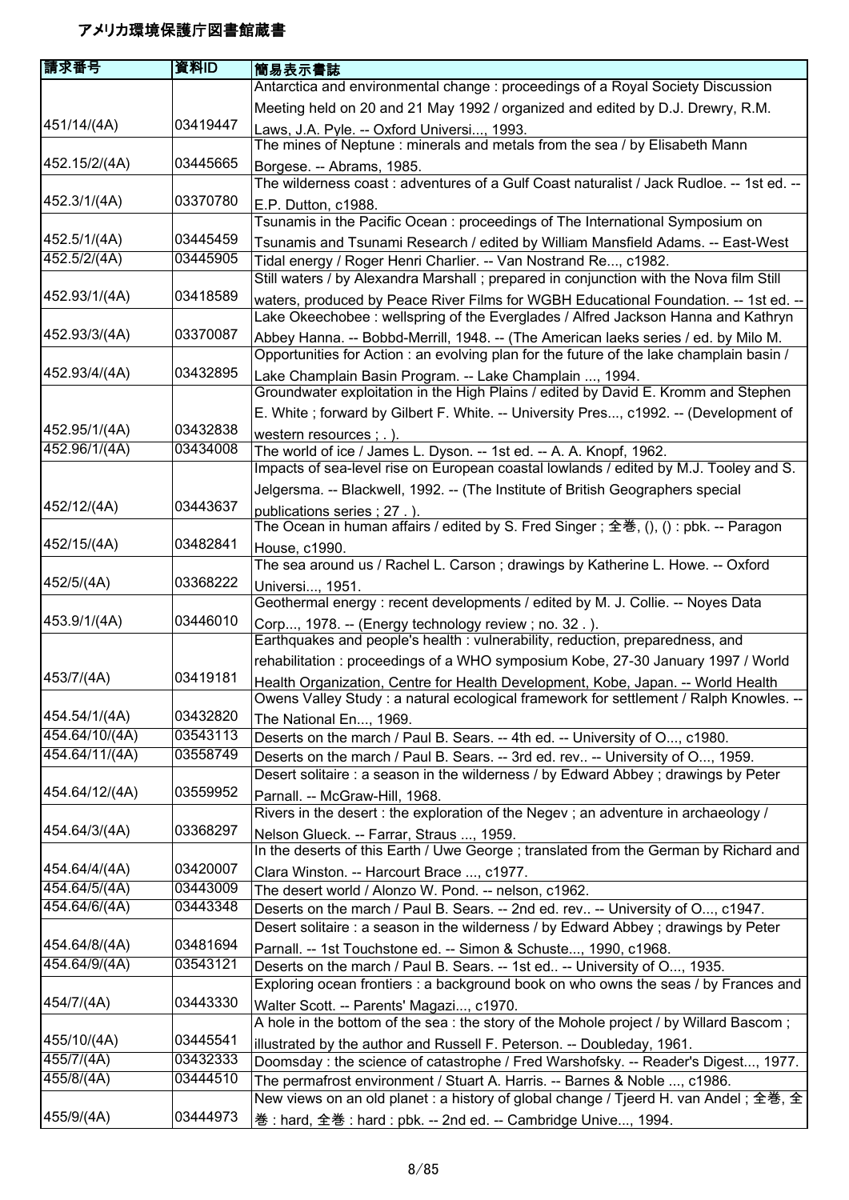# アメリカ環境保護庁図書館蔵書

| 請求番号 | 資料ID | 簡易表示書誌 |
|---|---|---|
| 451/14/(4A) | 03419447 | Antarctica and environmental change : proceedings of a Royal Society Discussion Meeting held on 20 and 21 May 1992 / organized and edited by D.J. Drewry, R.M. Laws, J.A. Pyle. -- Oxford Universi..., 1993. |
| 452.15/2/(4A) | 03445665 | The mines of Neptune : minerals and metals from the sea / by Elisabeth Mann Borgese. -- Abrams, 1985. |
| 452.3/1/(4A) | 03370780 | The wilderness coast : adventures of a Gulf Coast naturalist / Jack Rudloe. -- 1st ed. -- E.P. Dutton, c1988. |
| 452.5/1/(4A) | 03445459 | Tsunamis in the Pacific Ocean : proceedings of The International Symposium on Tsunamis and Tsunami Research / edited by William Mansfield Adams. -- East-West |
| 452.5/2/(4A) | 03445905 | Tidal energy / Roger Henri Charlier. -- Van Nostrand Re..., c1982. |
| 452.93/1/(4A) | 03418589 | Still waters / by Alexandra Marshall ; prepared in conjunction with the Nova film Still waters, produced by Peace River Films for WGBH Educational Foundation. -- 1st ed. -- |
| 452.93/3/(4A) | 03370087 | Lake Okeechobee : wellspring of the Everglades / Alfred Jackson Hanna and Kathryn Abbey Hanna. -- Bobbd-Merrill, 1948. -- (The American laeks series / ed. by Milo M. |
| 452.93/4/(4A) | 03432895 | Opportunities for Action : an evolving plan for the future of the lake champlain basin / Lake Champlain Basin Program. -- Lake Champlain ..., 1994. |
| 452.95/1/(4A) | 03432838 | Groundwater exploitation in the High Plains / edited by David E. Kromm and Stephen E. White ; forward by Gilbert F. White. -- University Pres..., c1992. -- (Development of western resources ; . ). |
| 452.96/1/(4A) | 03434008 | The world of ice / James L. Dyson. -- 1st ed. -- A. A. Knopf, 1962. |
| 452/12/(4A) | 03443637 | Impacts of sea-level rise on European coastal lowlands / edited by M.J. Tooley and S. Jelgersma. -- Blackwell, 1992. -- (The Institute of British Geographers special publications series ; 27 . ). |
| 452/15/(4A) | 03482841 | The Ocean in human affairs / edited by S. Fred Singer ; 全巻, (), () : pbk. -- Paragon House, c1990. |
| 452/5/(4A) | 03368222 | The sea around us / Rachel L. Carson ; drawings by Katherine L. Howe. -- Oxford Universi..., 1951. |
| 453.9/1/(4A) | 03446010 | Geothermal energy : recent developments / edited by M. J. Collie. -- Noyes Data Corp..., 1978. -- (Energy technology review ; no. 32 . ). |
| 453/7/(4A) | 03419181 | Earthquakes and people's health : vulnerability, reduction, preparedness, and rehabilitation : proceedings of a WHO symposium Kobe, 27-30 January 1997 / World Health Organization, Centre for Health Development, Kobe, Japan. -- World Health |
| 454.54/1/(4A) | 03432820 | Owens Valley Study : a natural ecological framework for settlement / Ralph Knowles. -- The National En..., 1969. |
| 454.64/10/(4A) | 03543113 | Deserts on the march / Paul B. Sears. -- 4th ed. -- University of O..., c1980. |
| 454.64/11/(4A) | 03558749 | Deserts on the march / Paul B. Sears. -- 3rd ed. rev.. -- University of O..., 1959. |
| 454.64/12/(4A) | 03559952 | Desert solitaire : a season in the wilderness / by Edward Abbey ; drawings by Peter Parnall. -- McGraw-Hill, 1968. |
| 454.64/3/(4A) | 03368297 | Rivers in the desert : the exploration of the Negev ; an adventure in archaeology / Nelson Glueck. -- Farrar, Straus ..., 1959. |
| 454.64/4/(4A) | 03420007 | In the deserts of this Earth / Uwe George ; translated from the German by Richard and Clara Winston. -- Harcourt Brace ..., c1977. |
| 454.64/5/(4A) | 03443009 | The desert world / Alonzo W. Pond. -- nelson, c1962. |
| 454.64/6/(4A) | 03443348 | Deserts on the march / Paul B. Sears. -- 2nd ed. rev.. -- University of O..., c1947. |
| 454.64/8/(4A) | 03481694 | Desert solitaire : a season in the wilderness / by Edward Abbey ; drawings by Peter Parnall. -- 1st Touchstone ed. -- Simon & Schuste..., 1990, c1968. |
| 454.64/9/(4A) | 03543121 | Deserts on the march / Paul B. Sears. -- 1st ed.. -- University of O..., 1935. |
| 454/7/(4A) | 03443330 | Exploring ocean frontiers : a background book on who owns the seas / by Frances and Walter Scott. -- Parents' Magazi..., c1970. |
| 455/10/(4A) | 03445541 | A hole in the bottom of the sea : the story of the Mohole project / by Willard Bascom ; illustrated by the author and Russell F. Peterson. -- Doubleday, 1961. |
| 455/7/(4A) | 03432333 | Doomsday : the science of catastrophe / Fred Warshofsky. -- Reader's Digest..., 1977. |
| 455/8/(4A) | 03444510 | The permafrost environment / Stuart A. Harris. -- Barnes & Noble ..., c1986. |
| 455/9/(4A) | 03444973 | New views on an old planet : a history of global change / Tjeerd H. van Andel ; 全巻, 全巻 : hard, 全巻 : hard : pbk. -- 2nd ed. -- Cambridge Unive..., 1994. |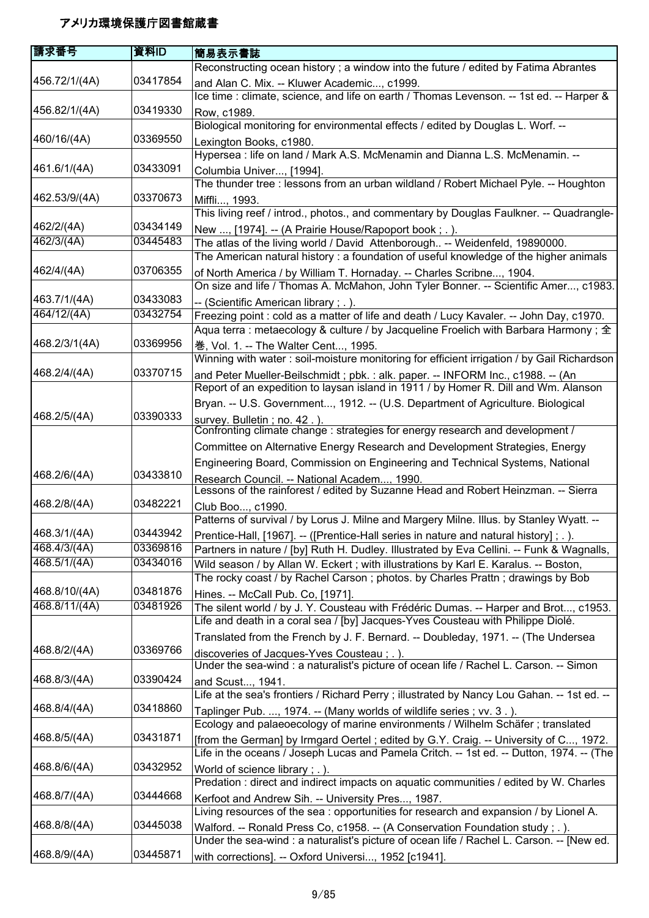# アメリカ環境保護庁図書館蔵書

| 請求番号 | 資料ID | 簡易表示書誌 |
| --- | --- | --- |
| 456.72/1/(4A) | 03417854 | Reconstructing ocean history ; a window into the future / edited by Fatima Abrantes and Alan C. Mix. -- Kluwer Academic..., c1999. |
| 456.82/1/(4A) | 03419330 | Ice time : climate, science, and life on earth / Thomas Levenson. -- 1st ed. -- Harper & Row, c1989. |
| 460/16/(4A) | 03369550 | Biological monitoring for environmental effects / edited by Douglas L. Worf. -- Lexington Books, c1980. |
| 461.6/1/(4A) | 03433091 | Hypersea : life on land / Mark A.S. McMenamin and Dianna L.S. McMenamin. -- Columbia Univer..., [1994]. |
| 462.53/9/(4A) | 03370673 | The thunder tree : lessons from an urban wildland / Robert Michael Pyle. -- Houghton Miffli..., 1993. |
| 462/2/(4A) | 03434149 | This living reef / introd., photos., and commentary by Douglas Faulkner. -- Quadrangle-New ..., [1974]. -- (A Prairie House/Rapoport book ; . ). |
| 462/3/(4A) | 03445483 | The atlas of the living world / David Attenborough.. -- Weidenfeld, 19890000. |
| 462/4/(4A) | 03706355 | The American natural history : a foundation of useful knowledge of the higher animals of North America / by William T. Hornaday. -- Charles Scribne..., 1904. |
| 463.7/1/(4A) | 03433083 | On size and life / Thomas A. McMahon, John Tyler Bonner. -- Scientific Amer..., c1983. -- (Scientific American library ; . ). |
| 464/12/(4A) | 03432754 | Freezing point : cold as a matter of life and death / Lucy Kavaler. -- John Day, c1970. |
| 468.2/3/1(4A) | 03369956 | Aqua terra : metaecology & culture / by Jacqueline Froelich with Barbara Harmony ; 全巻, Vol. 1. -- The Walter Cent..., 1995. |
| 468.2/4/(4A) | 03370715 | Winning with water : soil-moisture monitoring for efficient irrigation / by Gail Richardson and Peter Mueller-Beilschmidt ; pbk. : alk. paper. -- INFORM Inc., c1988. -- (An |
| 468.2/5/(4A) | 03390333 | Report of an expedition to laysan island in 1911 / by Homer R. Dill and Wm. Alanson Bryan. -- U.S. Government..., 1912. -- (U.S. Department of Agriculture. Biological survey. Bulletin ; no. 42 . ). |
| 468.2/6/(4A) | 03433810 | Confronting climate change : strategies for energy research and development / Committee on Alternative Energy Research and Development Strategies, Energy Engineering Board, Commission on Engineering and Technical Systems, National Research Council. -- National Academ..., 1990. |
| 468.2/8/(4A) | 03482221 | Lessons of the rainforest / edited by Suzanne Head and Robert Heinzman. -- Sierra Club Boo..., c1990. |
| 468.3/1/(4A) | 03443942 | Patterns of survival / by Lorus J. Milne and Margery Milne. Illus. by Stanley Wyatt. -- Prentice-Hall, [1967]. -- ([Prentice-Hall series in nature and natural history] ; . ). |
| 468.4/3/(4A) | 03369816 | Partners in nature / [by] Ruth H. Dudley. Illustrated by Eva Cellini. -- Funk & Wagnalls, |
| 468.5/1/(4A) | 03434016 | Wild season / by Allan W. Eckert ; with illustrations by Karl E. Karalus. -- Boston, |
| 468.8/10/(4A) | 03481876 | The rocky coast / by Rachel Carson ; photos. by Charles Prattn ; drawings by Bob Hines. -- McCall Pub. Co, [1971]. |
| 468.8/11/(4A) | 03481926 | The silent world / by J. Y. Cousteau with Frédéric Dumas. -- Harper and Brot..., c1953. |
| 468.8/2/(4A) | 03369766 | Life and death in a coral sea / [by] Jacques-Yves Cousteau with Philippe Diolé. Translated from the French by J. F. Bernard. -- Doubleday, 1971. -- (The Undersea discoveries of Jacques-Yves Cousteau ; . ). |
| 468.8/3/(4A) | 03390424 | Under the sea-wind : a naturalist's picture of ocean life / Rachel L. Carson. -- Simon and Scust..., 1941. |
| 468.8/4/(4A) | 03418860 | Life at the sea's frontiers / Richard Perry ; illustrated by Nancy Lou Gahan. -- 1st ed. -- Taplinger Pub. ..., 1974. -- (Many worlds of wildlife series ; vv. 3 . ). |
| 468.8/5/(4A) | 03431871 | Ecology and palaeoecology of marine environments / Wilhelm Schäfer ; translated [from the German] by Irmgard Oertel ; edited by G.Y. Craig. -- University of C..., 1972. |
| 468.8/6/(4A) | 03432952 | Life in the oceans / Joseph Lucas and Pamela Critch. -- 1st ed. -- Dutton, 1974. -- (The World of science library ; . ). |
| 468.8/7/(4A) | 03444668 | Predation : direct and indirect impacts on aquatic communities / edited by W. Charles Kerfoot and Andrew Sih. -- University Pres..., 1987. |
| 468.8/8/(4A) | 03445038 | Living resources of the sea : opportunities for research and expansion / by Lionel A. Walford. -- Ronald Press Co, c1958. -- (A Conservation Foundation study ; . ). |
| 468.8/9/(4A) | 03445871 | Under the sea-wind : a naturalist's picture of ocean life / Rachel L. Carson. -- [New ed. with corrections]. -- Oxford Universi..., 1952 [c1941]. |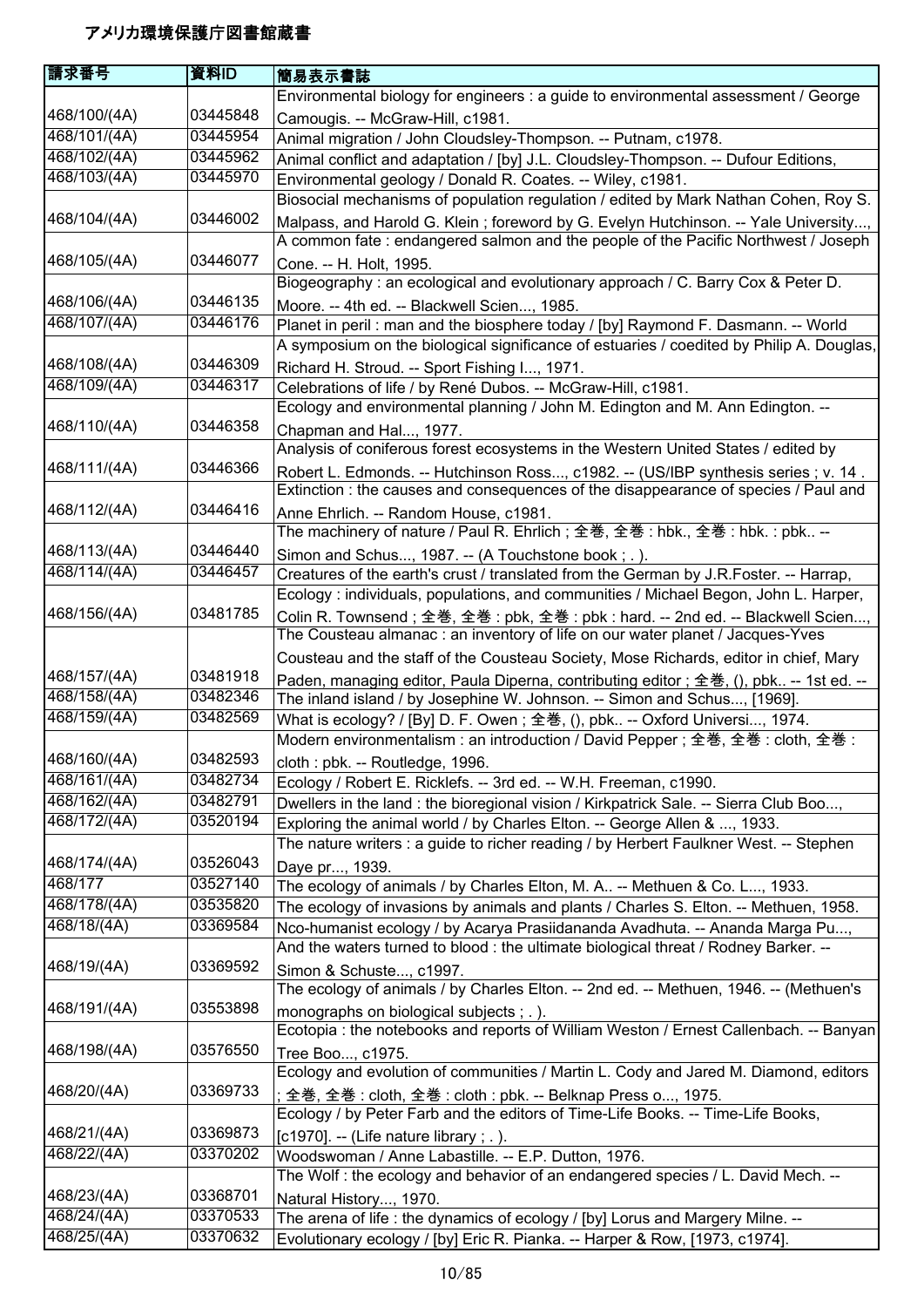# アメリカ環境保護庁図書館蔵書

| 請求番号 | 資料ID | 簡易表示書誌 |
|---|---|---|
| 468/100/(4A) | 03445848 | Environmental biology for engineers : a guide to environmental assessment / George Camougis. -- McGraw-Hill, c1981. |
| 468/101/(4A) | 03445954 | Animal migration / John Cloudsley-Thompson. -- Putnam, c1978. |
| 468/102/(4A) | 03445962 | Animal conflict and adaptation / [by] J.L. Cloudsley-Thompson. -- Dufour Editions, |
| 468/103/(4A) | 03445970 | Environmental geology / Donald R. Coates. -- Wiley, c1981. |
| 468/104/(4A) | 03446002 | Biosocial mechanisms of population regulation / edited by Mark Nathan Cohen, Roy S. Malpass, and Harold G. Klein ; foreword by G. Evelyn Hutchinson. -- Yale University..., |
| 468/105/(4A) | 03446077 | A common fate : endangered salmon and the people of the Pacific Northwest / Joseph Cone. -- H. Holt, 1995. |
| 468/106/(4A) | 03446135 | Biogeography : an ecological and evolutionary approach / C. Barry Cox & Peter D. Moore. -- 4th ed. -- Blackwell Scien..., 1985. |
| 468/107/(4A) | 03446176 | Planet in peril : man and the biosphere today / [by] Raymond F. Dasmann. -- World |
| 468/108/(4A) | 03446309 | A symposium on the biological significance of estuaries / coedited by Philip A. Douglas, Richard H. Stroud. -- Sport Fishing I..., 1971. |
| 468/109/(4A) | 03446317 | Celebrations of life / by René Dubos. -- McGraw-Hill, c1981. |
| 468/110/(4A) | 03446358 | Ecology and environmental planning / John M. Edington and M. Ann Edington. -- Chapman and Hal..., 1977. |
| 468/111/(4A) | 03446366 | Analysis of coniferous forest ecosystems in the Western United States / edited by Robert L. Edmonds. -- Hutchinson Ross..., c1982. -- (US/IBP synthesis series ; v. 14 . |
| 468/112/(4A) | 03446416 | Extinction : the causes and consequences of the disappearance of species / Paul and Anne Ehrlich. -- Random House, c1981. |
| 468/113/(4A) | 03446440 | The machinery of nature / Paul R. Ehrlich ; 全巻, 全巻 : hbk., 全巻 : hbk. : pbk.. -- Simon and Schus..., 1987. -- (A Touchstone book ; . ). |
| 468/114/(4A) | 03446457 | Creatures of the earth's crust / translated from the German by J.R.Foster. -- Harrap, |
| 468/156/(4A) | 03481785 | Ecology : individuals, populations, and communities / Michael Begon, John L. Harper, Colin R. Townsend ; 全巻, 全巻 : pbk, 全巻 : pbk : hard. -- 2nd ed. -- Blackwell Scien..., |
| 468/157/(4A) | 03481918 | The Cousteau almanac : an inventory of life on our water planet / Jacques-Yves Cousteau and the staff of the Cousteau Society, Mose Richards, editor in chief, Mary Paden, managing editor, Paula Diperna, contributing editor ; 全巻, (), pbk.. -- 1st ed. -- |
| 468/158/(4A) | 03482346 | The inland island / by Josephine W. Johnson. -- Simon and Schus..., [1969]. |
| 468/159/(4A) | 03482569 | What is ecology? / [By] D. F. Owen ; 全巻, (), pbk.. -- Oxford Universi..., 1974. |
| 468/160/(4A) | 03482593 | Modern environmentalism : an introduction / David Pepper ; 全巻, 全巻 : cloth, 全巻 : cloth : pbk. -- Routledge, 1996. |
| 468/161/(4A) | 03482734 | Ecology / Robert E. Ricklefs. -- 3rd ed. -- W.H. Freeman, c1990. |
| 468/162/(4A) | 03482791 | Dwellers in the land : the bioregional vision / Kirkpatrick Sale. -- Sierra Club Boo..., |
| 468/172/(4A) | 03520194 | Exploring the animal world / by Charles Elton. -- George Allen & ..., 1933. |
| 468/174/(4A) | 03526043 | The nature writers : a guide to richer reading / by Herbert Faulkner West. -- Stephen Daye pr..., 1939. |
| 468/177 | 03527140 | The ecology of animals / by Charles Elton, M. A.. -- Methuen & Co. L..., 1933. |
| 468/178/(4A) | 03535820 | The ecology of invasions by animals and plants / Charles S. Elton. -- Methuen, 1958. |
| 468/18/(4A) | 03369584 | Nco-humanist ecology / by Acarya Prasiidananda Avadhuta. -- Ananda Marga Pu..., |
| 468/19/(4A) | 03369592 | And the waters turned to blood : the ultimate biological threat / Rodney Barker. -- Simon & Schuste..., c1997. |
| 468/191/(4A) | 03553898 | The ecology of animals / by Charles Elton. -- 2nd ed. -- Methuen, 1946. -- (Methuen's monographs on biological subjects ; . ). |
| 468/198/(4A) | 03576550 | Ecotopia : the notebooks and reports of William Weston / Ernest Callenbach. -- Banyan Tree Boo..., c1975. |
| 468/20/(4A) | 03369733 | Ecology and evolution of communities / Martin L. Cody and Jared M. Diamond, editors ; 全巻, 全巻 : cloth, 全巻 : cloth : pbk. -- Belknap Press o..., 1975. |
| 468/21/(4A) | 03369873 | Ecology / by Peter Farb and the editors of Time-Life Books. -- Time-Life Books, [c1970]. -- (Life nature library ; . ). |
| 468/22/(4A) | 03370202 | Woodswoman / Anne Labastille. -- E.P. Dutton, 1976. |
| 468/23/(4A) | 03368701 | The Wolf : the ecology and behavior of an endangered species / L. David Mech. -- Natural History..., 1970. |
| 468/24/(4A) | 03370533 | The arena of life : the dynamics of ecology / [by] Lorus and Margery Milne. -- |
| 468/25/(4A) | 03370632 | Evolutionary ecology / [by] Eric R. Pianka. -- Harper & Row, [1973, c1974]. |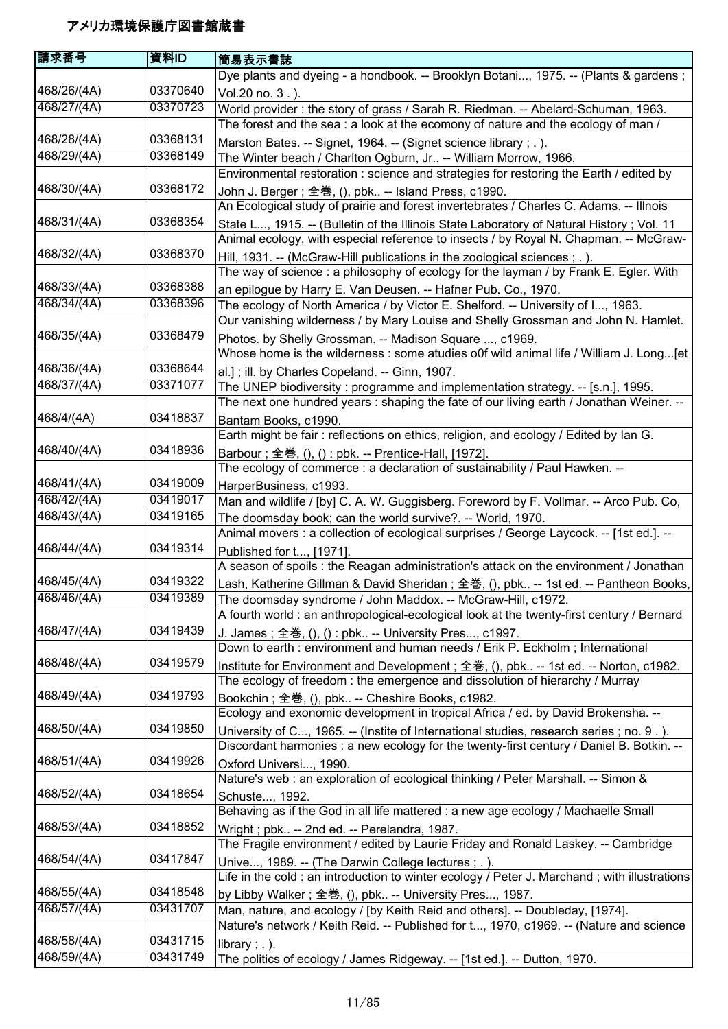# アメリカ環境保護庁図書館蔵書

| 請求番号 | 資料ID | 簡易表示書誌 |
|---|---|---|
| 468/26/(4A) | 03370640 | Dye plants and dyeing - a hondbook. -- Brooklyn Botani..., 1975. -- (Plants & gardens ; Vol.20 no. 3 . ). |
| 468/27/(4A) | 03370723 | World provider : the story of grass / Sarah R. Riedman. -- Abelard-Schuman, 1963. |
| 468/28/(4A) | 03368131 | The forest and the sea : a look at the ecomony of nature and the ecology of man / Marston Bates. -- Signet, 1964. -- (Signet science library ; . ). |
| 468/29/(4A) | 03368149 | The Winter beach / Charlton Ogburn, Jr.. -- William Morrow, 1966. |
| 468/30/(4A) | 03368172 | Environmental restoration : science and strategies for restoring the Earth / edited by John J. Berger ; 全巻, (), pbk.. -- Island Press, c1990. |
| 468/31/(4A) | 03368354 | An Ecological study of prairie and forest invertebrates / Charles C. Adams. -- Illnois State L..., 1915. -- (Bulletin of the Illinois State Laboratory of Natural History ; Vol. 11 |
| 468/32/(4A) | 03368370 | Animal ecology, with especial reference to insects / by Royal N. Chapman. -- McGraw-Hill, 1931. -- (McGraw-Hill publications in the zoological sciences ; . ). |
| 468/33/(4A) | 03368388 | The way of science : a philosophy of ecology for the layman / by Frank E. Egler. With an epilogue by Harry E. Van Deusen. -- Hafner Pub. Co., 1970. |
| 468/34/(4A) | 03368396 | The ecology of North America / by Victor E. Shelford. -- University of I..., 1963. |
| 468/35/(4A) | 03368479 | Our vanishing wilderness / by Mary Louise and Shelly Grossman and John N. Hamlet. Photos. by Shelly Grossman. -- Madison Square ..., c1969. |
| 468/36/(4A) | 03368644 | Whose home is the wilderness : some atudies o0f wild animal life / William J. Long...[et al.] ; ill. by Charles Copeland. -- Ginn, 1907. |
| 468/37/(4A) | 03371077 | The UNEP biodiversity : programme and implementation strategy. -- [s.n.], 1995. |
| 468/4/(4A) | 03418837 | The next one hundred years : shaping the fate of our living earth / Jonathan Weiner. -- Bantam Books, c1990. |
| 468/40/(4A) | 03418936 | Earth might be fair : reflections on ethics, religion, and ecology / Edited by Ian G. Barbour ; 全巻, (), () : pbk. -- Prentice-Hall, [1972]. |
| 468/41/(4A) | 03419009 | The ecology of commerce : a declaration of sustainability / Paul Hawken. -- HarperBusiness, c1993. |
| 468/42/(4A) | 03419017 | Man and wildlife / [by] C. A. W. Guggisberg. Foreword by F. Vollmar. -- Arco Pub. Co, |
| 468/43/(4A) | 03419165 | The doomsday book; can the world survive?. -- World, 1970. |
| 468/44/(4A) | 03419314 | Animal movers : a collection of ecological surprises / George Laycock. -- [1st ed.]. -- Published for t..., [1971]. |
| 468/45/(4A) | 03419322 | A season of spoils : the Reagan administration's attack on the environment / Jonathan Lash, Katherine Gillman & David Sheridan ; 全巻, (), pbk.. -- 1st ed. -- Pantheon Books, |
| 468/46/(4A) | 03419389 | The doomsday syndrome / John Maddox. -- McGraw-Hill, c1972. |
| 468/47/(4A) | 03419439 | A fourth world : an anthropological-ecological look at the twenty-first century / Bernard J. James ; 全巻, (), () : pbk.. -- University Pres..., c1997. |
| 468/48/(4A) | 03419579 | Down to earth : environment and human needs / Erik P. Eckholm ; International Institute for Environment and Development ; 全巻, (), pbk.. -- 1st ed. -- Norton, c1982. |
| 468/49/(4A) | 03419793 | The ecology of freedom : the emergence and dissolution of hierarchy / Murray Bookchin ; 全巻, (), pbk.. -- Cheshire Books, c1982. |
| 468/50/(4A) | 03419850 | Ecology and exonomic development in tropical Africa / ed. by David Brokensha. -- University of C..., 1965. -- (Instite of International studies, research series ; no. 9 . ). |
| 468/51/(4A) | 03419926 | Discordant harmonies : a new ecology for the twenty-first century / Daniel B. Botkin. -- Oxford Universi..., 1990. |
| 468/52/(4A) | 03418654 | Nature's web : an exploration of ecological thinking / Peter Marshall. -- Simon & Schuste..., 1992. |
| 468/53/(4A) | 03418852 | Behaving as if the God in all life mattered : a new age ecology / Machaelle Small Wright ; pbk.. -- 2nd ed. -- Perelandra, 1987. |
| 468/54/(4A) | 03417847 | The Fragile environment / edited by Laurie Friday and Ronald Laskey. -- Cambridge Unive..., 1989. -- (The Darwin College lectures ; . ). |
| 468/55/(4A) | 03418548 | Life in the cold : an introduction to winter ecology / Peter J. Marchand ; with illustrations by Libby Walker ; 全巻, (), pbk.. -- University Pres..., 1987. |
| 468/57/(4A) | 03431707 | Man, nature, and ecology / [by Keith Reid and others]. -- Doubleday, [1974]. |
| 468/58/(4A) | 03431715 | Nature's network / Keith Reid. -- Published for t..., 1970, c1969. -- (Nature and science library ; . ). |
| 468/59/(4A) | 03431749 | The politics of ecology / James Ridgeway. -- [1st ed.]. -- Dutton, 1970. |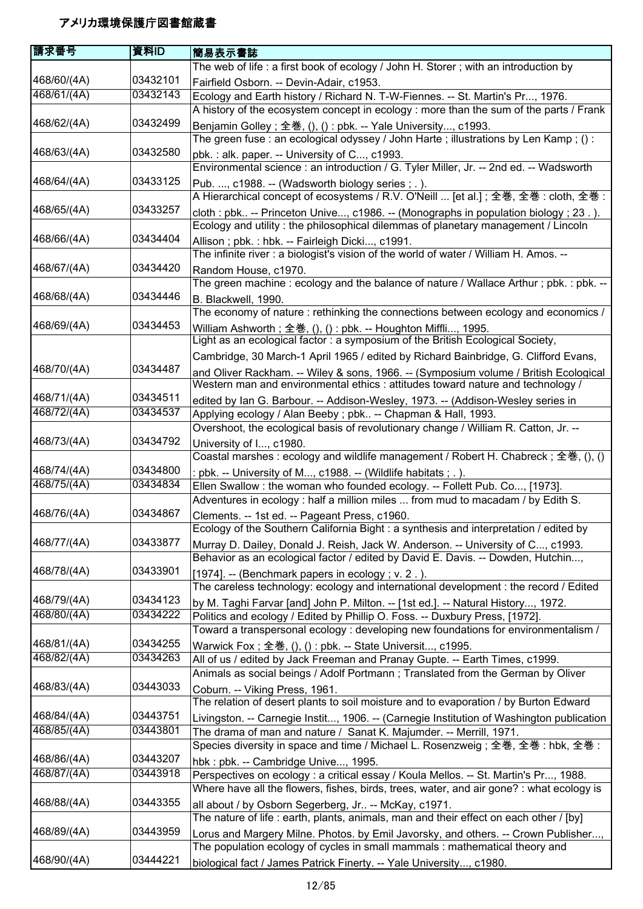# アメリカ環境保護庁図書館蔵書

| 請求番号 | 資料ID | 簡易表示書誌 |
|---|---|---|
| 468/60/(4A) | 03432101 | The web of life : a first book of ecology / John H. Storer ; with an introduction by Fairfield Osborn. -- Devin-Adair, c1953. |
| 468/61/(4A) | 03432143 | Ecology and Earth history / Richard N. T-W-Fiennes. -- St. Martin's Pr..., 1976. |
| 468/62/(4A) | 03432499 | A history of the ecosystem concept in ecology : more than the sum of the parts / Frank Benjamin Golley ; 全巻, (), () : pbk. -- Yale University..., c1993. |
| 468/63/(4A) | 03432580 | The green fuse : an ecological odyssey / John Harte ; illustrations by Len Kamp ; () : pbk. : alk. paper. -- University of C..., c1993. |
| 468/64/(4A) | 03433125 | Environmental science : an introduction / G. Tyler Miller, Jr. -- 2nd ed. -- Wadsworth Pub. ..., c1988. -- (Wadsworth biology series ; . ). |
| 468/65/(4A) | 03433257 | A Hierarchical concept of ecosystems / R.V. O'Neill ... [et al.] ; 全巻, 全巻 : cloth, 全巻 : cloth : pbk.. -- Princeton Unive..., c1986. -- (Monographs in population biology ; 23 . ). |
| 468/66/(4A) | 03434404 | Ecology and utility : the philosophical dilemmas of planetary management / Lincoln Allison ; pbk. : hbk. -- Fairleigh Dicki..., c1991. |
| 468/67/(4A) | 03434420 | The infinite river : a biologist's vision of the world of water / William H. Amos. -- Random House, c1970. |
| 468/68/(4A) | 03434446 | The green machine : ecology and the balance of nature / Wallace Arthur ; pbk. : pbk. -- B. Blackwell, 1990. |
| 468/69/(4A) | 03434453 | The economy of nature : rethinking the connections between ecology and economics / William Ashworth ; 全巻, (), () : pbk. -- Houghton Miffli..., 1995. |
| 468/70/(4A) | 03434487 | Light as an ecological factor : a symposium of the British Ecological Society, Cambridge, 30 March-1 April 1965 / edited by Richard Bainbridge, G. Clifford Evans, and Oliver Rackham. -- Wiley & sons, 1966. -- (Symposium volume / British Ecological |
| 468/71/(4A) | 03434511 | Western man and environmental ethics : attitudes toward nature and technology / edited by Ian G. Barbour. -- Addison-Wesley, 1973. -- (Addison-Wesley series in |
| 468/72/(4A) | 03434537 | Applying ecology / Alan Beeby ; pbk.. -- Chapman & Hall, 1993. |
| 468/73/(4A) | 03434792 | Overshoot, the ecological basis of revolutionary change / William R. Catton, Jr. -- University of I..., c1980. |
| 468/74/(4A) | 03434800 | Coastal marshes : ecology and wildlife management / Robert H. Chabreck ; 全巻, (), () : pbk. -- University of M..., c1988. -- (Wildlife habitats ; . ). |
| 468/75/(4A) | 03434834 | Ellen Swallow : the woman who founded ecology. -- Follett Pub. Co..., [1973]. |
| 468/76/(4A) | 03434867 | Adventures in ecology : half a million miles ... from mud to macadam / by Edith S. Clements. -- 1st ed. -- Pageant Press, c1960. |
| 468/77/(4A) | 03433877 | Ecology of the Southern California Bight : a synthesis and interpretation / edited by Murray D. Dailey, Donald J. Reish, Jack W. Anderson. -- University of C..., c1993. |
| 468/78/(4A) | 03433901 | Behavior as an ecological factor / edited by David E. Davis. -- Dowden, Hutchin..., [1974]. -- (Benchmark papers in ecology ; v. 2 . ). |
| 468/79/(4A) | 03434123 | The careless technology: ecology and international development : the record / Edited by M. Taghi Farvar [and] John P. Milton. -- [1st ed.]. -- Natural History..., 1972. |
| 468/80/(4A) | 03434222 | Politics and ecology / Edited by Phillip O. Foss. -- Duxbury Press, [1972]. |
| 468/81/(4A) | 03434255 | Toward a transpersonal ecology : developing new foundations for environmentalism / Warwick Fox ; 全巻, (), () : pbk. -- State Universit..., c1995. |
| 468/82/(4A) | 03434263 | All of us / edited by Jack Freeman and Pranay Gupte. -- Earth Times, c1999. |
| 468/83/(4A) | 03443033 | Animals as social beings / Adolf Portmann ; Translated from the German by Oliver Coburn. -- Viking Press, 1961. |
| 468/84/(4A) | 03443751 | The relation of desert plants to soil moisture and to evaporation / by Burton Edward Livingston. -- Carnegie Instit..., 1906. -- (Carnegie Institution of Washington publication |
| 468/85/(4A) | 03443801 | The drama of man and nature / Sanat K. Majumder. -- Merrill, 1971. |
| 468/86/(4A) | 03443207 | Species diversity in space and time / Michael L. Rosenzweig ; 全巻, 全巻 : hbk, 全巻 : hbk : pbk. -- Cambridge Unive..., 1995. |
| 468/87/(4A) | 03443918 | Perspectives on ecology : a critical essay / Koula Mellos. -- St. Martin's Pr..., 1988. |
| 468/88/(4A) | 03443355 | Where have all the flowers, fishes, birds, trees, water, and air gone? : what ecology is all about / by Osborn Segerberg, Jr.. -- McKay, c1971. |
| 468/89/(4A) | 03443959 | The nature of life : earth, plants, animals, man and their effect on each other / [by] Lorus and Margery Milne. Photos. by Emil Javorsky, and others. -- Crown Publisher..., |
| 468/90/(4A) | 03444221 | The population ecology of cycles in small mammals : mathematical theory and biological fact / James Patrick Finerty. -- Yale University..., c1980. |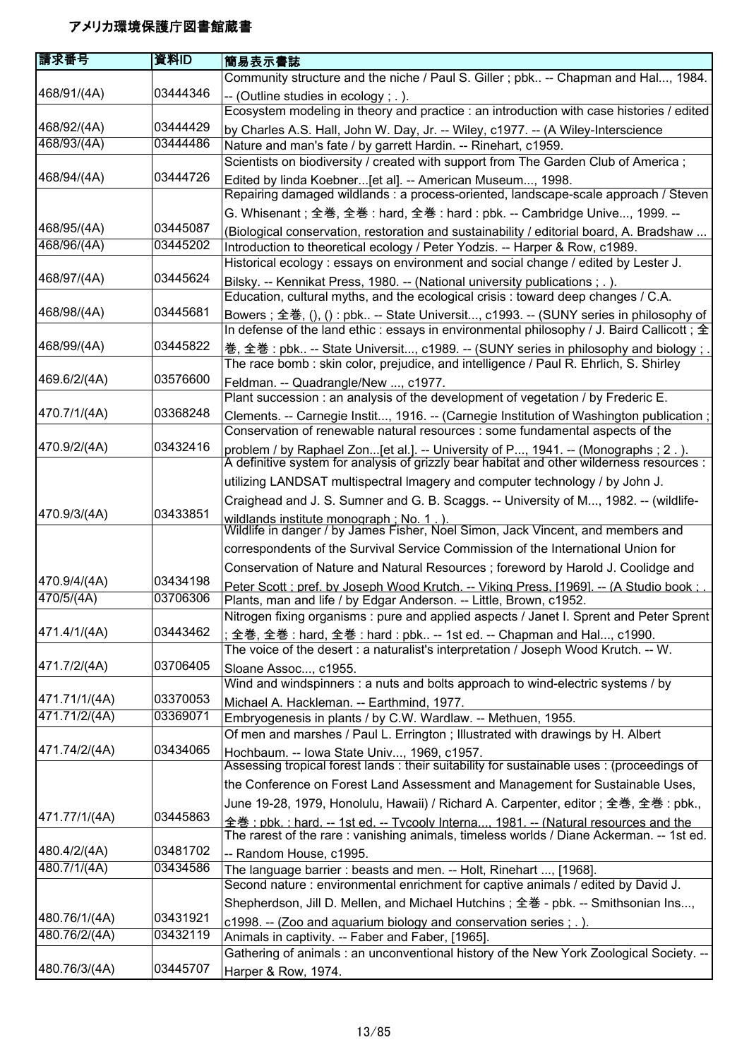# アメリカ環境保護庁図書館蔵書

| 請求番号 | 資料ID | 簡易表示書誌 |
|---|---|---|
| 468/91/(4A) | 03444346 | Community structure and the niche / Paul S. Giller ; pbk.. -- Chapman and Hal..., 1984. -- (Outline studies in ecology ; . ). |
| 468/92/(4A) | 03444429 | Ecosystem modeling in theory and practice : an introduction with case histories / edited by Charles A.S. Hall, John W. Day, Jr. -- Wiley, c1977. -- (A Wiley-Interscience |
| 468/93/(4A) | 03444486 | Nature and man's fate / by garrett Hardin. -- Rinehart, c1959. |
| 468/94/(4A) | 03444726 | Scientists on biodiversity / created with support from The Garden Club of America ; Edited by linda Koebner...[et al]. -- American Museum..., 1998. |
| 468/95/(4A) | 03445087 | Repairing damaged wildlands : a process-oriented, landscape-scale approach / Steven G. Whisenant ; 全巻, 全巻 : hard, 全巻 : hard : pbk. -- Cambridge Unive..., 1999. -- (Biological conservation, restoration and sustainability / editorial board, A. Bradshaw ... |
| 468/96/(4A) | 03445202 | Introduction to theoretical ecology / Peter Yodzis. -- Harper & Row, c1989. |
| 468/97/(4A) | 03445624 | Historical ecology : essays on environment and social change / edited by Lester J. Bilsky. -- Kennikat Press, 1980. -- (National university publications ; . ). |
| 468/98/(4A) | 03445681 | Education, cultural myths, and the ecological crisis : toward deep changes / C.A. Bowers ; 全巻, (), () : pbk.. -- State Universit..., c1993. -- (SUNY series in philosophy of |
| 468/99/(4A) | 03445822 | In defense of the land ethic : essays in environmental philosophy / J. Baird Callicott ; 全巻, 全巻 : pbk.. -- State Universit..., c1989. -- (SUNY series in philosophy and biology ; . |
| 469.6/2/(4A) | 03576600 | The race bomb : skin color, prejudice, and intelligence / Paul R. Ehrlich, S. Shirley Feldman. -- Quadrangle/New ..., c1977. |
| 470.7/1/(4A) | 03368248 | Plant succession : an analysis of the development of vegetation / by Frederic E. Clements. -- Carnegie Instit..., 1916. -- (Carnegie Institution of Washington publication ; |
| 470.9/2/(4A) | 03432416 | Conservation of renewable natural resources : some fundamental aspects of the problem / by Raphael Zon...[et al.]. -- University of P..., 1941. -- (Monographs ; 2 . ). |
| 470.9/3/(4A) | 03433851 | A definitive system for analysis of grizzly bear habitat and other wilderness resources : utilizing LANDSAT multispectral Imagery and computer technology / by John J. Craighead and J. S. Sumner and G. B. Scaggs. -- University of M..., 1982. -- (wildlife-wildlands institute monograph ; No. 1 . ). |
| 470.9/4/(4A) | 03434198 | Wildlife in danger / by James Fisher, Noel Simon, Jack Vincent, and members and correspondents of the Survival Service Commission of the International Union for Conservation of Nature and Natural Resources ; foreword by Harold J. Coolidge and Peter Scott ; pref. by Joseph Wood Krutch. -- Viking Press, [1969]. -- (A Studio book ; . |
| 470/5/(4A) | 03706306 | Plants, man and life / by Edgar Anderson. -- Little, Brown, c1952. |
| 471.4/1/(4A) | 03443462 | Nitrogen fixing organisms : pure and applied aspects / Janet I. Sprent and Peter Sprent ; 全巻, 全巻 : hard, 全巻 : hard : pbk.. -- 1st ed. -- Chapman and Hal..., c1990. |
| 471.7/2/(4A) | 03706405 | The voice of the desert : a naturalist's interpretation / Joseph Wood Krutch. -- W. Sloane Assoc..., c1955. |
| 471.71/1/(4A) | 03370053 | Wind and windspinners : a nuts and bolts approach to wind-electric systems / by Michael A. Hackleman. -- Earthmind, 1977. |
| 471.71/2/(4A) | 03369071 | Embryogenesis in plants / by C.W. Wardlaw. -- Methuen, 1955. |
| 471.74/2/(4A) | 03434065 | Of men and marshes / Paul L. Errington ; Illustrated with drawings by H. Albert Hochbaum. -- Iowa State Univ..., 1969, c1957. |
| 471.77/1/(4A) | 03445863 | Assessing tropical forest lands : their suitability for sustainable uses : (proceedings of the Conference on Forest Land Assessment and Management for Sustainable Uses, June 19-28, 1979, Honolulu, Hawaii) / Richard A. Carpenter, editor ; 全巻, 全巻 : pbk., 全巻 : pbk. : hard. -- 1st ed. -- Tycooly Interna..., 1981. -- (Natural resources and the |
| 480.4/2/(4A) | 03481702 | The rarest of the rare : vanishing animals, timeless worlds / Diane Ackerman. -- 1st ed. -- Random House, c1995. |
| 480.7/1/(4A) | 03434586 | The language barrier : beasts and men. -- Holt, Rinehart ..., [1968]. |
| 480.76/1/(4A) | 03431921 | Second nature : environmental enrichment for captive animals / edited by David J. Shepherdson, Jill D. Mellen, and Michael Hutchins ; 全巻 - pbk. -- Smithsonian Ins..., c1998. -- (Zoo and aquarium biology and conservation series ; . ). |
| 480.76/2/(4A) | 03432119 | Animals in captivity. -- Faber and Faber, [1965]. |
| 480.76/3/(4A) | 03445707 | Gathering of animals : an unconventional history of the New York Zoological Society. -- Harper & Row, 1974. |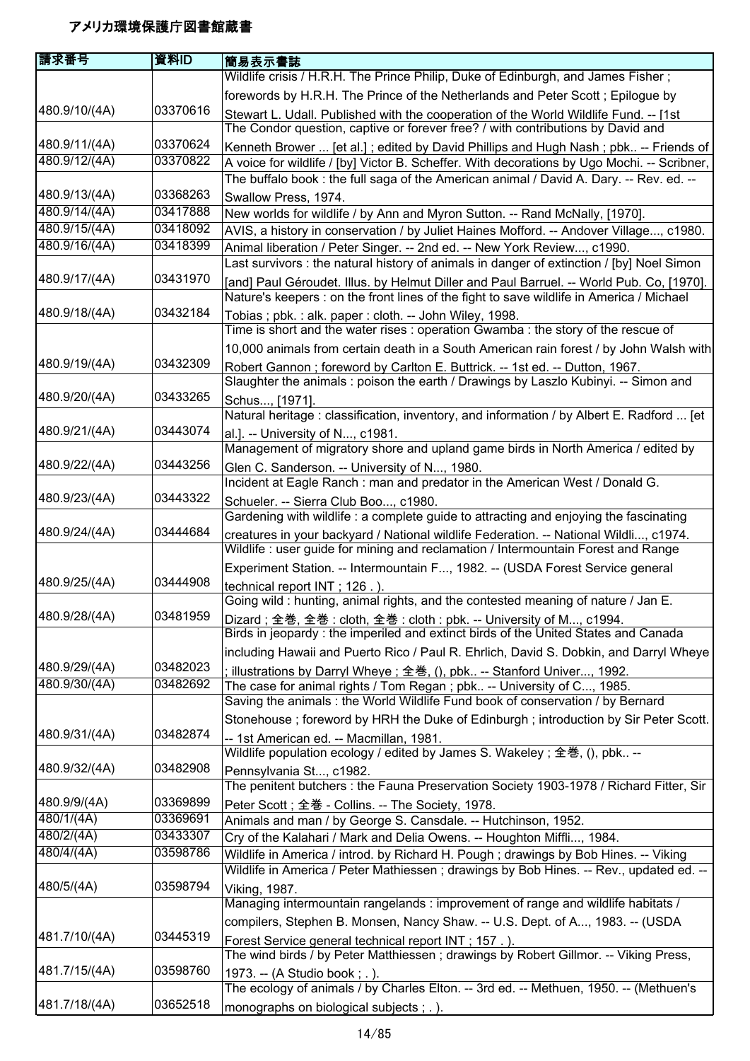# アメリカ環境保護庁図書館蔵書

| 請求番号 | 資料ID | 簡易表示書誌 |
| --- | --- | --- |
| 480.9/10/(4A) | 03370616 | Wildlife crisis / H.R.H. The Prince Philip, Duke of Edinburgh, and James Fisher ; forewords by H.R.H. The Prince of the Netherlands and Peter Scott ; Epilogue by Stewart L. Udall. Published with the cooperation of the World Wildlife Fund. -- [1st |
| 480.9/11/(4A) | 03370624 | The Condor question, captive or forever free? / with contributions by David and Kenneth Brower ... [et al.] ; edited by David Phillips and Hugh Nash ; pbk.. -- Friends of |
| 480.9/12/(4A) | 03370822 | A voice for wildlife / [by] Victor B. Scheffer. With decorations by Ugo Mochi. -- Scribner, |
| 480.9/13/(4A) | 03368263 | The buffalo book : the full saga of the American animal / David A. Dary. -- Rev. ed. -- Swallow Press, 1974. |
| 480.9/14/(4A) | 03417888 | New worlds for wildlife / by Ann and Myron Sutton. -- Rand McNally, [1970]. |
| 480.9/15/(4A) | 03418092 | AVIS, a history in conservation / by Juliet Haines Mofford. -- Andover Village..., c1980. |
| 480.9/16/(4A) | 03418399 | Animal liberation / Peter Singer. -- 2nd ed. -- New York Review..., c1990. |
| 480.9/17/(4A) | 03431970 | Last survivors : the natural history of animals in danger of extinction / [by] Noel Simon [and] Paul Géroudet. Illus. by Helmut Diller and Paul Barruel. -- World Pub. Co, [1970]. |
| 480.9/18/(4A) | 03432184 | Nature's keepers : on the front lines of the fight to save wildlife in America / Michael Tobias ; pbk. : alk. paper : cloth. -- John Wiley, 1998. |
| 480.9/19/(4A) | 03432309 | Time is short and the water rises : operation Gwamba : the story of the rescue of 10,000 animals from certain death in a South American rain forest / by John Walsh with Robert Gannon ; foreword by Carlton E. Buttrick. -- 1st ed. -- Dutton, 1967. |
| 480.9/20/(4A) | 03433265 | Slaughter the animals : poison the earth / Drawings by Laszlo Kubinyi. -- Simon and Schus..., [1971]. |
| 480.9/21/(4A) | 03443074 | Natural heritage : classification, inventory, and information / by Albert E. Radford ... [et al.]. -- University of N..., c1981. |
| 480.9/22/(4A) | 03443256 | Management of migratory shore and upland game birds in North America / edited by Glen C. Sanderson. -- University of N..., 1980. |
| 480.9/23/(4A) | 03443322 | Incident at Eagle Ranch : man and predator in the American West / Donald G. Schueler. -- Sierra Club Boo..., c1980. |
| 480.9/24/(4A) | 03444684 | Gardening with wildlife : a complete guide to attracting and enjoying the fascinating creatures in your backyard / National wildlife Federation. -- National Wildli..., c1974. |
| 480.9/25/(4A) | 03444908 | Wildlife : user guide for mining and reclamation / Intermountain Forest and Range Experiment Station. -- Intermountain F..., 1982. -- (USDA Forest Service general technical report INT ; 126 . ). |
| 480.9/28/(4A) | 03481959 | Going wild : hunting, animal rights, and the contested meaning of nature / Jan E. Dizard ; 全巻, 全巻 : cloth, 全巻 : cloth : pbk. -- University of M..., c1994. |
| 480.9/29/(4A) | 03482023 | Birds in jeopardy : the imperiled and extinct birds of the United States and Canada including Hawaii and Puerto Rico / Paul R. Ehrlich, David S. Dobkin, and Darryl Wheye ; illustrations by Darryl Wheye ; 全巻, (), pbk.. -- Stanford Univer..., 1992. |
| 480.9/30/(4A) | 03482692 | The case for animal rights / Tom Regan ; pbk.. -- University of C..., 1985. |
| 480.9/31/(4A) | 03482874 | Saving the animals : the World Wildlife Fund book of conservation / by Bernard Stonehouse ; foreword by HRH the Duke of Edinburgh ; introduction by Sir Peter Scott. -- 1st American ed. -- Macmillan, 1981. |
| 480.9/32/(4A) | 03482908 | Wildlife population ecology / edited by James S. Wakeley ; 全巻, (), pbk.. -- Pennsylvania St..., c1982. |
| 480.9/9/(4A) | 03369899 | The penitent butchers : the Fauna Preservation Society 1903-1978 / Richard Fitter, Sir Peter Scott ; 全巻 - Collins. -- The Society, 1978. |
| 480/1/(4A) | 03369691 | Animals and man / by George S. Cansdale. -- Hutchinson, 1952. |
| 480/2/(4A) | 03433307 | Cry of the Kalahari / Mark and Delia Owens. -- Houghton Miffli..., 1984. |
| 480/4/(4A) | 03598786 | Wildlife in America / introd. by Richard H. Pough ; drawings by Bob Hines. -- Viking |
| 480/5/(4A) | 03598794 | Wildlife in America / Peter Mathiessen ; drawings by Bob Hines. -- Rev., updated ed. -- Viking, 1987. |
| 481.7/10/(4A) | 03445319 | Managing intermountain rangelands : improvement of range and wildlife habitats / compilers, Stephen B. Monsen, Nancy Shaw. -- U.S. Dept. of A..., 1983. -- (USDA Forest Service general technical report INT ; 157 . ). |
| 481.7/15/(4A) | 03598760 | The wind birds / by Peter Matthiessen ; drawings by Robert Gillmor. -- Viking Press, 1973. -- (A Studio book ; . ). |
| 481.7/18/(4A) | 03652518 | The ecology of animals / by Charles Elton. -- 3rd ed. -- Methuen, 1950. -- (Methuen's monographs on biological subjects ; . ). |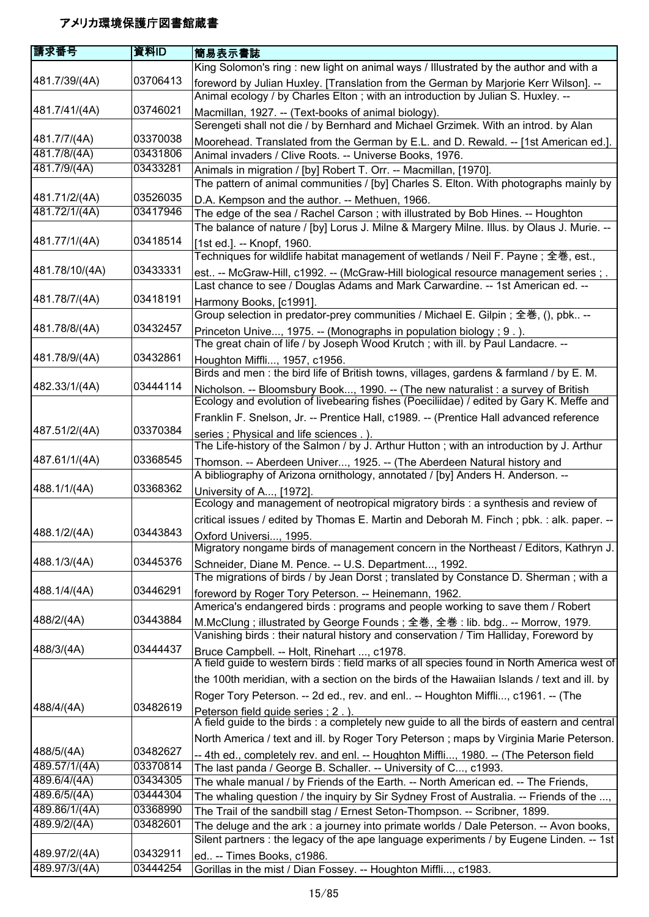# アメリカ環境保護庁図書館蔵書

| 請求番号 | 資料ID | 簡易表示書誌 |
| --- | --- | --- |
| 481.7/39/(4A) | 03706413 | King Solomon's ring : new light on animal ways / Illustrated by the author and with a foreword by Julian Huxley. [Translation from the German by Marjorie Kerr Wilson]. -- |
| 481.7/41/(4A) | 03746021 | Animal ecology / by Charles Elton ; with an introduction by Julian S. Huxley. -- Macmillan, 1927. -- (Text-books of animal biology). |
| 481.7/7/(4A) | 03370038 | Serengeti shall not die / by Bernhard and Michael Grzimek. With an introd. by Alan Moorehead. Translated from the German by E.L. and D. Rewald. -- [1st American ed.]. |
| 481.7/8/(4A) | 03431806 | Animal invaders / Clive Roots. -- Universe Books, 1976. |
| 481.7/9/(4A) | 03433281 | Animals in migration / [by] Robert T. Orr. -- Macmillan, [1970]. |
| 481.71/2/(4A) | 03526035 | The pattern of animal communities / [by] Charles S. Elton. With photographs mainly by D.A. Kempson and the author. -- Methuen, 1966. |
| 481.72/1/(4A) | 03417946 | The edge of the sea / Rachel Carson ; with illustrated by Bob Hines. -- Houghton |
| 481.77/1/(4A) | 03418514 | The balance of nature / [by] Lorus J. Milne & Margery Milne. Illus. by Olaus J. Murie. -- [1st ed.]. -- Knopf, 1960. |
| 481.78/10/(4A) | 03433331 | Techniques for wildlife habitat management of wetlands / Neil F. Payne ; 全巻, est., est.. -- McGraw-Hill, c1992. -- (McGraw-Hill biological resource management series ; . |
| 481.78/7/(4A) | 03418191 | Last chance to see / Douglas Adams and Mark Carwardine. -- 1st American ed. -- Harmony Books, [c1991]. |
| 481.78/8/(4A) | 03432457 | Group selection in predator-prey communities / Michael E. Gilpin ; 全巻, (), pbk.. -- Princeton Unive..., 1975. -- (Monographs in population biology ; 9 . ). |
| 481.78/9/(4A) | 03432861 | The great chain of life / by Joseph Wood Krutch ; with ill. by Paul Landacre. -- Houghton Miffli..., 1957, c1956. |
| 482.33/1/(4A) | 03444114 | Birds and men : the bird life of British towns, villages, gardens & farmland / by E. M. Nicholson. -- Bloomsbury Book..., 1990. -- (The new naturalist : a survey of British |
| 487.51/2/(4A) | 03370384 | Ecology and evolution of livebearing fishes (Poeciliidae) / edited by Gary K. Meffe and Franklin F. Snelson, Jr. -- Prentice Hall, c1989. -- (Prentice Hall advanced reference series ; Physical and life sciences . ). |
| 487.61/1/(4A) | 03368545 | The Life-history of the Salmon / by J. Arthur Hutton ; with an introduction by J. Arthur Thomson. -- Aberdeen Univer..., 1925. -- (The Aberdeen Natural history and |
| 488.1/1/(4A) | 03368362 | A bibliography of Arizona ornithology, annotated / [by] Anders H. Anderson. -- University of A..., [1972]. |
| 488.1/2/(4A) | 03443843 | Ecology and management of neotropical migratory birds : a synthesis and review of critical issues / edited by Thomas E. Martin and Deborah M. Finch ; pbk. : alk. paper. -- Oxford Universi..., 1995. |
| 488.1/3/(4A) | 03445376 | Migratory nongame birds of management concern in the Northeast / Editors, Kathryn J. Schneider, Diane M. Pence. -- U.S. Department..., 1992. |
| 488.1/4/(4A) | 03446291 | The migrations of birds / by Jean Dorst ; translated by Constance D. Sherman ; with a foreword by Roger Tory Peterson. -- Heinemann, 1962. |
| 488/2/(4A) | 03443884 | America's endangered birds : programs and people working to save them / Robert M.McClung ; illustrated by George Founds ; 全巻, 全巻 : lib. bdg.. -- Morrow, 1979. |
| 488/3/(4A) | 03444437 | Vanishing birds : their natural history and conservation / Tim Halliday, Foreword by Bruce Campbell. -- Holt, Rinehart ..., c1978. |
| 488/4/(4A) | 03482619 | A field guide to western birds : field marks of all species found in North America west of the 100th meridian, with a section on the birds of the Hawaiian Islands / text and ill. by Roger Tory Peterson. -- 2d ed., rev. and enl.. -- Houghton Miffli..., c1961. -- (The Peterson field guide series ; 2 . ). |
| 488/5/(4A) | 03482627 | A field guide to the birds : a completely new guide to all the birds of eastern and central North America / text and ill. by Roger Tory Peterson ; maps by Virginia Marie Peterson. -- 4th ed., completely rev. and enl. -- Houghton Miffli..., 1980. -- (The Peterson field |
| 489.57/1/(4A) | 03370814 | The last panda / George B. Schaller. -- University of C..., c1993. |
| 489.6/4/(4A) | 03434305 | The whale manual / by Friends of the Earth. -- North American ed. -- The Friends, |
| 489.6/5/(4A) | 03444304 | The whaling question / the inquiry by Sir Sydney Frost of Australia. -- Friends of the ..., |
| 489.86/1/(4A) | 03368990 | The Trail of the sandbill stag / Ernest Seton-Thompson. -- Scribner, 1899. |
| 489.9/2/(4A) | 03482601 | The deluge and the ark : a journey into primate worlds / Dale Peterson. -- Avon books, |
| 489.97/2/(4A) | 03432911 | Silent partners : the legacy of the ape language experiments / by Eugene Linden. -- 1st ed.. -- Times Books, c1986. |
| 489.97/3/(4A) | 03444254 | Gorillas in the mist / Dian Fossey. -- Houghton Miffli..., c1983. |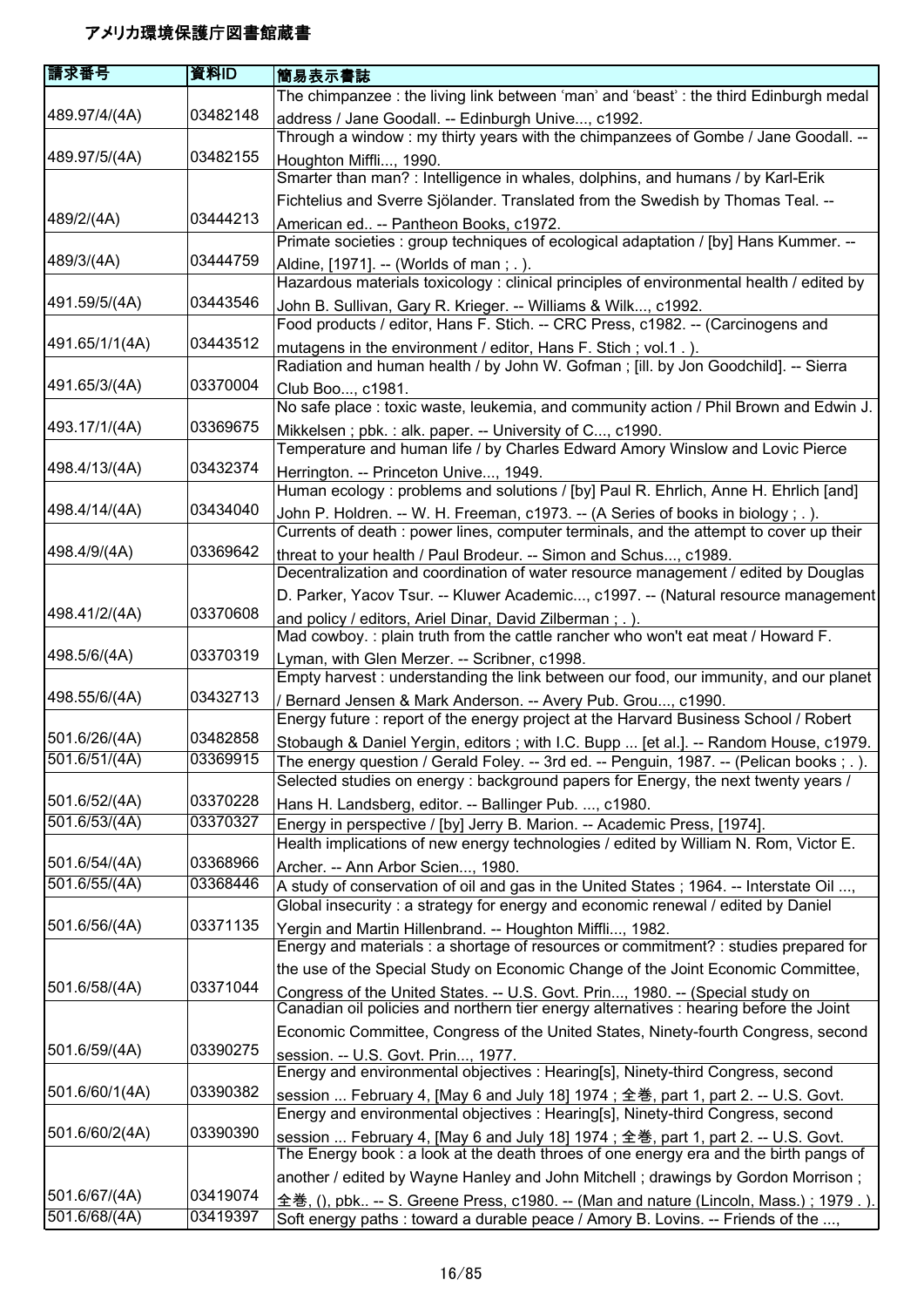# アメリカ環境保護庁図書館蔵書

| 請求番号 | 資料ID | 簡易表示書誌 |
| --- | --- | --- |
| 489.97/4/(4A) | 03482148 | The chimpanzee : the living link between 'man' and 'beast' : the third Edinburgh medal address / Jane Goodall. -- Edinburgh Unive..., c1992. |
| 489.97/5/(4A) | 03482155 | Through a window : my thirty years with the chimpanzees of Gombe / Jane Goodall. -- Houghton Miffli..., 1990. |
| 489/2/(4A) | 03444213 | Smarter than man? : Intelligence in whales, dolphins, and humans / by Karl-Erik Fichtelius and Sverre Sjölander. Translated from the Swedish by Thomas Teal. -- American ed.. -- Pantheon Books, c1972. |
| 489/3/(4A) | 03444759 | Primate societies : group techniques of ecological adaptation / [by] Hans Kummer. -- Aldine, [1971]. -- (Worlds of man ; . ). |
| 491.59/5/(4A) | 03443546 | Hazardous materials toxicology : clinical principles of environmental health / edited by John B. Sullivan, Gary R. Krieger. -- Williams & Wilk..., c1992. |
| 491.65/1/1(4A) | 03443512 | Food products / editor, Hans F. Stich. -- CRC Press, c1982. -- (Carcinogens and mutagens in the environment / editor, Hans F. Stich ; vol.1 . ). |
| 491.65/3/(4A) | 03370004 | Radiation and human health / by John W. Gofman ; [ill. by Jon Goodchild]. -- Sierra Club Boo..., c1981. |
| 493.17/1/(4A) | 03369675 | No safe place : toxic waste, leukemia, and community action / Phil Brown and Edwin J. Mikkelsen ; pbk. : alk. paper. -- University of C..., c1990. |
| 498.4/13/(4A) | 03432374 | Temperature and human life / by Charles Edward Amory Winslow and Lovic Pierce Herrington. -- Princeton Unive..., 1949. |
| 498.4/14/(4A) | 03434040 | Human ecology : problems and solutions / [by] Paul R. Ehrlich, Anne H. Ehrlich [and] John P. Holdren. -- W. H. Freeman, c1973. -- (A Series of books in biology ; . ). |
| 498.4/9/(4A) | 03369642 | Currents of death : power lines, computer terminals, and the attempt to cover up their threat to your health / Paul Brodeur. -- Simon and Schus..., c1989. |
| 498.41/2/(4A) | 03370608 | Decentralization and coordination of water resource management / edited by Douglas D. Parker, Yacov Tsur. -- Kluwer Academic..., c1997. -- (Natural resource management and policy / editors, Ariel Dinar, David Zilberman ; . ). |
| 498.5/6/(4A) | 03370319 | Mad cowboy. : plain truth from the cattle rancher who won't eat meat / Howard F. Lyman, with Glen Merzer. -- Scribner, c1998. |
| 498.55/6/(4A) | 03432713 | Empty harvest : understanding the link between our food, our immunity, and our planet / Bernard Jensen & Mark Anderson. -- Avery Pub. Grou..., c1990. |
| 501.6/26/(4A) | 03482858 | Energy future : report of the energy project at the Harvard Business School / Robert Stobaugh & Daniel Yergin, editors ; with I.C. Bupp ... [et al.]. -- Random House, c1979. |
| 501.6/51/(4A) | 03369915 | The energy question / Gerald Foley. -- 3rd ed. -- Penguin, 1987. -- (Pelican books ; . ). |
| 501.6/52/(4A) | 03370228 | Selected studies on energy : background papers for Energy, the next twenty years / Hans H. Landsberg, editor. -- Ballinger Pub. ..., c1980. |
| 501.6/53/(4A) | 03370327 | Energy in perspective / [by] Jerry B. Marion. -- Academic Press, [1974]. |
| 501.6/54/(4A) | 03368966 | Health implications of new energy technologies / edited by William N. Rom, Victor E. Archer. -- Ann Arbor Scien..., 1980. |
| 501.6/55/(4A) | 03368446 | A study of conservation of oil and gas in the United States ; 1964. -- Interstate Oil ..., |
| 501.6/56/(4A) | 03371135 | Global insecurity : a strategy for energy and economic renewal / edited by Daniel Yergin and Martin Hillenbrand. -- Houghton Miffli..., 1982. |
| 501.6/58/(4A) | 03371044 | Energy and materials : a shortage of resources or commitment? : studies prepared for the use of the Special Study on Economic Change of the Joint Economic Committee, Congress of the United States. -- U.S. Govt. Prin..., 1980. -- (Special study on |
| 501.6/59/(4A) | 03390275 | Canadian oil policies and northern tier energy alternatives : hearing before the Joint Economic Committee, Congress of the United States, Ninety-fourth Congress, second session. -- U.S. Govt. Prin..., 1977. |
| 501.6/60/1(4A) | 03390382 | Energy and environmental objectives : Hearing[s], Ninety-third Congress, second session ... February 4, [May 6 and July 18] 1974 ; 全巻, part 1, part 2. -- U.S. Govt. |
| 501.6/60/2(4A) | 03390390 | Energy and environmental objectives : Hearing[s], Ninety-third Congress, second session ... February 4, [May 6 and July 18] 1974 ; 全巻, part 1, part 2. -- U.S. Govt. |
| 501.6/67/(4A) | 03419074 | The Energy book : a look at the death throes of one energy era and the birth pangs of another / edited by Wayne Hanley and John Mitchell ; drawings by Gordon Morrison ; 全巻, (), pbk.. -- S. Greene Press, c1980. -- (Man and nature (Lincoln, Mass.) ; 1979 . ). |
| 501.6/68/(4A) | 03419397 | Soft energy paths : toward a durable peace / Amory B. Lovins. -- Friends of the ..., |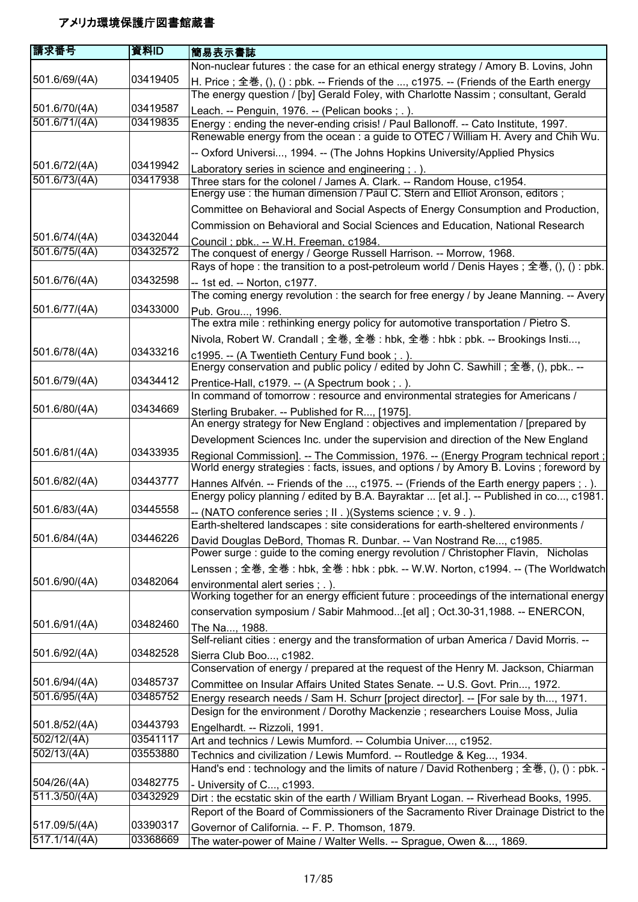# アメリカ環境保護庁図書館蔵書

| 請求番号 | 資料ID | 簡易表示書誌 |
| --- | --- | --- |
| 501.6/69/(4A) | 03419405 | Non-nuclear futures : the case for an ethical energy strategy / Amory B. Lovins, John H. Price ; 全巻, (), () : pbk. -- Friends of the ..., c1975. -- (Friends of the Earth energy |
| 501.6/70/(4A) | 03419587 | The energy question / [by] Gerald Foley, with Charlotte Nassim ; consultant, Gerald Leach. -- Penguin, 1976. -- (Pelican books ; . ). |
| 501.6/71/(4A) | 03419835 | Energy : ending the never-ending crisis! / Paul Ballonoff. -- Cato Institute, 1997. |
| 501.6/72/(4A) | 03419942 | Renewable energy from the ocean : a guide to OTEC / William H. Avery and Chih Wu. -- Oxford Universi..., 1994. -- (The Johns Hopkins University/Applied Physics Laboratory series in science and engineering ; . ). |
| 501.6/73/(4A) | 03417938 | Three stars for the colonel / James A. Clark. -- Random House, c1954. |
| 501.6/74/(4A) | 03432044 | Energy use : the human dimension / Paul C. Stern and Elliot Aronson, editors ; Committee on Behavioral and Social Aspects of Energy Consumption and Production, Commission on Behavioral and Social Sciences and Education, National Research Council ; pbk.. -- W.H. Freeman, c1984. |
| 501.6/75/(4A) | 03432572 | The conquest of energy / George Russell Harrison. -- Morrow, 1968. |
| 501.6/76/(4A) | 03432598 | Rays of hope : the transition to a post-petroleum world / Denis Hayes ; 全巻, (), () : pbk. -- 1st ed. -- Norton, c1977. |
| 501.6/77/(4A) | 03433000 | The coming energy revolution : the search for free energy / by Jeane Manning. -- Avery Pub. Grou..., 1996. |
| 501.6/78/(4A) | 03433216 | The extra mile : rethinking energy policy for automotive transportation / Pietro S. Nivola, Robert W. Crandall ; 全巻, 全巻 : hbk, 全巻 : hbk : pbk. -- Brookings Insti..., c1995. -- (A Twentieth Century Fund book ; . ). |
| 501.6/79/(4A) | 03434412 | Energy conservation and public policy / edited by John C. Sawhill ; 全巻, (), pbk.. -- Prentice-Hall, c1979. -- (A Spectrum book ; . ). |
| 501.6/80/(4A) | 03434669 | In command of tomorrow : resource and environmental strategies for Americans / Sterling Brubaker. -- Published for R..., [1975]. |
| 501.6/81/(4A) | 03433935 | An energy strategy for New England : objectives and implementation / [prepared by Development Sciences Inc. under the supervision and direction of the New England Regional Commission]. -- The Commission, 1976. -- (Energy Program technical report ; |
| 501.6/82/(4A) | 03443777 | World energy strategies : facts, issues, and options / by Amory B. Lovins ; foreword by Hannes Alfvén. -- Friends of the ..., c1975. -- (Friends of the Earth energy papers ; . ). |
| 501.6/83/(4A) | 03445558 | Energy policy planning / edited by B.A. Bayraktar ... [et al.]. -- Published in co..., c1981. -- (NATO conference series ; II . )(Systems science ; v. 9 . ). |
| 501.6/84/(4A) | 03446226 | Earth-sheltered landscapes : site considerations for earth-sheltered environments / David Douglas DeBord, Thomas R. Dunbar. -- Van Nostrand Re..., c1985. |
| 501.6/90/(4A) | 03482064 | Power surge : guide to the coming energy revolution / Christopher Flavin, Nicholas Lenssen ; 全巻, 全巻 : hbk, 全巻 : hbk : pbk. -- W.W. Norton, c1994. -- (The Worldwatch environmental alert series ; . ). |
| 501.6/91/(4A) | 03482460 | Working together for an energy efficient future : proceedings of the international energy conservation symposium / Sabir Mahmood...[et al] ; Oct.30-31,1988. -- ENERCON, The Na..., 1988. |
| 501.6/92/(4A) | 03482528 | Self-reliant cities : energy and the transformation of urban America / David Morris. -- Sierra Club Boo..., c1982. |
| 501.6/94/(4A) | 03485737 | Conservation of energy / prepared at the request of the Henry M. Jackson, Chiarman Committee on Insular Affairs United States Senate. -- U.S. Govt. Prin..., 1972. |
| 501.6/95/(4A) | 03485752 | Energy research needs / Sam H. Schurr [project director]. -- [For sale by th..., 1971. |
| 501.8/52/(4A) | 03443793 | Design for the environment / Dorothy Mackenzie ; researchers Louise Moss, Julia Engelhardt. -- Rizzoli, 1991. |
| 502/12/(4A) | 03541117 | Art and technics / Lewis Mumford. -- Columbia Univer..., c1952. |
| 502/13/(4A) | 03553880 | Technics and civilization / Lewis Mumford. -- Routledge & Keg..., 1934. |
| 504/26/(4A) | 03482775 | Hand's end : technology and the limits of nature / David Rothenberg ; 全巻, (), () : pbk. -- University of C..., c1993. |
| 511.3/50/(4A) | 03432929 | Dirt : the ecstatic skin of the earth / William Bryant Logan. -- Riverhead Books, 1995. |
| 517.09/5/(4A) | 03390317 | Report of the Board of Commissioners of the Sacramento River Drainage District to the Governor of California. -- F. P. Thomson, 1879. |
| 517.1/14/(4A) | 03368669 | The water-power of Maine / Walter Wells. -- Sprague, Owen &..., 1869. |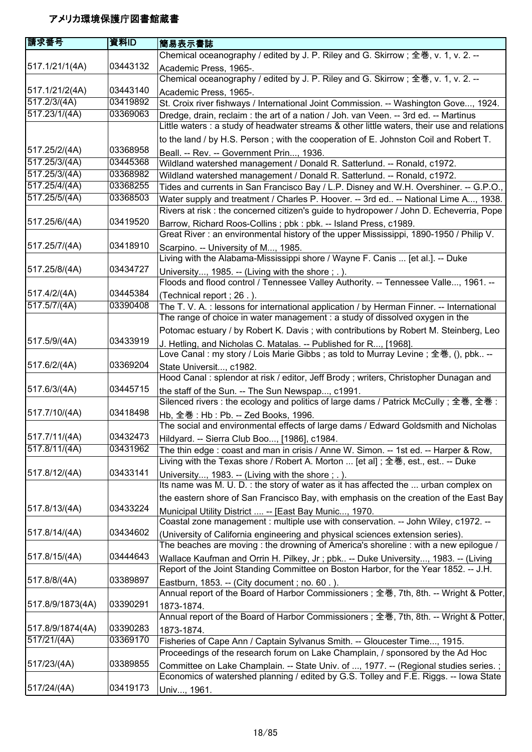# アメリカ環境保護庁図書館蔵書

| 請求番号 | 資料ID | 簡易表示書誌 |
| --- | --- | --- |
| 517.1/21/1(4A) | 03443132 | Chemical oceanography / edited by J. P. Riley and G. Skirrow ; 全巻, v. 1, v. 2. -- Academic Press, 1965-. |
| 517.1/21/2(4A) | 03443140 | Chemical oceanography / edited by J. P. Riley and G. Skirrow ; 全巻, v. 1, v. 2. -- Academic Press, 1965-. |
| 517.2/3/(4A) | 03419892 | St. Croix river fishways / International Joint Commission. -- Washington Gove..., 1924. |
| 517.23/1/(4A) | 03369063 | Dredge, drain, reclaim : the art of a nation / Joh. van Veen. -- 3rd ed. -- Martinus |
| 517.25/2/(4A) | 03368958 | Little waters : a study of headwater streams & other little waters, their use and relations to the land / by H.S. Person ; with the cooperation of E. Johnston Coil and Robert T. Beall. -- Rev. -- Government Prin..., 1936. |
| 517.25/3/(4A) | 03445368 | Wildland watershed management / Donald R. Satterlund. -- Ronald, c1972. |
| 517.25/3/(4A) | 03368982 | Wildland watershed management / Donald R. Satterlund. -- Ronald, c1972. |
| 517.25/4/(4A) | 03368255 | Tides and currents in San Francisco Bay / L.P. Disney and W.H. Overshiner. -- G.P.O., |
| 517.25/5/(4A) | 03368503 | Water supply and treatment / Charles P. Hoover. -- 3rd ed.. -- National Lime A..., 1938. |
| 517.25/6/(4A) | 03419520 | Rivers at risk : the concerned citizen's guide to hydropower / John D. Echeverria, Pope Barrow, Richard Roos-Collins ; pbk : pbk. -- Island Press, c1989. |
| 517.25/7/(4A) | 03418910 | Great River : an environmental history of the upper Mississippi, 1890-1950 / Philip V. Scarpino. -- University of M..., 1985. |
| 517.25/8/(4A) | 03434727 | Living with the Alabama-Mississippi shore / Wayne F. Canis ... [et al.]. -- Duke University..., 1985. -- (Living with the shore ; . ). |
| 517.4/2/(4A) | 03445384 | Floods and flood control / Tennessee Valley Authority. -- Tennessee Valle..., 1961. -- (Technical report ; 26 . ). |
| 517.5/7/(4A) | 03390408 | The T. V. A. : lessons for international application / by Herman Finner. -- International |
| 517.5/9/(4A) | 03433919 | The range of choice in water management : a study of dissolved oxygen in the Potomac estuary / by Robert K. Davis ; with contributions by Robert M. Steinberg, Leo J. Hetling, and Nicholas C. Matalas. -- Published for R..., [1968]. |
| 517.6/2/(4A) | 03369204 | Love Canal : my story / Lois Marie Gibbs ; as told to Murray Levine ; 全巻, (), pbk.. -- State Universit..., c1982. |
| 517.6/3/(4A) | 03445715 | Hood Canal : splendor at risk / editor, Jeff Brody ; writers, Christopher Dunagan and the staff of the Sun. -- The Sun Newspap..., c1991. |
| 517.7/10/(4A) | 03418498 | Silenced rivers : the ecology and politics of large dams / Patrick McCully ; 全巻, 全巻 : Hb, 全巻 : Hb : Pb. -- Zed Books, 1996. |
| 517.7/11/(4A) | 03432473 | The social and environmental effects of large dams / Edward Goldsmith and Nicholas Hildyard. -- Sierra Club Boo..., [1986], c1984. |
| 517.8/11/(4A) | 03431962 | The thin edge : coast and man in crisis / Anne W. Simon. -- 1st ed. -- Harper & Row, |
| 517.8/12/(4A) | 03433141 | Living with the Texas shore / Robert A. Morton ... [et al] ; 全巻, est., est.. -- Duke University..., 1983. -- (Living with the shore ; . ). |
| 517.8/13/(4A) | 03433224 | Its name was M. U. D. : the story of water as it has affected the ... urban complex on the eastern shore of San Francisco Bay, with emphasis on the creation of the East Bay Municipal Utility District .... -- [East Bay Munic..., 1970. |
| 517.8/14/(4A) | 03434602 | Coastal zone management : multiple use with conservation. -- John Wiley, c1972. -- (University of California engineering and physical sciences extension series). |
| 517.8/15/(4A) | 03444643 | The beaches are moving : the drowning of America's shoreline : with a new epilogue / Wallace Kaufman and Orrin H. Pilkey, Jr ; pbk.. -- Duke University..., 1983. -- (Living |
| 517.8/8/(4A) | 03389897 | Report of the Joint Standing Committee on Boston Harbor, for the Year 1852. -- J.H. Eastburn, 1853. -- (City document ; no. 60 . ). |
| 517.8/9/1873(4A) | 03390291 | Annual report of the Board of Harbor Commissioners ; 全巻, 7th, 8th. -- Wright & Potter, 1873-1874. |
| 517.8/9/1874(4A) | 03390283 | Annual report of the Board of Harbor Commissioners ; 全巻, 7th, 8th. -- Wright & Potter, 1873-1874. |
| 517/21/(4A) | 03369170 | Fisheries of Cape Ann / Captain Sylvanus Smith. -- Gloucester Time..., 1915. |
| 517/23/(4A) | 03389855 | Proceedings of the research forum on Lake Champlain, / sponsored by the Ad Hoc Committee on Lake Champlain. -- State Univ. of ..., 1977. -- (Regional studies series. ; |
| 517/24/(4A) | 03419173 | Economics of watershed planning / edited by G.S. Tolley and F.E. Riggs. -- Iowa State Univ..., 1961. |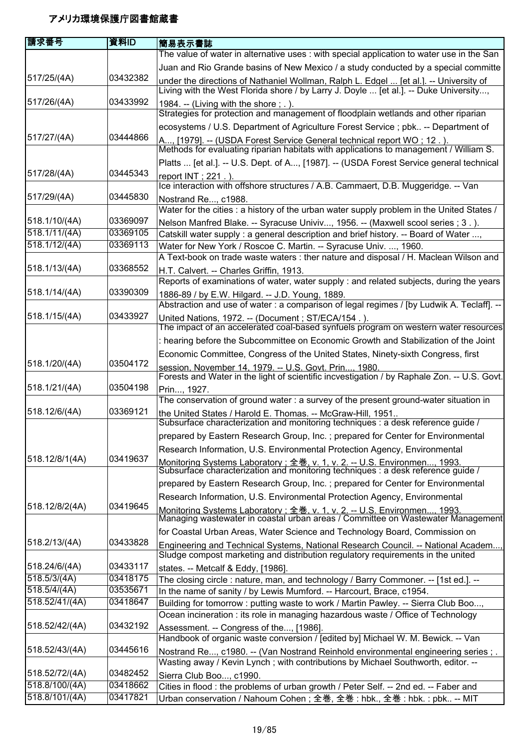# アメリカ環境保護庁図書館蔵書

| 請求番号 | 資料ID | 簡易表示書誌 |
| --- | --- | --- |
| 517/25/(4A) | 03432382 | The value of water in alternative uses : with special application to water use in the San Juan and Rio Grande basins of New Mexico / a study conducted by a special committe under the directions of Nathaniel Wollman, Ralph L. Edgel ... [et al.]. -- University of |
| 517/26/(4A) | 03433992 | Living with the West Florida shore / by Larry J. Doyle ... [et al.]. -- Duke University..., 1984. -- (Living with the shore ; . ). |
| 517/27/(4A) | 03444866 | Strategies for protection and management of floodplain wetlands and other riparian ecosystems / U.S. Department of Agriculture Forest Service ; pbk.. -- Department of A..., [1979]. -- (USDA Forest Service General technical report WO ; 12 . ). |
| 517/28/(4A) | 03445343 | Methods for evaluating riparian habitats with applications to management / William S. Platts ... [et al.]. -- U.S. Dept. of A..., [1987]. -- (USDA Forest Service general technical report INT ; 221 . ). |
| 517/29/(4A) | 03445830 | Ice interaction with offshore structures / A.B. Cammaert, D.B. Muggeridge. -- Van Nostrand Re..., c1988. |
| 518.1/10/(4A) | 03369097 | Water for the cities : a history of the urban water supply problem in the United States / Nelson Manfred Blake. -- Syracuse Univiv..., 1956. -- (Maxwell scool series ; 3 . ). |
| 518.1/11/(4A) | 03369105 | Catskill water supply : a general description and brief history. -- Board of Water ..., |
| 518.1/12/(4A) | 03369113 | Water for New York / Roscoe C. Martin. -- Syracuse Univ. ..., 1960. |
| 518.1/13/(4A) | 03368552 | A Text-book on trade waste waters : ther nature and disposal / H. Maclean Wilson and H.T. Calvert. -- Charles Griffin, 1913. |
| 518.1/14/(4A) | 03390309 | Reports of examinations of water, water supply : and related subjects, during the years 1886-89 / by E.W. Hilgard. -- J.D. Young, 1889. |
| 518.1/15/(4A) | 03433927 | Abstraction and use of water : a comparison of legal regimes / [by Ludwik A. Teclaff]. -- United Nations, 1972. -- (Document ; ST/ECA/154 . ). |
| 518.1/20/(4A) | 03504172 | The impact of an accelerated coal-based synfuels program on western water resources : hearing before the Subcommittee on Economic Growth and Stabilization of the Joint Economic Committee, Congress of the United States, Ninety-sixth Congress, first session, November 14, 1979. -- U.S. Govt. Prin..., 1980. |
| 518.1/21/(4A) | 03504198 | Forests and Water in the light of scientific incvestigation / by Raphale Zon. -- U.S. Govt. Prin..., 1927. |
| 518.12/6/(4A) | 03369121 | The conservation of ground water : a survey of the present ground-water situation in the United States / Harold E. Thomas. -- McGraw-Hill, 1951.. |
| 518.12/8/1(4A) | 03419637 | Subsurface characterization and monitoring techniques : a desk reference guide / prepared by Eastern Research Group, Inc. ; prepared for Center for Environmental Research Information, U.S. Environmental Protection Agency, Environmental Monitoring Systems Laboratory ; 全巻, v. 1, v. 2. -- U.S. Environmen..., 1993. |
| 518.12/8/2(4A) | 03419645 | Subsurface characterization and monitoring techniques : a desk reference guide / prepared by Eastern Research Group, Inc. ; prepared for Center for Environmental Research Information, U.S. Environmental Protection Agency, Environmental Monitoring Systems Laboratory ; 全巻, v. 1, v. 2. -- U.S. Environmen..., 1993. |
| 518.2/13/(4A) | 03433828 | Managing wastewater in coastal urban areas / Committee on Wastewater Management for Coastal Urban Areas, Water Science and Technology Board, Commission on Engineering and Technical Systems, National Research Council. -- National Academ..., |
| 518.24/6/(4A) | 03433117 | Sludge compost marketing and distribution regulatory requirements in the united states. -- Metcalf & Eddy, [1986]. |
| 518.5/3/(4A) | 03418175 | The closing circle : nature, man, and technology / Barry Commoner. -- [1st ed.]. -- |
| 518.5/4/(4A) | 03535671 | In the name of sanity / by Lewis Mumford. -- Harcourt, Brace, c1954. |
| 518.52/41/(4A) | 03418647 | Building for tomorrow : putting waste to work / Martin Pawley. -- Sierra Club Boo..., |
| 518.52/42/(4A) | 03432192 | Ocean incineration : its role in managing hazardous waste / Office of Technology Assessment. -- Congress of the..., [1986]. |
| 518.52/43/(4A) | 03445616 | Handbook of organic waste conversion / [edited by] Michael W. M. Bewick. -- Van Nostrand Re..., c1980. -- (Van Nostrand Reinhold environmental engineering series ; . |
| 518.52/72/(4A) | 03482452 | Wasting away / Kevin Lynch ; with contributions by Michael Southworth, editor. -- Sierra Club Boo..., c1990. |
| 518.8/100/(4A) | 03418662 | Cities in flood : the problems of urban growth / Peter Self. -- 2nd ed. -- Faber and |
| 518.8/101/(4A) | 03417821 | Urban conservation / Nahoum Cohen ; 全巻, 全巻 : hbk., 全巻 : hbk. : pbk.. -- MIT |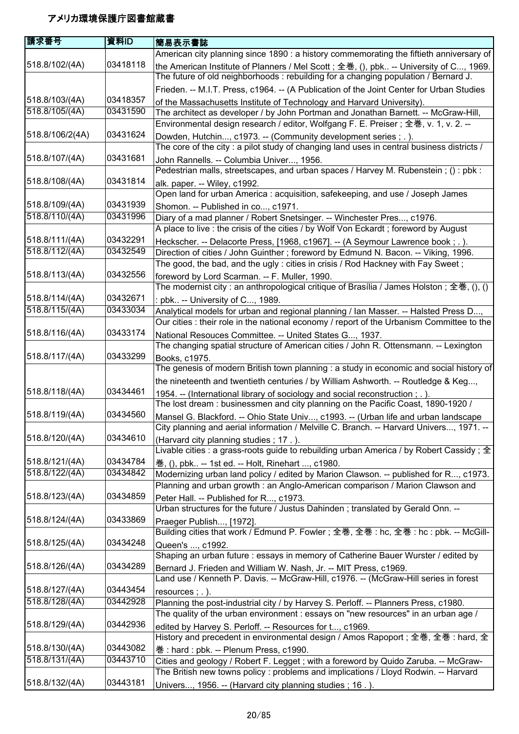# アメリカ環境保護庁図書館蔵書

| 請求番号 | 資料ID | 簡易表示書誌 |
|---|---|---|
| 518.8/102/(4A) | 03418118 | American city planning since 1890 : a history commemorating the fiftieth anniversary of the American Institute of Planners / Mel Scott ; 全巻, (), pbk.. -- University of C..., 1969. |
| 518.8/103/(4A) | 03418357 | The future of old neighborhoods : rebuilding for a changing population / Bernard J. Frieden. -- M.I.T. Press, c1964. -- (A Publication of the Joint Center for Urban Studies of the Massachusetts Institute of Technology and Harvard University). |
| 518.8/105/(4A) | 03431590 | The architect as developer / by John Portman and Jonathan Barnett. -- McGraw-Hill, |
| 518.8/106/2(4A) | 03431624 | Environmental design research / editor, Wolfgang F. E. Preiser ; 全巻, v. 1, v. 2. -- Dowden, Hutchin..., c1973. -- (Community development series ; . ). |
| 518.8/107/(4A) | 03431681 | The core of the city : a pilot study of changing land uses in central business districts / John Rannells. -- Columbia Univer..., 1956. |
| 518.8/108/(4A) | 03431814 | Pedestrian malls, streetscapes, and urban spaces / Harvey M. Rubenstein ; () : pbk : alk. paper. -- Wiley, c1992. |
| 518.8/109/(4A) | 03431939 | Open land for urban America : acquisition, safekeeping, and use / Joseph James Shomon. -- Published in co..., c1971. |
| 518.8/110/(4A) | 03431996 | Diary of a mad planner / Robert Snetsinger. -- Winchester Pres..., c1976. |
| 518.8/111/(4A) | 03432291 | A place to live : the crisis of the cities / by Wolf Von Eckardt ; foreword by August Heckscher. -- Delacorte Press, [1968, c1967]. -- (A Seymour Lawrence book ; . ). |
| 518.8/112/(4A) | 03432549 | Direction of cities / John Guinther ; foreword by Edmund N. Bacon. -- Viking, 1996. |
| 518.8/113/(4A) | 03432556 | The good, the bad, and the ugly : cities in crisis / Rod Hackney with Fay Sweet ; foreword by Lord Scarman. -- F. Muller, 1990. |
| 518.8/114/(4A) | 03432671 | The modernist city : an anthropological critique of Brasília / James Holston ; 全巻, (), () : pbk.. -- University of C..., 1989. |
| 518.8/115/(4A) | 03433034 | Analytical models for urban and regional planning / Ian Masser. -- Halsted Press D..., |
| 518.8/116/(4A) | 03433174 | Our cities : their role in the national economy / report of the Urbanism Committee to the National Resouces Committee. -- United States G..., 1937. |
| 518.8/117/(4A) | 03433299 | The changing spatial structure of American cities / John R. Ottensmann. -- Lexington Books, c1975. |
| 518.8/118/(4A) | 03434461 | The genesis of modern British town planning : a study in economic and social history of the nineteenth and twentieth centuries / by William Ashworth. -- Routledge & Keg..., 1954. -- (International library of sociology and social reconstruction ; . ). |
| 518.8/119/(4A) | 03434560 | The lost dream : businessmen and city planning on the Pacific Coast, 1890-1920 / Mansel G. Blackford. -- Ohio State Univ..., c1993. -- (Urban life and urban landscape |
| 518.8/120/(4A) | 03434610 | City planning and aerial information / Melville C. Branch. -- Harvard Univers..., 1971. -- (Harvard city planning studies ; 17 . ). |
| 518.8/121/(4A) | 03434784 | Livable cities : a grass-roots guide to rebuilding urban America / by Robert Cassidy ; 全巻, (), pbk.. -- 1st ed. -- Holt, Rinehart ..., c1980. |
| 518.8/122/(4A) | 03434842 | Modernizing urban land policy / edited by Marion Clawson. -- published for R..., c1973. |
| 518.8/123/(4A) | 03434859 | Planning and urban growth : an Anglo-American comparison / Marion Clawson and Peter Hall. -- Published for R..., c1973. |
| 518.8/124/(4A) | 03433869 | Urban structures for the future / Justus Dahinden ; translated by Gerald Onn. -- Praeger Publish..., [1972]. |
| 518.8/125/(4A) | 03434248 | Building cities that work / Edmund P. Fowler ; 全巻, 全巻 : hc, 全巻 : hc : pbk. -- McGill-Queen's ..., c1992. |
| 518.8/126/(4A) | 03434289 | Shaping an urban future : essays in memory of Catherine Bauer Wurster / edited by Bernard J. Frieden and William W. Nash, Jr. -- MIT Press, c1969. |
| 518.8/127/(4A) | 03443454 | Land use / Kenneth P. Davis. -- McGraw-Hill, c1976. -- (McGraw-Hill series in forest resources ; . ). |
| 518.8/128/(4A) | 03442928 | Planning the post-industrial city / by Harvey S. Perloff. -- Planners Press, c1980. |
| 518.8/129/(4A) | 03442936 | The quality of the urban environment : essays on "new resources" in an urban age / edited by Harvey S. Perloff. -- Resources for t..., c1969. |
| 518.8/130/(4A) | 03443082 | History and precedent in environmental design / Amos Rapoport ; 全巻, 全巻 : hard, 全巻 : hard : pbk. -- Plenum Press, c1990. |
| 518.8/131/(4A) | 03443710 | Cities and geology / Robert F. Legget ; with a foreword by Quido Zaruba. -- McGraw- |
| 518.8/132/(4A) | 03443181 | The British new towns policy : problems and implications / Lloyd Rodwin. -- Harvard Univers..., 1956. -- (Harvard city planning studies ; 16 . ). |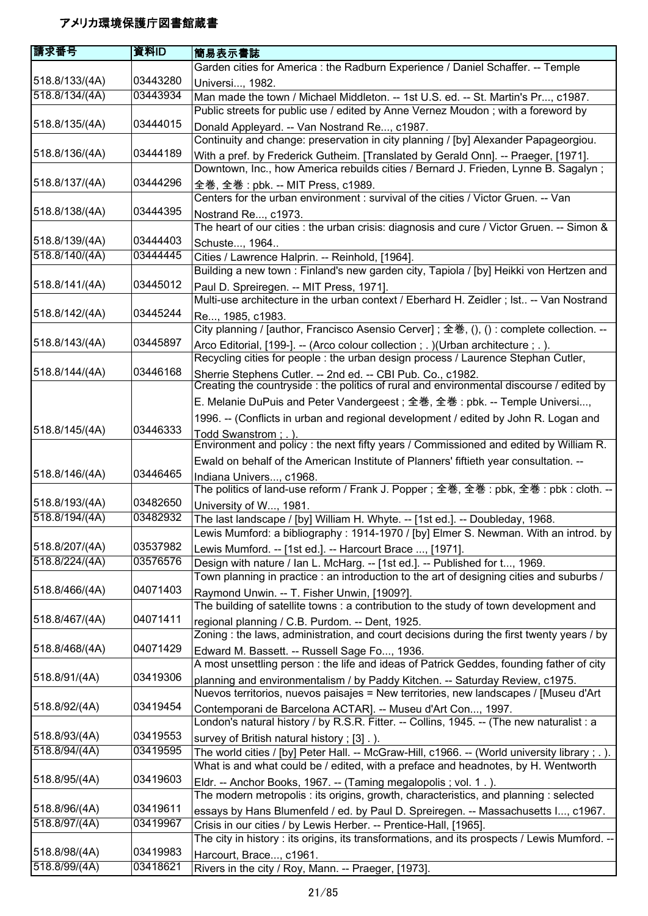# アメリカ環境保護庁図書館蔵書

| 請求番号 | 資料ID | 簡易表示書誌 |
|---|---|---|
| 518.8/133/(4A) | 03443280 | Garden cities for America : the Radburn Experience / Daniel Schaffer. -- Temple Universi..., 1982. |
| 518.8/134/(4A) | 03443934 | Man made the town / Michael Middleton. -- 1st U.S. ed. -- St. Martin's Pr..., c1987. |
| 518.8/135/(4A) | 03444015 | Public streets for public use / edited by Anne Vernez Moudon ; with a foreword by Donald Appleyard. -- Van Nostrand Re..., c1987. |
| 518.8/136/(4A) | 03444189 | Continuity and change: preservation in city planning / [by] Alexander Papageorgiou. With a pref. by Frederick Gutheim. [Translated by Gerald Onn]. -- Praeger, [1971]. |
| 518.8/137/(4A) | 03444296 | Downtown, Inc., how America rebuilds cities / Bernard J. Frieden, Lynne B. Sagalyn ; 全巻, 全巻 : pbk. -- MIT Press, c1989. |
| 518.8/138/(4A) | 03444395 | Centers for the urban environment : survival of the cities / Victor Gruen. -- Van Nostrand Re..., c1973. |
| 518.8/139/(4A) | 03444403 | The heart of our cities : the urban crisis: diagnosis and cure / Victor Gruen. -- Simon & Schuste..., 1964.. |
| 518.8/140/(4A) | 03444445 | Cities / Lawrence Halprin. -- Reinhold, [1964]. |
| 518.8/141/(4A) | 03445012 | Building a new town : Finland's new garden city, Tapiola / [by] Heikki von Hertzen and Paul D. Spreiregen. -- MIT Press, 1971]. |
| 518.8/142/(4A) | 03445244 | Multi-use architecture in the urban context / Eberhard H. Zeidler ; lst.. -- Van Nostrand Re..., 1985, c1983. |
| 518.8/143/(4A) | 03445897 | City planning / [author, Francisco Asensio Cerver] ; 全巻, (), () : complete collection. -- Arco Editorial, [199-]. -- (Arco colour collection ; . )(Urban architecture ; . ). |
| 518.8/144/(4A) | 03446168 | Recycling cities for people : the urban design process / Laurence Stephan Cutler, Sherrie Stephens Cutler. -- 2nd ed. -- CBI Pub. Co., c1982. |
| 518.8/145/(4A) | 03446333 | Creating the countryside : the politics of rural and environmental discourse / edited by E. Melanie DuPuis and Peter Vandergeest ; 全巻, 全巻 : pbk. -- Temple Universi..., 1996. -- (Conflicts in urban and regional development / edited by John R. Logan and Todd Swanstrom ; . ). |
| 518.8/146/(4A) | 03446465 | Environment and policy : the next fifty years / Commissioned and edited by William R. Ewald on behalf of the American Institute of Planners' fiftieth year consultation. -- Indiana Univers..., c1968. |
| 518.8/193/(4A) | 03482650 | The politics of land-use reform / Frank J. Popper ; 全巻, 全巻 : pbk, 全巻 : pbk : cloth. -- University of W..., 1981. |
| 518.8/194/(4A) | 03482932 | The last landscape / [by] William H. Whyte. -- [1st ed.]. -- Doubleday, 1968. |
| 518.8/207/(4A) | 03537982 | Lewis Mumford: a bibliography : 1914-1970 / [by] Elmer S. Newman. With an introd. by Lewis Mumford. -- [1st ed.]. -- Harcourt Brace ..., [1971]. |
| 518.8/224/(4A) | 03576576 | Design with nature / Ian L. McHarg. -- [1st ed.]. -- Published for t..., 1969. |
| 518.8/466/(4A) | 04071403 | Town planning in practice : an introduction to the art of designing cities and suburbs / Raymond Unwin. -- T. Fisher Unwin, [1909?]. |
| 518.8/467/(4A) | 04071411 | The building of satellite towns : a contribution to the study of town development and regional planning / C.B. Purdom. -- Dent, 1925. |
| 518.8/468/(4A) | 04071429 | Zoning : the laws, administration, and court decisions during the first twenty years / by Edward M. Bassett. -- Russell Sage Fo..., 1936. |
| 518.8/91/(4A) | 03419306 | A most unsettling person : the life and ideas of Patrick Geddes, founding father of city planning and environmentalism / by Paddy Kitchen. -- Saturday Review, c1975. |
| 518.8/92/(4A) | 03419454 | Nuevos territorios, nuevos paisajes = New territories, new landscapes / [Museu d'Art Contemporani de Barcelona ACTAR]. -- Museu d'Art Con..., 1997. |
| 518.8/93/(4A) | 03419553 | London's natural history / by R.S.R. Fitter. -- Collins, 1945. -- (The new naturalist : a survey of British natural history ; [3] . ). |
| 518.8/94/(4A) | 03419595 | The world cities / [by] Peter Hall. -- McGraw-Hill, c1966. -- (World university library ; . ). |
| 518.8/95/(4A) | 03419603 | What is and what could be / edited, with a preface and headnotes, by H. Wentworth Eldr. -- Anchor Books, 1967. -- (Taming megalopolis ; vol. 1 . ). |
| 518.8/96/(4A) | 03419611 | The modern metropolis : its origins, growth, characteristics, and planning : selected essays by Hans Blumenfeld / ed. by Paul D. Spreiregen. -- Massachusetts I..., c1967. |
| 518.8/97/(4A) | 03419967 | Crisis in our cities / by Lewis Herber. -- Prentice-Hall, [1965]. |
| 518.8/98/(4A) | 03419983 | The city in history : its origins, its transformations, and its prospects / Lewis Mumford. -- Harcourt, Brace..., c1961. |
| 518.8/99/(4A) | 03418621 | Rivers in the city / Roy, Mann. -- Praeger, [1973]. |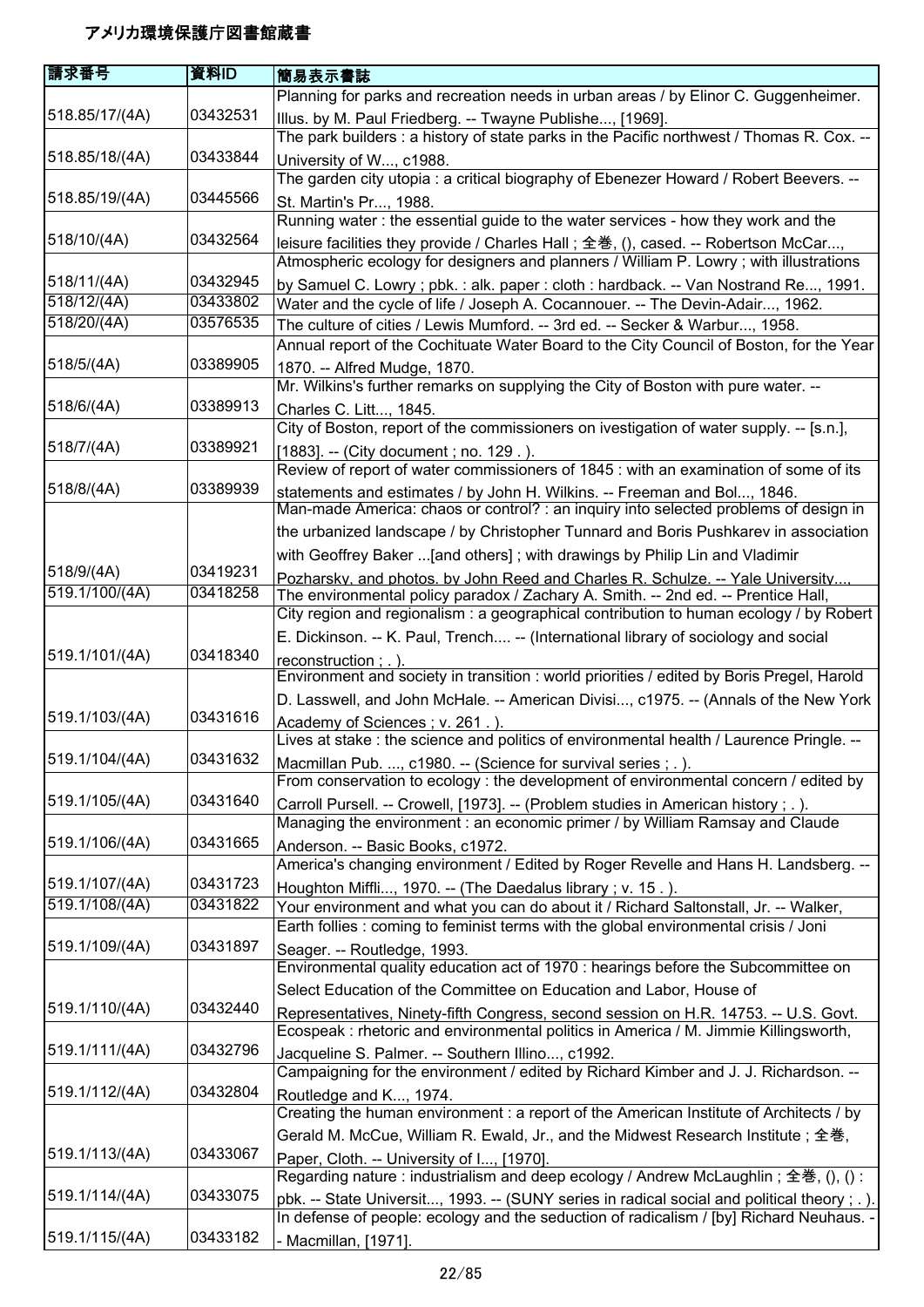# アメリカ環境保護庁図書館蔵書

| 請求番号 | 資料ID | 簡易表示書誌 |
|---|---|---|
| 518.85/17/(4A) | 03432531 | Planning for parks and recreation needs in urban areas / by Elinor C. Guggenheimer. Illus. by M. Paul Friedberg. -- Twayne Publishe..., [1969]. |
| 518.85/18/(4A) | 03433844 | The park builders : a history of state parks in the Pacific northwest / Thomas R. Cox. -- University of W..., c1988. |
| 518.85/19/(4A) | 03445566 | The garden city utopia : a critical biography of Ebenezer Howard / Robert Beevers. -- St. Martin's Pr..., 1988. |
| 518/10/(4A) | 03432564 | Running water : the essential guide to the water services - how they work and the leisure facilities they provide / Charles Hall ; 全巻, (), cased. -- Robertson McCar..., |
| 518/11/(4A) | 03432945 | Atmospheric ecology for designers and planners / William P. Lowry ; with illustrations by Samuel C. Lowry ; pbk. : alk. paper : cloth : hardback. -- Van Nostrand Re..., 1991. |
| 518/12/(4A) | 03433802 | Water and the cycle of life / Joseph A. Cocannouer. -- The Devin-Adair..., 1962. |
| 518/20/(4A) | 03576535 | The culture of cities / Lewis Mumford. -- 3rd ed. -- Secker & Warbur..., 1958. |
| 518/5/(4A) | 03389905 | Annual report of the Cochituate Water Board to the City Council of Boston, for the Year 1870. -- Alfred Mudge, 1870. |
| 518/6/(4A) | 03389913 | Mr. Wilkins's further remarks on supplying the City of Boston with pure water. -- Charles C. Litt..., 1845. |
| 518/7/(4A) | 03389921 | City of Boston, report of the commissioners on ivestigation of water supply. -- [s.n.], [1883]. -- (City document ; no. 129 . ). |
| 518/8/(4A) | 03389939 | Review of report of water commissioners of 1845 : with an examination of some of its statements and estimates / by John H. Wilkins. -- Freeman and Bol..., 1846. |
| 518/9/(4A) | 03419231 | Man-made America: chaos or control? : an inquiry into selected problems of design in the urbanized landscape / by Christopher Tunnard and Boris Pushkarev in association with Geoffrey Baker ...[and others] ; with drawings by Philip Lin and Vladimir Pozharsky, and photos. by John Reed and Charles R. Schulze. -- Yale University..., |
| 519.1/100/(4A) | 03418258 | The environmental policy paradox / Zachary A. Smith. -- 2nd ed. -- Prentice Hall, |
| 519.1/101/(4A) | 03418340 | City region and regionalism : a geographical contribution to human ecology / by Robert E. Dickinson. -- K. Paul, Trench.... -- (International library of sociology and social reconstruction ; . ). |
| 519.1/103/(4A) | 03431616 | Environment and society in transition : world priorities / edited by Boris Pregel, Harold D. Lasswell, and John McHale. -- American Divisi..., c1975. -- (Annals of the New York Academy of Sciences ; v. 261 . ). |
| 519.1/104/(4A) | 03431632 | Lives at stake : the science and politics of environmental health / Laurence Pringle. -- Macmillan Pub. ..., c1980. -- (Science for survival series ; . ). |
| 519.1/105/(4A) | 03431640 | From conservation to ecology : the development of environmental concern / edited by Carroll Pursell. -- Crowell, [1973]. -- (Problem studies in American history ; . ). |
| 519.1/106/(4A) | 03431665 | Managing the environment : an economic primer / by William Ramsay and Claude Anderson. -- Basic Books, c1972. |
| 519.1/107/(4A) | 03431723 | America's changing environment / Edited by Roger Revelle and Hans H. Landsberg. -- Houghton Miffli..., 1970. -- (The Daedalus library ; v. 15 . ). |
| 519.1/108/(4A) | 03431822 | Your environment and what you can do about it / Richard Saltonstall, Jr. -- Walker, |
| 519.1/109/(4A) | 03431897 | Earth follies : coming to feminist terms with the global environmental crisis / Joni Seager. -- Routledge, 1993. |
| 519.1/110/(4A) | 03432440 | Environmental quality education act of 1970 : hearings before the Subcommittee on Select Education of the Committee on Education and Labor, House of Representatives, Ninety-fifth Congress, second session on H.R. 14753. -- U.S. Govt. |
| 519.1/111/(4A) | 03432796 | Ecospeak : rhetoric and environmental politics in America / M. Jimmie Killingsworth, Jacqueline S. Palmer. -- Southern Illino..., c1992. |
| 519.1/112/(4A) | 03432804 | Campaigning for the environment / edited by Richard Kimber and J. J. Richardson. -- Routledge and K..., 1974. |
| 519.1/113/(4A) | 03433067 | Creating the human environment : a report of the American Institute of Architects / by Gerald M. McCue, William R. Ewald, Jr., and the Midwest Research Institute ; 全巻, Paper, Cloth. -- University of I..., [1970]. |
| 519.1/114/(4A) | 03433075 | Regarding nature : industrialism and deep ecology / Andrew McLaughlin ; 全巻, (), () : pbk. -- State Universit..., 1993. -- (SUNY series in radical social and political theory ; . ). |
| 519.1/115/(4A) | 03433182 | In defense of people: ecology and the seduction of radicalism / [by] Richard Neuhaus. -- Macmillan, [1971]. |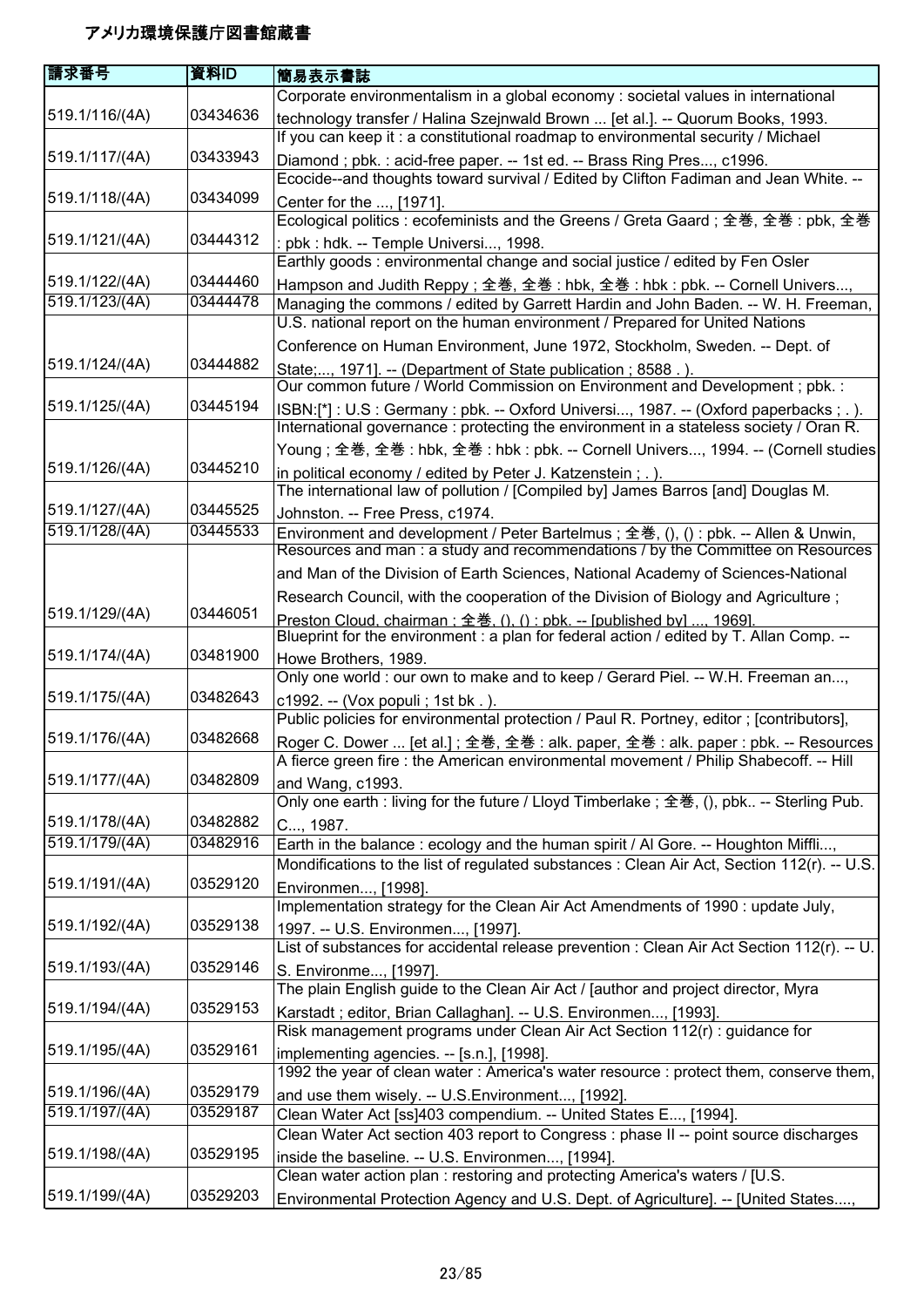# アメリカ環境保護庁図書館蔵書

| 請求番号 | 資料ID | 簡易表示書誌 |
|---|---|---|
| 519.1/116/(4A) | 03434636 | Corporate environmentalism in a global economy : societal values in international technology transfer / Halina Szejnwald Brown ... [et al.]. -- Quorum Books, 1993. |
| 519.1/117/(4A) | 03433943 | If you can keep it : a constitutional roadmap to environmental security / Michael Diamond ; pbk. : acid-free paper. -- 1st ed. -- Brass Ring Pres..., c1996. |
| 519.1/118/(4A) | 03434099 | Ecocide--and thoughts toward survival / Edited by Clifton Fadiman and Jean White. -- Center for the ..., [1971]. |
| 519.1/121/(4A) | 03444312 | Ecological politics : ecofeminists and the Greens / Greta Gaard ; 全巻, 全巻 : pbk, 全巻 : pbk : hdk. -- Temple Universi..., 1998. |
| 519.1/122/(4A) | 03444460 | Earthly goods : environmental change and social justice / edited by Fen Osler Hampson and Judith Reppy ; 全巻, 全巻 : hbk, 全巻 : hbk : pbk. -- Cornell Univers..., |
| 519.1/123/(4A) | 03444478 | Managing the commons / edited by Garrett Hardin and John Baden. -- W. H. Freeman, |
| 519.1/124/(4A) | 03444882 | U.S. national report on the human environment / Prepared for United Nations Conference on Human Environment, June 1972, Stockholm, Sweden. -- Dept. of State;..., 1971]. -- (Department of State publication ; 8588 . ). |
| 519.1/125/(4A) | 03445194 | Our common future / World Commission on Environment and Development ; pbk. : ISBN:[*] : U.S : Germany : pbk. -- Oxford Universi..., 1987. -- (Oxford paperbacks ; . ). |
| 519.1/126/(4A) | 03445210 | International governance : protecting the environment in a stateless society / Oran R. Young ; 全巻, 全巻 : hbk, 全巻 : hbk : pbk. -- Cornell Univers..., 1994. -- (Cornell studies in political economy / edited by Peter J. Katzenstein ; . ). |
| 519.1/127/(4A) | 03445525 | The international law of pollution / [Compiled by] James Barros [and] Douglas M. Johnston. -- Free Press, c1974. |
| 519.1/128/(4A) | 03445533 | Environment and development / Peter Bartelmus ; 全巻, (), () : pbk. -- Allen & Unwin, |
| 519.1/129/(4A) | 03446051 | Resources and man : a study and recommendations / by the Committee on Resources and Man of the Division of Earth Sciences, National Academy of Sciences-National Research Council, with the cooperation of the Division of Biology and Agriculture ; Preston Cloud, chairman ; 全巻, (), () : pbk. -- [published by] ..., 1969]. |
| 519.1/174/(4A) | 03481900 | Blueprint for the environment : a plan for federal action / edited by T. Allan Comp. -- Howe Brothers, 1989. |
| 519.1/175/(4A) | 03482643 | Only one world : our own to make and to keep / Gerard Piel. -- W.H. Freeman an..., c1992. -- (Vox populi ; 1st bk . ). |
| 519.1/176/(4A) | 03482668 | Public policies for environmental protection / Paul R. Portney, editor ; [contributors], Roger C. Dower ... [et al.] ; 全巻, 全巻 : alk. paper, 全巻 : alk. paper : pbk. -- Resources |
| 519.1/177/(4A) | 03482809 | A fierce green fire : the American environmental movement / Philip Shabecoff. -- Hill and Wang, c1993. |
| 519.1/178/(4A) | 03482882 | Only one earth : living for the future / Lloyd Timberlake ; 全巻, (), pbk.. -- Sterling Pub. C..., 1987. |
| 519.1/179/(4A) | 03482916 | Earth in the balance : ecology and the human spirit / Al Gore. -- Houghton Miffli..., |
| 519.1/191/(4A) | 03529120 | Mondifications to the list of regulated substances : Clean Air Act, Section 112(r). -- U.S. Environmen..., [1998]. |
| 519.1/192/(4A) | 03529138 | Implementation strategy for the Clean Air Act Amendments of 1990 : update July, 1997. -- U.S. Environmen..., [1997]. |
| 519.1/193/(4A) | 03529146 | List of substances for accidental release prevention : Clean Air Act Section 112(r). -- U. S. Environme..., [1997]. |
| 519.1/194/(4A) | 03529153 | The plain English guide to the Clean Air Act / [author and project director, Myra Karstadt ; editor, Brian Callaghan]. -- U.S. Environmen..., [1993]. |
| 519.1/195/(4A) | 03529161 | Risk management programs under Clean Air Act Section 112(r) : guidance for implementing agencies. -- [s.n.], [1998]. |
| 519.1/196/(4A) | 03529179 | 1992 the year of clean water : America's water resource : protect them, conserve them, and use them wisely. -- U.S.Environment..., [1992]. |
| 519.1/197/(4A) | 03529187 | Clean Water Act [ss]403 compendium. -- United States E..., [1994]. |
| 519.1/198/(4A) | 03529195 | Clean Water Act section 403 report to Congress : phase II -- point source discharges inside the baseline. -- U.S. Environmen..., [1994]. |
| 519.1/199/(4A) | 03529203 | Clean water action plan : restoring and protecting America's waters / [U.S. Environmental Protection Agency and U.S. Dept. of Agriculture]. -- [United States...., |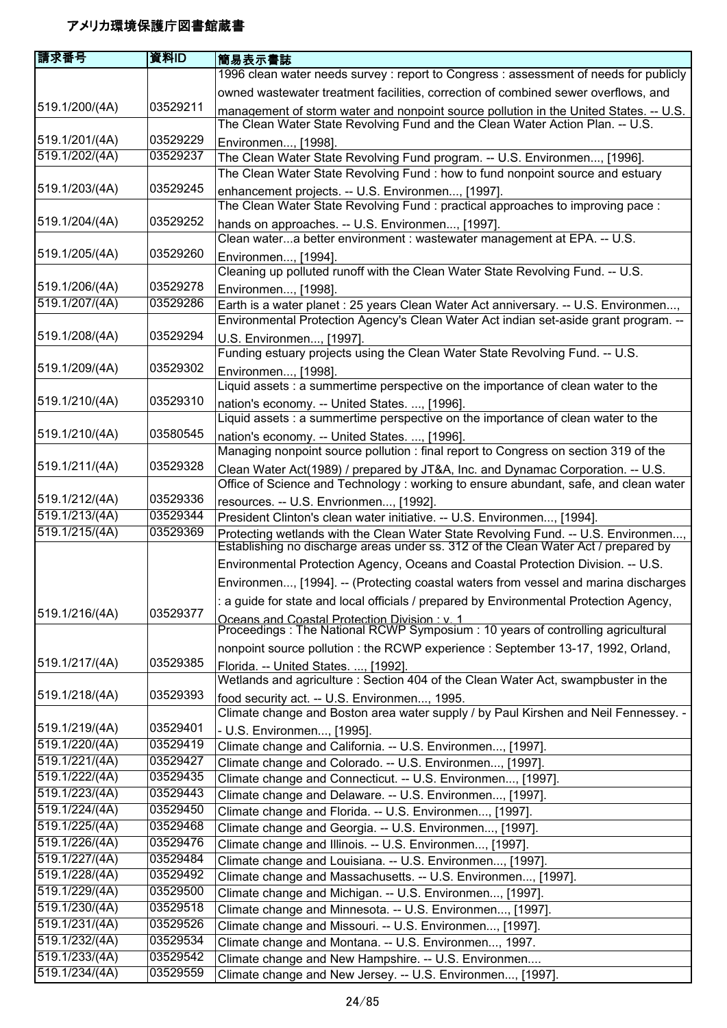# アメリカ環境保護庁図書館蔵書

| 請求番号 | 資料ID | 簡易表示書誌 |
|---|---|---|
| 519.1/200/(4A) | 03529211 | 1996 clean water needs survey : report to Congress : assessment of needs for publicly owned wastewater treatment facilities, correction of combined sewer overflows, and management of storm water and nonpoint source pollution in the United States. -- U.S. |
| 519.1/201/(4A) | 03529229 | The Clean Water State Revolving Fund and the Clean Water Action Plan. -- U.S. Environmen..., [1998]. |
| 519.1/202/(4A) | 03529237 | The Clean Water State Revolving Fund program. -- U.S. Environmen..., [1996]. |
| 519.1/203/(4A) | 03529245 | The Clean Water State Revolving Fund : how to fund nonpoint source and estuary enhancement projects. -- U.S. Environmen..., [1997]. |
| 519.1/204/(4A) | 03529252 | The Clean Water State Revolving Fund : practical approaches to improving pace : hands on approaches. -- U.S. Environmen..., [1997]. |
| 519.1/205/(4A) | 03529260 | Clean water...a better environment : wastewater management at EPA. -- U.S. Environmen..., [1994]. |
| 519.1/206/(4A) | 03529278 | Cleaning up polluted runoff with the Clean Water State Revolving Fund. -- U.S. Environmen..., [1998]. |
| 519.1/207/(4A) | 03529286 | Earth is a water planet : 25 years Clean Water Act anniversary. -- U.S. Environmen..., |
| 519.1/208/(4A) | 03529294 | Environmental Protection Agency's Clean Water Act indian set-aside grant program. -- U.S. Environmen..., [1997]. |
| 519.1/209/(4A) | 03529302 | Funding estuary projects using the Clean Water State Revolving Fund. -- U.S. Environmen..., [1998]. |
| 519.1/210/(4A) | 03529310 | Liquid assets : a summertime perspective on the importance of clean water to the nation's economy. -- United States. ..., [1996]. |
| 519.1/210/(4A) | 03580545 | Liquid assets : a summertime perspective on the importance of clean water to the nation's economy. -- United States. ..., [1996]. |
| 519.1/211/(4A) | 03529328 | Managing nonpoint source pollution : final report to Congress on section 319 of the Clean Water Act(1989) / prepared by JT&A, Inc. and Dynamac Corporation. -- U.S. |
| 519.1/212/(4A) | 03529336 | Office of Science and Technology : working to ensure abundant, safe, and clean water resources. -- U.S. Envrionmen..., [1992]. |
| 519.1/213/(4A) | 03529344 | President Clinton's clean water initiative. -- U.S. Environmen..., [1994]. |
| 519.1/215/(4A) | 03529369 | Protecting wetlands with the Clean Water State Revolving Fund. -- U.S. Environmen..., |
| 519.1/216/(4A) | 03529377 | Establishing no discharge areas under ss. 312 of the Clean Water Act / prepared by Environmental Protection Agency, Oceans and Coastal Protection Division. -- U.S. Environmen..., [1994]. -- (Protecting coastal waters from vessel and marina discharges : a guide for state and local officials / prepared by Environmental Protection Agency, Oceans and Coastal Protection Division : v. 1 |
| 519.1/217/(4A) | 03529385 | Proceedings : The National RCWP Symposium : 10 years of controlling agricultural nonpoint source pollution : the RCWP experience : September 13-17, 1992, Orland, Florida. -- United States. ..., [1992]. |
| 519.1/218/(4A) | 03529393 | Wetlands and agriculture : Section 404 of the Clean Water Act, swampbuster in the food security act. -- U.S. Environmen..., 1995. |
| 519.1/219/(4A) | 03529401 | Climate change and Boston area water supply / by Paul Kirshen and Neil Fennessey. -- U.S. Environmen..., [1995]. |
| 519.1/220/(4A) | 03529419 | Climate change and California. -- U.S. Environmen..., [1997]. |
| 519.1/221/(4A) | 03529427 | Climate change and Colorado. -- U.S. Environmen..., [1997]. |
| 519.1/222/(4A) | 03529435 | Climate change and Connecticut. -- U.S. Environmen..., [1997]. |
| 519.1/223/(4A) | 03529443 | Climate change and Delaware. -- U.S. Environmen..., [1997]. |
| 519.1/224/(4A) | 03529450 | Climate change and Florida. -- U.S. Environmen..., [1997]. |
| 519.1/225/(4A) | 03529468 | Climate change and Georgia. -- U.S. Environmen..., [1997]. |
| 519.1/226/(4A) | 03529476 | Climate change and Illinois. -- U.S. Environmen..., [1997]. |
| 519.1/227/(4A) | 03529484 | Climate change and Louisiana. -- U.S. Environmen..., [1997]. |
| 519.1/228/(4A) | 03529492 | Climate change and Massachusetts. -- U.S. Environmen..., [1997]. |
| 519.1/229/(4A) | 03529500 | Climate change and Michigan. -- U.S. Environmen..., [1997]. |
| 519.1/230/(4A) | 03529518 | Climate change and Minnesota. -- U.S. Environmen..., [1997]. |
| 519.1/231/(4A) | 03529526 | Climate change and Missouri. -- U.S. Environmen..., [1997]. |
| 519.1/232/(4A) | 03529534 | Climate change and Montana. -- U.S. Environmen..., 1997. |
| 519.1/233/(4A) | 03529542 | Climate change and New Hampshire. -- U.S. Environmen.... |
| 519.1/234/(4A) | 03529559 | Climate change and New Jersey. -- U.S. Environmen..., [1997]. |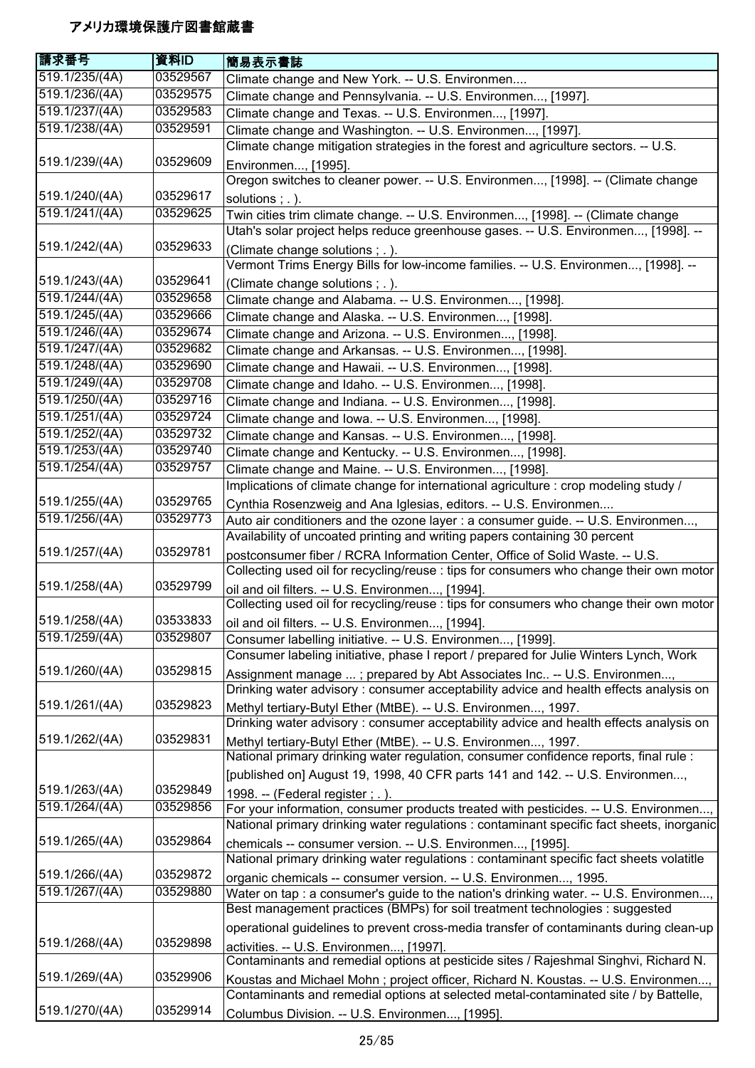# アメリカ環境保護庁図書館蔵書

| 請求番号 | 資料ID | 簡易表示書誌 |
|---|---|---|
| 519.1/235/(4A) | 03529567 | Climate change and New York. -- U.S. Environmen.... |
| 519.1/236/(4A) | 03529575 | Climate change and Pennsylvania. -- U.S. Environmen..., [1997]. |
| 519.1/237/(4A) | 03529583 | Climate change and Texas. -- U.S. Environmen..., [1997]. |
| 519.1/238/(4A) | 03529591 | Climate change and Washington. -- U.S. Environmen..., [1997]. |
| 519.1/239/(4A) | 03529609 | Climate change mitigation strategies in the forest and agriculture sectors. -- U.S. Environmen..., [1995]. |
| 519.1/240/(4A) | 03529617 | Oregon switches to cleaner power. -- U.S. Environmen..., [1998]. -- (Climate change solutions ; . ). |
| 519.1/241/(4A) | 03529625 | Twin cities trim climate change. -- U.S. Environmen..., [1998]. -- (Climate change |
| 519.1/242/(4A) | 03529633 | Utah's solar project helps reduce greenhouse gases. -- U.S. Environmen..., [1998]. -- (Climate change solutions ; . ). |
| 519.1/243/(4A) | 03529641 | Vermont Trims Energy Bills for low-income families. -- U.S. Environmen..., [1998]. -- (Climate change solutions ; . ). |
| 519.1/244/(4A) | 03529658 | Climate change and Alabama. -- U.S. Environmen..., [1998]. |
| 519.1/245/(4A) | 03529666 | Climate change and Alaska. -- U.S. Environmen..., [1998]. |
| 519.1/246/(4A) | 03529674 | Climate change and Arizona. -- U.S. Environmen..., [1998]. |
| 519.1/247/(4A) | 03529682 | Climate change and Arkansas. -- U.S. Environmen..., [1998]. |
| 519.1/248/(4A) | 03529690 | Climate change and Hawaii. -- U.S. Environmen..., [1998]. |
| 519.1/249/(4A) | 03529708 | Climate change and Idaho. -- U.S. Environmen..., [1998]. |
| 519.1/250/(4A) | 03529716 | Climate change and Indiana. -- U.S. Environmen..., [1998]. |
| 519.1/251/(4A) | 03529724 | Climate change and Iowa. -- U.S. Environmen..., [1998]. |
| 519.1/252/(4A) | 03529732 | Climate change and Kansas. -- U.S. Environmen..., [1998]. |
| 519.1/253/(4A) | 03529740 | Climate change and Kentucky. -- U.S. Environmen..., [1998]. |
| 519.1/254/(4A) | 03529757 | Climate change and Maine. -- U.S. Environmen..., [1998]. |
| 519.1/255/(4A) | 03529765 | Implications of climate change for international agriculture : crop modeling study / Cynthia Rosenzweig and Ana Iglesias, editors. -- U.S. Environmen.... |
| 519.1/256/(4A) | 03529773 | Auto air conditioners and the ozone layer : a consumer guide. -- U.S. Environmen..., |
| 519.1/257/(4A) | 03529781 | Availability of uncoated printing and writing papers containing 30 percent postconsumer fiber / RCRA Information Center, Office of Solid Waste. -- U.S. |
| 519.1/258/(4A) | 03529799 | Collecting used oil for recycling/reuse : tips for consumers who change their own motor oil and oil filters. -- U.S. Environmen..., [1994]. |
| 519.1/258/(4A) | 03533833 | Collecting used oil for recycling/reuse : tips for consumers who change their own motor oil and oil filters. -- U.S. Environmen..., [1994]. |
| 519.1/259/(4A) | 03529807 | Consumer labelling initiative. -- U.S. Environmen..., [1999]. |
| 519.1/260/(4A) | 03529815 | Consumer labeling initiative, phase I report / prepared for Julie Winters Lynch, Work Assignment manage ... ; prepared by Abt Associates Inc.. -- U.S. Environmen..., |
| 519.1/261/(4A) | 03529823 | Drinking water advisory : consumer acceptability advice and health effects analysis on Methyl tertiary-Butyl Ether (MtBE). -- U.S. Environmen..., 1997. |
| 519.1/262/(4A) | 03529831 | Drinking water advisory : consumer acceptability advice and health effects analysis on Methyl tertiary-Butyl Ether (MtBE). -- U.S. Environmen..., 1997. |
| 519.1/263/(4A) | 03529849 | National primary drinking water regulation, consumer confidence reports, final rule : [published on] August 19, 1998, 40 CFR parts 141 and 142. -- U.S. Environmen..., 1998. -- (Federal register ; . ). |
| 519.1/264/(4A) | 03529856 | For your information, consumer products treated with pesticides. -- U.S. Environmen..., |
| 519.1/265/(4A) | 03529864 | National primary drinking water regulations : contaminant specific fact sheets, inorganic chemicals -- consumer version. -- U.S. Environmen..., [1995]. |
| 519.1/266/(4A) | 03529872 | National primary drinking water regulations : contaminant specific fact sheets volatile organic chemicals -- consumer version. -- U.S. Environmen..., 1995. |
| 519.1/267/(4A) | 03529880 | Water on tap : a consumer's guide to the nation's drinking water. -- U.S. Environmen..., |
| 519.1/268/(4A) | 03529898 | Best management practices (BMPs) for soil treatment technologies : suggested operational guidelines to prevent cross-media transfer of contaminants during clean-up activities. -- U.S. Environmen..., [1997]. |
| 519.1/269/(4A) | 03529906 | Contaminants and remedial options at pesticide sites / Rajeshmal Singhvi, Richard N. Koustas and Michael Mohn ; project officer, Richard N. Koustas. -- U.S. Environmen..., |
| 519.1/270/(4A) | 03529914 | Contaminants and remedial options at selected metal-contaminated site / by Battelle, Columbus Division. -- U.S. Environmen..., [1995]. |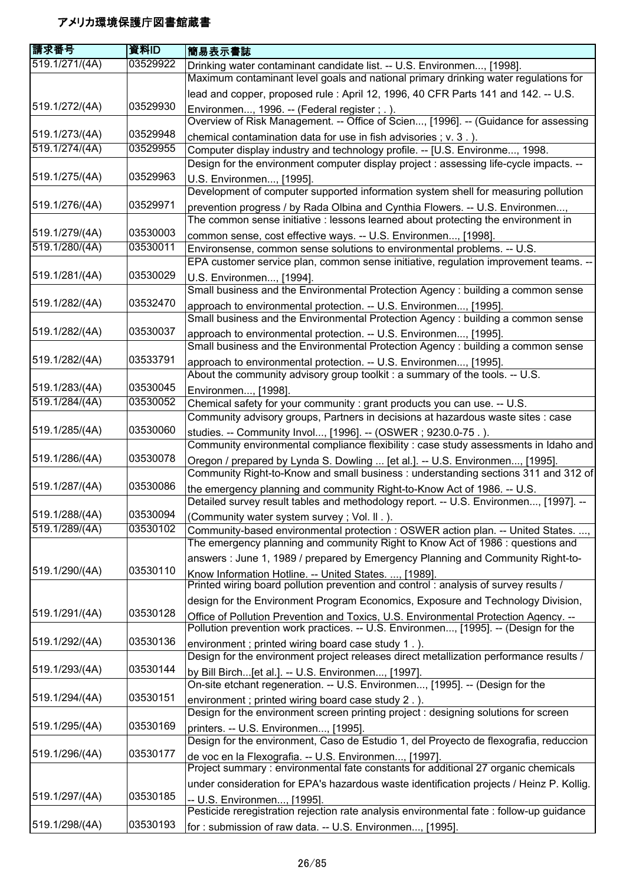# アメリカ環境保護庁図書館蔵書

| 請求番号 | 資料ID | 簡易表示書誌 |
| --- | --- | --- |
| 519.1/271/(4A) | 03529922 | Drinking water contaminant candidate list. -- U.S. Environmen..., [1998]. |
| 519.1/272/(4A) | 03529930 | Maximum contaminant level goals and national primary drinking water regulations for lead and copper, proposed rule : April 12, 1996, 40 CFR Parts 141 and 142. -- U.S. Environmen..., 1996. -- (Federal register ; . ). |
| 519.1/273/(4A) | 03529948 | Overview of Risk Management. -- Office of Scien..., [1996]. -- (Guidance for assessing chemical contamination data for use in fish advisories ; v. 3 . ). |
| 519.1/274/(4A) | 03529955 | Computer display industry and technology profile. -- [U.S. Environme..., 1998. |
| 519.1/275/(4A) | 03529963 | Design for the environment computer display project : assessing life-cycle impacts. -- U.S. Environmen..., [1995]. |
| 519.1/276/(4A) | 03529971 | Development of computer supported information system shell for measuring pollution prevention progress / by Rada Olbina and Cynthia Flowers. -- U.S. Environmen..., |
| 519.1/279/(4A) | 03530003 | The common sense initiative : lessons learned about protecting the environment in common sense, cost effective ways. -- U.S. Environmen..., [1998]. |
| 519.1/280/(4A) | 03530011 | Environsense, common sense solutions to environmental problems. -- U.S. |
| 519.1/281/(4A) | 03530029 | EPA customer service plan, common sense initiative, regulation improvement teams. -- U.S. Environmen..., [1994]. |
| 519.1/282/(4A) | 03532470 | Small business and the Environmental Protection Agency : building a common sense approach to environmental protection. -- U.S. Environmen..., [1995]. |
| 519.1/282/(4A) | 03530037 | Small business and the Environmental Protection Agency : building a common sense approach to environmental protection. -- U.S. Environmen..., [1995]. |
| 519.1/282/(4A) | 03533791 | Small business and the Environmental Protection Agency : building a common sense approach to environmental protection. -- U.S. Environmen..., [1995]. |
| 519.1/283/(4A) | 03530045 | About the community advisory group toolkit : a summary of the tools. -- U.S. Environmen..., [1998]. |
| 519.1/284/(4A) | 03530052 | Chemical safety for your community : grant products you can use. -- U.S. |
| 519.1/285/(4A) | 03530060 | Community advisory groups, Partners in decisions at hazardous waste sites : case studies. -- Community Invol..., [1996]. -- (OSWER ; 9230.0-75 . ). |
| 519.1/286/(4A) | 03530078 | Community environmental compliance flexibility : case study assessments in Idaho and Oregon / prepared by Lynda S. Dowling ... [et al.]. -- U.S. Environmen..., [1995]. |
| 519.1/287/(4A) | 03530086 | Community Right-to-Know and small business : understanding sections 311 and 312 of the emergency planning and community Right-to-Know Act of 1986. -- U.S. |
| 519.1/288/(4A) | 03530094 | Detailed survey result tables and methodology report. -- U.S. Environmen..., [1997]. -- (Community water system survey ; Vol. II . ). |
| 519.1/289/(4A) | 03530102 | Community-based environmental protection : OSWER action plan. -- United States. ..., |
| 519.1/290/(4A) | 03530110 | The emergency planning and community Right to Know Act of 1986 : questions and answers : June 1, 1989 / prepared by Emergency Planning and Community Right-to-Know Information Hotline. -- United States. ..., [1989]. |
| 519.1/291/(4A) | 03530128 | Printed wiring board pollution prevention and control : analysis of survey results / design for the Environment Program Economics, Exposure and Technology Division, Office of Pollution Prevention and Toxics, U.S. Environmental Protection Agency. -- |
| 519.1/292/(4A) | 03530136 | Pollution prevention work practices. -- U.S. Environmen..., [1995]. -- (Design for the environment ; printed wiring board case study 1 . ). |
| 519.1/293/(4A) | 03530144 | Design for the environment project releases direct metallization performance results / by Bill Birch...[et al.]. -- U.S. Environmen..., [1997]. |
| 519.1/294/(4A) | 03530151 | On-site etchant regeneration. -- U.S. Environmen..., [1995]. -- (Design for the environment ; printed wiring board case study 2 . ). |
| 519.1/295/(4A) | 03530169 | Design for the environment screen printing project : designing solutions for screen printers. -- U.S. Environmen..., [1995]. |
| 519.1/296/(4A) | 03530177 | Design for the environment, Caso de Estudio 1, del Proyecto de flexografia, reduccion de voc en la Flexografia. -- U.S. Environmen..., [1997]. |
| 519.1/297/(4A) | 03530185 | Project summary : environmental fate constants for additional 27 organic chemicals under consideration for EPA's hazardous waste identification projects / Heinz P. Kollig. -- U.S. Environmen..., [1995]. |
| 519.1/298/(4A) | 03530193 | Pesticide reregistration rejection rate analysis environmental fate : follow-up guidance for : submission of raw data. -- U.S. Environmen..., [1995]. |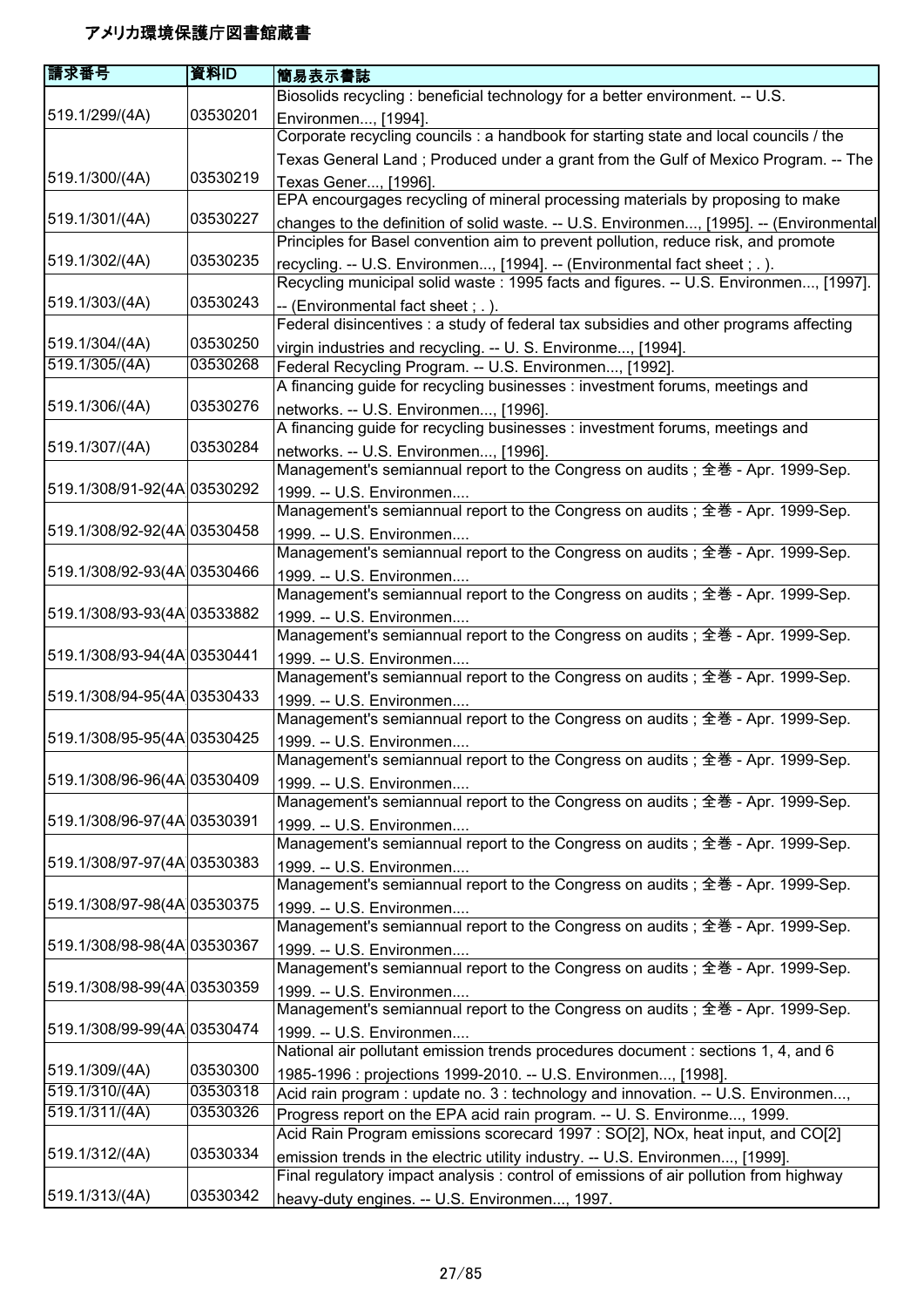# アメリカ環境保護庁図書館蔵書

| 請求番号 | 資料ID | 簡易表示書誌 |
|---|---|---|
| 519.1/299/(4A) | 03530201 | Biosolids recycling : beneficial technology for a better environment. -- U.S. Environmen..., [1994]. |
| 519.1/300/(4A) | 03530219 | Corporate recycling councils : a handbook for starting state and local councils / the Texas General Land ; Produced under a grant from the Gulf of Mexico Program. -- The Texas Gener..., [1996]. |
| 519.1/301/(4A) | 03530227 | EPA encourgages recycling of mineral processing materials by proposing to make changes to the definition of solid waste. -- U.S. Environmen..., [1995]. -- (Environmental |
| 519.1/302/(4A) | 03530235 | Principles for Basel convention aim to prevent pollution, reduce risk, and promote recycling. -- U.S. Environmen..., [1994]. -- (Environmental fact sheet ; . ). |
| 519.1/303/(4A) | 03530243 | Recycling municipal solid waste : 1995 facts and figures. -- U.S. Environmen..., [1997]. -- (Environmental fact sheet ; . ). |
| 519.1/304/(4A) | 03530250 | Federal disincentives : a study of federal tax subsidies and other programs affecting virgin industries and recycling. -- U. S. Environme..., [1994]. |
| 519.1/305/(4A) | 03530268 | Federal Recycling Program. -- U.S. Environmen..., [1992]. |
| 519.1/306/(4A) | 03530276 | A financing guide for recycling businesses : investment forums, meetings and networks. -- U.S. Environmen..., [1996]. |
| 519.1/307/(4A) | 03530284 | A financing guide for recycling businesses : investment forums, meetings and networks. -- U.S. Environmen..., [1996]. |
| 519.1/308/91-92(4A | 03530292 | Management's semiannual report to the Congress on audits ; 全巻 - Apr. 1999-Sep. 1999. -- U.S. Environmen.... |
| 519.1/308/92-92(4A | 03530458 | Management's semiannual report to the Congress on audits ; 全巻 - Apr. 1999-Sep. 1999. -- U.S. Environmen.... |
| 519.1/308/92-93(4A | 03530466 | Management's semiannual report to the Congress on audits ; 全巻 - Apr. 1999-Sep. 1999. -- U.S. Environmen.... |
| 519.1/308/93-93(4A | 03533882 | Management's semiannual report to the Congress on audits ; 全巻 - Apr. 1999-Sep. 1999. -- U.S. Environmen.... |
| 519.1/308/93-94(4A | 03530441 | Management's semiannual report to the Congress on audits ; 全巻 - Apr. 1999-Sep. 1999. -- U.S. Environmen.... |
| 519.1/308/94-95(4A | 03530433 | Management's semiannual report to the Congress on audits ; 全巻 - Apr. 1999-Sep. 1999. -- U.S. Environmen.... |
| 519.1/308/95-95(4A | 03530425 | Management's semiannual report to the Congress on audits ; 全巻 - Apr. 1999-Sep. 1999. -- U.S. Environmen.... |
| 519.1/308/96-96(4A | 03530409 | Management's semiannual report to the Congress on audits ; 全巻 - Apr. 1999-Sep. 1999. -- U.S. Environmen.... |
| 519.1/308/96-97(4A | 03530391 | Management's semiannual report to the Congress on audits ; 全巻 - Apr. 1999-Sep. 1999. -- U.S. Environmen.... |
| 519.1/308/97-97(4A | 03530383 | Management's semiannual report to the Congress on audits ; 全巻 - Apr. 1999-Sep. 1999. -- U.S. Environmen.... |
| 519.1/308/97-98(4A | 03530375 | Management's semiannual report to the Congress on audits ; 全巻 - Apr. 1999-Sep. 1999. -- U.S. Environmen.... |
| 519.1/308/98-98(4A | 03530367 | Management's semiannual report to the Congress on audits ; 全巻 - Apr. 1999-Sep. 1999. -- U.S. Environmen.... |
| 519.1/308/98-99(4A | 03530359 | Management's semiannual report to the Congress on audits ; 全巻 - Apr. 1999-Sep. 1999. -- U.S. Environmen.... |
| 519.1/308/99-99(4A | 03530474 | Management's semiannual report to the Congress on audits ; 全巻 - Apr. 1999-Sep. 1999. -- U.S. Environmen.... |
| 519.1/309/(4A) | 03530300 | National air pollutant emission trends procedures document : sections 1, 4, and 6 1985-1996 : projections 1999-2010. -- U.S. Environmen..., [1998]. |
| 519.1/310/(4A) | 03530318 | Acid rain program : update no. 3 : technology and innovation. -- U.S. Environmen..., |
| 519.1/311/(4A) | 03530326 | Progress report on the EPA acid rain program. -- U. S. Environme..., 1999. |
| 519.1/312/(4A) | 03530334 | Acid Rain Program emissions scorecard 1997 : SO[2], NOx, heat input, and CO[2] emission trends in the electric utility industry. -- U.S. Environmen..., [1999]. |
| 519.1/313/(4A) | 03530342 | Final regulatory impact analysis : control of emissions of air pollution from highway heavy-duty engines. -- U.S. Environmen..., 1997. |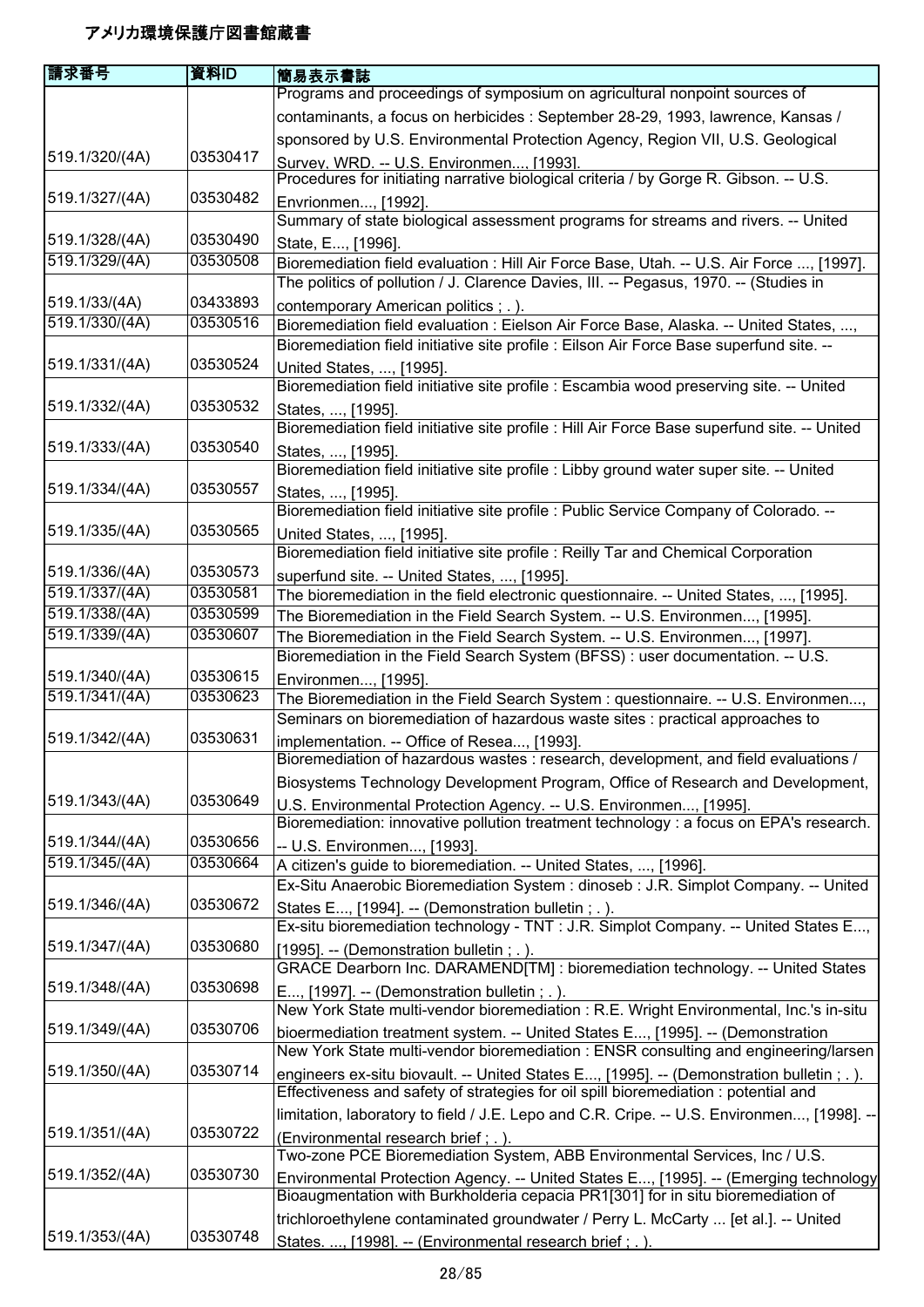# アメリカ環境保護庁図書館蔵書

| 請求番号 | 資料ID | 簡易表示書誌 |
| --- | --- | --- |
| 519.1/320/(4A) | 03530417 | Programs and proceedings of symposium on agricultural nonpoint sources of contaminants, a focus on herbicides : September 28-29, 1993, lawrence, Kansas / sponsored by U.S. Environmental Protection Agency, Region VII, U.S. Geological Survey, WRD. -- U.S. Environmen..., [1993]. |
| 519.1/327/(4A) | 03530482 | Procedures for initiating narrative biological criteria / by Gorge R. Gibson. -- U.S. Envrionmen..., [1992]. |
| 519.1/328/(4A) | 03530490 | Summary of state biological assessment programs for streams and rivers. -- United State, E..., [1996]. |
| 519.1/329/(4A) | 03530508 | Bioremediation field evaluation : Hill Air Force Base, Utah. -- U.S. Air Force ..., [1997]. |
| 519.1/33/(4A) | 03433893 | The politics of pollution / J. Clarence Davies, III. -- Pegasus, 1970. -- (Studies in contemporary American politics ; . ). |
| 519.1/330/(4A) | 03530516 | Bioremediation field evaluation : Eielson Air Force Base, Alaska. -- United States, ..., |
| 519.1/331/(4A) | 03530524 | Bioremediation field initiative site profile : Eilson Air Force Base superfund site. -- United States, ..., [1995]. |
| 519.1/332/(4A) | 03530532 | Bioremediation field initiative site profile : Escambia wood preserving site. -- United States, ..., [1995]. |
| 519.1/333/(4A) | 03530540 | Bioremediation field initiative site profile : Hill Air Force Base superfund site. -- United States, ..., [1995]. |
| 519.1/334/(4A) | 03530557 | Bioremediation field initiative site profile : Libby ground water super site. -- United States, ..., [1995]. |
| 519.1/335/(4A) | 03530565 | Bioremediation field initiative site profile : Public Service Company of Colorado. -- United States, ..., [1995]. |
| 519.1/336/(4A) | 03530573 | Bioremediation field initiative site profile : Reilly Tar and Chemical Corporation superfund site. -- United States, ..., [1995]. |
| 519.1/337/(4A) | 03530581 | The bioremediation in the field electronic questionnaire. -- United States, ..., [1995]. |
| 519.1/338/(4A) | 03530599 | The Bioremediation in the Field Search System. -- U.S. Environmen..., [1995]. |
| 519.1/339/(4A) | 03530607 | The Bioremediation in the Field Search System. -- U.S. Environmen..., [1997]. |
| 519.1/340/(4A) | 03530615 | Bioremediation in the Field Search System (BFSS) : user documentation. -- U.S. Environmen..., [1995]. |
| 519.1/341/(4A) | 03530623 | The Bioremediation in the Field Search System : questionnaire. -- U.S. Environmen..., |
| 519.1/342/(4A) | 03530631 | Seminars on bioremediation of hazardous waste sites : practical approaches to implementation. -- Office of Resea..., [1993]. |
| 519.1/343/(4A) | 03530649 | Bioremediation of hazardous wastes : research, development, and field evaluations / Biosystems Technology Development Program, Office of Research and Development, U.S. Environmental Protection Agency. -- U.S. Environmen..., [1995]. |
| 519.1/344/(4A) | 03530656 | Bioremediation: innovative pollution treatment technology : a focus on EPA's research. -- U.S. Environmen..., [1993]. |
| 519.1/345/(4A) | 03530664 | A citizen's guide to bioremediation. -- United States, ..., [1996]. |
| 519.1/346/(4A) | 03530672 | Ex-Situ Anaerobic Bioremediation System : dinoseb : J.R. Simplot Company. -- United States E..., [1994]. -- (Demonstration bulletin ; . ). |
| 519.1/347/(4A) | 03530680 | Ex-situ bioremediation technology - TNT : J.R. Simplot Company. -- United States E..., [1995]. -- (Demonstration bulletin ; . ). |
| 519.1/348/(4A) | 03530698 | GRACE Dearborn Inc. DARAMEND[TM] : bioremediation technology. -- United States E..., [1997]. -- (Demonstration bulletin ; . ). |
| 519.1/349/(4A) | 03530706 | New York State multi-vendor bioremediation : R.E. Wright Environmental, Inc.'s in-situ bioremediation treatment system. -- United States E..., [1995]. -- (Demonstration |
| 519.1/350/(4A) | 03530714 | New York State multi-vendor bioremediation : ENSR consulting and engineering/larsen engineers ex-situ biovault. -- United States E..., [1995]. -- (Demonstration bulletin ; . ). |
| 519.1/351/(4A) | 03530722 | Effectiveness and safety of strategies for oil spill bioremediation : potential and limitation, laboratory to field / J.E. Lepo and C.R. Cripe. -- U.S. Environmen..., [1998]. -- (Environmental research brief ; . ). |
| 519.1/352/(4A) | 03530730 | Two-zone PCE Bioremediation System, ABB Environmental Services, Inc / U.S. Environmental Protection Agency. -- United States E..., [1995]. -- (Emerging technology |
| 519.1/353/(4A) | 03530748 | Bioaugmentation with Burkholderia cepacia PR1[301] for in situ bioremediation of trichloroethylene contaminated groundwater / Perry L. McCarty ... [et al.]. -- United States. ..., [1998]. -- (Environmental research brief ; . ). |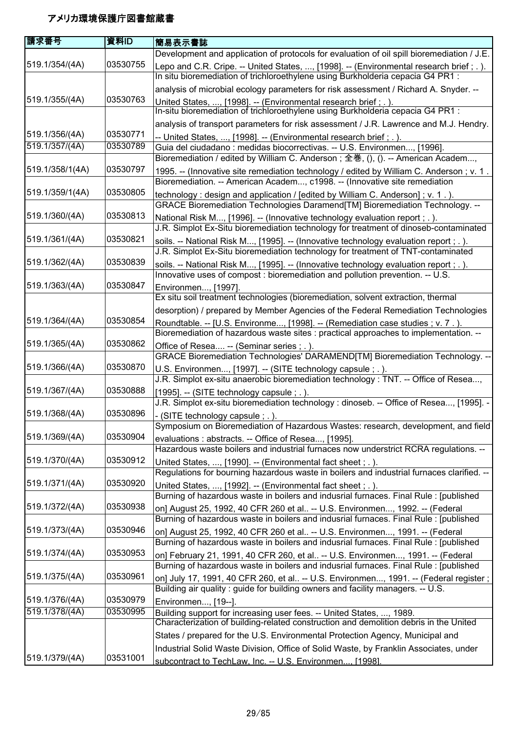# アメリカ環境保護庁図書館蔵書

| 請求番号 | 資料ID | 簡易表示書誌 |
| --- | --- | --- |
| 519.1/354/(4A) | 03530755 | Development and application of protocols for evaluation of oil spill bioremediation / J.E. Lepo and C.R. Cripe. -- United States, ..., [1998]. -- (Environmental research brief ; . ). |
| 519.1/355/(4A) | 03530763 | In situ bioremediation of trichloroethylene using Burkholderia cepacia G4 PR1 : analysis of microbial ecology parameters for risk assessment / Richard A. Snyder. -- United States, ..., [1998]. -- (Environmental research brief ; . ). |
| 519.1/356/(4A) | 03530771 | In-situ bioremediation of trichloroethylene using Burkholderia cepacia G4 PR1 : analysis of transport parameters for risk assessment / J.R. Lawrence and M.J. Hendry. -- United States, ..., [1998]. -- (Environmental research brief ; . ). |
| 519.1/357/(4A) | 03530789 | Guia del ciudadano : medidas biocorrectivas. -- U.S. Environmen..., [1996]. |
| 519.1/358/1(4A) | 03530797 | Bioremediation / edited by William C. Anderson ; 全巻, (), (). -- American Academ..., 1995. -- (Innovative site remediation technology / edited by William C. Anderson ; v. 1 . |
| 519.1/359/1(4A) | 03530805 | Bioremediation. -- American Academ..., c1998. -- (Innovative site remediation technology : design and application / [edited by William C. Anderson] ; v. 1 . ). |
| 519.1/360/(4A) | 03530813 | GRACE Bioremediation Technologies Daramend[TM] Bioremediation Technology. -- National Risk M..., [1996]. -- (Innovative technology evaluation report ; . ). |
| 519.1/361/(4A) | 03530821 | J.R. Simplot Ex-Situ bioremediation technology for treatment of dinoseb-contaminated soils. -- National Risk M..., [1995]. -- (Innovative technology evaluation report ; . ). |
| 519.1/362/(4A) | 03530839 | J.R. Simplot Ex-Situ bioremediation technology for treatment of TNT-contaminated soils. -- National Risk M..., [1995]. -- (Innovative technology evaluation report ; . ). |
| 519.1/363/(4A) | 03530847 | Innovative uses of compost : bioremediation and pollution prevention. -- U.S. Environmen..., [1997]. |
| 519.1/364/(4A) | 03530854 | Ex situ soil treatment technologies (bioremediation, solvent extraction, thermal desorption) / prepared by Member Agencies of the Federal Remediation Technologies Roundtable. -- [U.S. Environme..., [1998]. -- (Remediation case studies ; v. 7 . ). |
| 519.1/365/(4A) | 03530862 | Bioremediation of hazardous waste sites : practical approaches to implementation. -- Office of Resea.... -- (Seminar series ; . ). |
| 519.1/366/(4A) | 03530870 | GRACE Bioremediation Technologies' DARAMEND[TM] Bioremediation Technology. -- U.S. Environmen..., [1997]. -- (SITE technology capsule ; . ). |
| 519.1/367/(4A) | 03530888 | J.R. Simplot ex-situ anaerobic bioremediation technology : TNT. -- Office of Resea..., [1995]. -- (SITE technology capsule ; . ). |
| 519.1/368/(4A) | 03530896 | J.R. Simplot ex-situ bioremediation technology : dinoseb. -- Office of Resea..., [1995]. -- (SITE technology capsule ; . ). |
| 519.1/369/(4A) | 03530904 | Symposium on Bioremediation of Hazardous Wastes: research, development, and field evaluations : abstracts. -- Office of Resea..., [1995]. |
| 519.1/370/(4A) | 03530912 | Hazardous waste boilers and industrial furnaces now understrict RCRA regulations. -- United States, ..., [1990]. -- (Environmental fact sheet ; . ). |
| 519.1/371/(4A) | 03530920 | Regulations for bourning hazardous waste in boilers and industrial furnaces clarified. -- United States, ..., [1992]. -- (Environmental fact sheet ; . ). |
| 519.1/372/(4A) | 03530938 | Burning of hazardous waste in boilers and indusrial furnaces. Final Rule : [published on] August 25, 1992, 40 CFR 260 et al.. -- U.S. Environmen..., 1992. -- (Federal |
| 519.1/373/(4A) | 03530946 | Burning of hazardous waste in boilers and indusrial furnaces. Final Rule : [published on] August 25, 1992, 40 CFR 260 et al.. -- U.S. Environmen..., 1991. -- (Federal |
| 519.1/374/(4A) | 03530953 | Burning of hazardous waste in boilers and indusrial furnaces. Final Rule : [published on] February 21, 1991, 40 CFR 260, et al.. -- U.S. Environmen..., 1991. -- (Federal |
| 519.1/375/(4A) | 03530961 | Burning of hazardous waste in boilers and indusrial furnaces. Final Rule : [published on] July 17, 1991, 40 CFR 260, et al.. -- U.S. Environmen..., 1991. -- (Federal register ; |
| 519.1/376/(4A) | 03530979 | Building air quality : guide for building owners and facility managers. -- U.S. Environmen..., [19--]. |
| 519.1/378/(4A) | 03530995 | Building support for increasing user fees. -- United States, ..., 1989. |
| 519.1/379/(4A) | 03531001 | Characterization of building-related construction and demolition debris in the United States / prepared for the U.S. Environmental Protection Agency, Municipal and Industrial Solid Waste Division, Office of Solid Waste, by Franklin Associates, under subcontract to TechLaw, Inc. -- U.S. Environmen..., [1998]. |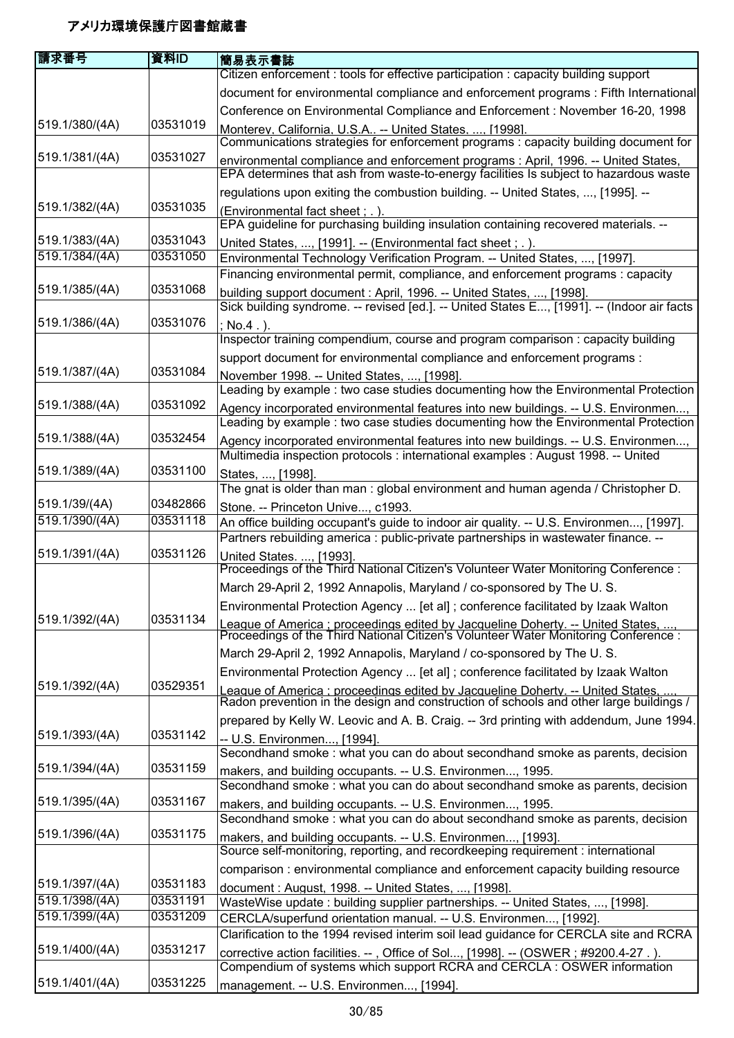# アメリカ環境保護庁図書館蔵書

| 請求番号 | 資料ID | 簡易表示書誌 |
|---|---|---|
| 519.1/380/(4A) | 03531019 | Citizen enforcement : tools for effective participation : capacity building support document for environmental compliance and enforcement programs : Fifth International Conference on Environmental Compliance and Enforcement : November 16-20, 1998 Monterey, California, U.S.A.. -- United States, ..., [1998]. |
| 519.1/381/(4A) | 03531027 | Communications strategies for enforcement programs : capacity building document for environmental compliance and enforcement programs : April, 1996. -- United States, |
| 519.1/382/(4A) | 03531035 | EPA determines that ash from waste-to-energy facilities Is subject to hazardous waste regulations upon exiting the combustion building. -- United States, ..., [1995]. -- (Environmental fact sheet ; . ). |
| 519.1/383/(4A) | 03531043 | EPA guideline for purchasing building insulation containing recovered materials. -- United States, ..., [1991]. -- (Environmental fact sheet ; . ). |
| 519.1/384/(4A) | 03531050 | Environmental Technology Verification Program. -- United States, ..., [1997]. |
| 519.1/385/(4A) | 03531068 | Financing environmental permit, compliance, and enforcement programs : capacity building support document : April, 1996. -- United States, ..., [1998]. |
| 519.1/386/(4A) | 03531076 | Sick building syndrome. -- revised [ed.]. -- United States E..., [1991]. -- (Indoor air facts ; No.4 . ). |
| 519.1/387/(4A) | 03531084 | Inspector training compendium, course and program comparison : capacity building support document for environmental compliance and enforcement programs : November 1998. -- United States, ..., [1998]. |
| 519.1/388/(4A) | 03531092 | Leading by example : two case studies documenting how the Environmental Protection Agency incorporated environmental features into new buildings. -- U.S. Environmen..., |
| 519.1/388/(4A) | 03532454 | Leading by example : two case studies documenting how the Environmental Protection Agency incorporated environmental features into new buildings. -- U.S. Environmen..., |
| 519.1/389/(4A) | 03531100 | Multimedia inspection protocols : international examples : August 1998. -- United States, ..., [1998]. |
| 519.1/39/(4A) | 03482866 | The gnat is older than man : global environment and human agenda / Christopher D. Stone. -- Princeton Unive..., c1993. |
| 519.1/390/(4A) | 03531118 | An office building occupant's guide to indoor air quality. -- U.S. Environmen..., [1997]. |
| 519.1/391/(4A) | 03531126 | Partners rebuilding america : public-private partnerships in wastewater finance. -- United States. ..., [1993]. |
| 519.1/392/(4A) | 03531134 | Proceedings of the Third National Citizen's Volunteer Water Monitoring Conference : March 29-April 2, 1992 Annapolis, Maryland / co-sponsored by The U. S. Environmental Protection Agency ... [et al] ; conference facilitated by Izaak Walton League of America ; proceedings edited by Jacqueline Doherty. -- United States, ..., |
| 519.1/392/(4A) | 03529351 | Proceedings of the Third National Citizen's Volunteer Water Monitoring Conference : March 29-April 2, 1992 Annapolis, Maryland / co-sponsored by The U. S. Environmental Protection Agency ... [et al] ; conference facilitated by Izaak Walton League of America ; proceedings edited by Jacqueline Doherty. -- United States, ..., |
| 519.1/393/(4A) | 03531142 | Radon prevention in the design and construction of schools and other large buildings / prepared by Kelly W. Leovic and A. B. Craig. -- 3rd printing with addendum, June 1994. -- U.S. Environmen..., [1994]. |
| 519.1/394/(4A) | 03531159 | Secondhand smoke : what you can do about secondhand smoke as parents, decision makers, and building occupants. -- U.S. Environmen..., 1995. |
| 519.1/395/(4A) | 03531167 | Secondhand smoke : what you can do about secondhand smoke as parents, decision makers, and building occupants. -- U.S. Environmen..., 1995. |
| 519.1/396/(4A) | 03531175 | Secondhand smoke : what you can do about secondhand smoke as parents, decision makers, and building occupants. -- U.S. Environmen..., [1993]. |
| 519.1/397/(4A) | 03531183 | Source self-monitoring, reporting, and recordkeeping requirement : international comparison : environmental compliance and enforcement capacity building resource document : August, 1998. -- United States, ..., [1998]. |
| 519.1/398/(4A) | 03531191 | WasteWise update : building supplier partnerships. -- United States, ..., [1998]. |
| 519.1/399/(4A) | 03531209 | CERCLA/superfund orientation manual. -- U.S. Environmen..., [1992]. |
| 519.1/400/(4A) | 03531217 | Clarification to the 1994 revised interim soil lead guidance for CERCLA site and RCRA corrective action facilities. -- , Office of Sol..., [1998]. -- (OSWER ; #9200.4-27 . ). |
| 519.1/401/(4A) | 03531225 | Compendium of systems which support RCRA and CERCLA : OSWER information management. -- U.S. Environmen..., [1994]. |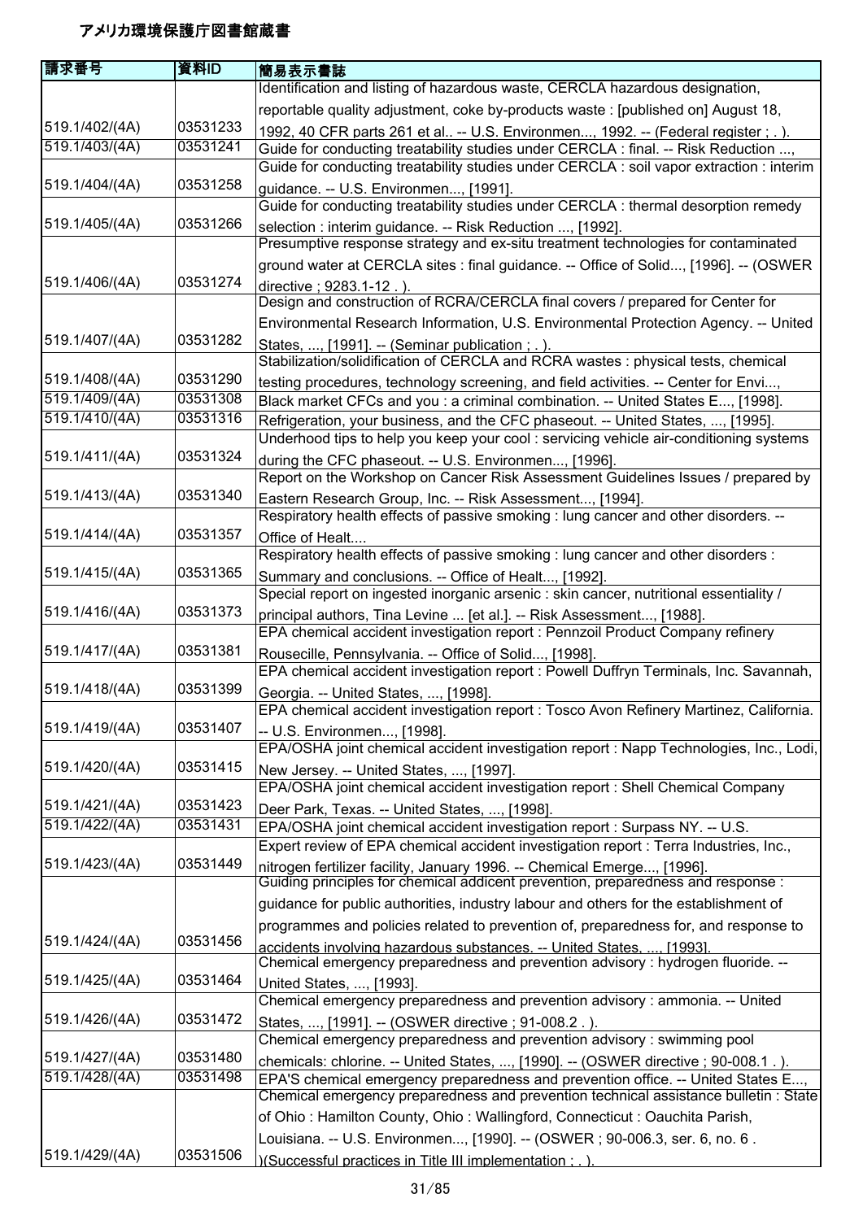# アメリカ環境保護庁図書館蔵書

| 請求番号 | 資料ID | 簡易表示書誌 |
| --- | --- | --- |
| 519.1/402/(4A) | 03531233 | Identification and listing of hazardous waste, CERCLA hazardous designation, reportable quality adjustment, coke by-products waste : [published on] August 18, 1992, 40 CFR parts 261 et al.. -- U.S. Environmen..., 1992. -- (Federal register ; . ). |
| 519.1/403/(4A) | 03531241 | Guide for conducting treatability studies under CERCLA : final. -- Risk Reduction ..., |
| 519.1/404/(4A) | 03531258 | Guide for conducting treatability studies under CERCLA : soil vapor extraction : interim guidance. -- U.S. Environmen..., [1991]. |
| 519.1/405/(4A) | 03531266 | Guide for conducting treatability studies under CERCLA : thermal desorption remedy selection : interim guidance. -- Risk Reduction ..., [1992]. |
| 519.1/406/(4A) | 03531274 | Presumptive response strategy and ex-situ treatment technologies for contaminated ground water at CERCLA sites : final guidance. -- Office of Solid..., [1996]. -- (OSWER directive ; 9283.1-12 . ). |
| 519.1/407/(4A) | 03531282 | Design and construction of RCRA/CERCLA final covers / prepared for Center for Environmental Research Information, U.S. Environmental Protection Agency. -- United States, ..., [1991]. -- (Seminar publication ; . ). |
| 519.1/408/(4A) | 03531290 | Stabilization/solidification of CERCLA and RCRA wastes : physical tests, chemical testing procedures, technology screening, and field activities. -- Center for Envi..., |
| 519.1/409/(4A) | 03531308 | Black market CFCs and you : a criminal combination. -- United States E..., [1998]. |
| 519.1/410/(4A) | 03531316 | Refrigeration, your business, and the CFC phaseout. -- United States, ..., [1995]. |
| 519.1/411/(4A) | 03531324 | Underhood tips to help you keep your cool : servicing vehicle air-conditioning systems during the CFC phaseout. -- U.S. Environmen..., [1996]. |
| 519.1/413/(4A) | 03531340 | Report on the Workshop on Cancer Risk Assessment Guidelines Issues / prepared by Eastern Research Group, Inc. -- Risk Assessment..., [1994]. |
| 519.1/414/(4A) | 03531357 | Respiratory health effects of passive smoking : lung cancer and other disorders. -- Office of Healt.... |
| 519.1/415/(4A) | 03531365 | Respiratory health effects of passive smoking : lung cancer and other disorders : Summary and conclusions. -- Office of Healt..., [1992]. |
| 519.1/416/(4A) | 03531373 | Special report on ingested inorganic arsenic : skin cancer, nutritional essentiality / principal authors, Tina Levine ... [et al.]. -- Risk Assessment..., [1988]. |
| 519.1/417/(4A) | 03531381 | EPA chemical accident investigation report : Pennzoil Product Company refinery Rousecille, Pennsylvania. -- Office of Solid..., [1998]. |
| 519.1/418/(4A) | 03531399 | EPA chemical accident investigation report : Powell Duffryn Terminals, Inc. Savannah, Georgia. -- United States, ..., [1998]. |
| 519.1/419/(4A) | 03531407 | EPA chemical accident investigation report : Tosco Avon Refinery Martinez, California. -- U.S. Environmen..., [1998]. |
| 519.1/420/(4A) | 03531415 | EPA/OSHA joint chemical accident investigation report : Napp Technologies, Inc., Lodi, New Jersey. -- United States, ..., [1997]. |
| 519.1/421/(4A) | 03531423 | EPA/OSHA joint chemical accident investigation report : Shell Chemical Company Deer Park, Texas. -- United States, ..., [1998]. |
| 519.1/422/(4A) | 03531431 | EPA/OSHA joint chemical accident investigation report : Surpass NY. -- U.S. |
| 519.1/423/(4A) | 03531449 | Expert review of EPA chemical accident investigation report : Terra Industries, Inc., nitrogen fertilizer facility, January 1996. -- Chemical Emerge..., [1996]. |
| 519.1/424/(4A) | 03531456 | Guiding principles for chemical addicent prevention, preparedness and response : guidance for public authorities, industry labour and others for the establishment of programmes and policies related to prevention of, preparedness for, and response to accidents involving hazardous substances. -- United States, ..., [1993]. |
| 519.1/425/(4A) | 03531464 | Chemical emergency preparedness and prevention advisory : hydrogen fluoride. -- United States, ..., [1993]. |
| 519.1/426/(4A) | 03531472 | Chemical emergency preparedness and prevention advisory : ammonia. -- United States, ..., [1991]. -- (OSWER directive ; 91-008.2 . ). |
| 519.1/427/(4A) | 03531480 | Chemical emergency preparedness and prevention advisory : swimming pool chemicals: chlorine. -- United States, ..., [1990]. -- (OSWER directive ; 90-008.1 . ). |
| 519.1/428/(4A) | 03531498 | EPA'S chemical emergency preparedness and prevention office. -- United States E..., |
| 519.1/429/(4A) | 03531506 | Chemical emergency preparedness and prevention technical assistance bulletin : State of Ohio : Hamilton County, Ohio : Wallingford, Connecticut : Oauchita Parish, Louisiana. -- U.S. Environmen..., [1990]. -- (OSWER ; 90-006.3, ser. 6, no. 6 . )(Successful practices in Title III implementation ; . ). |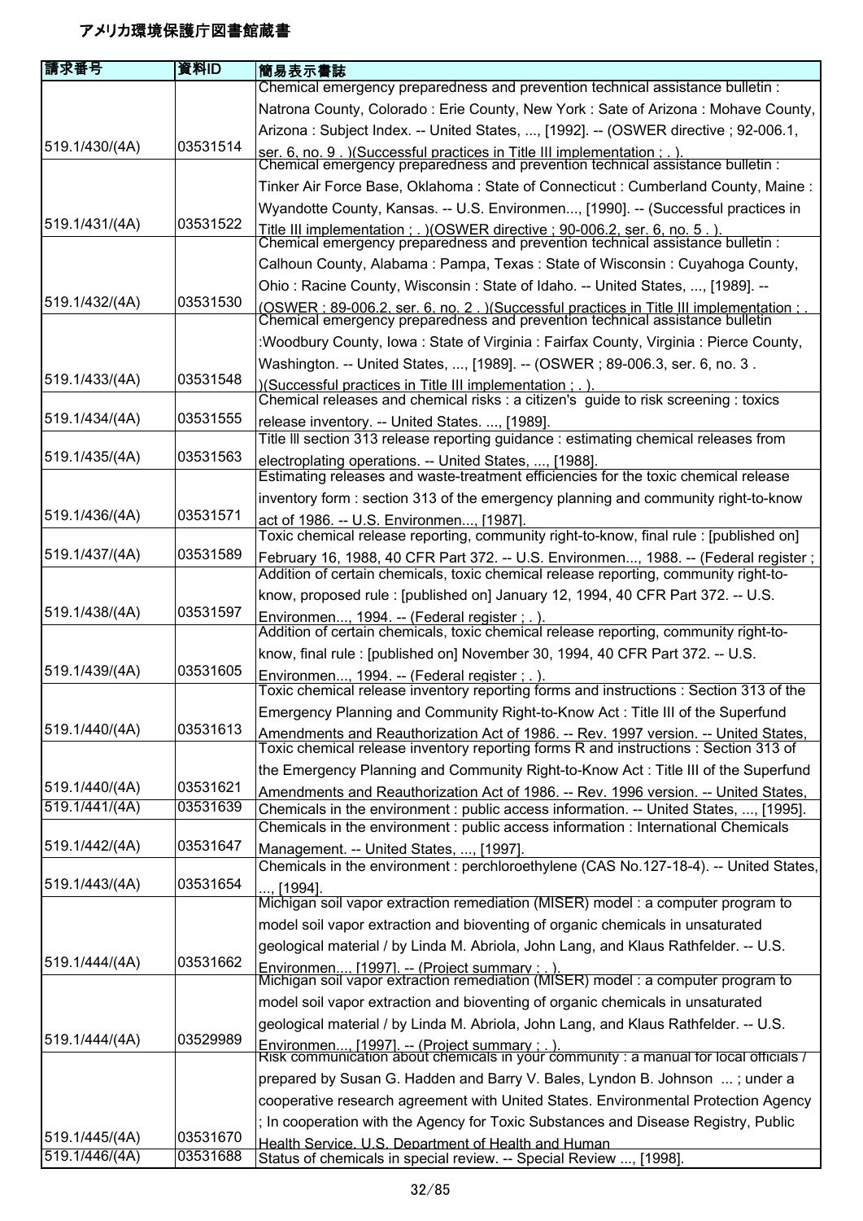# アメリカ環境保護庁図書館蔵書

| 請求番号 | 資料ID | 簡易表示書誌 |
| --- | --- | --- |
| 519.1/430/(4A) | 03531514 | Chemical emergency preparedness and prevention technical assistance bulletin : Natrona County, Colorado : Erie County, New York : Sate of Arizona : Mohave County, Arizona : Subject Index. -- United States, ..., [1992]. -- (OSWER directive ; 92-006.1, ser. 6, no. 9 . )(Successful practices in Title III implementation ; . ). |
| 519.1/431/(4A) | 03531522 | Chemical emergency preparedness and prevention technical assistance bulletin : Tinker Air Force Base, Oklahoma : State of Connecticut : Cumberland County, Maine : Wyandotte County, Kansas. -- U.S. Environmen..., [1990]. -- (Successful practices in Title III implementation ; . )(OSWER directive ; 90-006.2, ser. 6, no. 5 . ). |
| 519.1/432/(4A) | 03531530 | Chemical emergency preparedness and prevention technical assistance bulletin : Calhoun County, Alabama : Pampa, Texas : State of Wisconsin : Cuyahoga County, Ohio : Racine County, Wisconsin : State of Idaho. -- United States, ..., [1989]. -- (OSWER ; 89-006.2, ser. 6, no. 2 . )(Successful practices in Title III implementation ; . |
| 519.1/433/(4A) | 03531548 | Chemical emergency preparedness and prevention technical assistance bulletin :Woodbury County, Iowa : State of Virginia : Fairfax County, Virginia : Pierce County, Washington. -- United States, ..., [1989]. -- (OSWER ; 89-006.3, ser. 6, no. 3 . )(Successful practices in Title III implementation ; . ). |
| 519.1/434/(4A) | 03531555 | Chemical releases and chemical risks : a citizen's guide to risk screening : toxics release inventory. -- United States. ..., [1989]. |
| 519.1/435/(4A) | 03531563 | Title lll section 313 release reporting guidance : estimating chemical releases from electroplating operations. -- United States, ..., [1988]. |
| 519.1/436/(4A) | 03531571 | Estimating releases and waste-treatment efficiencies for the toxic chemical release inventory form : section 313 of the emergency planning and community right-to-know act of 1986. -- U.S. Environmen..., [1987]. |
| 519.1/437/(4A) | 03531589 | Toxic chemical release reporting, community right-to-know, final rule : [published on] February 16, 1988, 40 CFR Part 372. -- U.S. Environmen..., 1988. -- (Federal register ; |
| 519.1/438/(4A) | 03531597 | Addition of certain chemicals, toxic chemical release reporting, community right-to-know, proposed rule : [published on] January 12, 1994, 40 CFR Part 372. -- U.S. Environmen..., 1994. -- (Federal register ; . ). |
| 519.1/439/(4A) | 03531605 | Addition of certain chemicals, toxic chemical release reporting, community right-to-know, final rule : [published on] November 30, 1994, 40 CFR Part 372. -- U.S. Environmen..., 1994. -- (Federal register ; . ). |
| 519.1/440/(4A) | 03531613 | Toxic chemical release inventory reporting forms and instructions : Section 313 of the Emergency Planning and Community Right-to-Know Act : Title III of the Superfund Amendments and Reauthorization Act of 1986. -- Rev. 1997 version. -- United States, |
| 519.1/440/(4A) | 03531621 | Toxic chemical release inventory reporting forms R and instructions : Section 313 of the Emergency Planning and Community Right-to-Know Act : Title III of the Superfund Amendments and Reauthorization Act of 1986. -- Rev. 1996 version. -- United States, |
| 519.1/441/(4A) | 03531639 | Chemicals in the environment : public access information. -- United States, ..., [1995]. |
| 519.1/442/(4A) | 03531647 | Chemicals in the environment : public access information : International Chemicals Management. -- United States, ..., [1997]. |
| 519.1/443/(4A) | 03531654 | Chemicals in the environment : perchloroethylene (CAS No.127-18-4). -- United States, ..., [1994]. |
| 519.1/444/(4A) | 03531662 | Michigan soil vapor extraction remediation (MISER) model : a computer program to model soil vapor extraction and bioventing of organic chemicals in unsaturated geological material / by Linda M. Abriola, John Lang, and Klaus Rathfelder. -- U.S. Environmen..., [1997]. -- (Project summary ; . ). |
| 519.1/444/(4A) | 03529989 | Michigan soil vapor extraction remediation (MISER) model : a computer program to model soil vapor extraction and bioventing of organic chemicals in unsaturated geological material / by Linda M. Abriola, John Lang, and Klaus Rathfelder. -- U.S. Environmen..., [1997]. -- (Project summary ; . ). |
| 519.1/445/(4A) | 03531670 | Risk communication about chemicals in your community : a manual for local officials / prepared by Susan G. Hadden and Barry V. Bales, Lyndon B. Johnson ... ; under a cooperative research agreement with United States. Environmental Protection Agency ; In cooperation with the Agency for Toxic Substances and Disease Registry, Public Health Service, U.S. Department of Health and Human |
| 519.1/446/(4A) | 03531688 | Status of chemicals in special review. -- Special Review ..., [1998]. |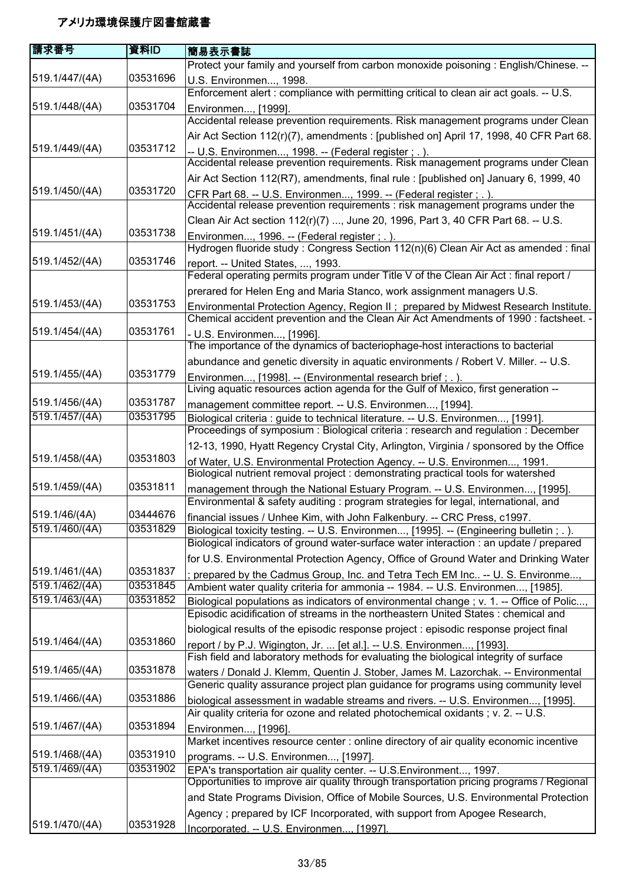# アメリカ環境保護庁図書館蔵書

| 請求番号 | 資料ID | 簡易表示書誌 |
| --- | --- | --- |
| 519.1/447/(4A) | 03531696 | Protect your family and yourself from carbon monoxide poisoning : English/Chinese. -- U.S. Environmen..., 1998. |
| 519.1/448/(4A) | 03531704 | Enforcement alert : compliance with permitting critical to clean air act goals. -- U.S. Environmen..., [1999]. |
| 519.1/449/(4A) | 03531712 | Accidental release prevention requirements. Risk management programs under Clean Air Act Section 112(r)(7), amendments : [published on] April 17, 1998, 40 CFR Part 68. -- U.S. Environmen..., 1998. -- (Federal register ; . ). |
| 519.1/450/(4A) | 03531720 | Accidental release prevention requirements. Risk management programs under Clean Air Act Section 112(R7), amendments, final rule : [published on] January 6, 1999, 40 CFR Part 68. -- U.S. Environmen..., 1999. -- (Federal register ; . ). |
| 519.1/451/(4A) | 03531738 | Accidental release prevention requirements : risk management programs under the Clean Air Act section 112(r)(7) ..., June 20, 1996, Part 3, 40 CFR Part 68. -- U.S. Environmen..., 1996. -- (Federal register ; . ). |
| 519.1/452/(4A) | 03531746 | Hydrogen fluoride study : Congress Section 112(n)(6) Clean Air Act as amended : final report. -- United States, ..., 1993. |
| 519.1/453/(4A) | 03531753 | Federal operating permits program under Title V of the Clean Air Act : final report / prerared for Helen Eng and Maria Stanco, work assignment managers U.S. Environmental Protection Agency, Region II ; prepared by Midwest Research Institute. |
| 519.1/454/(4A) | 03531761 | Chemical accident prevention and the Clean Air Act Amendments of 1990 : factsheet. -- U.S. Environmen..., [1996]. |
| 519.1/455/(4A) | 03531779 | The importance of the dynamics of bacteriophage-host interactions to bacterial abundance and genetic diversity in aquatic environments / Robert V. Miller. -- U.S. Environmen..., [1998]. -- (Environmental research brief ; . ). |
| 519.1/456/(4A) | 03531787 | Living aquatic resources action agenda for the Gulf of Mexico, first generation -- management committee report. -- U.S. Environmen..., [1994]. |
| 519.1/457/(4A) | 03531795 | Biological criteria : guide to technical literature. -- U.S. Environmen..., [1991]. |
| 519.1/458/(4A) | 03531803 | Proceedings of symposium : Biological criteria : research and regulation : December 12-13, 1990, Hyatt Regency Crystal City, Arlington, Virginia / sponsored by the Office of Water, U.S. Environmental Protection Agency. -- U.S. Environmen..., 1991. |
| 519.1/459/(4A) | 03531811 | Biological nutrient removal project : demonstrating practical tools for watershed management through the National Estuary Program. -- U.S. Environmen..., [1995]. |
| 519.1/46/(4A) | 03444676 | Environmental & safety auditing : program strategies for legal, international, and financial issues / Unhee Kim, with John Falkenbury. -- CRC Press, c1997. |
| 519.1/460/(4A) | 03531829 | Biological toxicity testing. -- U.S. Environmen..., [1995]. -- (Engineering bulletin ; . ). |
| 519.1/461/(4A) | 03531837 | Biological indicators of ground water-surface water interaction : an update / prepared for U.S. Environmental Protection Agency, Office of Ground Water and Drinking Water ; prepared by the Cadmus Group, Inc. and Tetra Tech EM Inc.. -- U. S. Environme..., |
| 519.1/462/(4A) | 03531845 | Ambient water quality criteria for ammonia -- 1984. -- U.S. Environmen..., [1985]. |
| 519.1/463/(4A) | 03531852 | Biological populations as indicators of environmental change ; v. 1. -- Office of Polic..., |
| 519.1/464/(4A) | 03531860 | Episodic acidification of streams in the northeastern United States : chemical and biological results of the episodic response project : episodic response project final report / by P.J. Wigington, Jr. ... [et al.]. -- U.S. Environmen..., [1993]. |
| 519.1/465/(4A) | 03531878 | Fish field and laboratory methods for evaluating the biological integrity of surface waters / Donald J. Klemm, Quentin J. Stober, James M. Lazorchak. -- Environmental |
| 519.1/466/(4A) | 03531886 | Generic quality assurance project plan guidance for programs using community level biological assessment in wadable streams and rivers. -- U.S. Environmen..., [1995]. |
| 519.1/467/(4A) | 03531894 | Air quality criteria for ozone and related photochemical oxidants ; v. 2. -- U.S. Environmen..., [1996]. |
| 519.1/468/(4A) | 03531910 | Market incentives resource center : online directory of air quality economic incentive programs. -- U.S. Environmen..., [1997]. |
| 519.1/469/(4A) | 03531902 | EPA's transportation air quality center. -- U.S.Environment..., 1997. |
| 519.1/470/(4A) | 03531928 | Opportunities to improve air quality through transportation pricing programs / Regional and State Programs Division, Office of Mobile Sources, U.S. Environmental Protection Agency ; prepared by ICF Incorporated, with support from Apogee Research, Incorporated. -- U.S. Environmen..., [1997]. |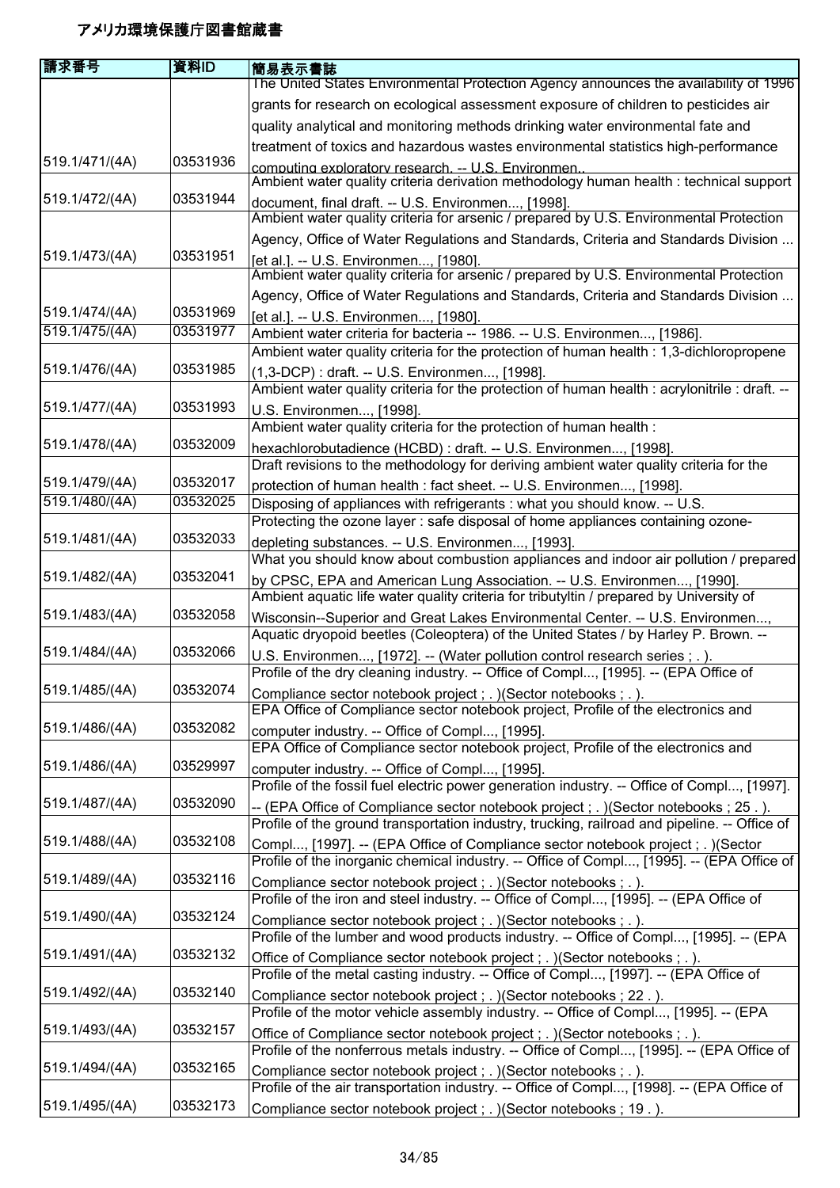# アメリカ環境保護庁図書館蔵書

| 請求番号 | 資料ID | 簡易表示書誌 |
| --- | --- | --- |
| 519.1/471/(4A) | 03531936 | The United States Environmental Protection Agency announces the availability of 1996 grants for research on ecological assessment exposure of children to pesticides air quality analytical and monitoring methods drinking water environmental fate and treatment of toxics and hazardous wastes environmental statistics high-performance computing exploratory research. -- U.S. Environmen.. |
| 519.1/472/(4A) | 03531944 | Ambient water quality criteria derivation methodology human health : technical support document, final draft. -- U.S. Environmen..., [1998]. |
| 519.1/473/(4A) | 03531951 | Ambient water quality criteria for arsenic / prepared by U.S. Environmental Protection Agency, Office of Water Regulations and Standards, Criteria and Standards Division ... [et al.]. -- U.S. Environmen..., [1980]. |
| 519.1/474/(4A) | 03531969 | Ambient water quality criteria for arsenic / prepared by U.S. Environmental Protection Agency, Office of Water Regulations and Standards, Criteria and Standards Division ... [et al.]. -- U.S. Environmen..., [1980]. |
| 519.1/475/(4A) | 03531977 | Ambient water criteria for bacteria -- 1986. -- U.S. Environmen..., [1986]. |
| 519.1/476/(4A) | 03531985 | Ambient water quality criteria for the protection of human health : 1,3-dichloropropene (1,3-DCP) : draft. -- U.S. Environmen..., [1998]. |
| 519.1/477/(4A) | 03531993 | Ambient water quality criteria for the protection of human health : acrylonitrile : draft. -- U.S. Environmen..., [1998]. |
| 519.1/478/(4A) | 03532009 | Ambient water quality criteria for the protection of human health : hexachlorobutadience (HCBD) : draft. -- U.S. Environmen..., [1998]. |
| 519.1/479/(4A) | 03532017 | Draft revisions to the methodology for deriving ambient water quality criteria for the protection of human health : fact sheet. -- U.S. Environmen..., [1998]. |
| 519.1/480/(4A) | 03532025 | Disposing of appliances with refrigerants : what you should know. -- U.S. |
| 519.1/481/(4A) | 03532033 | Protecting the ozone layer : safe disposal of home appliances containing ozone-depleting substances. -- U.S. Environmen..., [1993]. |
| 519.1/482/(4A) | 03532041 | What you should know about combustion appliances and indoor air pollution / prepared by CPSC, EPA and American Lung Association. -- U.S. Environmen..., [1990]. |
| 519.1/483/(4A) | 03532058 | Ambient aquatic life water quality criteria for tributyltin / prepared by University of Wisconsin--Superior and Great Lakes Environmental Center. -- U.S. Environmen..., |
| 519.1/484/(4A) | 03532066 | Aquatic dryopoid beetles (Coleoptera) of the United States / by Harley P. Brown. -- U.S. Environmen..., [1972]. -- (Water pollution control research series ; . ). |
| 519.1/485/(4A) | 03532074 | Profile of the dry cleaning industry. -- Office of Compl..., [1995]. -- (EPA Office of Compliance sector notebook project ; . )(Sector notebooks ; . ). |
| 519.1/486/(4A) | 03532082 | EPA Office of Compliance sector notebook project, Profile of the electronics and computer industry. -- Office of Compl..., [1995]. |
| 519.1/486/(4A) | 03529997 | EPA Office of Compliance sector notebook project, Profile of the electronics and computer industry. -- Office of Compl..., [1995]. |
| 519.1/487/(4A) | 03532090 | Profile of the fossil fuel electric power generation industry. -- Office of Compl..., [1997]. -- (EPA Office of Compliance sector notebook project ; . )(Sector notebooks ; 25 . ). |
| 519.1/488/(4A) | 03532108 | Profile of the ground transportation industry, trucking, railroad and pipeline. -- Office of Compl..., [1997]. -- (EPA Office of Compliance sector notebook project ; . )(Sector |
| 519.1/489/(4A) | 03532116 | Profile of the inorganic chemical industry. -- Office of Compl..., [1995]. -- (EPA Office of Compliance sector notebook project ; . )(Sector notebooks ; . ). |
| 519.1/490/(4A) | 03532124 | Profile of the iron and steel industry. -- Office of Compl..., [1995]. -- (EPA Office of Compliance sector notebook project ; . )(Sector notebooks ; . ). |
| 519.1/491/(4A) | 03532132 | Profile of the lumber and wood products industry. -- Office of Compl..., [1995]. -- (EPA Office of Compliance sector notebook project ; . )(Sector notebooks ; . ). |
| 519.1/492/(4A) | 03532140 | Profile of the metal casting industry. -- Office of Compl..., [1997]. -- (EPA Office of Compliance sector notebook project ; . )(Sector notebooks ; 22 . ). |
| 519.1/493/(4A) | 03532157 | Profile of the motor vehicle assembly industry. -- Office of Compl..., [1995]. -- (EPA Office of Compliance sector notebook project ; . )(Sector notebooks ; . ). |
| 519.1/494/(4A) | 03532165 | Profile of the nonferrous metals industry. -- Office of Compl..., [1995]. -- (EPA Office of Compliance sector notebook project ; . )(Sector notebooks ; . ). |
| 519.1/495/(4A) | 03532173 | Profile of the air transportation industry. -- Office of Compl..., [1998]. -- (EPA Office of Compliance sector notebook project ; . )(Sector notebooks ; 19 . ). |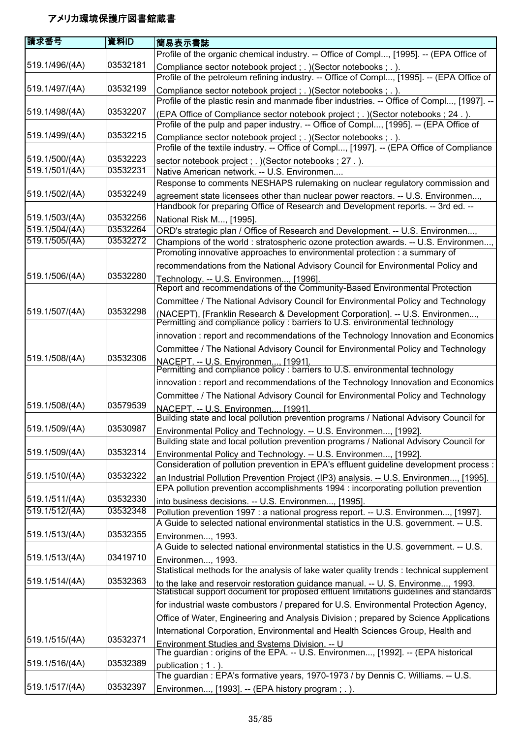# アメリカ環境保護庁図書館蔵書

| 請求番号 | 資料ID | 簡易表示書誌 |
| --- | --- | --- |
| 519.1/496/(4A) | 03532181 | Profile of the organic chemical industry. -- Office of Compl..., [1995]. -- (EPA Office of Compliance sector notebook project ; . )(Sector notebooks ; . ). |
| 519.1/497/(4A) | 03532199 | Profile of the petroleum refining industry. -- Office of Compl..., [1995]. -- (EPA Office of Compliance sector notebook project ; . )(Sector notebooks ; . ). |
| 519.1/498/(4A) | 03532207 | Profile of the plastic resin and manmade fiber industries. -- Office of Compl..., [1997]. -- (EPA Office of Compliance sector notebook project ; . )(Sector notebooks ; 24 . ). |
| 519.1/499/(4A) | 03532215 | Profile of the pulp and paper industry. -- Office of Compl..., [1995]. -- (EPA Office of Compliance sector notebook project ; . )(Sector notebooks ; . ). |
| 519.1/500/(4A) | 03532223 | Profile of the textile industry. -- Office of Compl..., [1997]. -- (EPA Office of Compliance sector notebook project ; . )(Sector notebooks ; 27 . ). |
| 519.1/501/(4A) | 03532231 | Native American network. -- U.S. Environmen.... |
| 519.1/502/(4A) | 03532249 | Response to comments NESHAPS rulemaking on nuclear regulatory commission and agreement state licensees other than nuclear power reactors. -- U.S. Environmen..., |
| 519.1/503/(4A) | 03532256 | Handbook for preparing Office of Research and Development reports. -- 3rd ed. -- National Risk M..., [1995]. |
| 519.1/504/(4A) | 03532264 | ORD's strategic plan / Office of Research and Development. -- U.S. Environmen..., |
| 519.1/505/(4A) | 03532272 | Champions of the world : stratospheric ozone protection awards. -- U.S. Environmen..., |
| 519.1/506/(4A) | 03532280 | Promoting innovative approaches to environmental protection : a summary of recommendations from the National Advisory Council for Environmental Policy and Technology. -- U.S. Environmen..., [1996]. |
| 519.1/507/(4A) | 03532298 | Report and recommendations of the Community-Based Environmental Protection Committee / The National Advisory Council for Environmental Policy and Technology (NACEPT), [Franklin Research & Development Corporation]. -- U.S. Environmen..., |
| 519.1/508/(4A) | 03532306 | Permitting and compliance policy : barriers to U.S. environmental technology innovation : report and recommendations of the Technology Innovation and Economics Committee / The National Advisory Council for Environmental Policy and Technology NACEPT. -- U.S. Environmen..., [1991]. |
| 519.1/508/(4A) | 03579539 | Permitting and compliance policy : barriers to U.S. environmental technology innovation : report and recommendations of the Technology Innovation and Economics Committee / The National Advisory Council for Environmental Policy and Technology NACEPT. -- U.S. Environmen..., [1991]. |
| 519.1/509/(4A) | 03530987 | Building state and local pollution prevention programs / National Advisory Council for Environmental Policy and Technology. -- U.S. Environmen..., [1992]. |
| 519.1/509/(4A) | 03532314 | Building state and local pollution prevention programs / National Advisory Council for Environmental Policy and Technology. -- U.S. Environmen..., [1992]. |
| 519.1/510/(4A) | 03532322 | Consideration of pollution prevention in EPA's effluent guideline development process : an Industrial Pollution Prevention Project (IP3) analysis. -- U.S. Environmen..., [1995]. |
| 519.1/511/(4A) | 03532330 | EPA pollution prevention accomplishments 1994 : incorporating pollution prevention into business decisions. -- U.S. Environmen..., [1995]. |
| 519.1/512/(4A) | 03532348 | Pollution prevention 1997 : a national progress report. -- U.S. Environmen..., [1997]. |
| 519.1/513/(4A) | 03532355 | A Guide to selected national environmental statistics in the U.S. government. -- U.S. Environmen..., 1993. |
| 519.1/513/(4A) | 03419710 | A Guide to selected national environmental statistics in the U.S. government. -- U.S. Environmen..., 1993. |
| 519.1/514/(4A) | 03532363 | Statistical methods for the analysis of lake water quality trends : technical supplement to the lake and reservoir restoration guidance manual. -- U. S. Environme..., 1993. |
| 519.1/515/(4A) | 03532371 | Statistical support document for proposed effluent limitations guidelines and standards for industrial waste combustors / prepared for U.S. Environmental Protection Agency, Office of Water, Engineering and Analysis Division ; prepared by Science Applications International Corporation, Environmental and Health Sciences Group, Health and Environment Studies and Systems Division. -- U |
| 519.1/516/(4A) | 03532389 | The guardian : origins of the EPA. -- U.S. Environmen..., [1992]. -- (EPA historical publication ; 1 . ). |
| 519.1/517/(4A) | 03532397 | The guardian : EPA's formative years, 1970-1973 / by Dennis C. Williams. -- U.S. Environmen..., [1993]. -- (EPA history program ; . ). |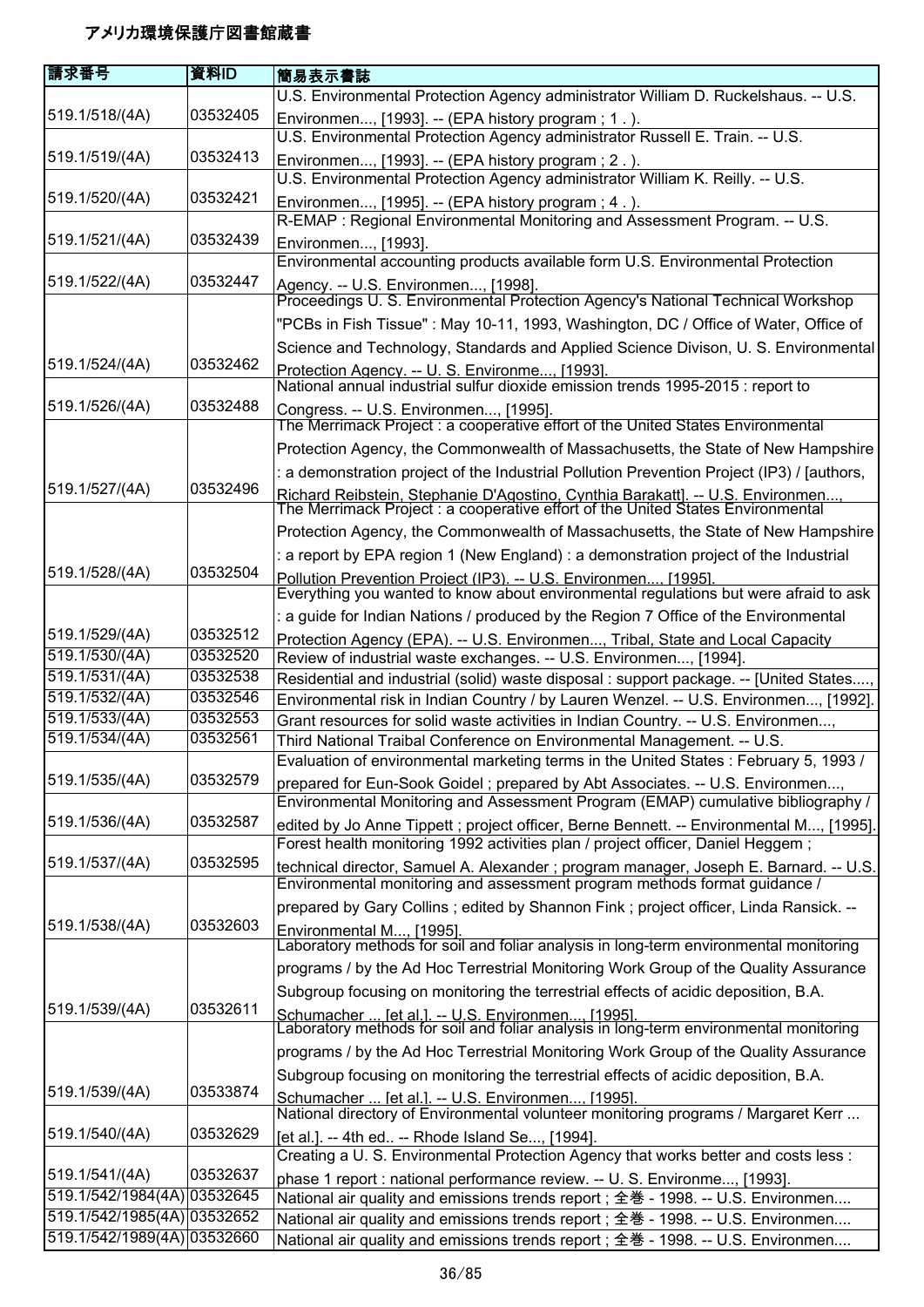# アメリカ環境保護庁図書館蔵書

| 請求番号 | 資料ID | 簡易表示書誌 |
|---|---|---|
| 519.1/518/(4A) | 03532405 | U.S. Environmental Protection Agency administrator William D. Ruckelshaus. -- U.S. Environmen..., [1993]. -- (EPA history program ; 1 . ). |
| 519.1/519/(4A) | 03532413 | U.S. Environmental Protection Agency administrator Russell E. Train. -- U.S. Environmen..., [1993]. -- (EPA history program ; 2 . ). |
| 519.1/520/(4A) | 03532421 | U.S. Environmental Protection Agency administrator William K. Reilly. -- U.S. Environmen..., [1995]. -- (EPA history program ; 4 . ). |
| 519.1/521/(4A) | 03532439 | R-EMAP : Regional Environmental Monitoring and Assessment Program. -- U.S. Environmen..., [1993]. |
| 519.1/522/(4A) | 03532447 | Environmental accounting products available form U.S. Environmental Protection Agency. -- U.S. Environmen..., [1998]. |
| 519.1/524/(4A) | 03532462 | Proceedings U. S. Environmental Protection Agency's National Technical Workshop "PCBs in Fish Tissue" : May 10-11, 1993, Washington, DC / Office of Water, Office of Science and Technology, Standards and Applied Science Divison, U. S. Environmental Protection Agency. -- U. S. Environme..., [1993]. |
| 519.1/526/(4A) | 03532488 | National annual industrial sulfur dioxide emission trends 1995-2015 : report to Congress. -- U.S. Environmen..., [1995]. |
| 519.1/527/(4A) | 03532496 | The Merrimack Project : a cooperative effort of the United States Environmental Protection Agency, the Commonwealth of Massachusetts, the State of New Hampshire : a demonstration project of the Industrial Pollution Prevention Project (IP3) / [authors, Richard Reibstein, Stephanie D'Agostino, Cynthia Barakatt]. -- U.S. Environmen..., |
| 519.1/528/(4A) | 03532504 | The Merrimack Project : a cooperative effort of the United States Environmental Protection Agency, the Commonwealth of Massachusetts, the State of New Hampshire : a report by EPA region 1 (New England) : a demonstration project of the Industrial Pollution Prevention Project (IP3). -- U.S. Environmen..., [1995]. |
| 519.1/529/(4A) | 03532512 | Everything you wanted to know about environmental regulations but were afraid to ask : a guide for Indian Nations / produced by the Region 7 Office of the Environmental Protection Agency (EPA). -- U.S. Environmen..., Tribal, State and Local Capacity |
| 519.1/530/(4A) | 03532520 | Review of industrial waste exchanges. -- U.S. Environmen..., [1994]. |
| 519.1/531/(4A) | 03532538 | Residential and industrial (solid) waste disposal : support package. -- [United States...., |
| 519.1/532/(4A) | 03532546 | Environmental risk in Indian Country / by Lauren Wenzel. -- U.S. Environmen..., [1992]. |
| 519.1/533/(4A) | 03532553 | Grant resources for solid waste activities in Indian Country. -- U.S. Environmen..., |
| 519.1/534/(4A) | 03532561 | Third National Traibal Conference on Environmental Management. -- U.S. |
| 519.1/535/(4A) | 03532579 | Evaluation of environmental marketing terms in the United States : February 5, 1993 / prepared for Eun-Sook Goidel ; prepared by Abt Associates. -- U.S. Environmen..., |
| 519.1/536/(4A) | 03532587 | Environmental Monitoring and Assessment Program (EMAP) cumulative bibliography / edited by Jo Anne Tippett ; project officer, Berne Bennett. -- Environmental M..., [1995]. |
| 519.1/537/(4A) | 03532595 | Forest health monitoring 1992 activities plan / project officer, Daniel Heggem ; technical director, Samuel A. Alexander ; program manager, Joseph E. Barnard. -- U.S. |
| 519.1/538/(4A) | 03532603 | Environmental monitoring and assessment program methods format guidance / prepared by Gary Collins ; edited by Shannon Fink ; project officer, Linda Ransick. -- Environmental M..., [1995]. |
| 519.1/539/(4A) | 03532611 | Laboratory methods for soil and foliar analysis in long-term environmental monitoring programs / by the Ad Hoc Terrestrial Monitoring Work Group of the Quality Assurance Subgroup focusing on monitoring the terrestrial effects of acidic deposition, B.A. Schumacher ... [et al.]. -- U.S. Environmen..., [1995]. |
| 519.1/539/(4A) | 03533874 | Laboratory methods for soil and foliar analysis in long-term environmental monitoring programs / by the Ad Hoc Terrestrial Monitoring Work Group of the Quality Assurance Subgroup focusing on monitoring the terrestrial effects of acidic deposition, B.A. Schumacher ... [et al.]. -- U.S. Environmen..., [1995]. |
| 519.1/540/(4A) | 03532629 | National directory of Environmental volunteer monitoring programs / Margaret Kerr ... [et al.]. -- 4th ed.. -- Rhode Island Se..., [1994]. |
| 519.1/541/(4A) | 03532637 | Creating a U. S. Environmental Protection Agency that works better and costs less : phase 1 report : national performance review. -- U. S. Environme..., [1993]. |
| 519.1/542/1984(4A) | 03532645 | National air quality and emissions trends report ; 全巻 - 1998. -- U.S. Environmen.... |
| 519.1/542/1985(4A) | 03532652 | National air quality and emissions trends report ; 全巻 - 1998. -- U.S. Environmen.... |
| 519.1/542/1989(4A) | 03532660 | National air quality and emissions trends report ; 全巻 - 1998. -- U.S. Environmen.... |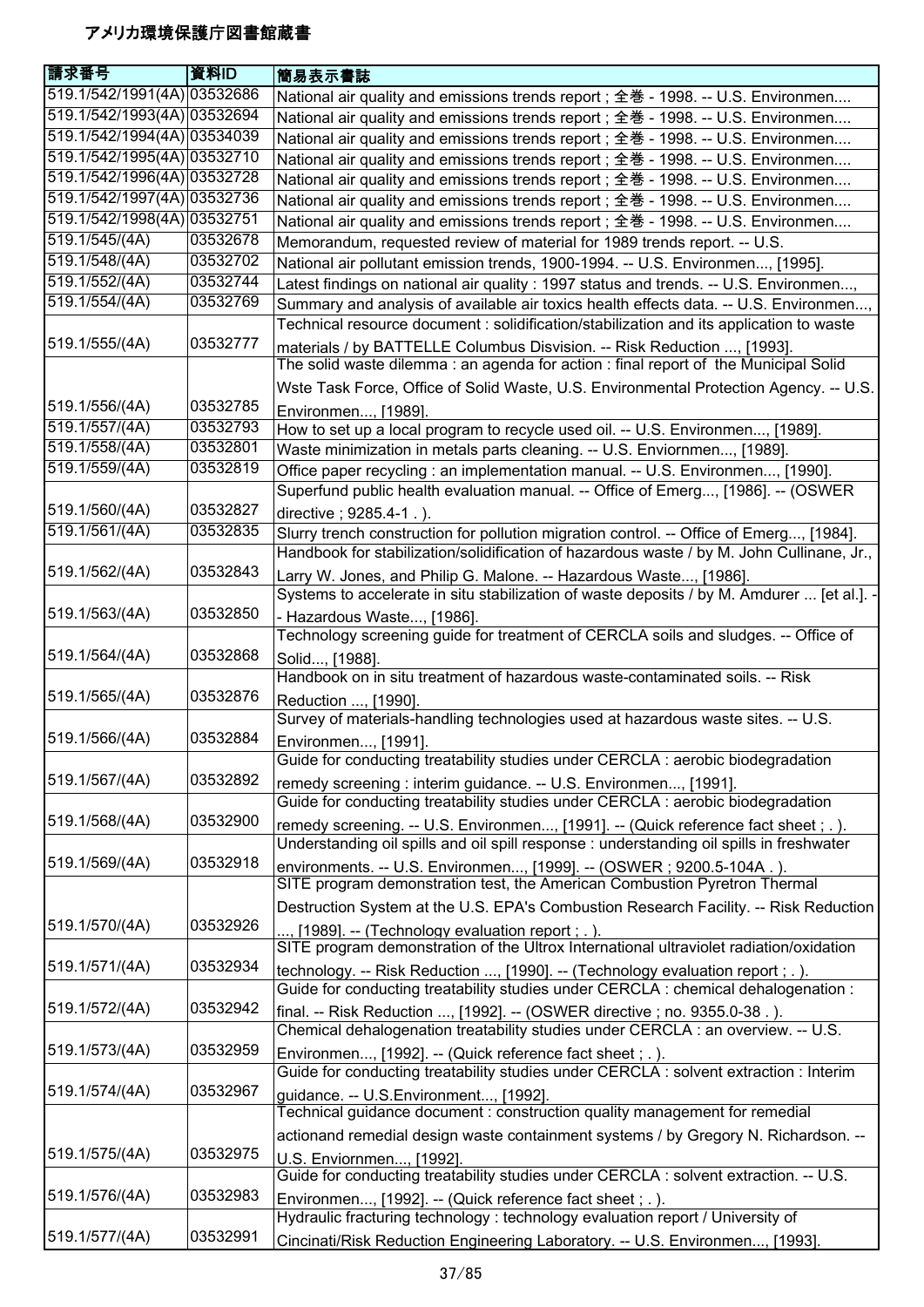# アメリカ環境保護庁図書館蔵書

| 請求番号 | 資料ID | 簡易表示書誌 |
|---|---|---|
| 519.1/542/1991(4A) | 03532686 | National air quality and emissions trends report ; 全巻 - 1998. -- U.S. Environmen.... |
| 519.1/542/1993(4A) | 03532694 | National air quality and emissions trends report ; 全巻 - 1998. -- U.S. Environmen.... |
| 519.1/542/1994(4A) | 03534039 | National air quality and emissions trends report ; 全巻 - 1998. -- U.S. Environmen.... |
| 519.1/542/1995(4A) | 03532710 | National air quality and emissions trends report ; 全巻 - 1998. -- U.S. Environmen.... |
| 519.1/542/1996(4A) | 03532728 | National air quality and emissions trends report ; 全巻 - 1998. -- U.S. Environmen.... |
| 519.1/542/1997(4A) | 03532736 | National air quality and emissions trends report ; 全巻 - 1998. -- U.S. Environmen.... |
| 519.1/542/1998(4A) | 03532751 | National air quality and emissions trends report ; 全巻 - 1998. -- U.S. Environmen.... |
| 519.1/545/(4A) | 03532678 | Memorandum, requested review of material for 1989 trends report. -- U.S. |
| 519.1/548/(4A) | 03532702 | National air pollutant emission trends, 1900-1994. -- U.S. Environmen..., [1995]. |
| 519.1/552/(4A) | 03532744 | Latest findings on national air quality : 1997 status and trends. -- U.S. Environmen..., |
| 519.1/554/(4A) | 03532769 | Summary and analysis of available air toxics health effects data. -- U.S. Environmen..., |
| 519.1/555/(4A) | 03532777 | Technical resource document : solidification/stabilization and its application to waste materials / by BATTELLE Columbus Disvision. -- Risk Reduction ..., [1993]. |
| 519.1/556/(4A) | 03532785 | The solid waste dilemma : an agenda for action : final report of the Municipal Solid Wste Task Force, Office of Solid Waste, U.S. Environmental Protection Agency. -- U.S. Environmen..., [1989]. |
| 519.1/557/(4A) | 03532793 | How to set up a local program to recycle used oil. -- U.S. Environmen..., [1989]. |
| 519.1/558/(4A) | 03532801 | Waste minimization in metals parts cleaning. -- U.S. Enviornmen..., [1989]. |
| 519.1/559/(4A) | 03532819 | Office paper recycling : an implementation manual. -- U.S. Environmen..., [1990]. |
| 519.1/560/(4A) | 03532827 | Superfund public health evaluation manual. -- Office of Emerg..., [1986]. -- (OSWER directive ; 9285.4-1 . ). |
| 519.1/561/(4A) | 03532835 | Slurry trench construction for pollution migration control. -- Office of Emerg..., [1984]. |
| 519.1/562/(4A) | 03532843 | Handbook for stabilization/solidification of hazardous waste / by M. John Cullinane, Jr., Larry W. Jones, and Philip G. Malone. -- Hazardous Waste..., [1986]. |
| 519.1/563/(4A) | 03532850 | Systems to accelerate in situ stabilization of waste deposits / by M. Amdurer ... [et al.]. -- Hazardous Waste..., [1986]. |
| 519.1/564/(4A) | 03532868 | Technology screening guide for treatment of CERCLA soils and sludges. -- Office of Solid..., [1988]. |
| 519.1/565/(4A) | 03532876 | Handbook on in situ treatment of hazardous waste-contaminated soils. -- Risk Reduction ..., [1990]. |
| 519.1/566/(4A) | 03532884 | Survey of materials-handling technologies used at hazardous waste sites. -- U.S. Environmen..., [1991]. |
| 519.1/567/(4A) | 03532892 | Guide for conducting treatability studies under CERCLA : aerobic biodegradation remedy screening : interim guidance. -- U.S. Environmen..., [1991]. |
| 519.1/568/(4A) | 03532900 | Guide for conducting treatability studies under CERCLA : aerobic biodegradation remedy screening. -- U.S. Environmen..., [1991]. -- (Quick reference fact sheet ; . ). |
| 519.1/569/(4A) | 03532918 | Understanding oil spills and oil spill response : understanding oil spills in freshwater environments. -- U.S. Environmen..., [1999]. -- (OSWER ; 9200.5-104A . ). |
| 519.1/570/(4A) | 03532926 | SITE program demonstration test, the American Combustion Pyretron Thermal Destruction System at the U.S. EPA's Combustion Research Facility. -- Risk Reduction ..., [1989]. -- (Technology evaluation report ; . ). |
| 519.1/571/(4A) | 03532934 | SITE program demonstration of the Ultrox International ultraviolet radiation/oxidation technology. -- Risk Reduction ..., [1990]. -- (Technology evaluation report ; . ). |
| 519.1/572/(4A) | 03532942 | Guide for conducting treatability studies under CERCLA : chemical dehalogenation : final. -- Risk Reduction ..., [1992]. -- (OSWER directive ; no. 9355.0-38 . ). |
| 519.1/573/(4A) | 03532959 | Chemical dehalogenation treatability studies under CERCLA : an overview. -- U.S. Environmen..., [1992]. -- (Quick reference fact sheet ; . ). |
| 519.1/574/(4A) | 03532967 | Guide for conducting treatability studies under CERCLA : solvent extraction : Interim guidance. -- U.S.Environment..., [1992]. |
| 519.1/575/(4A) | 03532975 | Technical guidance document : construction quality management for remedial actionand remedial design waste containment systems / by Gregory N. Richardson. -- U.S. Enviornmen..., [1992]. |
| 519.1/576/(4A) | 03532983 | Guide for conducting treatability studies under CERCLA : solvent extraction. -- U.S. Environmen..., [1992]. -- (Quick reference fact sheet ; . ). |
| 519.1/577/(4A) | 03532991 | Hydraulic fracturing technology : technology evaluation report / University of Cincinati/Risk Reduction Engineering Laboratory. -- U.S. Environmen..., [1993]. |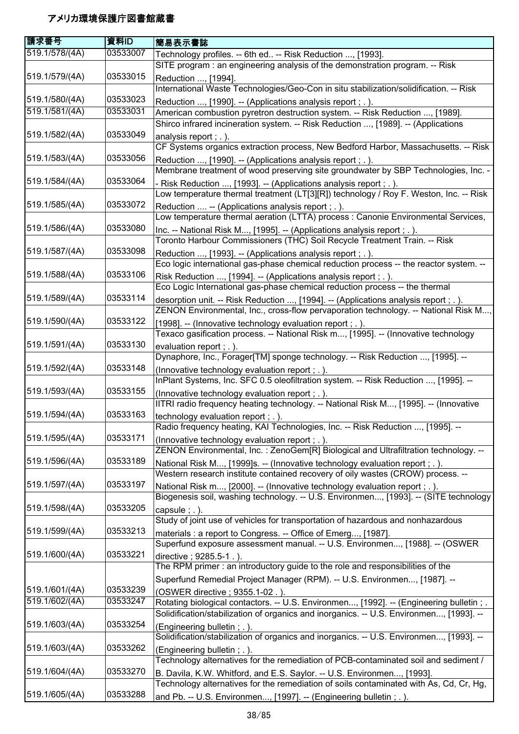# アメリカ環境保護庁図書館蔵書

| 請求番号 | 資料ID | 簡易表示書誌 |
|---|---|---|
| 519.1/578/(4A) | 03533007 | Technology profiles. -- 6th ed.. -- Risk Reduction ..., [1993]. |
| 519.1/579/(4A) | 03533015 | SITE program : an engineering analysis of the demonstration program. -- Risk Reduction ..., [1994]. |
| 519.1/580/(4A) | 03533023 | International Waste Technologies/Geo-Con in situ stabilization/solidification. -- Risk Reduction ..., [1990]. -- (Applications analysis report ; . ). |
| 519.1/581/(4A) | 03533031 | American combustion pyretron destruction system. -- Risk Reduction ..., [1989]. |
| 519.1/582/(4A) | 03533049 | Shirco infrared incineration system. -- Risk Reduction ..., [1989]. -- (Applications analysis report ; . ). |
| 519.1/583/(4A) | 03533056 | CF Systems organics extraction process, New Bedford Harbor, Massachusetts. -- Risk Reduction ..., [1990]. -- (Applications analysis report ; . ). |
| 519.1/584/(4A) | 03533064 | Membrane treatment of wood preserving site groundwater by SBP Technologies, Inc. -- Risk Reduction ..., [1993]. -- (Applications analysis report ; . ). |
| 519.1/585/(4A) | 03533072 | Low temperature thermal treatment (LT[3][R]) technology / Roy F. Weston, Inc. -- Risk Reduction .... -- (Applications analysis report ; . ). |
| 519.1/586/(4A) | 03533080 | Low temperature thermal aeration (LTTA) process : Canonie Environmental Services, Inc. -- National Risk M..., [1995]. -- (Applications analysis report ; . ). |
| 519.1/587/(4A) | 03533098 | Toronto Harbour Commissioners (THC) Soil Recycle Treatment Train. -- Risk Reduction ..., [1993]. -- (Applications analysis report ; . ). |
| 519.1/588/(4A) | 03533106 | Eco logic international gas-phase chemical reduction process -- the reactor system. -- Risk Reduction ..., [1994]. -- (Applications analysis report ; . ). |
| 519.1/589/(4A) | 03533114 | Eco Logic International gas-phase chemical reduction process -- the thermal desorption unit. -- Risk Reduction ..., [1994]. -- (Applications analysis report ; . ). |
| 519.1/590/(4A) | 03533122 | ZENON Environmental, Inc., cross-flow pervaporation technology. -- National Risk M..., [1998]. -- (Innovative technology evaluation report ; . ). |
| 519.1/591/(4A) | 03533130 | Texaco gasification process. -- National Risk m..., [1995]. -- (Innovative technology evaluation report ; . ). |
| 519.1/592/(4A) | 03533148 | Dynaphore, Inc., Forager[TM] sponge technology. -- Risk Reduction ..., [1995]. -- (Innovative technology evaluation report ; . ). |
| 519.1/593/(4A) | 03533155 | InPlant Systems, Inc. SFC 0.5 oleofiltration system. -- Risk Reduction ..., [1995]. -- (Innovative technology evaluation report ; . ). |
| 519.1/594/(4A) | 03533163 | IITRI radio frequency heating technology. -- National Risk M..., [1995]. -- (Innovative technology evaluation report ; . ). |
| 519.1/595/(4A) | 03533171 | Radio frequency heating, KAI Technologies, Inc. -- Risk Reduction ..., [1995]. -- (Innovative technology evaluation report ; . ). |
| 519.1/596/(4A) | 03533189 | ZENON Environmental, Inc. : ZenoGem[R] Biological and Ultrafiltration technology. -- National Risk M..., [1999]s. -- (Innovative technology evaluation report ; . ). |
| 519.1/597/(4A) | 03533197 | Western research institute contained recovery of oily wastes (CROW) process. -- National Risk m..., [2000]. -- (Innovative technology evaluation report ; . ). |
| 519.1/598/(4A) | 03533205 | Biogenesis soil, washing technology. -- U.S. Environmen..., [1993]. -- (SITE technology capsule ; . ). |
| 519.1/599/(4A) | 03533213 | Study of joint use of vehicles for transportation of hazardous and nonhazardous materials : a report to Congress. -- Office of Emerg..., [1987]. |
| 519.1/600/(4A) | 03533221 | Superfund exposure assessment manual. -- U.S. Environmen..., [1988]. -- (OSWER directive ; 9285.5-1 . ). |
| 519.1/601/(4A) | 03533239 | The RPM primer : an introductory guide to the role and responsibilities of the Superfund Remedial Project Manager (RPM). -- U.S. Environmen..., [1987]. -- (OSWER directive ; 9355.1-02 . ). |
| 519.1/602/(4A) | 03533247 | Rotating biological contactors. -- U.S. Environmen..., [1992]. -- (Engineering bulletin ; . |
| 519.1/603/(4A) | 03533254 | Solidification/stabilization of organics and inorganics. -- U.S. Environmen..., [1993]. -- (Engineering bulletin ; . ). |
| 519.1/603/(4A) | 03533262 | Solidification/stabilization of organics and inorganics. -- U.S. Environmen..., [1993]. -- (Engineering bulletin ; . ). |
| 519.1/604/(4A) | 03533270 | Technology alternatives for the remediation of PCB-contaminated soil and sediment / B. Davila, K.W. Whitford, and E.S. Saylor. -- U.S. Environmen..., [1993]. |
| 519.1/605/(4A) | 03533288 | Technology alternatives for the remediation of soils contaminated with As, Cd, Cr, Hg, and Pb. -- U.S. Environmen..., [1997]. -- (Engineering bulletin ; . ). |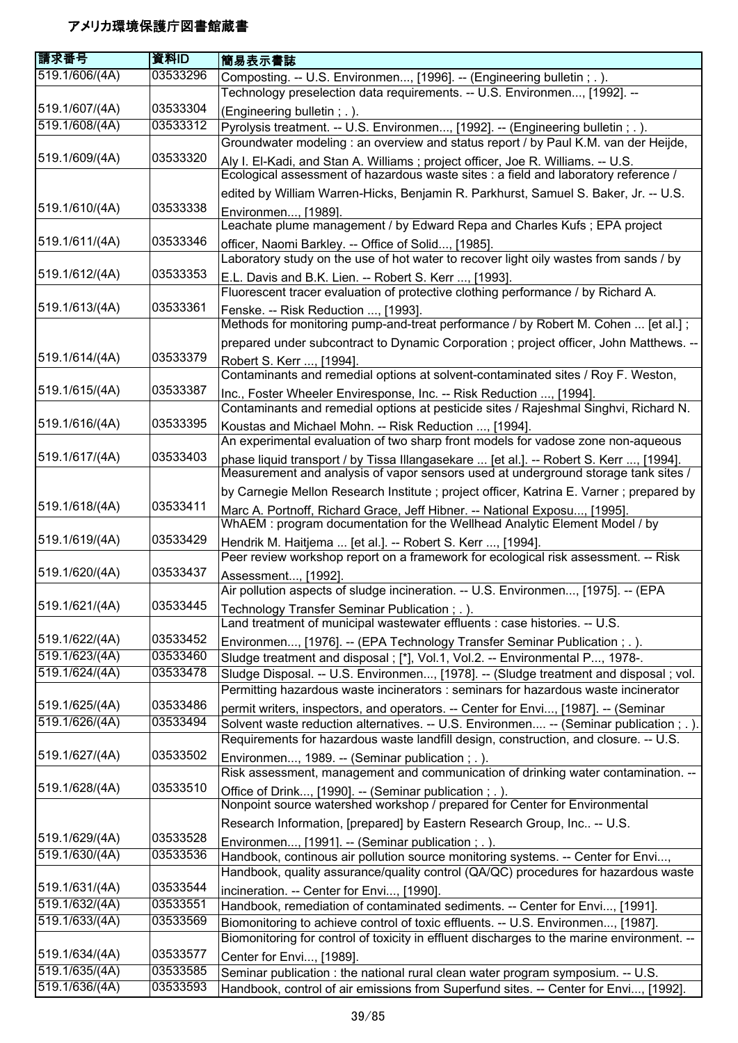# アメリカ環境保護庁図書館蔵書

| 請求番号 | 資料ID | 簡易表示書誌 |
| --- | --- | --- |
| 519.1/606/(4A) | 03533296 | Composting. -- U.S. Environmen..., [1996]. -- (Engineering bulletin ; . ). |
| 519.1/607/(4A) | 03533304 | Technology preselection data requirements. -- U.S. Environmen..., [1992]. -- (Engineering bulletin ; . ). |
| 519.1/608/(4A) | 03533312 | Pyrolysis treatment. -- U.S. Environmen..., [1992]. -- (Engineering bulletin ; . ). |
| 519.1/609/(4A) | 03533320 | Groundwater modeling : an overview and status report / by Paul K.M. van der Heijde, Aly I. El-Kadi, and Stan A. Williams ; project officer, Joe R. Williams. -- U.S. |
| 519.1/610/(4A) | 03533338 | Ecological assessment of hazardous waste sites : a field and laboratory reference / edited by William Warren-Hicks, Benjamin R. Parkhurst, Samuel S. Baker, Jr. -- U.S. Environmen..., [1989]. |
| 519.1/611/(4A) | 03533346 | Leachate plume management / by Edward Repa and Charles Kufs ; EPA project officer, Naomi Barkley. -- Office of Solid..., [1985]. |
| 519.1/612/(4A) | 03533353 | Laboratory study on the use of hot water to recover light oily wastes from sands / by E.L. Davis and B.K. Lien. -- Robert S. Kerr ..., [1993]. |
| 519.1/613/(4A) | 03533361 | Fluorescent tracer evaluation of protective clothing performance / by Richard A. Fenske. -- Risk Reduction ..., [1993]. |
| 519.1/614/(4A) | 03533379 | Methods for monitoring pump-and-treat performance / by Robert M. Cohen ... [et al.] ; prepared under subcontract to Dynamic Corporation ; project officer, John Matthews. -- Robert S. Kerr ..., [1994]. |
| 519.1/615/(4A) | 03533387 | Contaminants and remedial options at solvent-contaminated sites / Roy F. Weston, Inc., Foster Wheeler Enviresponse, Inc. -- Risk Reduction ..., [1994]. |
| 519.1/616/(4A) | 03533395 | Contaminants and remedial options at pesticide sites / Rajeshmal Singhvi, Richard N. Koustas and Michael Mohn. -- Risk Reduction ..., [1994]. |
| 519.1/617/(4A) | 03533403 | An experimental evaluation of two sharp front models for vadose zone non-aqueous phase liquid transport / by Tissa Illangasekare ... [et al.]. -- Robert S. Kerr ..., [1994]. |
| 519.1/618/(4A) | 03533411 | Measurement and analysis of vapor sensors used at underground storage tank sites / by Carnegie Mellon Research Institute ; project officer, Katrina E. Varner ; prepared by Marc A. Portnoff, Richard Grace, Jeff Hibner. -- National Exposu..., [1995]. |
| 519.1/619/(4A) | 03533429 | WhAEM : program documentation for the Wellhead Analytic Element Model / by Hendrik M. Haitjema ... [et al.]. -- Robert S. Kerr ..., [1994]. |
| 519.1/620/(4A) | 03533437 | Peer review workshop report on a framework for ecological risk assessment. -- Risk Assessment..., [1992]. |
| 519.1/621/(4A) | 03533445 | Air pollution aspects of sludge incineration. -- U.S. Environmen..., [1975]. -- (EPA Technology Transfer Seminar Publication ; . ). |
| 519.1/622/(4A) | 03533452 | Land treatment of municipal wastewater effluents : case histories. -- U.S. Environmen..., [1976]. -- (EPA Technology Transfer Seminar Publication ; . ). |
| 519.1/623/(4A) | 03533460 | Sludge treatment and disposal ; [*], Vol.1, Vol.2. -- Environmental P..., 1978-. |
| 519.1/624/(4A) | 03533478 | Sludge Disposal. -- U.S. Environmen..., [1978]. -- (Sludge treatment and disposal ; vol. |
| 519.1/625/(4A) | 03533486 | Permitting hazardous waste incinerators : seminars for hazardous waste incinerator permit writers, inspectors, and operators. -- Center for Envi..., [1987]. -- (Seminar |
| 519.1/626/(4A) | 03533494 | Solvent waste reduction alternatives. -- U.S. Environmen.... -- (Seminar publication ; . ). |
| 519.1/627/(4A) | 03533502 | Requirements for hazardous waste landfill design, construction, and closure. -- U.S. Environmen..., 1989. -- (Seminar publication ; . ). |
| 519.1/628/(4A) | 03533510 | Risk assessment, management and communication of drinking water contamination. -- Office of Drink..., [1990]. -- (Seminar publication ; . ). |
| 519.1/629/(4A) | 03533528 | Nonpoint source watershed workshop / prepared for Center for Environmental Research Information, [prepared] by Eastern Research Group, Inc.. -- U.S. Environmen..., [1991]. -- (Seminar publication ; . ). |
| 519.1/630/(4A) | 03533536 | Handbook, continous air pollution source monitoring systems. -- Center for Envi..., |
| 519.1/631/(4A) | 03533544 | Handbook, quality assurance/quality control (QA/QC) procedures for hazardous waste incineration. -- Center for Envi..., [1990]. |
| 519.1/632/(4A) | 03533551 | Handbook, remediation of contaminated sediments. -- Center for Envi..., [1991]. |
| 519.1/633/(4A) | 03533569 | Biomonitoring to achieve control of toxic effluents. -- U.S. Environmen..., [1987]. |
| 519.1/634/(4A) | 03533577 | Biomonitoring for control of toxicity in effluent discharges to the marine environment. -- Center for Envi..., [1989]. |
| 519.1/635/(4A) | 03533585 | Seminar publication : the national rural clean water program symposium. -- U.S. |
| 519.1/636/(4A) | 03533593 | Handbook, control of air emissions from Superfund sites. -- Center for Envi..., [1992]. |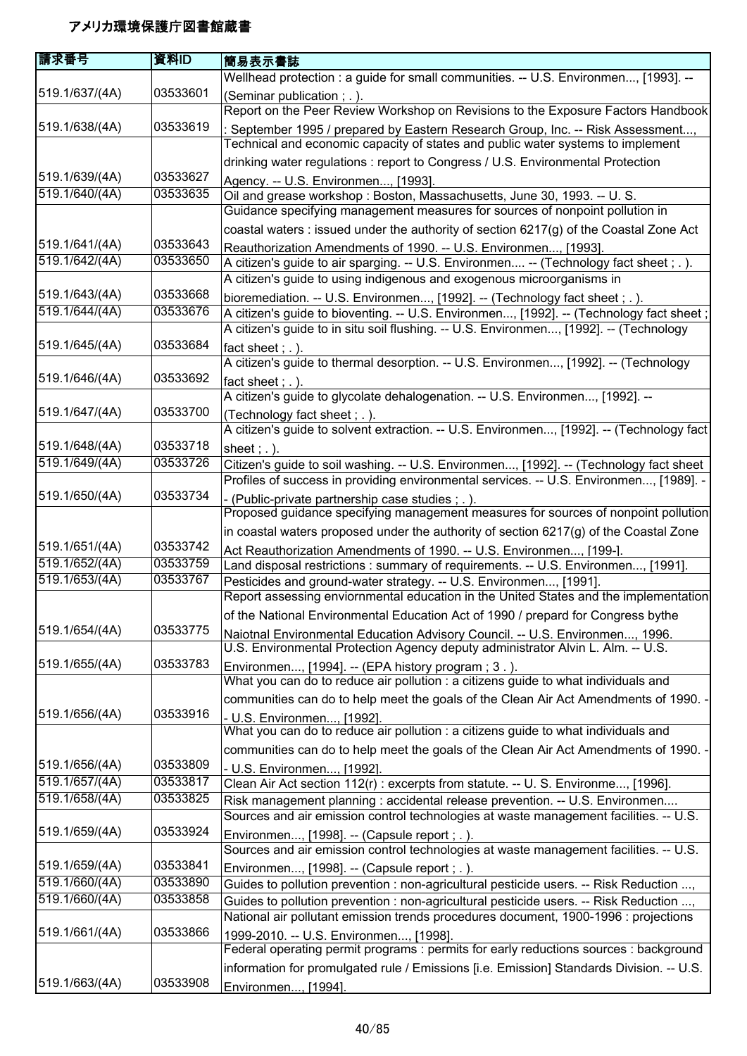# アメリカ環境保護庁図書館蔵書

| 請求番号 | 資料ID | 簡易表示書誌 |
|---|---|---|
| 519.1/637/(4A) | 03533601 | Wellhead protection : a guide for small communities. -- U.S. Environmen..., [1993]. -- (Seminar publication ; . ). |
| 519.1/638/(4A) | 03533619 | Report on the Peer Review Workshop on Revisions to the Exposure Factors Handbook : September 1995 / prepared by Eastern Research Group, Inc. -- Risk Assessment..., |
| 519.1/639/(4A) | 03533627 | Technical and economic capacity of states and public water systems to implement drinking water regulations : report to Congress / U.S. Environmental Protection Agency. -- U.S. Environmen..., [1993]. |
| 519.1/640/(4A) | 03533635 | Oil and grease workshop : Boston, Massachusetts, June 30, 1993. -- U. S. |
| 519.1/641/(4A) | 03533643 | Guidance specifying management measures for sources of nonpoint pollution in coastal waters : issued under the authority of section 6217(g) of the Coastal Zone Act Reauthorization Amendments of 1990. -- U.S. Environmen..., [1993]. |
| 519.1/642/(4A) | 03533650 | A citizen's guide to air sparging. -- U.S. Environmen.... -- (Technology fact sheet ; . ). |
| 519.1/643/(4A) | 03533668 | A citizen's guide to using indigenous and exogenous microorganisms in bioremediation. -- U.S. Environmen..., [1992]. -- (Technology fact sheet ; . ). |
| 519.1/644/(4A) | 03533676 | A citizen's guide to bioventing. -- U.S. Environmen..., [1992]. -- (Technology fact sheet ; |
| 519.1/645/(4A) | 03533684 | A citizen's guide to in situ soil flushing. -- U.S. Environmen..., [1992]. -- (Technology fact sheet ; . ). |
| 519.1/646/(4A) | 03533692 | A citizen's guide to thermal desorption. -- U.S. Environmen..., [1992]. -- (Technology fact sheet ; . ). |
| 519.1/647/(4A) | 03533700 | A citizen's guide to glycolate dehalogenation. -- U.S. Environmen..., [1992]. -- (Technology fact sheet ; . ). |
| 519.1/648/(4A) | 03533718 | A citizen's guide to solvent extraction. -- U.S. Environmen..., [1992]. -- (Technology fact sheet ; . ). |
| 519.1/649/(4A) | 03533726 | Citizen's guide to soil washing. -- U.S. Environmen..., [1992]. -- (Technology fact sheet |
| 519.1/650/(4A) | 03533734 | Profiles of success in providing environmental services. -- U.S. Environmen..., [1989]. -- (Public-private partnership case studies ; . ). |
| 519.1/651/(4A) | 03533742 | Proposed guidance specifying management measures for sources of nonpoint pollution in coastal waters proposed under the authority of section 6217(g) of the Coastal Zone Act Reauthorization Amendments of 1990. -- U.S. Environmen..., [199-]. |
| 519.1/652/(4A) | 03533759 | Land disposal restrictions : summary of requirements. -- U.S. Environmen..., [1991]. |
| 519.1/653/(4A) | 03533767 | Pesticides and ground-water strategy. -- U.S. Environmen..., [1991]. |
| 519.1/654/(4A) | 03533775 | Report assessing enviornmental education in the United States and the implementation of the National Environmental Education Act of 1990 / prepard for Congress bythe Naiotnal Environmental Education Advisory Council. -- U.S. Environmen..., 1996. |
| 519.1/655/(4A) | 03533783 | U.S. Environmental Protection Agency deputy administrator Alvin L. Alm. -- U.S. Environmen..., [1994]. -- (EPA history program ; 3 . ). |
| 519.1/656/(4A) | 03533916 | What you can do to reduce air pollution : a citizens guide to what individuals and communities can do to help meet the goals of the Clean Air Act Amendments of 1990. -- U.S. Environmen..., [1992]. |
| 519.1/656/(4A) | 03533809 | What you can do to reduce air pollution : a citizens guide to what individuals and communities can do to help meet the goals of the Clean Air Act Amendments of 1990. -- U.S. Environmen..., [1992]. |
| 519.1/657/(4A) | 03533817 | Clean Air Act section 112(r) : excerpts from statute. -- U. S. Environme..., [1996]. |
| 519.1/658/(4A) | 03533825 | Risk management planning : accidental release prevention. -- U.S. Environmen.... |
| 519.1/659/(4A) | 03533924 | Sources and air emission control technologies at waste management facilities. -- U.S. Environmen..., [1998]. -- (Capsule report ; . ). |
| 519.1/659/(4A) | 03533841 | Sources and air emission control technologies at waste management facilities. -- U.S. Environmen..., [1998]. -- (Capsule report ; . ). |
| 519.1/660/(4A) | 03533890 | Guides to pollution prevention : non-agricultural pesticide users. -- Risk Reduction ..., |
| 519.1/660/(4A) | 03533858 | Guides to pollution prevention : non-agricultural pesticide users. -- Risk Reduction ..., |
| 519.1/661/(4A) | 03533866 | National air pollutant emission trends procedures document, 1900-1996 : projections 1999-2010. -- U.S. Environmen..., [1998]. |
| 519.1/663/(4A) | 03533908 | Federal operating permit programs : permits for early reductions sources : background information for promulgated rule / Emissions [i.e. Emission] Standards Division. -- U.S. Environmen..., [1994]. |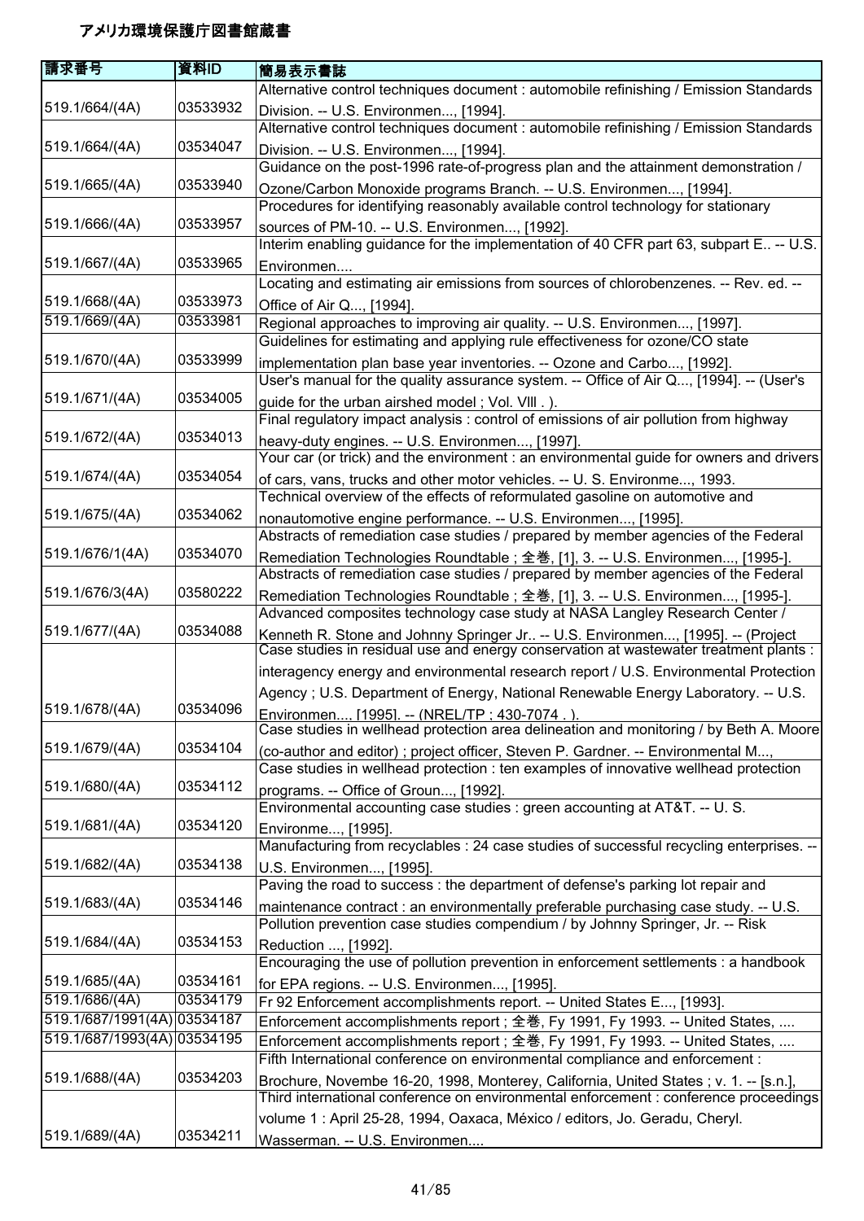# アメリカ環境保護庁図書館蔵書

| 請求番号 | 資料ID | 簡易表示書誌 |
| --- | --- | --- |
| 519.1/664/(4A) | 03533932 | Alternative control techniques document : automobile refinishing / Emission Standards Division. -- U.S. Environmen..., [1994]. |
| 519.1/664/(4A) | 03534047 | Alternative control techniques document : automobile refinishing / Emission Standards Division. -- U.S. Environmen..., [1994]. |
| 519.1/665/(4A) | 03533940 | Guidance on the post-1996 rate-of-progress plan and the attainment demonstration / Ozone/Carbon Monoxide programs Branch. -- U.S. Environmen..., [1994]. |
| 519.1/666/(4A) | 03533957 | Procedures for identifying reasonably available control technology for stationary sources of PM-10. -- U.S. Environmen..., [1992]. |
| 519.1/667/(4A) | 03533965 | Interim enabling guidance for the implementation of 40 CFR part 63, subpart E.. -- U.S. Environmen.... |
| 519.1/668/(4A) | 03533973 | Locating and estimating air emissions from sources of chlorobenzenes. -- Rev. ed. -- Office of Air Q..., [1994]. |
| 519.1/669/(4A) | 03533981 | Regional approaches to improving air quality. -- U.S. Environmen..., [1997]. |
| 519.1/670/(4A) | 03533999 | Guidelines for estimating and applying rule effectiveness for ozone/CO state implementation plan base year inventories. -- Ozone and Carbo..., [1992]. |
| 519.1/671/(4A) | 03534005 | User's manual for the quality assurance system. -- Office of Air Q..., [1994]. -- (User's guide for the urban airshed model ; Vol. VIII . ). |
| 519.1/672/(4A) | 03534013 | Final regulatory impact analysis : control of emissions of air pollution from highway heavy-duty engines. -- U.S. Environmen..., [1997]. |
| 519.1/674/(4A) | 03534054 | Your car (or trick) and the environment : an environmental guide for owners and drivers of cars, vans, trucks and other motor vehicles. -- U. S. Environme..., 1993. |
| 519.1/675/(4A) | 03534062 | Technical overview of the effects of reformulated gasoline on automotive and nonautomotive engine performance. -- U.S. Environmen..., [1995]. |
| 519.1/676/1(4A) | 03534070 | Abstracts of remediation case studies / prepared by member agencies of the Federal Remediation Technologies Roundtable ; 全巻, [1], 3. -- U.S. Environmen..., [1995-]. |
| 519.1/676/3(4A) | 03580222 | Abstracts of remediation case studies / prepared by member agencies of the Federal Remediation Technologies Roundtable ; 全巻, [1], 3. -- U.S. Environmen..., [1995-]. |
| 519.1/677/(4A) | 03534088 | Advanced composites technology case study at NASA Langley Research Center / Kenneth R. Stone and Johnny Springer Jr.. -- U.S. Environmen..., [1995]. -- (Project |
| 519.1/678/(4A) | 03534096 | Case studies in residual use and energy conservation at wastewater treatment plants : interagency energy and environmental research report / U.S. Environmental Protection Agency ; U.S. Department of Energy, National Renewable Energy Laboratory. -- U.S. Environmen..., [1995]. -- (NREL/TP ; 430-7074 . ). |
| 519.1/679/(4A) | 03534104 | Case studies in wellhead protection area delineation and monitoring / by Beth A. Moore (co-author and editor) ; project officer, Steven P. Gardner. -- Environmental M..., |
| 519.1/680/(4A) | 03534112 | Case studies in wellhead protection : ten examples of innovative wellhead protection programs. -- Office of Groun..., [1992]. |
| 519.1/681/(4A) | 03534120 | Environmental accounting case studies : green accounting at AT&T. -- U. S. Environme..., [1995]. |
| 519.1/682/(4A) | 03534138 | Manufacturing from recyclables : 24 case studies of successful recycling enterprises. -- U.S. Environmen..., [1995]. |
| 519.1/683/(4A) | 03534146 | Paving the road to success : the department of defense's parking lot repair and maintenance contract : an environmentally preferable purchasing case study. -- U.S. |
| 519.1/684/(4A) | 03534153 | Pollution prevention case studies compendium / by Johnny Springer, Jr. -- Risk Reduction ..., [1992]. |
| 519.1/685/(4A) | 03534161 | Encouraging the use of pollution prevention in enforcement settlements : a handbook for EPA regions. -- U.S. Environmen..., [1995]. |
| 519.1/686/(4A) | 03534179 | Fr 92 Enforcement accomplishments report. -- United States E..., [1993]. |
| 519.1/687/1991(4A) | 03534187 | Enforcement accomplishments report ; 全巻, Fy 1991, Fy 1993. -- United States, .... |
| 519.1/687/1993(4A) | 03534195 | Enforcement accomplishments report ; 全巻, Fy 1991, Fy 1993. -- United States, .... |
| 519.1/688/(4A) | 03534203 | Fifth International conference on environmental compliance and enforcement : Brochure, Novembe 16-20, 1998, Monterey, California, United States ; v. 1. -- [s.n.], |
| 519.1/689/(4A) | 03534211 | Third international conference on environmental enforcement : conference proceedings volume 1 : April 25-28, 1994, Oaxaca, México / editors, Jo. Geradu, Cheryl. Wasserman. -- U.S. Environmen.... |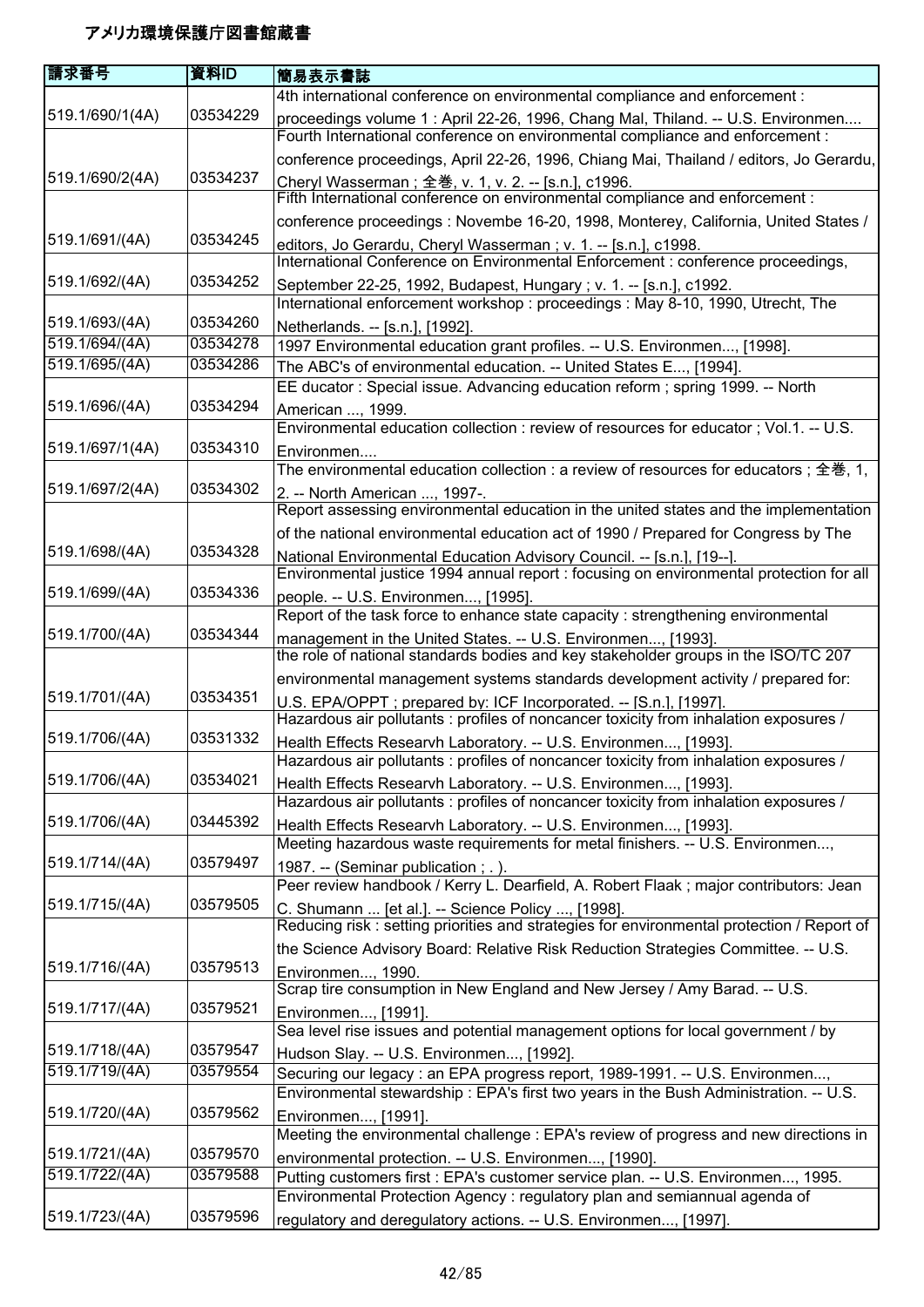# アメリカ環境保護庁図書館蔵書

| 請求番号 | 資料ID | 簡易表示書誌 |
| --- | --- | --- |
| 519.1/690/1(4A) | 03534229 | 4th international conference on environmental compliance and enforcement : proceedings volume 1 : April 22-26, 1996, Chang Mal, Thiland. -- U.S. Environmen.... |
| 519.1/690/2(4A) | 03534237 | Fourth International conference on environmental compliance and enforcement : conference proceedings, April 22-26, 1996, Chiang Mai, Thailand / editors, Jo Gerardu, Cheryl Wasserman ; 全巻, v. 1, v. 2. -- [s.n.], c1996. |
| 519.1/691/(4A) | 03534245 | Fifth International conference on environmental compliance and enforcement : conference proceedings : Novembe 16-20, 1998, Monterey, California, United States / editors, Jo Gerardu, Cheryl Wasserman ; v. 1. -- [s.n.], c1998. |
| 519.1/692/(4A) | 03534252 | International Conference on Environmental Enforcement : conference proceedings, September 22-25, 1992, Budapest, Hungary ; v. 1. -- [s.n.], c1992. |
| 519.1/693/(4A) | 03534260 | International enforcement workshop : proceedings : May 8-10, 1990, Utrecht, The Netherlands. -- [s.n.], [1992]. |
| 519.1/694/(4A) | 03534278 | 1997 Environmental education grant profiles. -- U.S. Environmen..., [1998]. |
| 519.1/695/(4A) | 03534286 | The ABC's of environmental education. -- United States E..., [1994]. |
| 519.1/696/(4A) | 03534294 | EE ducator : Special issue. Advancing education reform ; spring 1999. -- North American ..., 1999. |
| 519.1/697/1(4A) | 03534310 | Environmental education collection : review of resources for educator ; Vol.1. -- U.S. Environmen.... |
| 519.1/697/2(4A) | 03534302 | The environmental education collection : a review of resources for educators ; 全巻, 1, 2. -- North American ..., 1997-. |
| 519.1/698/(4A) | 03534328 | Report assessing environmental education in the united states and the implementation of the national environmental education act of 1990 / Prepared for Congress by The National Environmental Education Advisory Council. -- [s.n.], [19--]. |
| 519.1/699/(4A) | 03534336 | Environmental justice 1994 annual report : focusing on environmental protection for all people. -- U.S. Environmen..., [1995]. |
| 519.1/700/(4A) | 03534344 | Report of the task force to enhance state capacity : strengthening environmental management in the United States. -- U.S. Environmen..., [1993]. |
| 519.1/701/(4A) | 03534351 | the role of national standards bodies and key stakeholder groups in the ISO/TC 207 environmental management systems standards development activity / prepared for: U.S. EPA/OPPT ; prepared by: ICF Incorporated. -- [S.n.], [1997]. |
| 519.1/706/(4A) | 03531332 | Hazardous air pollutants : profiles of noncancer toxicity from inhalation exposures / Health Effects Researvh Laboratory. -- U.S. Environmen..., [1993]. |
| 519.1/706/(4A) | 03534021 | Hazardous air pollutants : profiles of noncancer toxicity from inhalation exposures / Health Effects Researvh Laboratory. -- U.S. Environmen..., [1993]. |
| 519.1/706/(4A) | 03445392 | Hazardous air pollutants : profiles of noncancer toxicity from inhalation exposures / Health Effects Researvh Laboratory. -- U.S. Environmen..., [1993]. |
| 519.1/714/(4A) | 03579497 | Meeting hazardous waste requirements for metal finishers. -- U.S. Environmen..., 1987. -- (Seminar publication ; . ). |
| 519.1/715/(4A) | 03579505 | Peer review handbook / Kerry L. Dearfield, A. Robert Flaak ; major contributors: Jean C. Shumann ... [et al.]. -- Science Policy ..., [1998]. |
| 519.1/716/(4A) | 03579513 | Reducing risk : setting priorities and strategies for environmental protection / Report of the Science Advisory Board: Relative Risk Reduction Strategies Committee. -- U.S. Environmen..., 1990. |
| 519.1/717/(4A) | 03579521 | Scrap tire consumption in New England and New Jersey / Amy Barad. -- U.S. Environmen..., [1991]. |
| 519.1/718/(4A) | 03579547 | Sea level rise issues and potential management options for local government / by Hudson Slay. -- U.S. Environmen..., [1992]. |
| 519.1/719/(4A) | 03579554 | Securing our legacy : an EPA progress report, 1989-1991. -- U.S. Environmen..., |
| 519.1/720/(4A) | 03579562 | Environmental stewardship : EPA's first two years in the Bush Administration. -- U.S. Environmen..., [1991]. |
| 519.1/721/(4A) | 03579570 | Meeting the environmental challenge : EPA's review of progress and new directions in environmental protection. -- U.S. Environmen..., [1990]. |
| 519.1/722/(4A) | 03579588 | Putting customers first : EPA's customer service plan. -- U.S. Environmen..., 1995. |
| 519.1/723/(4A) | 03579596 | Environmental Protection Agency : regulatory plan and semiannual agenda of regulatory and deregulatory actions. -- U.S. Environmen..., [1997]. |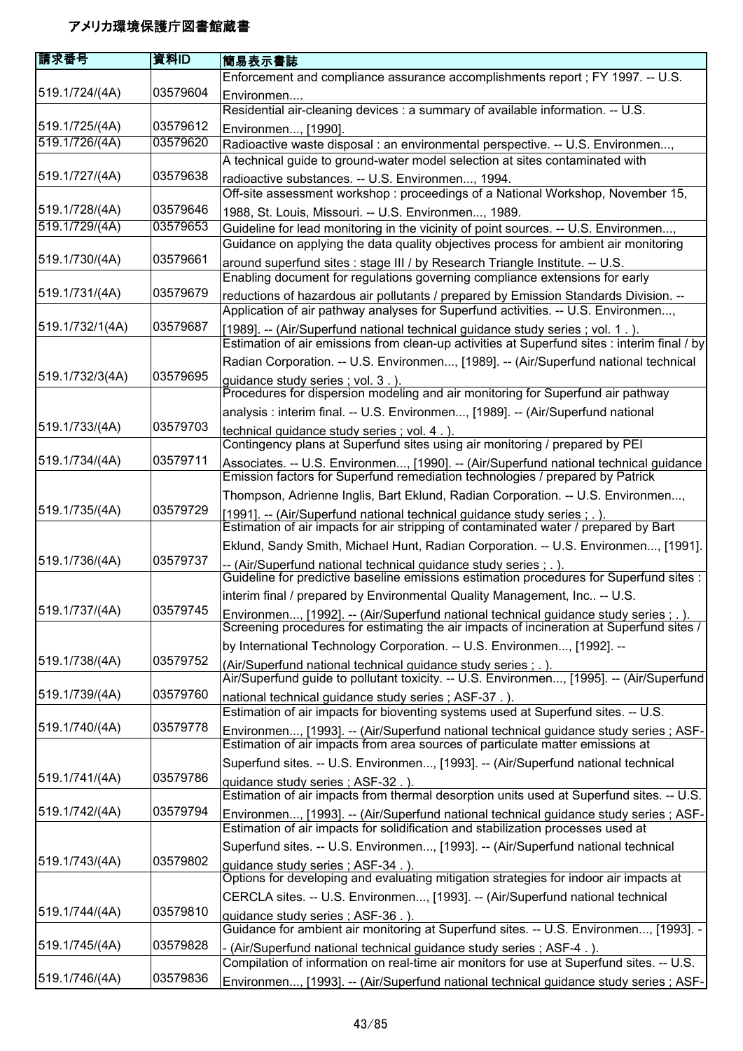# アメリカ環境保護庁図書館蔵書

| 請求番号 | 資料ID | 簡易表示書誌 |
|---|---|---|
| 519.1/724/(4A) | 03579604 | Enforcement and compliance assurance accomplishments report ; FY 1997. -- U.S. Environmen.... |
| 519.1/725/(4A) | 03579612 | Residential air-cleaning devices : a summary of available information. -- U.S. Environmen..., [1990]. |
| 519.1/726/(4A) | 03579620 | Radioactive waste disposal : an environmental perspective. -- U.S. Environmen..., |
| 519.1/727/(4A) | 03579638 | A technical guide to ground-water model selection at sites contaminated with radioactive substances. -- U.S. Environmen..., 1994. |
| 519.1/728/(4A) | 03579646 | Off-site assessment workshop : proceedings of a National Workshop, November 15, 1988, St. Louis, Missouri. -- U.S. Environmen..., 1989. |
| 519.1/729/(4A) | 03579653 | Guideline for lead monitoring in the vicinity of point sources. -- U.S. Environmen..., |
| 519.1/730/(4A) | 03579661 | Guidance on applying the data quality objectives process for ambient air monitoring around superfund sites : stage III / by Research Triangle Institute. -- U.S. |
| 519.1/731/(4A) | 03579679 | Enabling document for regulations governing compliance extensions for early reductions of hazardous air pollutants / prepared by Emission Standards Division. -- |
| 519.1/732/1(4A) | 03579687 | Application of air pathway analyses for Superfund activities. -- U.S. Environmen..., [1989]. -- (Air/Superfund national technical guidance study series ; vol. 1 . ). |
| 519.1/732/3(4A) | 03579695 | Estimation of air emissions from clean-up activities at Superfund sites : interim final / by Radian Corporation. -- U.S. Environmen..., [1989]. -- (Air/Superfund national technical guidance study series ; vol. 3 . ). |
| 519.1/733/(4A) | 03579703 | Procedures for dispersion modeling and air monitoring for Superfund air pathway analysis : interim final. -- U.S. Environmen..., [1989]. -- (Air/Superfund national technical guidance study series ; vol. 4 . ). |
| 519.1/734/(4A) | 03579711 | Contingency plans at Superfund sites using air monitoring / prepared by PEI Associates. -- U.S. Environmen..., [1990]. -- (Air/Superfund national technical guidance |
| 519.1/735/(4A) | 03579729 | Emission factors for Superfund remediation technologies / prepared by Patrick Thompson, Adrienne Inglis, Bart Eklund, Radian Corporation. -- U.S. Environmen..., [1991]. -- (Air/Superfund national technical guidance study series ; . ). |
| 519.1/736/(4A) | 03579737 | Estimation of air impacts for air stripping of contaminated water / prepared by Bart Eklund, Sandy Smith, Michael Hunt, Radian Corporation. -- U.S. Environmen..., [1991]. -- (Air/Superfund national technical guidance study series ; . ). |
| 519.1/737/(4A) | 03579745 | Guideline for predictive baseline emissions estimation procedures for Superfund sites : interim final / prepared by Environmental Quality Management, Inc.. -- U.S. Environmen..., [1992]. -- (Air/Superfund national technical guidance study series ; . ). |
| 519.1/738/(4A) | 03579752 | Screening procedures for estimating the air impacts of incineration at Superfund sites / by International Technology Corporation. -- U.S. Environmen..., [1992]. -- (Air/Superfund national technical guidance study series ; . ). |
| 519.1/739/(4A) | 03579760 | Air/Superfund guide to pollutant toxicity. -- U.S. Environmen..., [1995]. -- (Air/Superfund national technical guidance study series ; ASF-37 . ). |
| 519.1/740/(4A) | 03579778 | Estimation of air impacts for bioventing systems used at Superfund sites. -- U.S. Environmen..., [1993]. -- (Air/Superfund national technical guidance study series ; ASF- |
| 519.1/741/(4A) | 03579786 | Estimation of air impacts from area sources of particulate matter emissions at Superfund sites. -- U.S. Environmen..., [1993]. -- (Air/Superfund national technical guidance study series ; ASF-32 . ). |
| 519.1/742/(4A) | 03579794 | Estimation of air impacts from thermal desorption units used at Superfund sites. -- U.S. Environmen..., [1993]. -- (Air/Superfund national technical guidance study series ; ASF- |
| 519.1/743/(4A) | 03579802 | Estimation of air impacts for solidification and stabilization processes used at Superfund sites. -- U.S. Environmen..., [1993]. -- (Air/Superfund national technical guidance study series ; ASF-34 . ). |
| 519.1/744/(4A) | 03579810 | Options for developing and evaluating mitigation strategies for indoor air impacts at CERCLA sites. -- U.S. Environmen..., [1993]. -- (Air/Superfund national technical guidance study series ; ASF-36 . ). |
| 519.1/745/(4A) | 03579828 | Guidance for ambient air monitoring at Superfund sites. -- U.S. Environmen..., [1993]. -- (Air/Superfund national technical guidance study series ; ASF-4 . ). |
| 519.1/746/(4A) | 03579836 | Compilation of information on real-time air monitors for use at Superfund sites. -- U.S. Environmen..., [1993]. -- (Air/Superfund national technical guidance study series ; ASF- |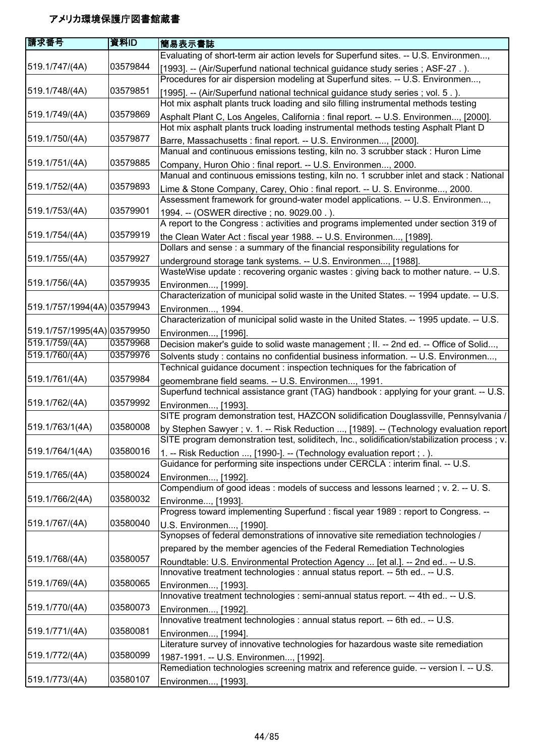# アメリカ環境保護庁図書館蔵書

| 請求番号 | 資料ID | 簡易表示書誌 |
|---|---|---|
| 519.1/747/(4A) | 03579844 | Evaluating of short-term air action levels for Superfund sites. -- U.S. Environmen..., [1993]. -- (Air/Superfund national technical guidance study series ; ASF-27 . ). |
| 519.1/748/(4A) | 03579851 | Procedures for air dispersion modeling at Superfund sites. -- U.S. Environmen..., [1995]. -- (Air/Superfund national technical guidance study series ; vol. 5 . ). |
| 519.1/749/(4A) | 03579869 | Hot mix asphalt plants truck loading and silo filling instrumental methods testing Asphalt Plant C, Los Angeles, California : final report. -- U.S. Environmen..., [2000]. |
| 519.1/750/(4A) | 03579877 | Hot mix asphalt plants truck loading instrumental methods testing Asphalt Plant D Barre, Massachusetts : final report. -- U.S. Environmen..., [2000]. |
| 519.1/751/(4A) | 03579885 | Manual and continuous emissions testing, kiln no. 3 scrubber stack : Huron Lime Company, Huron Ohio : final report. -- U.S. Environmen..., 2000. |
| 519.1/752/(4A) | 03579893 | Manual and continuous emissions testing, kiln no. 1 scrubber inlet and stack : National Lime & Stone Company, Carey, Ohio : final report. -- U. S. Environme..., 2000. |
| 519.1/753/(4A) | 03579901 | Assessment framework for ground-water model applications. -- U.S. Environmen..., 1994. -- (OSWER directive ; no. 9029.00 . ). |
| 519.1/754/(4A) | 03579919 | A report to the Congress : activities and programs implemented under section 319 of the Clean Water Act : fiscal year 1988. -- U.S. Environmen..., [1989]. |
| 519.1/755/(4A) | 03579927 | Dollars and sense : a summary of the financial responsibility regulations for underground storage tank systems. -- U.S. Environmen..., [1988]. |
| 519.1/756/(4A) | 03579935 | WasteWise update : recovering organic wastes : giving back to mother nature. -- U.S. Environmen..., [1999]. |
| 519.1/757/1994(4A) | 03579943 | Characterization of municipal solid waste in the United States. -- 1994 update. -- U.S. Environmen..., 1994. |
| 519.1/757/1995(4A) | 03579950 | Characterization of municipal solid waste in the United States. -- 1995 update. -- U.S. Environmen..., [1996]. |
| 519.1/759/(4A) | 03579968 | Decision maker's guide to solid waste management ; II. -- 2nd ed. -- Office of Solid..., |
| 519.1/760/(4A) | 03579976 | Solvents study : contains no confidential business information. -- U.S. Environmen..., |
| 519.1/761/(4A) | 03579984 | Technical guidance document : inspection techniques for the fabrication of geomembrane field seams. -- U.S. Environmen..., 1991. |
| 519.1/762/(4A) | 03579992 | Superfund technical assistance grant (TAG) handbook : applying for your grant. -- U.S. Environmen..., [1993]. |
| 519.1/763/1(4A) | 03580008 | SITE program demonstration test, HAZCON solidification Douglassville, Pennsylvania / by Stephen Sawyer ; v. 1. -- Risk Reduction ..., [1989]. -- (Technology evaluation report |
| 519.1/764/1(4A) | 03580016 | SITE program demonstration test, soliditech, Inc., solidification/stabilization process ; v. 1. -- Risk Reduction ..., [1990-]. -- (Technology evaluation report ; . ). |
| 519.1/765/(4A) | 03580024 | Guidance for performing site inspections under CERCLA : interim final. -- U.S. Environmen..., [1992]. |
| 519.1/766/2(4A) | 03580032 | Compendium of good ideas : models of success and lessons learned ; v. 2. -- U. S. Environme..., [1993]. |
| 519.1/767/(4A) | 03580040 | Progress toward implementing Superfund : fiscal year 1989 : report to Congress. -- U.S. Environmen..., [1990]. |
| 519.1/768/(4A) | 03580057 | Synopses of federal demonstrations of innovative site remediation technologies / prepared by the member agencies of the Federal Remediation Technologies Roundtable: U.S. Environmental Protection Agency ... [et al.]. -- 2nd ed.. -- U.S. |
| 519.1/769/(4A) | 03580065 | Innovative treatment technologies : annual status report. -- 5th ed.. -- U.S. Environmen..., [1993]. |
| 519.1/770/(4A) | 03580073 | Innovative treatment technologies : semi-annual status report. -- 4th ed.. -- U.S. Environmen..., [1992]. |
| 519.1/771/(4A) | 03580081 | Innovative treatment technologies : annual status report. -- 6th ed.. -- U.S. Environmen..., [1994]. |
| 519.1/772/(4A) | 03580099 | Literature survey of innovative technologies for hazardous waste site remediation 1987-1991. -- U.S. Environmen..., [1992]. |
| 519.1/773/(4A) | 03580107 | Remediation technologies screening matrix and reference guide. -- version I. -- U.S. Environmen..., [1993]. |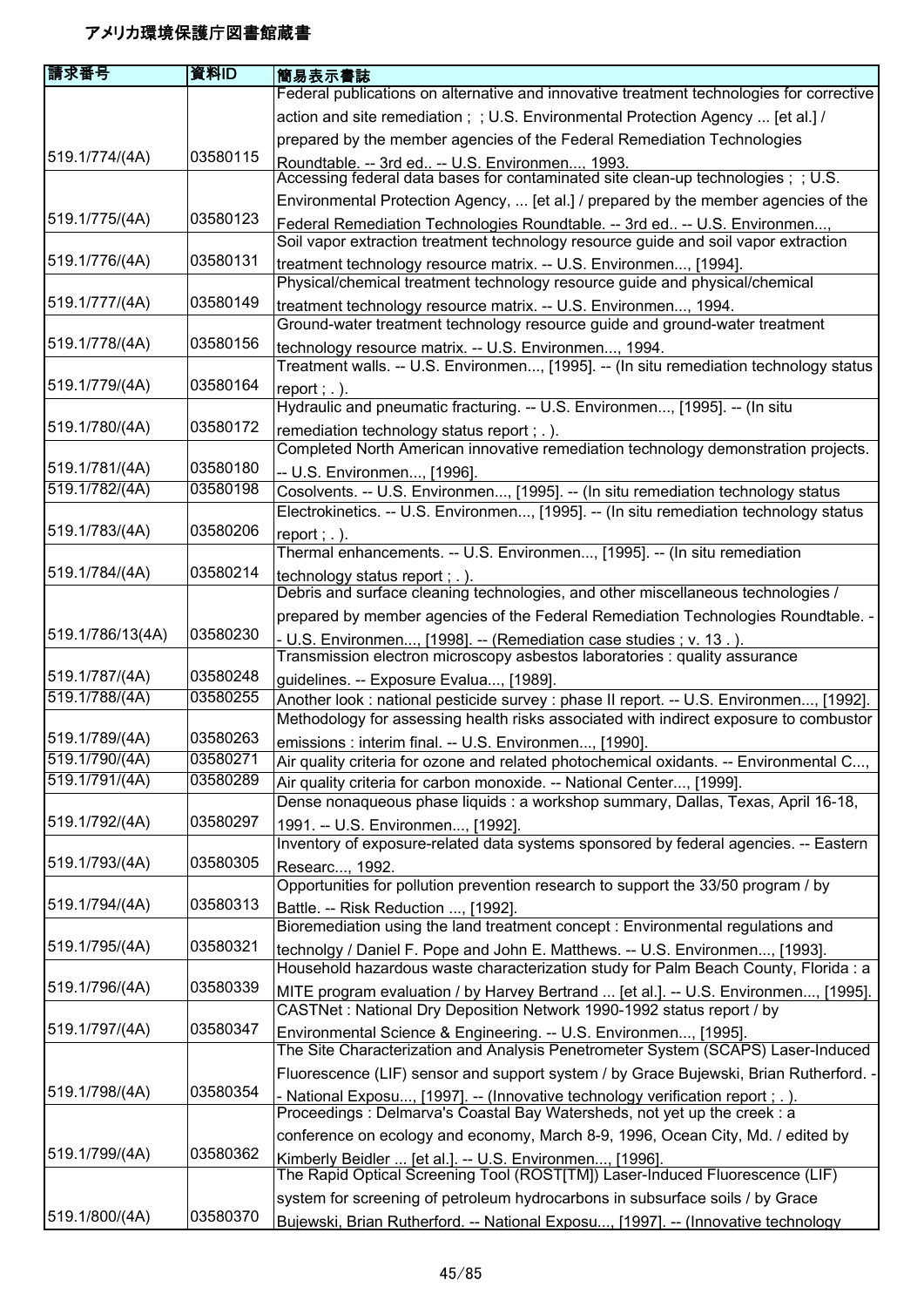# アメリカ環境保護庁図書館蔵書

| 請求番号 | 資料ID | 簡易表示書誌 |
|---|---|---|
| 519.1/774/(4A) | 03580115 | Federal publications on alternative and innovative treatment technologies for corrective action and site remediation ; ; U.S. Environmental Protection Agency ... [et al.] / prepared by the member agencies of the Federal Remediation Technologies Roundtable. -- 3rd ed.. -- U.S. Environmen..., 1993. |
| 519.1/775/(4A) | 03580123 | Accessing federal data bases for contaminated site clean-up technologies ; ; U.S. Environmental Protection Agency, ... [et al.] / prepared by the member agencies of the Federal Remediation Technologies Roundtable. -- 3rd ed.. -- U.S. Environmen..., |
| 519.1/776/(4A) | 03580131 | Soil vapor extraction treatment technology resource guide and soil vapor extraction treatment technology resource matrix. -- U.S. Environmen..., [1994]. |
| 519.1/777/(4A) | 03580149 | Physical/chemical treatment technology resource guide and physical/chemical treatment technology resource matrix. -- U.S. Environmen..., 1994. |
| 519.1/778/(4A) | 03580156 | Ground-water treatment technology resource guide and ground-water treatment technology resource matrix. -- U.S. Environmen..., 1994. |
| 519.1/779/(4A) | 03580164 | Treatment walls. -- U.S. Environmen..., [1995]. -- (In situ remediation technology status report ; . ). |
| 519.1/780/(4A) | 03580172 | Hydraulic and pneumatic fracturing. -- U.S. Environmen..., [1995]. -- (In situ remediation technology status report ; . ). |
| 519.1/781/(4A) | 03580180 | Completed North American innovative remediation technology demonstration projects. -- U.S. Environmen..., [1996]. |
| 519.1/782/(4A) | 03580198 | Cosolvents. -- U.S. Environmen..., [1995]. -- (In situ remediation technology status |
| 519.1/783/(4A) | 03580206 | Electrokinetics. -- U.S. Environmen..., [1995]. -- (In situ remediation technology status report ; . ). |
| 519.1/784/(4A) | 03580214 | Thermal enhancements. -- U.S. Environmen..., [1995]. -- (In situ remediation technology status report ; . ). |
| 519.1/786/13(4A) | 03580230 | Debris and surface cleaning technologies, and other miscellaneous technologies / prepared by member agencies of the Federal Remediation Technologies Roundtable. -- U.S. Environmen..., [1998]. -- (Remediation case studies ; v. 13 . ). |
| 519.1/787/(4A) | 03580248 | Transmission electron microscopy asbestos laboratories : quality assurance guidelines. -- Exposure Evalua..., [1989]. |
| 519.1/788/(4A) | 03580255 | Another look : national pesticide survey : phase II report. -- U.S. Environmen..., [1992]. |
| 519.1/789/(4A) | 03580263 | Methodology for assessing health risks associated with indirect exposure to combustor emissions : interim final. -- U.S. Environmen..., [1990]. |
| 519.1/790/(4A) | 03580271 | Air quality criteria for ozone and related photochemical oxidants. -- Environmental C..., |
| 519.1/791/(4A) | 03580289 | Air quality criteria for carbon monoxide. -- National Center..., [1999]. |
| 519.1/792/(4A) | 03580297 | Dense nonaqueous phase liquids : a workshop summary, Dallas, Texas, April 16-18, 1991. -- U.S. Environmen..., [1992]. |
| 519.1/793/(4A) | 03580305 | Inventory of exposure-related data systems sponsored by federal agencies. -- Eastern Researc..., 1992. |
| 519.1/794/(4A) | 03580313 | Opportunities for pollution prevention research to support the 33/50 program / by Battle. -- Risk Reduction ..., [1992]. |
| 519.1/795/(4A) | 03580321 | Bioremediation using the land treatment concept : Environmental regulations and technolgy / Daniel F. Pope and John E. Matthews. -- U.S. Environmen..., [1993]. |
| 519.1/796/(4A) | 03580339 | Household hazardous waste characterization study for Palm Beach County, Florida : a MITE program evaluation / by Harvey Bertrand ... [et al.]. -- U.S. Environmen..., [1995]. |
| 519.1/797/(4A) | 03580347 | CASTNet : National Dry Deposition Network 1990-1992 status report / by Environmental Science & Engineering. -- U.S. Environmen..., [1995]. |
| 519.1/798/(4A) | 03580354 | The Site Characterization and Analysis Penetrometer System (SCAPS) Laser-Induced Fluorescence (LIF) sensor and support system / by Grace Bujewski, Brian Rutherford. -- National Exposu..., [1997]. -- (Innovative technology verification report ; . ). |
| 519.1/799/(4A) | 03580362 | Proceedings : Delmarva's Coastal Bay Watersheds, not yet up the creek : a conference on ecology and economy, March 8-9, 1996, Ocean City, Md. / edited by Kimberly Beidler ... [et al.]. -- U.S. Environmen..., [1996]. |
| 519.1/800/(4A) | 03580370 | The Rapid Optical Screening Tool (ROST[TM]) Laser-Induced Fluorescence (LIF) system for screening of petroleum hydrocarbons in subsurface soils / by Grace Bujewski, Brian Rutherford. -- National Exposu..., [1997]. -- (Innovative technology |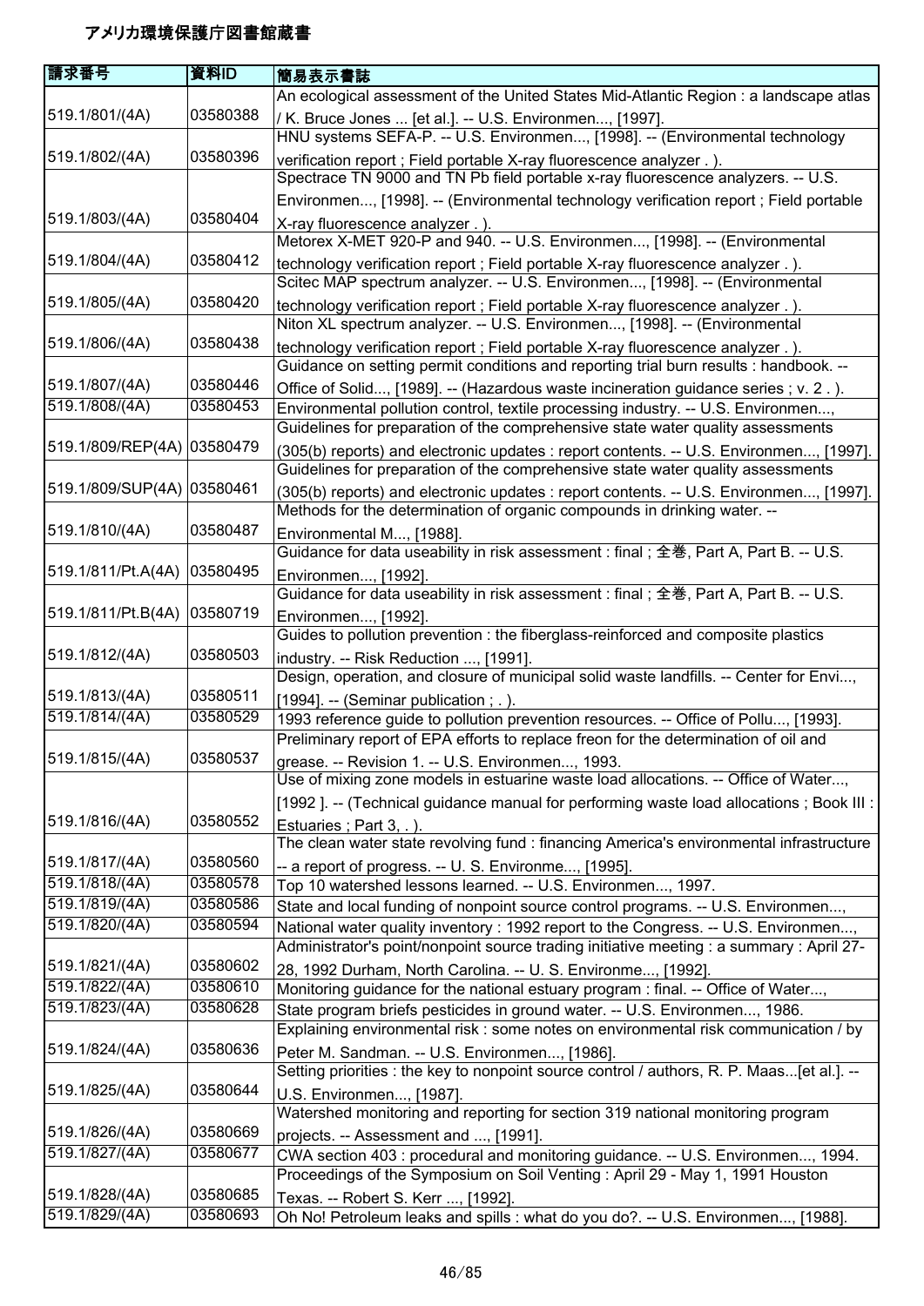# アメリカ環境保護庁図書館蔵書

| 請求番号 | 資料ID | 簡易表示書誌 |
|---|---|---|
| 519.1/801/(4A) | 03580388 | An ecological assessment of the United States Mid-Atlantic Region : a landscape atlas / K. Bruce Jones ... [et al.]. -- U.S. Environmen..., [1997]. |
| 519.1/802/(4A) | 03580396 | HNU systems SEFA-P. -- U.S. Environmen..., [1998]. -- (Environmental technology verification report ; Field portable X-ray fluorescence analyzer . ). |
| 519.1/803/(4A) | 03580404 | Spectrace TN 9000 and TN Pb field portable x-ray fluorescence analyzers. -- U.S. Environmen..., [1998]. -- (Environmental technology verification report ; Field portable X-ray fluorescence analyzer . ). |
| 519.1/804/(4A) | 03580412 | Metorex X-MET 920-P and 940. -- U.S. Environmen..., [1998]. -- (Environmental technology verification report ; Field portable X-ray fluorescence analyzer . ). |
| 519.1/805/(4A) | 03580420 | Scitec MAP spectrum analyzer. -- U.S. Environmen..., [1998]. -- (Environmental technology verification report ; Field portable X-ray fluorescence analyzer . ). |
| 519.1/806/(4A) | 03580438 | Niton XL spectrum analyzer. -- U.S. Environmen..., [1998]. -- (Environmental technology verification report ; Field portable X-ray fluorescence analyzer . ). |
| 519.1/807/(4A) | 03580446 | Guidance on setting permit conditions and reporting trial burn results : handbook. -- Office of Solid..., [1989]. -- (Hazardous waste incineration guidance series ; v. 2 . ). |
| 519.1/808/(4A) | 03580453 | Environmental pollution control, textile processing industry. -- U.S. Environmen..., |
| 519.1/809/REP(4A) | 03580479 | Guidelines for preparation of the comprehensive state water quality assessments (305(b) reports) and electronic updates : report contents. -- U.S. Environmen..., [1997]. |
| 519.1/809/SUP(4A) | 03580461 | Guidelines for preparation of the comprehensive state water quality assessments (305(b) reports) and electronic updates : report contents. -- U.S. Environmen..., [1997]. |
| 519.1/810/(4A) | 03580487 | Methods for the determination of organic compounds in drinking water. -- Environmental M..., [1988]. |
| 519.1/811/Pt.A(4A) | 03580495 | Guidance for data useability in risk assessment : final ; 全巻, Part A, Part B. -- U.S. Environmen..., [1992]. |
| 519.1/811/Pt.B(4A) | 03580719 | Guidance for data useability in risk assessment : final ; 全巻, Part A, Part B. -- U.S. Environmen..., [1992]. |
| 519.1/812/(4A) | 03580503 | Guides to pollution prevention : the fiberglass-reinforced and composite plastics industry. -- Risk Reduction ..., [1991]. |
| 519.1/813/(4A) | 03580511 | Design, operation, and closure of municipal solid waste landfills. -- Center for Envi..., [1994]. -- (Seminar publication ; . ). |
| 519.1/814/(4A) | 03580529 | 1993 reference guide to pollution prevention resources. -- Office of Pollu..., [1993]. |
| 519.1/815/(4A) | 03580537 | Preliminary report of EPA efforts to replace freon for the determination of oil and grease. -- Revision 1. -- U.S. Environmen..., 1993. |
| 519.1/816/(4A) | 03580552 | Use of mixing zone models in estuarine waste load allocations. -- Office of Water..., [1992 ]. -- (Technical guidance manual for performing waste load allocations ; Book III : Estuaries ; Part 3, . ). |
| 519.1/817/(4A) | 03580560 | The clean water state revolving fund : financing America's environmental infrastructure -- a report of progress. -- U. S. Environme..., [1995]. |
| 519.1/818/(4A) | 03580578 | Top 10 watershed lessons learned. -- U.S. Environmen..., 1997. |
| 519.1/819/(4A) | 03580586 | State and local funding of nonpoint source control programs. -- U.S. Environmen..., |
| 519.1/820/(4A) | 03580594 | National water quality inventory : 1992 report to the Congress. -- U.S. Environmen..., |
| 519.1/821/(4A) | 03580602 | Administrator's point/nonpoint source trading initiative meeting : a summary : April 27-28, 1992 Durham, North Carolina. -- U. S. Environme..., [1992]. |
| 519.1/822/(4A) | 03580610 | Monitoring guidance for the national estuary program : final. -- Office of Water..., |
| 519.1/823/(4A) | 03580628 | State program briefs pesticides in ground water. -- U.S. Environmen..., 1986. |
| 519.1/824/(4A) | 03580636 | Explaining environmental risk : some notes on environmental risk communication / by Peter M. Sandman. -- U.S. Environmen..., [1986]. |
| 519.1/825/(4A) | 03580644 | Setting priorities : the key to nonpoint source control / authors, R. P. Maas...[et al.]. -- U.S. Environmen..., [1987]. |
| 519.1/826/(4A) | 03580669 | Watershed monitoring and reporting for section 319 national monitoring program projects. -- Assessment and ..., [1991]. |
| 519.1/827/(4A) | 03580677 | CWA section 403 : procedural and monitoring guidance. -- U.S. Environmen..., 1994. |
| 519.1/828/(4A) | 03580685 | Proceedings of the Symposium on Soil Venting : April 29 - May 1, 1991 Houston Texas. -- Robert S. Kerr ..., [1992]. |
| 519.1/829/(4A) | 03580693 | Oh No! Petroleum leaks and spills : what do you do?. -- U.S. Environmen..., [1988]. |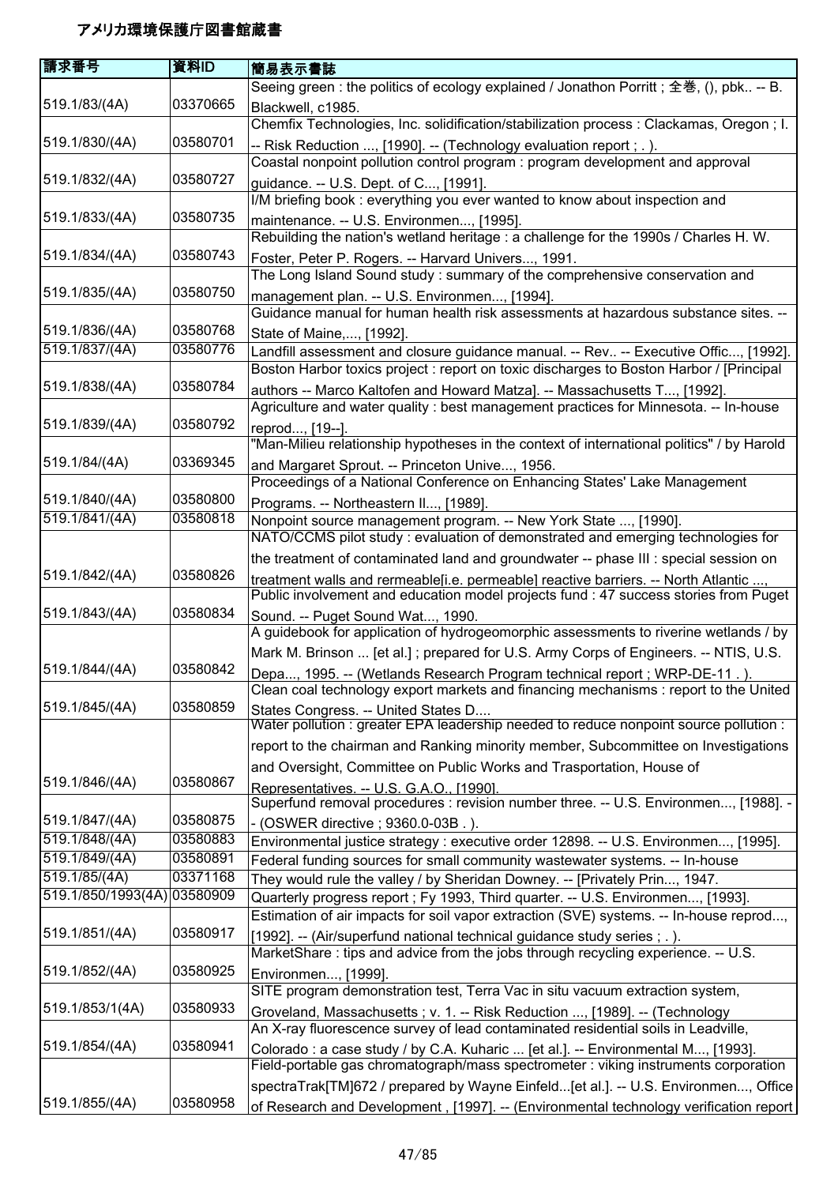# アメリカ環境保護庁図書館蔵書

| 請求番号 | 資料ID | 簡易表示書誌 |
|---|---|---|
| 519.1/83/(4A) | 03370665 | Seeing green : the politics of ecology explained / Jonathon Porritt ; 全巻, (), pbk.. -- B. Blackwell, c1985. |
| 519.1/830/(4A) | 03580701 | Chemfix Technologies, Inc. solidification/stabilization process : Clackamas, Oregon ; I. -- Risk Reduction ..., [1990]. -- (Technology evaluation report ; . ). |
| 519.1/832/(4A) | 03580727 | Coastal nonpoint pollution control program : program development and approval guidance. -- U.S. Dept. of C..., [1991]. |
| 519.1/833/(4A) | 03580735 | I/M briefing book : everything you ever wanted to know about inspection and maintenance. -- U.S. Environmen..., [1995]. |
| 519.1/834/(4A) | 03580743 | Rebuilding the nation's wetland heritage : a challenge for the 1990s / Charles H. W. Foster, Peter P. Rogers. -- Harvard Univers..., 1991. |
| 519.1/835/(4A) | 03580750 | The Long Island Sound study : summary of the comprehensive conservation and management plan. -- U.S. Environmen..., [1994]. |
| 519.1/836/(4A) | 03580768 | Guidance manual for human health risk assessments at hazardous substance sites. -- State of Maine,..., [1992]. |
| 519.1/837/(4A) | 03580776 | Landfill assessment and closure guidance manual. -- Rev.. -- Executive Offic..., [1992]. |
| 519.1/838/(4A) | 03580784 | Boston Harbor toxics project : report on toxic discharges to Boston Harbor / [Principal authors -- Marco Kaltofen and Howard Matza]. -- Massachusetts T..., [1992]. |
| 519.1/839/(4A) | 03580792 | Agriculture and water quality : best management practices for Minnesota. -- In-house reprod..., [19--]. |
| 519.1/84/(4A) | 03369345 | "Man-Milieu relationship hypotheses in the context of international politics" / by Harold and Margaret Sprout. -- Princeton Unive..., 1956. |
| 519.1/840/(4A) | 03580800 | Proceedings of a National Conference on Enhancing States' Lake Management Programs. -- Northeastern Il..., [1989]. |
| 519.1/841/(4A) | 03580818 | Nonpoint source management program. -- New York State ..., [1990]. |
| 519.1/842/(4A) | 03580826 | NATO/CCMS pilot study : evaluation of demonstrated and emerging technologies for the treatment of contaminated land and groundwater -- phase III : special session on treatment walls and rermeable[i.e. permeable] reactive barriers. -- North Atlantic ..., |
| 519.1/843/(4A) | 03580834 | Public involvement and education model projects fund : 47 success stories from Puget Sound. -- Puget Sound Wat..., 1990. |
| 519.1/844/(4A) | 03580842 | A guidebook for application of hydrogeomorphic assessments to riverine wetlands / by Mark M. Brinson ... [et al.] ; prepared for U.S. Army Corps of Engineers. -- NTIS, U.S. Depa..., 1995. -- (Wetlands Research Program technical report ; WRP-DE-11 . ). |
| 519.1/845/(4A) | 03580859 | Clean coal technology export markets and financing mechanisms : report to the United States Congress. -- United States D.... |
| 519.1/846/(4A) | 03580867 | Water pollution : greater EPA leadership needed to reduce nonpoint source pollution : report to the chairman and Ranking minority member, Subcommittee on Investigations and Oversight, Committee on Public Works and Trasportation, House of Representatives. -- U.S. G.A.O., [1990]. |
| 519.1/847/(4A) | 03580875 | Superfund removal procedures : revision number three. -- U.S. Environmen..., [1988]. -- (OSWER directive ; 9360.0-03B . ). |
| 519.1/848/(4A) | 03580883 | Environmental justice strategy : executive order 12898. -- U.S. Environmen..., [1995]. |
| 519.1/849/(4A) | 03580891 | Federal funding sources for small community wastewater systems. -- In-house |
| 519.1/85/(4A) | 03371168 | They would rule the valley / by Sheridan Downey. -- [Privately Prin..., 1947. |
| 519.1/850/1993(4A) | 03580909 | Quarterly progress report ; Fy 1993, Third quarter. -- U.S. Environmen..., [1993]. |
| 519.1/851/(4A) | 03580917 | Estimation of air impacts for soil vapor extraction (SVE) systems. -- In-house reprod..., [1992]. -- (Air/superfund national technical guidance study series ; . ). |
| 519.1/852/(4A) | 03580925 | MarketShare : tips and advice from the jobs through recycling experience. -- U.S. Environmen..., [1999]. |
| 519.1/853/1(4A) | 03580933 | SITE program demonstration test, Terra Vac in situ vacuum extraction system, Groveland, Massachusetts ; v. 1. -- Risk Reduction ..., [1989]. -- (Technology |
| 519.1/854/(4A) | 03580941 | An X-ray fluorescence survey of lead contaminated residential soils in Leadville, Colorado : a case study / by C.A. Kuharic ... [et al.]. -- Environmental M..., [1993]. |
| 519.1/855/(4A) | 03580958 | Field-portable gas chromatograph/mass spectrometer : viking instruments corporation spectraTrak[TM]672 / prepared by Wayne Einfeld...[et al.]. -- U.S. Environmen..., Office of Research and Development , [1997]. -- (Environmental technology verification report |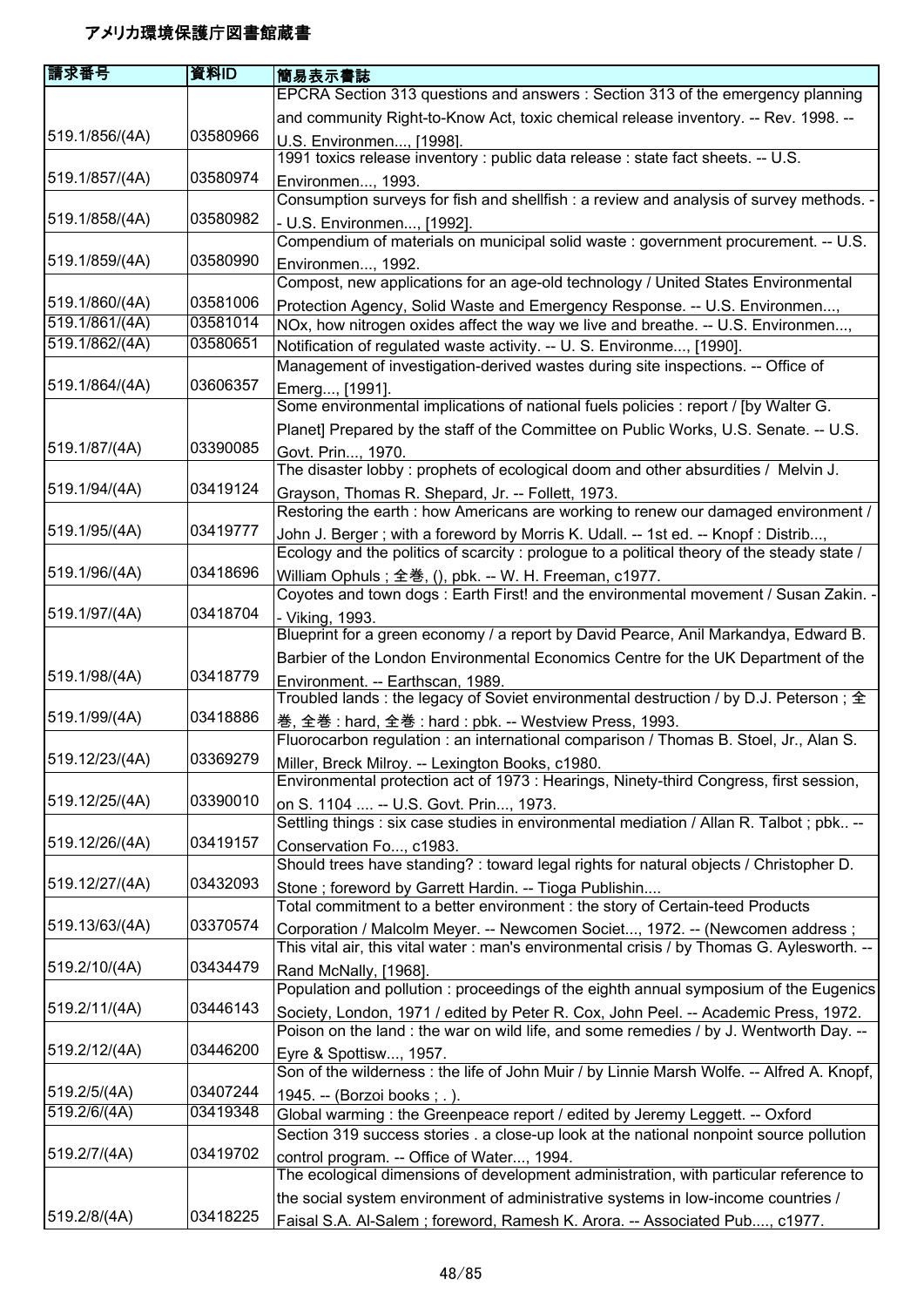# アメリカ環境保護庁図書館蔵書

| 請求番号 | 資料ID | 簡易表示書誌 |
| --- | --- | --- |
| 519.1/856/(4A) | 03580966 | EPCRA Section 313 questions and answers : Section 313 of the emergency planning and community Right-to-Know Act, toxic chemical release inventory. -- Rev. 1998. -- U.S. Environmen..., [1998]. |
| 519.1/857/(4A) | 03580974 | 1991 toxics release inventory : public data release : state fact sheets. -- U.S. Environmen..., 1993. |
| 519.1/858/(4A) | 03580982 | Consumption surveys for fish and shellfish : a review and analysis of survey methods. -- U.S. Environmen..., [1992]. |
| 519.1/859/(4A) | 03580990 | Compendium of materials on municipal solid waste : government procurement. -- U.S. Environmen..., 1992. |
| 519.1/860/(4A) | 03581006 | Compost, new applications for an age-old technology / United States Environmental Protection Agency, Solid Waste and Emergency Response. -- U.S. Environmen..., |
| 519.1/861/(4A) | 03581014 | NOx, how nitrogen oxides affect the way we live and breathe. -- U.S. Environmen..., |
| 519.1/862/(4A) | 03580651 | Notification of regulated waste activity. -- U. S. Environme..., [1990]. |
| 519.1/864/(4A) | 03606357 | Management of investigation-derived wastes during site inspections. -- Office of Emerg..., [1991]. |
| 519.1/87/(4A) | 03390085 | Some environmental implications of national fuels policies : report / [by Walter G. Planet] Prepared by the staff of the Committee on Public Works, U.S. Senate. -- U.S. Govt. Prin..., 1970. |
| 519.1/94/(4A) | 03419124 | The disaster lobby : prophets of ecological doom and other absurdities / Melvin J. Grayson, Thomas R. Shepard, Jr. -- Follett, 1973. |
| 519.1/95/(4A) | 03419777 | Restoring the earth : how Americans are working to renew our damaged environment / John J. Berger ; with a foreword by Morris K. Udall. -- 1st ed. -- Knopf : Distrib..., |
| 519.1/96/(4A) | 03418696 | Ecology and the politics of scarcity : prologue to a political theory of the steady state / William Ophuls ; 全巻, (), pbk. -- W. H. Freeman, c1977. |
| 519.1/97/(4A) | 03418704 | Coyotes and town dogs : Earth First! and the environmental movement / Susan Zakin. -- Viking, 1993. |
| 519.1/98/(4A) | 03418779 | Blueprint for a green economy / a report by David Pearce, Anil Markandya, Edward B. Barbier of the London Environmental Economics Centre for the UK Department of the Environment. -- Earthscan, 1989. |
| 519.1/99/(4A) | 03418886 | Troubled lands : the legacy of Soviet environmental destruction / by D.J. Peterson ; 全巻, 全巻 : hard, 全巻 : hard : pbk. -- Westview Press, 1993. |
| 519.12/23/(4A) | 03369279 | Fluorocarbon regulation : an international comparison / Thomas B. Stoel, Jr., Alan S. Miller, Breck Milroy. -- Lexington Books, c1980. |
| 519.12/25/(4A) | 03390010 | Environmental protection act of 1973 : Hearings, Ninety-third Congress, first session, on S. 1104 .... -- U.S. Govt. Prin..., 1973. |
| 519.12/26/(4A) | 03419157 | Settling things : six case studies in environmental mediation / Allan R. Talbot ; pbk.. -- Conservation Fo..., c1983. |
| 519.12/27/(4A) | 03432093 | Should trees have standing? : toward legal rights for natural objects / Christopher D. Stone ; foreword by Garrett Hardin. -- Tioga Publishin.... |
| 519.13/63/(4A) | 03370574 | Total commitment to a better environment : the story of Certain-teed Products Corporation / Malcolm Meyer. -- Newcomen Societ..., 1972. -- (Newcomen address ; |
| 519.2/10/(4A) | 03434479 | This vital air, this vital water : man's environmental crisis / by Thomas G. Aylesworth. -- Rand McNally, [1968]. |
| 519.2/11/(4A) | 03446143 | Population and pollution : proceedings of the eighth annual symposium of the Eugenics Society, London, 1971 / edited by Peter R. Cox, John Peel. -- Academic Press, 1972. |
| 519.2/12/(4A) | 03446200 | Poison on the land : the war on wild life, and some remedies / by J. Wentworth Day. -- Eyre & Spottisw..., 1957. |
| 519.2/5/(4A) | 03407244 | Son of the wilderness : the life of John Muir / by Linnie Marsh Wolfe. -- Alfred A. Knopf, 1945. -- (Borzoi books ; . ). |
| 519.2/6/(4A) | 03419348 | Global warming : the Greenpeace report / edited by Jeremy Leggett. -- Oxford |
| 519.2/7/(4A) | 03419702 | Section 319 success stories . a close-up look at the national nonpoint source pollution control program. -- Office of Water..., 1994. |
| 519.2/8/(4A) | 03418225 | The ecological dimensions of development administration, with particular reference to the social system environment of administrative systems in low-income countries / Faisal S.A. Al-Salem ; foreword, Ramesh K. Arora. -- Associated Pub...., c1977. |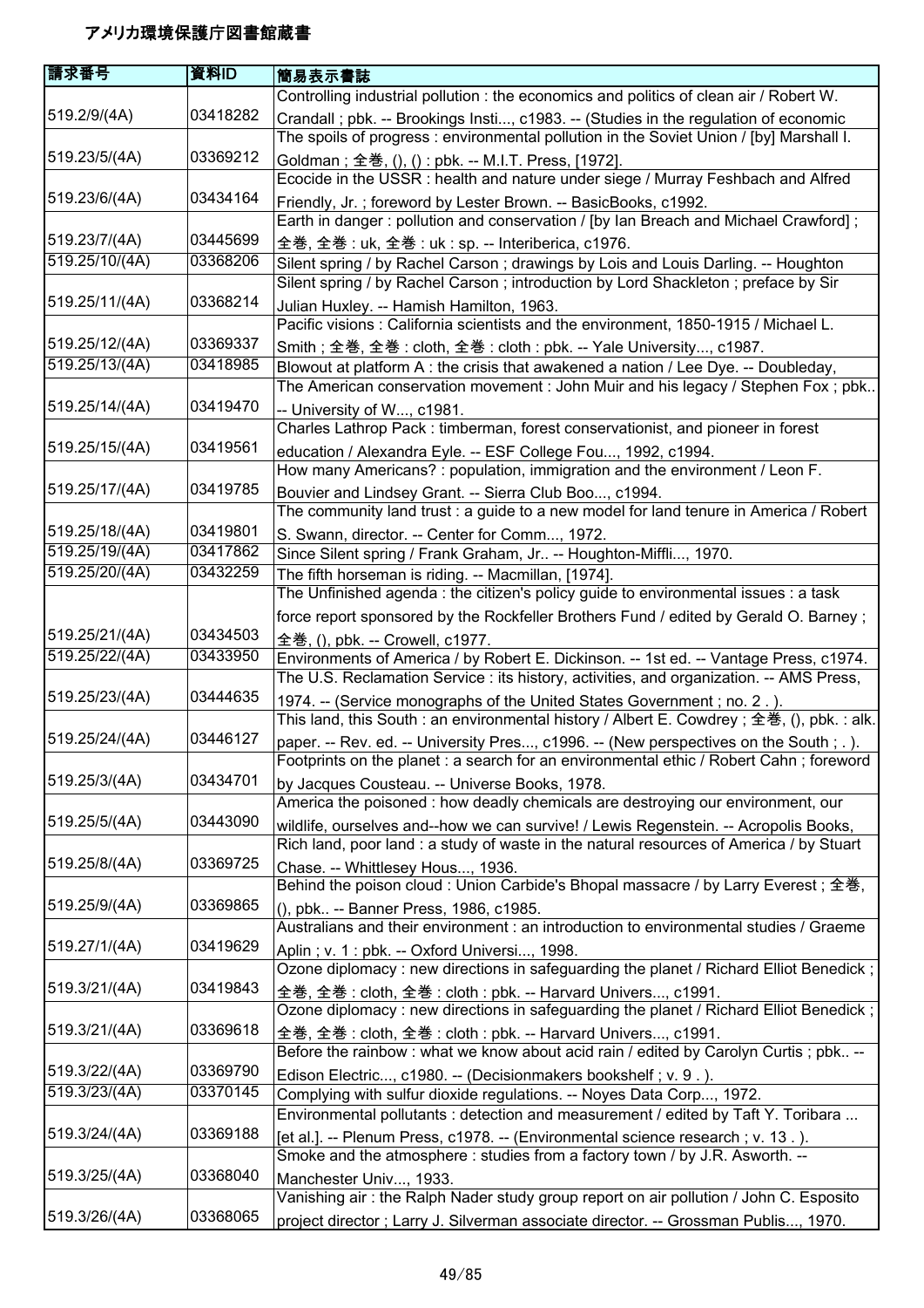# アメリカ環境保護庁図書館蔵書

| 請求番号 | 資料ID | 簡易表示書誌 |
| --- | --- | --- |
| 519.2/9/(4A) | 03418282 | Controlling industrial pollution : the economics and politics of clean air / Robert W. Crandall ; pbk. -- Brookings Insti..., c1983. -- (Studies in the regulation of economic |
| 519.23/5/(4A) | 03369212 | The spoils of progress : environmental pollution in the Soviet Union / [by] Marshall I. Goldman ; 全巻, (), () : pbk. -- M.I.T. Press, [1972]. |
| 519.23/6/(4A) | 03434164 | Ecocide in the USSR : health and nature under siege / Murray Feshbach and Alfred Friendly, Jr. ; foreword by Lester Brown. -- BasicBooks, c1992. |
| 519.23/7/(4A) | 03445699 | Earth in danger : pollution and conservation / [by Ian Breach and Michael Crawford] ; 全巻, 全巻 : uk, 全巻 : uk : sp. -- Interiberica, c1976. |
| 519.25/10/(4A) | 03368206 | Silent spring / by Rachel Carson ; drawings by Lois and Louis Darling. -- Houghton |
| 519.25/11/(4A) | 03368214 | Silent spring / by Rachel Carson ; introduction by Lord Shackleton ; preface by Sir Julian Huxley. -- Hamish Hamilton, 1963. |
| 519.25/12/(4A) | 03369337 | Pacific visions : California scientists and the environment, 1850-1915 / Michael L. Smith ; 全巻, 全巻 : cloth, 全巻 : cloth : pbk. -- Yale University..., c1987. |
| 519.25/13/(4A) | 03418985 | Blowout at platform A : the crisis that awakened a nation / Lee Dye. -- Doubleday, |
| 519.25/14/(4A) | 03419470 | The American conservation movement : John Muir and his legacy / Stephen Fox ; pbk.. -- University of W..., c1981. |
| 519.25/15/(4A) | 03419561 | Charles Lathrop Pack : timberman, forest conservationist, and pioneer in forest education / Alexandra Eyle. -- ESF College Fou..., 1992, c1994. |
| 519.25/17/(4A) | 03419785 | How many Americans? : population, immigration and the environment / Leon F. Bouvier and Lindsey Grant. -- Sierra Club Boo..., c1994. |
| 519.25/18/(4A) | 03419801 | The community land trust : a guide to a new model for land tenure in America / Robert S. Swann, director. -- Center for Comm..., 1972. |
| 519.25/19/(4A) | 03417862 | Since Silent spring / Frank Graham, Jr.. -- Houghton-Miffli..., 1970. |
| 519.25/20/(4A) | 03432259 | The fifth horseman is riding. -- Macmillan, [1974]. |
| 519.25/21/(4A) | 03434503 | The Unfinished agenda : the citizen's policy guide to environmental issues : a task force report sponsored by the Rockfeller Brothers Fund / edited by Gerald O. Barney ; 全巻, (), pbk. -- Crowell, c1977. |
| 519.25/22/(4A) | 03433950 | Environments of America / by Robert E. Dickinson. -- 1st ed. -- Vantage Press, c1974. |
| 519.25/23/(4A) | 03444635 | The U.S. Reclamation Service : its history, activities, and organization. -- AMS Press, 1974. -- (Service monographs of the United States Government ; no. 2 . ). |
| 519.25/24/(4A) | 03446127 | This land, this South : an environmental history / Albert E. Cowdrey ; 全巻, (), pbk. : alk. paper. -- Rev. ed. -- University Pres..., c1996. -- (New perspectives on the South ; . ). |
| 519.25/3/(4A) | 03434701 | Footprints on the planet : a search for an environmental ethic / Robert Cahn ; foreword by Jacques Cousteau. -- Universe Books, 1978. |
| 519.25/5/(4A) | 03443090 | America the poisoned : how deadly chemicals are destroying our environment, our wildlife, ourselves and--how we can survive! / Lewis Regenstein. -- Acropolis Books, |
| 519.25/8/(4A) | 03369725 | Rich land, poor land : a study of waste in the natural resources of America / by Stuart Chase. -- Whittlesey Hous..., 1936. |
| 519.25/9/(4A) | 03369865 | Behind the poison cloud : Union Carbide's Bhopal massacre / by Larry Everest ; 全巻, (), pbk.. -- Banner Press, 1986, c1985. |
| 519.27/1/(4A) | 03419629 | Australians and their environment : an introduction to environmental studies / Graeme Aplin ; v. 1 : pbk. -- Oxford Universi..., 1998. |
| 519.3/21/(4A) | 03419843 | Ozone diplomacy : new directions in safeguarding the planet / Richard Elliot Benedick ; 全巻, 全巻 : cloth, 全巻 : cloth : pbk. -- Harvard Univers..., c1991. |
| 519.3/21/(4A) | 03369618 | Ozone diplomacy : new directions in safeguarding the planet / Richard Elliot Benedick ; 全巻, 全巻 : cloth, 全巻 : cloth : pbk. -- Harvard Univers..., c1991. |
| 519.3/22/(4A) | 03369790 | Before the rainbow : what we know about acid rain / edited by Carolyn Curtis ; pbk.. -- Edison Electric..., c1980. -- (Decisionmakers bookshelf ; v. 9 . ). |
| 519.3/23/(4A) | 03370145 | Complying with sulfur dioxide regulations. -- Noyes Data Corp..., 1972. |
| 519.3/24/(4A) | 03369188 | Environmental pollutants : detection and measurement / edited by Taft Y. Toribara ... [et al.]. -- Plenum Press, c1978. -- (Environmental science research ; v. 13 . ). |
| 519.3/25/(4A) | 03368040 | Smoke and the atmosphere : studies from a factory town / by J.R. Asworth. -- Manchester Univ..., 1933. |
| 519.3/26/(4A) | 03368065 | Vanishing air : the Ralph Nader study group report on air pollution / John C. Esposito project director ; Larry J. Silverman associate director. -- Grossman Publis..., 1970. |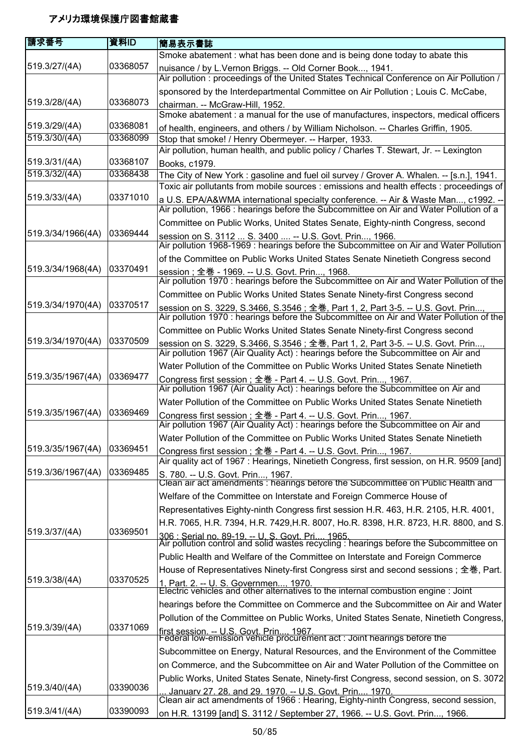# アメリカ環境保護庁図書館蔵書

| 請求番号 | 資料ID | 簡易表示書誌 |
| --- | --- | --- |
| 519.3/27/(4A) | 03368057 | Smoke abatement : what has been done and is being done today to abate this nuisance / by L.Vernon Briggs. -- Old Corner Book..., 1941. |
| 519.3/28/(4A) | 03368073 | Air pollution : proceedings of the United States Technical Conference on Air Pollution / sponsored by the Interdepartmental Committee on Air Pollution ; Louis C. McCabe, chairman. -- McGraw-Hill, 1952. |
| 519.3/29/(4A) | 03368081 | Smoke abatement : a manual for the use of manufactures, inspectors, medical officers of health, engineers, and others / by William Nicholson. -- Charles Griffin, 1905. |
| 519.3/30/(4A) | 03368099 | Stop that smoke! / Henry Obermeyer. -- Harper, 1933. |
| 519.3/31/(4A) | 03368107 | Air pollution, human health, and public policy / Charles T. Stewart, Jr. -- Lexington Books, c1979. |
| 519.3/32/(4A) | 03368438 | The City of New York : gasoline and fuel oil survey / Grover A. Whalen. -- [s.n.], 1941. |
| 519.3/33/(4A) | 03371010 | Toxic air pollutants from mobile sources : emissions and health effects : proceedings of a U.S. EPA/A&WMA international specialty conference. -- Air & Waste Man..., c1992. -- |
| 519.3/34/1966(4A) | 03369444 | Air pollution, 1966 : hearings before the Subcommittee on Air and Water Pollution of a Committee on Public Works, United States Senate, Eighty-ninth Congress, second session on S. 3112 ... S. 3400 .... -- U.S. Govt. Prin..., 1966. |
| 519.3/34/1968(4A) | 03370491 | Air pollution 1968-1969 : hearings before the Subcommittee on Air and Water Pollution of the Committee on Public Works United States Senate Ninetieth Congress second session ; 全巻 - 1969. -- U.S. Govt. Prin..., 1968. |
| 519.3/34/1970(4A) | 03370517 | Air pollution 1970 : hearings before the Subcommittee on Air and Water Pollution of the Committee on Public Works United States Senate Ninety-first Congress second session on S. 3229, S.3466, S.3546 ; 全巻, Part 1, 2, Part 3-5. -- U.S. Govt. Prin..., |
| 519.3/34/1970(4A) | 03370509 | Air pollution 1970 : hearings before the Subcommittee on Air and Water Pollution of the Committee on Public Works United States Senate Ninety-first Congress second session on S. 3229, S.3466, S.3546 ; 全巻, Part 1, 2, Part 3-5. -- U.S. Govt. Prin..., |
| 519.3/35/1967(4A) | 03369477 | Air pollution 1967 (Air Quality Act) : hearings before the Subcommittee on Air and Water Pollution of the Committee on Public Works United States Senate Ninetieth Congress first session ; 全巻 - Part 4. -- U.S. Govt. Prin..., 1967. |
| 519.3/35/1967(4A) | 03369469 | Air pollution 1967 (Air Quality Act) : hearings before the Subcommittee on Air and Water Pollution of the Committee on Public Works United States Senate Ninetieth Congress first session ; 全巻 - Part 4. -- U.S. Govt. Prin..., 1967. |
| 519.3/35/1967(4A) | 03369451 | Air pollution 1967 (Air Quality Act) : hearings before the Subcommittee on Air and Water Pollution of the Committee on Public Works United States Senate Ninetieth Congress first session ; 全巻 - Part 4. -- U.S. Govt. Prin..., 1967. |
| 519.3/36/1967(4A) | 03369485 | Air quality act of 1967 : Hearings, Ninetieth Congress, first session, on H.R. 9509 [and] S. 780. -- U.S. Govt. Prin..., 1967. |
| 519.3/37/(4A) | 03369501 | Clean air act amendments : hearings before the Subcommittee on Public Health and Welfare of the Committee on Interstate and Foreign Commerce House of Representatives Eighty-ninth Congress first session H.R. 463, H.R. 2105, H.R. 4001, H.R. 7065, H.R. 7394, H.R. 7429,H.R. 8007, Ho.R. 8398, H.R. 8723, H.R. 8800, and S. 306 ; Serial no. 89-19. -- U. S. Govt. Pri..., 1965. |
| 519.3/38/(4A) | 03370525 | Air pollution control and solid wastes recycling : hearings before the Subcommittee on Public Health and Welfare of the Committee on Interstate and Foreign Commerce House of Representatives Ninety-first Congress sirst and second sessions ; 全巻, Part. 1, Part. 2. -- U. S. Governmen..., 1970. |
| 519.3/39/(4A) | 03371069 | Electric vehicles and other alternatives to the internal combustion engine : Joint hearings before the Committee on Commerce and the Subcommittee on Air and Water Pollution of the Committee on Public Works, United States Senate, Ninetieth Congress, first session. -- U.S. Govt. Prin..., 1967. |
| 519.3/40/(4A) | 03390036 | Federal low-emission vehicle procurement act : Joint hearings before the Subcommittee on Energy, Natural Resources, and the Environment of the Committee on Commerce, and the Subcommittee on Air and Water Pollution of the Committee on Public Works, United States Senate, Ninety-first Congress, second session, on S. 3072 ... January 27, 28, and 29, 1970. -- U.S. Govt. Prin..., 1970. |
| 519.3/41/(4A) | 03390093 | Clean air act amendments of 1966 : Hearing, Eighty-ninth Congress, second session, on H.R. 13199 [and] S. 3112 / September 27, 1966. -- U.S. Govt. Prin..., 1966. |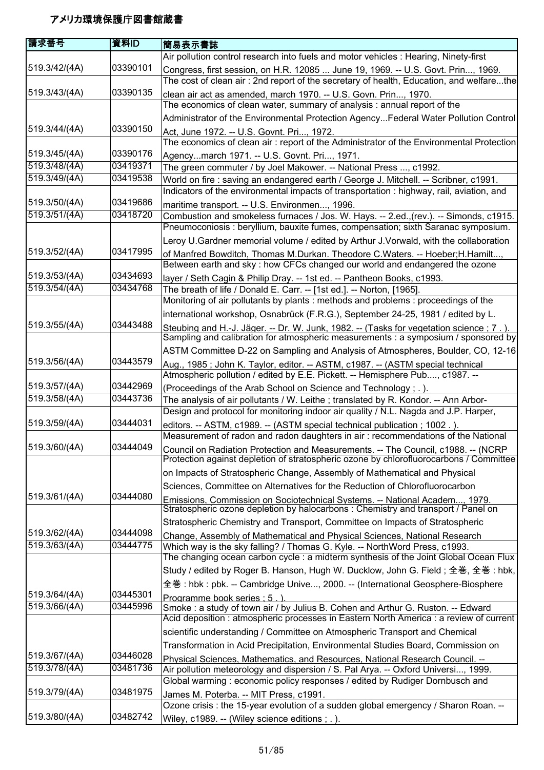# アメリカ環境保護庁図書館蔵書

| 請求番号 | 資料ID | 簡易表示書誌 |
| --- | --- | --- |
| 519.3/42/(4A) | 03390101 | Air pollution control research into fuels and motor vehicles : Hearing, Ninety-first Congress, first session, on H.R. 12085 ... June 19, 1969. -- U.S. Govt. Prin..., 1969. |
| 519.3/43/(4A) | 03390135 | The cost of clean air : 2nd report of the secretary of health, Education, and welfare...the clean air act as amended, march 1970. -- U.S. Govn. Prin..., 1970. |
| 519.3/44/(4A) | 03390150 | The economics of clean water, summary of analysis : annual report of the Administrator of the Environmental Protection Agency...Federal Water Pollution Control Act, June 1972. -- U.S. Govnt. Pri..., 1972. |
| 519.3/45/(4A) | 03390176 | The economics of clean air : report of the Administrator of the Environmental Protection Agency...march 1971. -- U.S. Govnt. Pri..., 1971. |
| 519.3/48/(4A) | 03419371 | The green commuter / by Joel Makower. -- National Press ..., c1992. |
| 519.3/49/(4A) | 03419538 | World on fire : saving an endangered earth / George J. Mitchell. -- Scribner, c1991. |
| 519.3/50/(4A) | 03419686 | Indicators of the environmental impacts of transportation : highway, rail, aviation, and maritime transport. -- U.S. Environmen..., 1996. |
| 519.3/51/(4A) | 03418720 | Combustion and smokeless furnaces / Jos. W. Hays. -- 2.ed.,(rev.). -- Simonds, c1915. |
| 519.3/52/(4A) | 03417995 | Pneumoconiosis : beryllium, bauxite fumes, compensation; sixth Saranac symposium. Leroy U.Gardner memorial volume / edited by Arthur J.Vorwald, with the collaboration of Manfred Bowditch, Thomas M.Durkan. Theodore C.Waters. -- Hoeber;H.Hamilt..., |
| 519.3/53/(4A) | 03434693 | Between earth and sky : how CFCs changed our world and endangered the ozone layer / Seth Cagin & Philip Dray. -- 1st ed. -- Pantheon Books, c1993. |
| 519.3/54/(4A) | 03434768 | The breath of life / Donald E. Carr. -- [1st ed.]. -- Norton, [1965]. |
| 519.3/55/(4A) | 03443488 | Monitoring of air pollutants by plants : methods and problems : proceedings of the international workshop, Osnabrück (F.R.G.), September 24-25, 1981 / edited by L. Steubing and H.-J. Jäger. -- Dr. W. Junk, 1982. -- (Tasks for vegetation science ; 7 . ). |
| 519.3/56/(4A) | 03443579 | Sampling and calibration for atmospheric measurements : a symposium / sponsored by ASTM Committee D-22 on Sampling and Analysis of Atmospheres, Boulder, CO, 12-16 Aug., 1985 ; John K. Taylor, editor. -- ASTM, c1987. -- (ASTM special technical |
| 519.3/57/(4A) | 03442969 | Atmospheric pollution / edited by E.E. Pickett. -- Hemisphere Pub...., c1987. -- (Proceedings of the Arab School on Science and Technology ; . ). |
| 519.3/58/(4A) | 03443736 | The analysis of air pollutants / W. Leithe ; translated by R. Kondor. -- Ann Arbor- |
| 519.3/59/(4A) | 03444031 | Design and protocol for monitoring indoor air quality / N.L. Nagda and J.P. Harper, editors. -- ASTM, c1989. -- (ASTM special technical publication ; 1002 . ). |
| 519.3/60/(4A) | 03444049 | Measurement of radon and radon daughters in air : recommendations of the National Council on Radiation Protection and Measurements. -- The Council, c1988. -- (NCRP |
| 519.3/61/(4A) | 03444080 | Protection against depletion of stratospheric ozone by chlorofluorocarbons / Committee on Impacts of Stratospheric Change, Assembly of Mathematical and Physical Sciences, Committee on Alternatives for the Reduction of Chlorofluorocarbon Emissions, Commission on Sociotechnical Systems. -- National Academ..., 1979. |
| 519.3/62/(4A) | 03444098 | Stratospheric ozone depletion by halocarbons : Chemistry and transport / Panel on Stratospheric Chemistry and Transport, Committee on Impacts of Stratospheric Change, Assembly of Mathematical and Physical Sciences, National Research |
| 519.3/63/(4A) | 03444775 | Which way is the sky falling? / Thomas G. Kyle. -- NorthWord Press, c1993. |
| 519.3/64/(4A) | 03445301 | The changing ocean carbon cycle : a midterm synthesis of the Joint Global Ocean Flux Study / edited by Roger B. Hanson, Hugh W. Ducklow, John G. Field ; 全巻, 全巻 : hbk, 全巻 : hbk : pbk. -- Cambridge Unive..., 2000. -- (International Geosphere-Biosphere Programme book series ; 5 . ). |
| 519.3/66/(4A) | 03445996 | Smoke : a study of town air / by Julius B. Cohen and Arthur G. Ruston. -- Edward |
| 519.3/67/(4A) | 03446028 | Acid deposition : atmospheric processes in Eastern North America : a review of current scientific understanding / Committee on Atmospheric Transport and Chemical Transformation in Acid Precipitation, Environmental Studies Board, Commission on Physical Sciences, Mathematics, and Resources, National Research Council. -- |
| 519.3/78/(4A) | 03481736 | Air pollution meteorology and dispersion / S. Pal Arya. -- Oxford Universi..., 1999. |
| 519.3/79/(4A) | 03481975 | Global warming : economic policy responses / edited by Rudiger Dornbusch and James M. Poterba. -- MIT Press, c1991. |
| 519.3/80/(4A) | 03482742 | Ozone crisis : the 15-year evolution of a sudden global emergency / Sharon Roan. -- Wiley, c1989. -- (Wiley science editions ; . ). |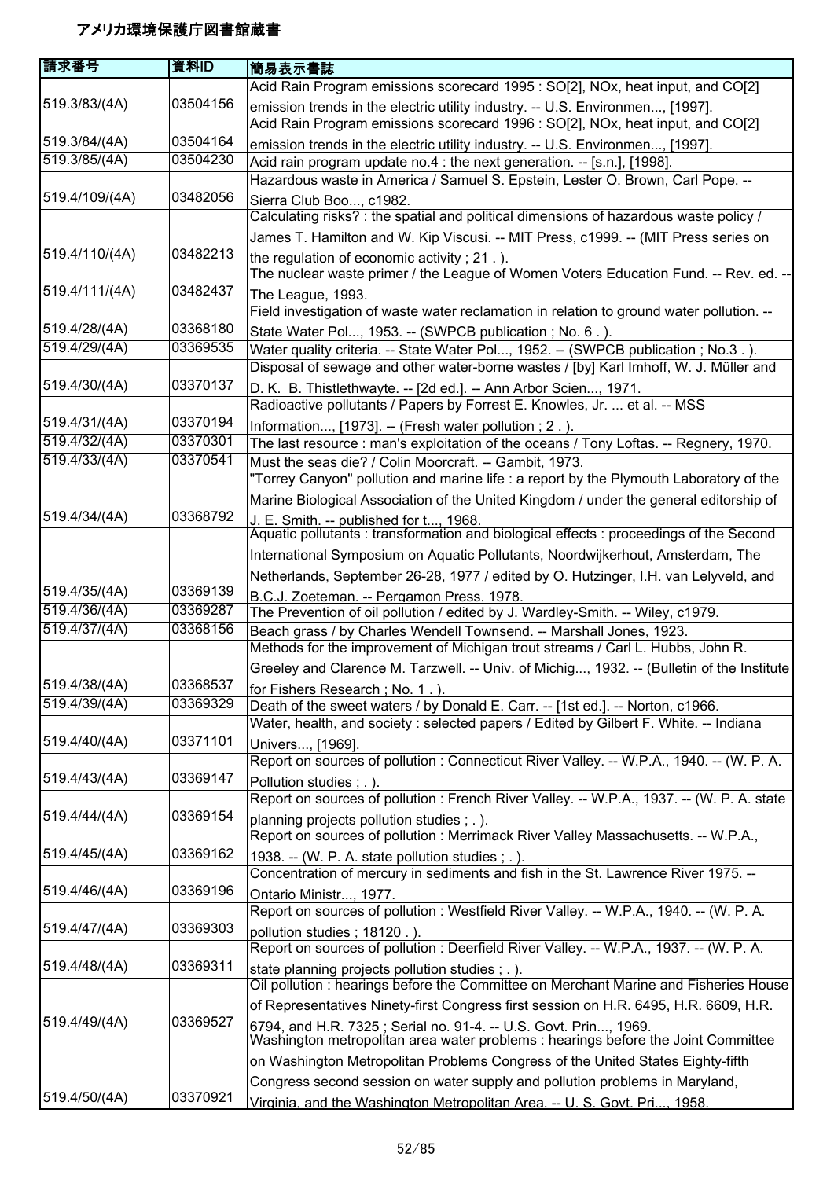# アメリカ環境保護庁図書館蔵書

| 請求番号 | 資料ID | 簡易表示書誌 |
|---|---|---|
| 519.3/83/(4A) | 03504156 | Acid Rain Program emissions scorecard 1995 : SO[2], NOx, heat input, and CO[2] emission trends in the electric utility industry. -- U.S. Environmen..., [1997]. |
| 519.3/84/(4A) | 03504164 | Acid Rain Program emissions scorecard 1996 : SO[2], NOx, heat input, and CO[2] emission trends in the electric utility industry. -- U.S. Environmen..., [1997]. |
| 519.3/85/(4A) | 03504230 | Acid rain program update no.4 : the next generation. -- [s.n.], [1998]. |
| 519.4/109/(4A) | 03482056 | Hazardous waste in America / Samuel S. Epstein, Lester O. Brown, Carl Pope. -- Sierra Club Boo..., c1982. |
| 519.4/110/(4A) | 03482213 | Calculating risks? : the spatial and political dimensions of hazardous waste policy / James T. Hamilton and W. Kip Viscusi. -- MIT Press, c1999. -- (MIT Press series on the regulation of economic activity ; 21 . ). |
| 519.4/111/(4A) | 03482437 | The nuclear waste primer / the League of Women Voters Education Fund. -- Rev. ed. -- The League, 1993. |
| 519.4/28/(4A) | 03368180 | Field investigation of waste water reclamation in relation to ground water pollution. -- State Water Pol..., 1953. -- (SWPCB publication ; No. 6 . ). |
| 519.4/29/(4A) | 03369535 | Water quality criteria. -- State Water Pol..., 1952. -- (SWPCB publication ; No.3 . ). |
| 519.4/30/(4A) | 03370137 | Disposal of sewage and other water-borne wastes / [by] Karl Imhoff, W. J. Müller and D. K. B. Thistlethwayte. -- [2d ed.]. -- Ann Arbor Scien..., 1971. |
| 519.4/31/(4A) | 03370194 | Radioactive pollutants / Papers by Forrest E. Knowles, Jr. ... et al. -- MSS Information..., [1973]. -- (Fresh water pollution ; 2 . ). |
| 519.4/32/(4A) | 03370301 | The last resource : man's exploitation of the oceans / Tony Loftas. -- Regnery, 1970. |
| 519.4/33/(4A) | 03370541 | Must the seas die? / Colin Moorcraft. -- Gambit, 1973. |
| 519.4/34/(4A) | 03368792 | "Torrey Canyon" pollution and marine life : a report by the Plymouth Laboratory of the Marine Biological Association of the United Kingdom / under the general editorship of J. E. Smith. -- published for t..., 1968. |
| 519.4/35/(4A) | 03369139 | Aquatic pollutants : transformation and biological effects : proceedings of the Second International Symposium on Aquatic Pollutants, Noordwijkerhout, Amsterdam, The Netherlands, September 26-28, 1977 / edited by O. Hutzinger, I.H. van Lelyveld, and B.C.J. Zoeteman. -- Pergamon Press, 1978. |
| 519.4/36/(4A) | 03369287 | The Prevention of oil pollution / edited by J. Wardley-Smith. -- Wiley, c1979. |
| 519.4/37/(4A) | 03368156 | Beach grass / by Charles Wendell Townsend. -- Marshall Jones, 1923. |
| 519.4/38/(4A) | 03368537 | Methods for the improvement of Michigan trout streams / Carl L. Hubbs, John R. Greeley and Clarence M. Tarzwell. -- Univ. of Michig..., 1932. -- (Bulletin of the Institute for Fishers Research ; No. 1 . ). |
| 519.4/39/(4A) | 03369329 | Death of the sweet waters / by Donald E. Carr. -- [1st ed.]. -- Norton, c1966. |
| 519.4/40/(4A) | 03371101 | Water, health, and society : selected papers / Edited by Gilbert F. White. -- Indiana Univers..., [1969]. |
| 519.4/43/(4A) | 03369147 | Report on sources of pollution : Connecticut River Valley. -- W.P.A., 1940. -- (W. P. A. Pollution studies ; . ). |
| 519.4/44/(4A) | 03369154 | Report on sources of pollution : French River Valley. -- W.P.A., 1937. -- (W. P. A. state planning projects pollution studies ; . ). |
| 519.4/45/(4A) | 03369162 | Report on sources of pollution : Merrimack River Valley Massachusetts. -- W.P.A., 1938. -- (W. P. A. state pollution studies ; . ). |
| 519.4/46/(4A) | 03369196 | Concentration of mercury in sediments and fish in the St. Lawrence River 1975. -- Ontario Ministr..., 1977. |
| 519.4/47/(4A) | 03369303 | Report on sources of pollution : Westfield River Valley. -- W.P.A., 1940. -- (W. P. A. pollution studies ; 18120 . ). |
| 519.4/48/(4A) | 03369311 | Report on sources of pollution : Deerfield River Valley. -- W.P.A., 1937. -- (W. P. A. state planning projects pollution studies ; . ). |
| 519.4/49/(4A) | 03369527 | Oil pollution : hearings before the Committee on Merchant Marine and Fisheries House of Representatives Ninety-first Congress first session on H.R. 6495, H.R. 6609, H.R. 6794, and H.R. 7325 ; Serial no. 91-4. -- U.S. Govt. Prin..., 1969. |
| 519.4/50/(4A) | 03370921 | Washington metropolitan area water problems : hearings before the Joint Committee on Washington Metropolitan Problems Congress of the United States Eighty-fifth Congress second session on water supply and pollution problems in Maryland, Virginia, and the Washington Metropolitan Area. -- U. S. Govt. Pri..., 1958. |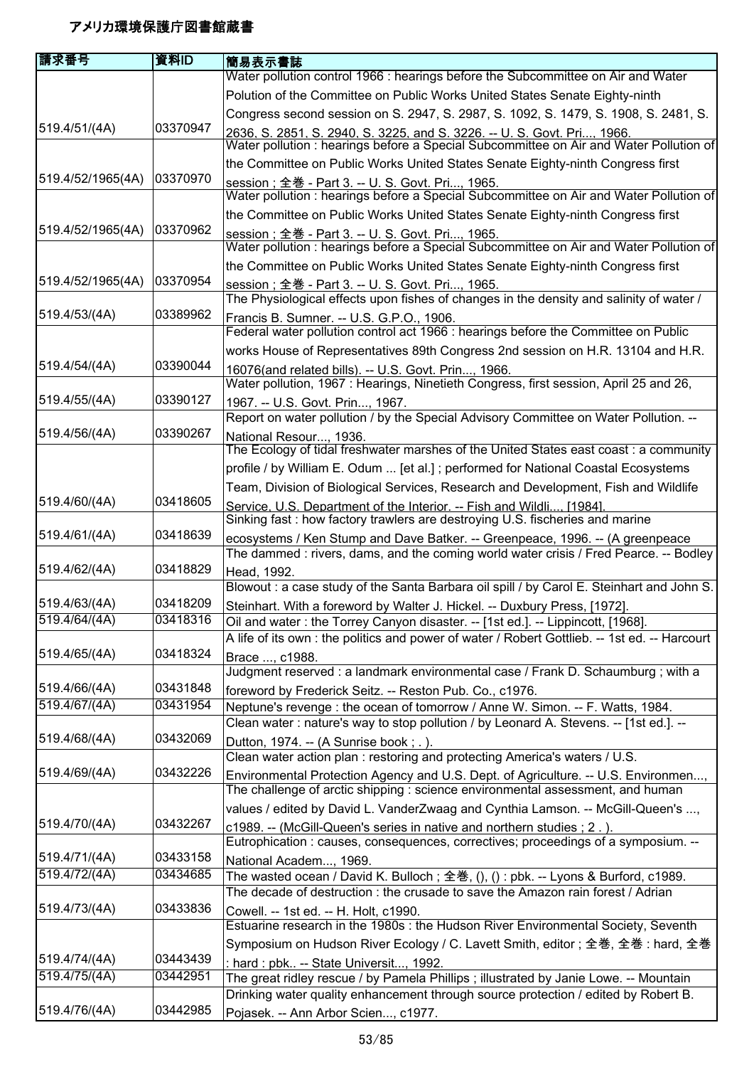# アメリカ環境保護庁図書館蔵書

| 請求番号 | 資料ID | 簡易表示書誌 |
| --- | --- | --- |
| 519.4/51/(4A) | 03370947 | Water pollution control 1966 : hearings before the Subcommittee on Air and Water Polution of the Committee on Public Works United States Senate Eighty-ninth Congress second session on S. 2947, S. 2987, S. 1092, S. 1479, S. 1908, S. 2481, S. 2636, S. 2851, S. 2940, S. 3225, and S. 3226. -- U. S. Govt. Pri..., 1966. |
| 519.4/52/1965(4A) | 03370970 | Water pollution : hearings before a Special Subcommittee on Air and Water Pollution of the Committee on Public Works United States Senate Eighty-ninth Congress first session ; 全巻 - Part 3. -- U. S. Govt. Pri..., 1965. |
| 519.4/52/1965(4A) | 03370962 | Water pollution : hearings before a Special Subcommittee on Air and Water Pollution of the Committee on Public Works United States Senate Eighty-ninth Congress first session ; 全巻 - Part 3. -- U. S. Govt. Pri..., 1965. |
| 519.4/52/1965(4A) | 03370954 | Water pollution : hearings before a Special Subcommittee on Air and Water Pollution of the Committee on Public Works United States Senate Eighty-ninth Congress first session ; 全巻 - Part 3. -- U. S. Govt. Pri..., 1965. |
| 519.4/53/(4A) | 03389962 | The Physiological effects upon fishes of changes in the density and salinity of water / Francis B. Sumner. -- U.S. G.P.O., 1906. |
| 519.4/54/(4A) | 03390044 | Federal water pollution control act 1966 : hearings before the Committee on Public works House of Representatives 89th Congress 2nd session on H.R. 13104 and H.R. 16076(and related bills). -- U.S. Govt. Prin..., 1966. |
| 519.4/55/(4A) | 03390127 | Water pollution, 1967 : Hearings, Ninetieth Congress, first session, April 25 and 26, 1967. -- U.S. Govt. Prin..., 1967. |
| 519.4/56/(4A) | 03390267 | Report on water pollution / by the Special Advisory Committee on Water Pollution. -- National Resour..., 1936. |
| 519.4/60/(4A) | 03418605 | The Ecology of tidal freshwater marshes of the United States east coast : a community profile / by William E. Odum ... [et al.] ; performed for National Coastal Ecosystems Team, Division of Biological Services, Research and Development, Fish and Wildlife Service, U.S. Department of the Interior. -- Fish and Wildli..., [1984]. |
| 519.4/61/(4A) | 03418639 | Sinking fast : how factory trawlers are destroying U.S. fischeries and marine ecosystems / Ken Stump and Dave Batker. -- Greenpeace, 1996. -- (A greenpeace |
| 519.4/62/(4A) | 03418829 | The dammed : rivers, dams, and the coming world water crisis / Fred Pearce. -- Bodley Head, 1992. |
| 519.4/63/(4A) | 03418209 | Blowout : a case study of the Santa Barbara oil spill / by Carol E. Steinhart and John S. Steinhart. With a foreword by Walter J. Hickel. -- Duxbury Press, [1972]. |
| 519.4/64/(4A) | 03418316 | Oil and water : the Torrey Canyon disaster. -- [1st ed.]. -- Lippincott, [1968]. |
| 519.4/65/(4A) | 03418324 | A life of its own : the politics and power of water / Robert Gottlieb. -- 1st ed. -- Harcourt Brace ..., c1988. |
| 519.4/66/(4A) | 03431848 | Judgment reserved : a landmark environmental case / Frank D. Schaumburg ; with a foreword by Frederick Seitz. -- Reston Pub. Co., c1976. |
| 519.4/67/(4A) | 03431954 | Neptune's revenge : the ocean of tomorrow / Anne W. Simon. -- F. Watts, 1984. |
| 519.4/68/(4A) | 03432069 | Clean water : nature's way to stop pollution / by Leonard A. Stevens. -- [1st ed.]. -- Dutton, 1974. -- (A Sunrise book ; . ). |
| 519.4/69/(4A) | 03432226 | Clean water action plan : restoring and protecting America's waters / U.S. Environmental Protection Agency and U.S. Dept. of Agriculture. -- U.S. Environmen..., |
| 519.4/70/(4A) | 03432267 | The challenge of arctic shipping : science environmental assessment, and human values / edited by David L. VanderZwaag and Cynthia Lamson. -- McGill-Queen's ..., c1989. -- (McGill-Queen's series in native and northern studies ; 2 . ). |
| 519.4/71/(4A) | 03433158 | Eutrophication : causes, consequences, correctives; proceedings of a symposium. -- National Academ..., 1969. |
| 519.4/72/(4A) | 03434685 | The wasted ocean / David K. Bulloch ; 全巻, (), () : pbk. -- Lyons & Burford, c1989. |
| 519.4/73/(4A) | 03433836 | The decade of destruction : the crusade to save the Amazon rain forest / Adrian Cowell. -- 1st ed. -- H. Holt, c1990. |
| 519.4/74/(4A) | 03443439 | Estuarine research in the 1980s : the Hudson River Environmental Society, Seventh Symposium on Hudson River Ecology / C. Lavett Smith, editor ; 全巻, 全巻 : hard, 全巻 : hard : pbk.. -- State Universit..., 1992. |
| 519.4/75/(4A) | 03442951 | The great ridley rescue / by Pamela Phillips ; illustrated by Janie Lowe. -- Mountain |
| 519.4/76/(4A) | 03442985 | Drinking water quality enhancement through source protection / edited by Robert B. Pojasek. -- Ann Arbor Scien..., c1977. |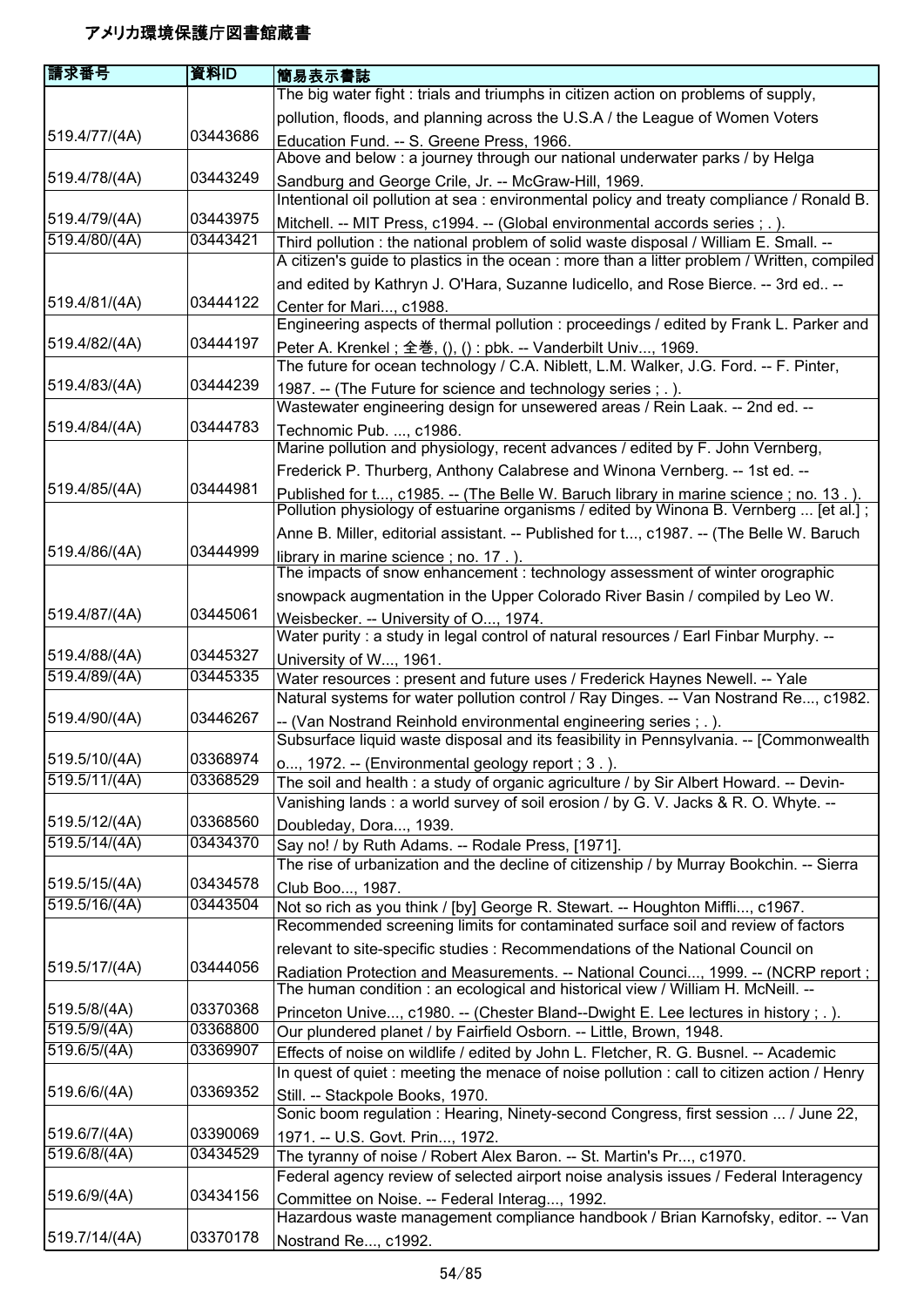# アメリカ環境保護庁図書館蔵書

| 請求番号 | 資料ID | 簡易表示書誌 |
|---|---|---|
| 519.4/77/(4A) | 03443686 | The big water fight : trials and triumphs in citizen action on problems of supply, pollution, floods, and planning across the U.S.A / the League of Women Voters Education Fund. -- S. Greene Press, 1966. |
| 519.4/78/(4A) | 03443249 | Above and below : a journey through our national underwater parks / by Helga Sandburg and George Crile, Jr. -- McGraw-Hill, 1969. |
| 519.4/79/(4A) | 03443975 | Intentional oil pollution at sea : environmental policy and treaty compliance / Ronald B. Mitchell. -- MIT Press, c1994. -- (Global environmental accords series ; . ). |
| 519.4/80/(4A) | 03443421 | Third pollution : the national problem of solid waste disposal / William E. Small. -- |
| 519.4/81/(4A) | 03444122 | A citizen's guide to plastics in the ocean : more than a litter problem / Written, compiled and edited by Kathryn J. O'Hara, Suzanne Iudicello, and Rose Bierce. -- 3rd ed.. -- Center for Mari..., c1988. |
| 519.4/82/(4A) | 03444197 | Engineering aspects of thermal pollution : proceedings / edited by Frank L. Parker and Peter A. Krenkel ; 全巻, (), () : pbk. -- Vanderbilt Univ..., 1969. |
| 519.4/83/(4A) | 03444239 | The future for ocean technology / C.A. Niblett, L.M. Walker, J.G. Ford. -- F. Pinter, 1987. -- (The Future for science and technology series ; . ). |
| 519.4/84/(4A) | 03444783 | Wastewater engineering design for unsewered areas / Rein Laak. -- 2nd ed. -- Technomic Pub. ..., c1986. |
| 519.4/85/(4A) | 03444981 | Marine pollution and physiology, recent advances / edited by F. John Vernberg, Frederick P. Thurberg, Anthony Calabrese and Winona Vernberg. -- 1st ed. -- Published for t..., c1985. -- (The Belle W. Baruch library in marine science ; no. 13 . ). |
| 519.4/86/(4A) | 03444999 | Pollution physiology of estuarine organisms / edited by Winona B. Vernberg ... [et al.] ; Anne B. Miller, editorial assistant. -- Published for t..., c1987. -- (The Belle W. Baruch library in marine science ; no. 17 . ). |
| 519.4/87/(4A) | 03445061 | The impacts of snow enhancement : technology assessment of winter orographic snowpack augmentation in the Upper Colorado River Basin / compiled by Leo W. Weisbecker. -- University of O..., 1974. |
| 519.4/88/(4A) | 03445327 | Water purity : a study in legal control of natural resources / Earl Finbar Murphy. -- University of W..., 1961. |
| 519.4/89/(4A) | 03445335 | Water resources : present and future uses / Frederick Haynes Newell. -- Yale |
| 519.4/90/(4A) | 03446267 | Natural systems for water pollution control / Ray Dinges. -- Van Nostrand Re..., c1982. -- (Van Nostrand Reinhold environmental engineering series ; . ). |
| 519.5/10/(4A) | 03368974 | Subsurface liquid waste disposal and its feasibility in Pennsylvania. -- [Commonwealth o..., 1972. -- (Environmental geology report ; 3 . ). |
| 519.5/11/(4A) | 03368529 | The soil and health : a study of organic agriculture / by Sir Albert Howard. -- Devin- |
| 519.5/12/(4A) | 03368560 | Vanishing lands : a world survey of soil erosion / by G. V. Jacks & R. O. Whyte. -- Doubleday, Dora..., 1939. |
| 519.5/14/(4A) | 03434370 | Say no! / by Ruth Adams. -- Rodale Press, [1971]. |
| 519.5/15/(4A) | 03434578 | The rise of urbanization and the decline of citizenship / by Murray Bookchin. -- Sierra Club Boo..., 1987. |
| 519.5/16/(4A) | 03443504 | Not so rich as you think / [by] George R. Stewart. -- Houghton Miffli..., c1967. |
| 519.5/17/(4A) | 03444056 | Recommended screening limits for contaminated surface soil and review of factors relevant to site-specific studies : Recommendations of the National Council on Radiation Protection and Measurements. -- National Counci..., 1999. -- (NCRP report ; |
| 519.5/8/(4A) | 03370368 | The human condition : an ecological and historical view / William H. McNeill. -- Princeton Unive..., c1980. -- (Chester Bland--Dwight E. Lee lectures in history ; . ). |
| 519.5/9/(4A) | 03368800 | Our plundered planet / by Fairfield Osborn. -- Little, Brown, 1948. |
| 519.6/5/(4A) | 03369907 | Effects of noise on wildlife / edited by John L. Fletcher, R. G. Busnel. -- Academic |
| 519.6/6/(4A) | 03369352 | In quest of quiet : meeting the menace of noise pollution : call to citizen action / Henry Still. -- Stackpole Books, 1970. |
| 519.6/7/(4A) | 03390069 | Sonic boom regulation : Hearing, Ninety-second Congress, first session ... / June 22, 1971. -- U.S. Govt. Prin..., 1972. |
| 519.6/8/(4A) | 03434529 | The tyranny of noise / Robert Alex Baron. -- St. Martin's Pr..., c1970. |
| 519.6/9/(4A) | 03434156 | Federal agency review of selected airport noise analysis issues / Federal Interagency Committee on Noise. -- Federal Interag..., 1992. |
| 519.7/14/(4A) | 03370178 | Hazardous waste management compliance handbook / Brian Karnofsky, editor. -- Van Nostrand Re..., c1992. |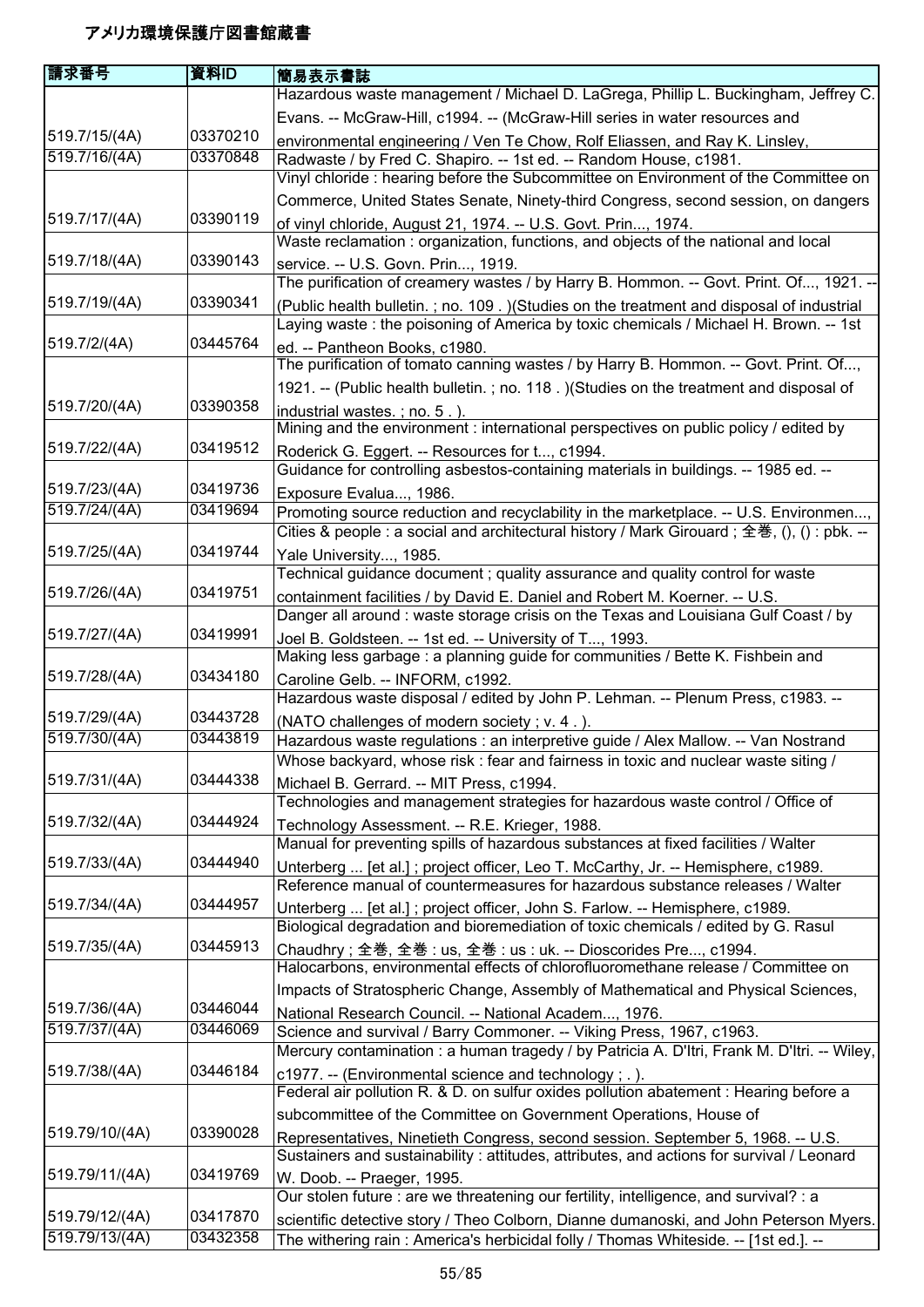# アメリカ環境保護庁図書館蔵書

| 請求番号 | 資料ID | 簡易表示書誌 |
|---|---|---|
| 519.7/15/(4A) | 03370210 | Hazardous waste management / Michael D. LaGrega, Phillip L. Buckingham, Jeffrey C. Evans. -- McGraw-Hill, c1994. -- (McGraw-Hill series in water resources and environmental engineering / Ven Te Chow, Rolf Eliassen, and Ray K. Linsley, |
| 519.7/16/(4A) | 03370848 | Radwaste / by Fred C. Shapiro. -- 1st ed. -- Random House, c1981. |
| 519.7/17/(4A) | 03390119 | Vinyl chloride : hearing before the Subcommittee on Environment of the Committee on Commerce, United States Senate, Ninety-third Congress, second session, on dangers of vinyl chloride, August 21, 1974. -- U.S. Govt. Prin..., 1974. |
| 519.7/18/(4A) | 03390143 | Waste reclamation : organization, functions, and objects of the national and local service. -- U.S. Govn. Prin..., 1919. |
| 519.7/19/(4A) | 03390341 | The purification of creamery wastes / by Harry B. Hommon. -- Govt. Print. Of..., 1921. -- (Public health bulletin. ; no. 109 . )(Studies on the treatment and disposal of industrial |
| 519.7/2/(4A) | 03445764 | Laying waste : the poisoning of America by toxic chemicals / Michael H. Brown. -- 1st ed. -- Pantheon Books, c1980. |
| 519.7/20/(4A) | 03390358 | The purification of tomato canning wastes / by Harry B. Hommon. -- Govt. Print. Of..., 1921. -- (Public health bulletin. ; no. 118 . )(Studies on the treatment and disposal of industrial wastes. ; no. 5 . ). |
| 519.7/22/(4A) | 03419512 | Mining and the environment : international perspectives on public policy / edited by Roderick G. Eggert. -- Resources for t..., c1994. |
| 519.7/23/(4A) | 03419736 | Guidance for controlling asbestos-containing materials in buildings. -- 1985 ed. -- Exposure Evalua..., 1986. |
| 519.7/24/(4A) | 03419694 | Promoting source reduction and recyclability in the marketplace. -- U.S. Environmen..., |
| 519.7/25/(4A) | 03419744 | Cities & people : a social and architectural history / Mark Girouard ; 全巻, (), () : pbk. -- Yale University..., 1985. |
| 519.7/26/(4A) | 03419751 | Technical guidance document ; quality assurance and quality control for waste containment facilities / by David E. Daniel and Robert M. Koerner. -- U.S. |
| 519.7/27/(4A) | 03419991 | Danger all around : waste storage crisis on the Texas and Louisiana Gulf Coast / by Joel B. Goldsteen. -- 1st ed. -- University of T..., 1993. |
| 519.7/28/(4A) | 03434180 | Making less garbage : a planning guide for communities / Bette K. Fishbein and Caroline Gelb. -- INFORM, c1992. |
| 519.7/29/(4A) | 03443728 | Hazardous waste disposal / edited by John P. Lehman. -- Plenum Press, c1983. -- (NATO challenges of modern society ; v. 4 . ). |
| 519.7/30/(4A) | 03443819 | Hazardous waste regulations : an interpretive guide / Alex Mallow. -- Van Nostrand |
| 519.7/31/(4A) | 03444338 | Whose backyard, whose risk : fear and fairness in toxic and nuclear waste siting / Michael B. Gerrard. -- MIT Press, c1994. |
| 519.7/32/(4A) | 03444924 | Technologies and management strategies for hazardous waste control / Office of Technology Assessment. -- R.E. Krieger, 1988. |
| 519.7/33/(4A) | 03444940 | Manual for preventing spills of hazardous substances at fixed facilities / Walter Unterberg ... [et al.] ; project officer, Leo T. McCarthy, Jr. -- Hemisphere, c1989. |
| 519.7/34/(4A) | 03444957 | Reference manual of countermeasures for hazardous substance releases / Walter Unterberg ... [et al.] ; project officer, John S. Farlow. -- Hemisphere, c1989. |
| 519.7/35/(4A) | 03445913 | Biological degradation and bioremediation of toxic chemicals / edited by G. Rasul Chaudhry ; 全巻, 全巻 : us, 全巻 : us : uk. -- Dioscorides Pre..., c1994. |
| 519.7/36/(4A) | 03446044 | Halocarbons, environmental effects of chlorofluoromethane release / Committee on Impacts of Stratospheric Change, Assembly of Mathematical and Physical Sciences, National Research Council. -- National Academ..., 1976. |
| 519.7/37/(4A) | 03446069 | Science and survival / Barry Commoner. -- Viking Press, 1967, c1963. |
| 519.7/38/(4A) | 03446184 | Mercury contamination : a human tragedy / by Patricia A. D'Itri, Frank M. D'Itri. -- Wiley, c1977. -- (Environmental science and technology ; . ). |
| 519.79/10/(4A) | 03390028 | Federal air pollution R. & D. on sulfur oxides pollution abatement : Hearing before a subcommittee of the Committee on Government Operations, House of Representatives, Ninetieth Congress, second session. September 5, 1968. -- U.S. |
| 519.79/11/(4A) | 03419769 | Sustainers and sustainability : attitudes, attributes, and actions for survival / Leonard W. Doob. -- Praeger, 1995. |
| 519.79/12/(4A) | 03417870 | Our stolen future : are we threatening our fertility, intelligence, and survival? : a scientific detective story / Theo Colborn, Dianne dumanoski, and John Peterson Myers. |
| 519.79/13/(4A) | 03432358 | The withering rain : America's herbicidal folly / Thomas Whiteside. -- [1st ed.]. -- |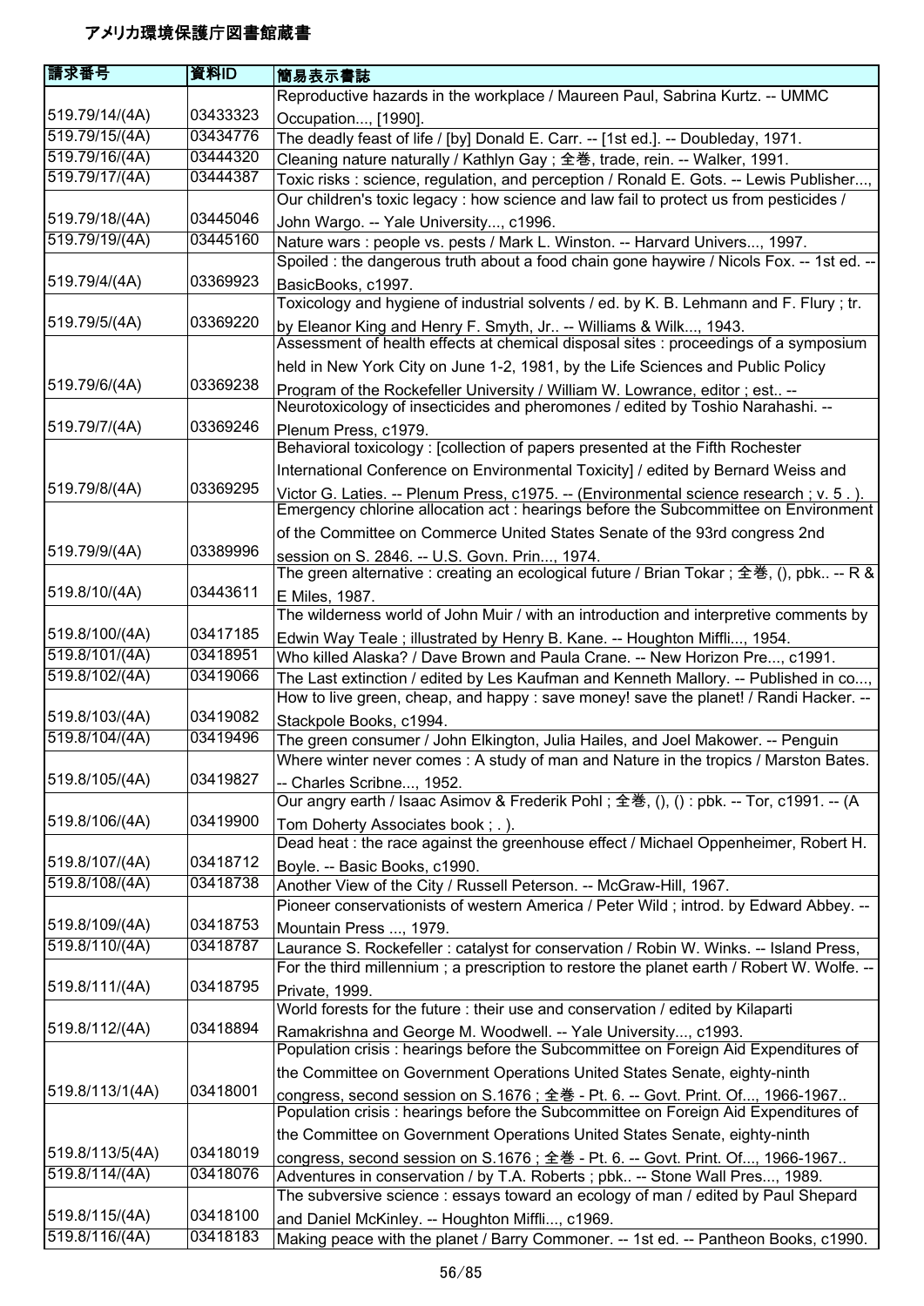# アメリカ環境保護庁図書館蔵書

| 請求番号 | 資料ID | 簡易表示書誌 |
| --- | --- | --- |
| 519.79/14/(4A) | 03433323 | Reproductive hazards in the workplace / Maureen Paul, Sabrina Kurtz. -- UMMC Occupation..., [1990]. |
| 519.79/15/(4A) | 03434776 | The deadly feast of life / [by] Donald E. Carr. -- [1st ed.]. -- Doubleday, 1971. |
| 519.79/16/(4A) | 03444320 | Cleaning nature naturally / Kathlyn Gay ; 全巻, trade, rein. -- Walker, 1991. |
| 519.79/17/(4A) | 03444387 | Toxic risks : science, regulation, and perception / Ronald E. Gots. -- Lewis Publisher..., |
| 519.79/18/(4A) | 03445046 | Our children's toxic legacy : how science and law fail to protect us from pesticides / John Wargo. -- Yale University..., c1996. |
| 519.79/19/(4A) | 03445160 | Nature wars : people vs. pests / Mark L. Winston. -- Harvard Univers..., 1997. |
| 519.79/4/(4A) | 03369923 | Spoiled : the dangerous truth about a food chain gone haywire / Nicols Fox. -- 1st ed. -- BasicBooks, c1997. |
| 519.79/5/(4A) | 03369220 | Toxicology and hygiene of industrial solvents / ed. by K. B. Lehmann and F. Flury ; tr. by Eleanor King and Henry F. Smyth, Jr.. -- Williams & Wilk..., 1943. |
| 519.79/6/(4A) | 03369238 | Assessment of health effects at chemical disposal sites : proceedings of a symposium held in New York City on June 1-2, 1981, by the Life Sciences and Public Policy Program of the Rockefeller University / William W. Lowrance, editor ; est.. -- |
| 519.79/7/(4A) | 03369246 | Neurotoxicology of insecticides and pheromones / edited by Toshio Narahashi. -- Plenum Press, c1979. |
| 519.79/8/(4A) | 03369295 | Behavioral toxicology : [collection of papers presented at the Fifth Rochester International Conference on Environmental Toxicity] / edited by Bernard Weiss and Victor G. Laties. -- Plenum Press, c1975. -- (Environmental science research ; v. 5 . ). |
| 519.79/9/(4A) | 03389996 | Emergency chlorine allocation act : hearings before the Subcommittee on Environment of the Committee on Commerce United States Senate of the 93rd congress 2nd session on S. 2846. -- U.S. Govn. Prin..., 1974. |
| 519.8/10/(4A) | 03443611 | The green alternative : creating an ecological future / Brian Tokar ; 全巻, (), pbk.. -- R & E Miles, 1987. |
| 519.8/100/(4A) | 03417185 | The wilderness world of John Muir / with an introduction and interpretive comments by Edwin Way Teale ; illustrated by Henry B. Kane. -- Houghton Miffli..., 1954. |
| 519.8/101/(4A) | 03418951 | Who killed Alaska? / Dave Brown and Paula Crane. -- New Horizon Pre..., c1991. |
| 519.8/102/(4A) | 03419066 | The Last extinction / edited by Les Kaufman and Kenneth Mallory. -- Published in co..., |
| 519.8/103/(4A) | 03419082 | How to live green, cheap, and happy : save money! save the planet! / Randi Hacker. -- Stackpole Books, c1994. |
| 519.8/104/(4A) | 03419496 | The green consumer / John Elkington, Julia Hailes, and Joel Makower. -- Penguin |
| 519.8/105/(4A) | 03419827 | Where winter never comes : A study of man and Nature in the tropics / Marston Bates. -- Charles Scribne..., 1952. |
| 519.8/106/(4A) | 03419900 | Our angry earth / Isaac Asimov & Frederik Pohl ; 全巻, (), () : pbk. -- Tor, c1991. -- (A Tom Doherty Associates book ; . ). |
| 519.8/107/(4A) | 03418712 | Dead heat : the race against the greenhouse effect / Michael Oppenheimer, Robert H. Boyle. -- Basic Books, c1990. |
| 519.8/108/(4A) | 03418738 | Another View of the City / Russell Peterson. -- McGraw-Hill, 1967. |
| 519.8/109/(4A) | 03418753 | Pioneer conservationists of western America / Peter Wild ; introd. by Edward Abbey. -- Mountain Press ..., 1979. |
| 519.8/110/(4A) | 03418787 | Laurance S. Rockefeller : catalyst for conservation / Robin W. Winks. -- Island Press, |
| 519.8/111/(4A) | 03418795 | For the third millennium ; a prescription to restore the planet earth / Robert W. Wolfe. -- Private, 1999. |
| 519.8/112/(4A) | 03418894 | World forests for the future : their use and conservation / edited by Kilaparti Ramakrishna and George M. Woodwell. -- Yale University..., c1993. |
| 519.8/113/1(4A) | 03418001 | Population crisis : hearings before the Subcommittee on Foreign Aid Expenditures of the Committee on Government Operations United States Senate, eighty-ninth congress, second session on S.1676 ; 全巻 - Pt. 6. -- Govt. Print. Of..., 1966-1967.. |
| 519.8/113/5(4A) | 03418019 | Population crisis : hearings before the Subcommittee on Foreign Aid Expenditures of the Committee on Government Operations United States Senate, eighty-ninth congress, second session on S.1676 ; 全巻 - Pt. 6. -- Govt. Print. Of..., 1966-1967.. |
| 519.8/114/(4A) | 03418076 | Adventures in conservation / by T.A. Roberts ; pbk.. -- Stone Wall Pres..., 1989. |
| 519.8/115/(4A) | 03418100 | The subversive science : essays toward an ecology of man / edited by Paul Shepard and Daniel McKinley. -- Houghton Miffli..., c1969. |
| 519.8/116/(4A) | 03418183 | Making peace with the planet / Barry Commoner. -- 1st ed. -- Pantheon Books, c1990. |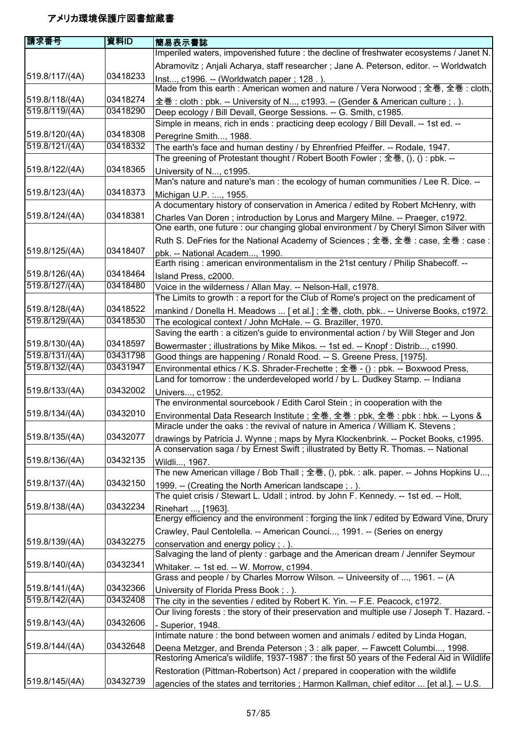# アメリカ環境保護庁図書館蔵書

| 請求番号 | 資料ID | 簡易表示書誌 |
|---|---|---|
| 519.8/117/(4A) | 03418233 | Imperiled waters, impoverished future : the decline of freshwater ecosystems / Janet N. Abramovitz ; Anjali Acharya, staff researcher ; Jane A. Peterson, editor. -- Worldwatch Inst..., c1996. -- (Worldwatch paper ; 128 . ). |
| 519.8/118/(4A) | 03418274 | Made from this earth : American women and nature / Vera Norwood ; 全巻, 全巻 : cloth, 全巻 : cloth : pbk. -- University of N..., c1993. -- (Gender & American culture ; . ). |
| 519.8/119/(4A) | 03418290 | Deep ecology / Bill Devall, George Sessions. -- G. Smith, c1985. |
| 519.8/120/(4A) | 03418308 | Simple in means, rich in ends : practicing deep ecology / Bill Devall. -- 1st ed. -- Peregrine Smith..., 1988. |
| 519.8/121/(4A) | 03418332 | The earth's face and human destiny / by Ehrenfried Pfeiffer. -- Rodale, 1947. |
| 519.8/122/(4A) | 03418365 | The greening of Protestant thought / Robert Booth Fowler ; 全巻, (), () : pbk. -- University of N..., c1995. |
| 519.8/123/(4A) | 03418373 | Man's nature and nature's man : the ecology of human communities / Lee R. Dice. -- Michigan U.P. :..., 1955. |
| 519.8/124/(4A) | 03418381 | A documentary history of conservation in America / edited by Robert McHenry, with Charles Van Doren ; introduction by Lorus and Margery Milne. -- Praeger, c1972. |
| 519.8/125/(4A) | 03418407 | One earth, one future : our changing global environment / by Cheryl Simon Silver with Ruth S. DeFries for the National Academy of Sciences ; 全巻, 全巻 : case, 全巻 : case : pbk. -- National Academ..., 1990. |
| 519.8/126/(4A) | 03418464 | Earth rising : american environmentalism in the 21st century / Philip Shabecoff. -- Island Press, c2000. |
| 519.8/127/(4A) | 03418480 | Voice in the wilderness / Allan May. -- Nelson-Hall, c1978. |
| 519.8/128/(4A) | 03418522 | The Limits to growth : a report for the Club of Rome's project on the predicament of mankind / Donella H. Meadows ... [ et al.] ; 全巻, cloth, pbk.. -- Universe Books, c1972. |
| 519.8/129/(4A) | 03418530 | The ecological context / John McHale. -- G. Braziller, 1970. |
| 519.8/130/(4A) | 03418597 | Saving the earth : a citizen's guide to environmental action / by Will Steger and Jon Bowermaster ; illustrations by Mike Mikos. -- 1st ed. -- Knopf : Distrib..., c1990. |
| 519.8/131/(4A) | 03431798 | Good things are happening / Ronald Rood. -- S. Greene Press, [1975]. |
| 519.8/132/(4A) | 03431947 | Environmental ethics / K.S. Shrader-Frechette ; 全巻 - () : pbk. -- Boxwood Press, |
| 519.8/133/(4A) | 03432002 | Land for tomorrow : the underdeveloped world / by L. Dudkey Stamp. -- Indiana Univers..., c1952. |
| 519.8/134/(4A) | 03432010 | The environmental sourcebook / Edith Carol Stein ; in cooperation with the Environmental Data Research Institute ; 全巻, 全巻 : pbk, 全巻 : pbk : hbk. -- Lyons & |
| 519.8/135/(4A) | 03432077 | Miracle under the oaks : the revival of nature in America / William K. Stevens ; drawings by Patricia J. Wynne ; maps by Myra Klockenbrink. -- Pocket Books, c1995. |
| 519.8/136/(4A) | 03432135 | A conservation saga / by Ernest Swift ; illustrated by Betty R. Thomas. -- National Wildli..., 1967. |
| 519.8/137/(4A) | 03432150 | The new American village / Bob Thall ; 全巻, (), pbk. : alk. paper. -- Johns Hopkins U..., 1999. -- (Creating the North American landscape ; . ). |
| 519.8/138/(4A) | 03432234 | The quiet crisis / Stewart L. Udall ; introd. by John F. Kennedy. -- 1st ed. -- Holt, Rinehart ..., [1963]. |
| 519.8/139/(4A) | 03432275 | Energy efficiency and the environment : forging the link / edited by Edward Vine, Drury Crawley, Paul Centolella. -- American Counci..., 1991. -- (Series on energy conservation and energy policy ; . ). |
| 519.8/140/(4A) | 03432341 | Salvaging the land of plenty : garbage and the American dream / Jennifer Seymour Whitaker. -- 1st ed. -- W. Morrow, c1994. |
| 519.8/141/(4A) | 03432366 | Grass and people / by Charles Morrow Wilson. -- Univeersity of ..., 1961. -- (A University of Florida Press Book ; . ). |
| 519.8/142/(4A) | 03432408 | The city in the seventies / edited by Robert K. Yin. -- F.E. Peacock, c1972. |
| 519.8/143/(4A) | 03432606 | Our living forests : the story of their preservation and multiple use / Joseph T. Hazard. -- Superior, 1948. |
| 519.8/144/(4A) | 03432648 | Intimate nature : the bond between women and animals / edited by Linda Hogan, Deena Metzger, and Brenda Peterson ; 3 : alk paper. -- Fawcett Columbi..., 1998. |
| 519.8/145/(4A) | 03432739 | Restoring America's wildlife, 1937-1987 : the first 50 years of the Federal Aid in Wildlife Restoration (Pittman-Robertson) Act / prepared in cooperation with the wildlife agencies of the states and territories ; Harmon Kallman, chief editor ... [et al.]. -- U.S. |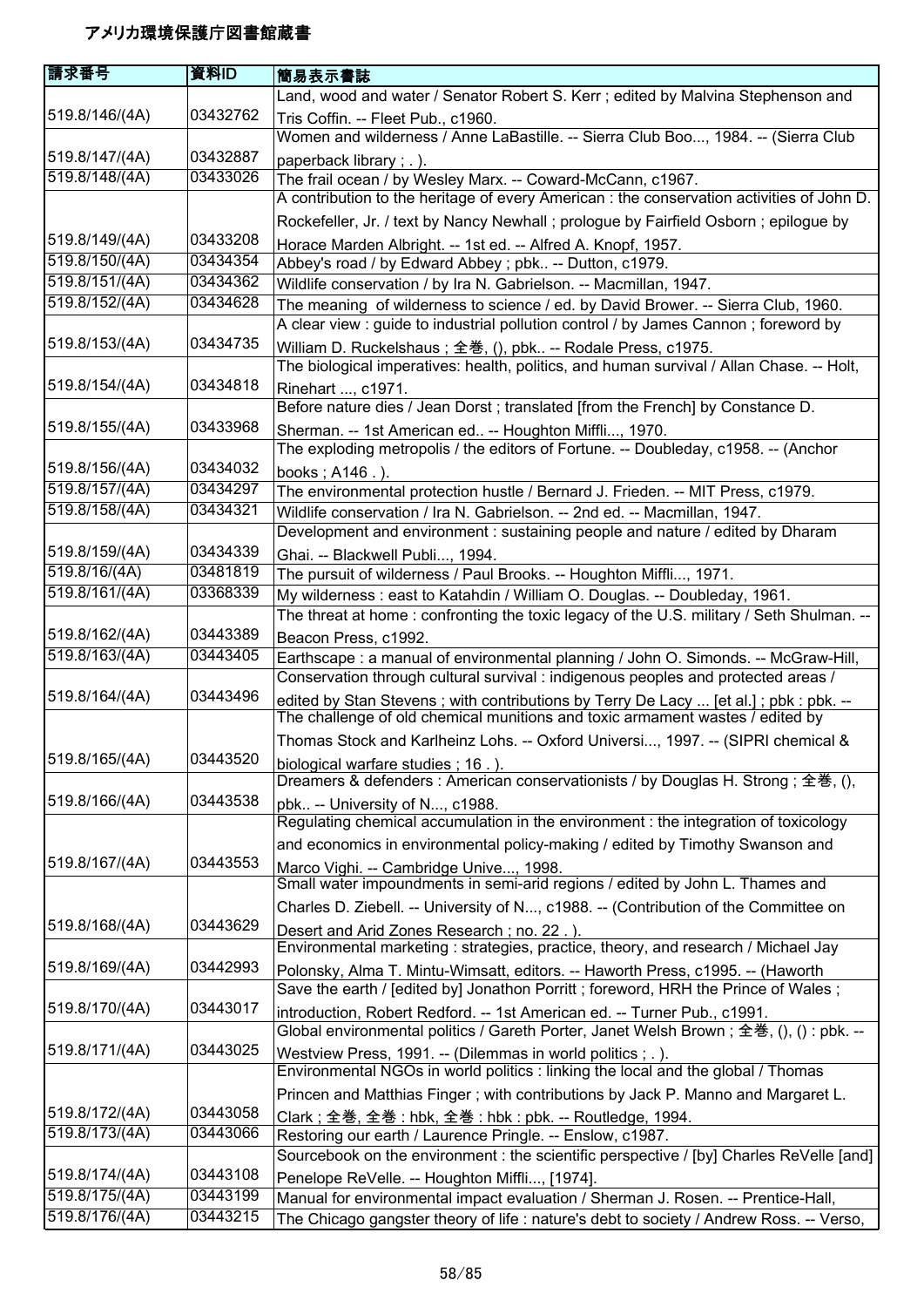# アメリカ環境保護庁図書館蔵書

| 請求番号 | 資料ID | 簡易表示書誌 |
|---|---|---|
| 519.8/146/(4A) | 03432762 | Land, wood and water / Senator Robert S. Kerr ; edited by Malvina Stephenson and Tris Coffin. -- Fleet Pub., c1960. |
| 519.8/147/(4A) | 03432887 | Women and wilderness / Anne LaBastille. -- Sierra Club Boo..., 1984. -- (Sierra Club paperback library ; . ). |
| 519.8/148/(4A) | 03433026 | The frail ocean / by Wesley Marx. -- Coward-McCann, c1967. |
| 519.8/149/(4A) | 03433208 | A contribution to the heritage of every American : the conservation activities of John D. Rockefeller, Jr. / text by Nancy Newhall ; prologue by Fairfield Osborn ; epilogue by Horace Marden Albright. -- 1st ed. -- Alfred A. Knopf, 1957. |
| 519.8/150/(4A) | 03434354 | Abbey's road / by Edward Abbey ; pbk.. -- Dutton, c1979. |
| 519.8/151/(4A) | 03434362 | Wildlife conservation / by Ira N. Gabrielson. -- Macmillan, 1947. |
| 519.8/152/(4A) | 03434628 | The meaning of wilderness to science / ed. by David Brower. -- Sierra Club, 1960. |
| 519.8/153/(4A) | 03434735 | A clear view : guide to industrial pollution control / by James Cannon ; foreword by William D. Ruckelshaus ; 全巻, (), pbk.. -- Rodale Press, c1975. |
| 519.8/154/(4A) | 03434818 | The biological imperatives: health, politics, and human survival / Allan Chase. -- Holt, Rinehart ..., c1971. |
| 519.8/155/(4A) | 03433968 | Before nature dies / Jean Dorst ; translated [from the French] by Constance D. Sherman. -- 1st American ed.. -- Houghton Miffli..., 1970. |
| 519.8/156/(4A) | 03434032 | The exploding metropolis / the editors of Fortune. -- Doubleday, c1958. -- (Anchor books ; A146 . ). |
| 519.8/157/(4A) | 03434297 | The environmental protection hustle / Bernard J. Frieden. -- MIT Press, c1979. |
| 519.8/158/(4A) | 03434321 | Wildlife conservation / Ira N. Gabrielson. -- 2nd ed. -- Macmillan, 1947. |
| 519.8/159/(4A) | 03434339 | Development and environment : sustaining people and nature / edited by Dharam Ghai. -- Blackwell Publi..., 1994. |
| 519.8/16/(4A) | 03481819 | The pursuit of wilderness / Paul Brooks. -- Houghton Miffli..., 1971. |
| 519.8/161/(4A) | 03368339 | My wilderness : east to Katahdin / William O. Douglas. -- Doubleday, 1961. |
| 519.8/162/(4A) | 03443389 | The threat at home : confronting the toxic legacy of the U.S. military / Seth Shulman. -- Beacon Press, c1992. |
| 519.8/163/(4A) | 03443405 | Earthscape : a manual of environmental planning / John O. Simonds. -- McGraw-Hill, |
| 519.8/164/(4A) | 03443496 | Conservation through cultural survival : indigenous peoples and protected areas / edited by Stan Stevens ; with contributions by Terry De Lacy ... [et al.] ; pbk : pbk. -- |
| 519.8/165/(4A) | 03443520 | The challenge of old chemical munitions and toxic armament wastes / edited by Thomas Stock and Karlheinz Lohs. -- Oxford Universi..., 1997. -- (SIPRI chemical & biological warfare studies ; 16 . ). |
| 519.8/166/(4A) | 03443538 | Dreamers & defenders : American conservationists / by Douglas H. Strong ; 全巻, (), pbk.. -- University of N..., c1988. |
| 519.8/167/(4A) | 03443553 | Regulating chemical accumulation in the environment : the integration of toxicology and economics in environmental policy-making / edited by Timothy Swanson and Marco Vighi. -- Cambridge Unive..., 1998. |
| 519.8/168/(4A) | 03443629 | Small water impoundments in semi-arid regions / edited by John L. Thames and Charles D. Ziebell. -- University of N..., c1988. -- (Contribution of the Committee on Desert and Arid Zones Research ; no. 22 . ). |
| 519.8/169/(4A) | 03442993 | Environmental marketing : strategies, practice, theory, and research / Michael Jay Polonsky, Alma T. Mintu-Wimsatt, editors. -- Haworth Press, c1995. -- (Haworth |
| 519.8/170/(4A) | 03443017 | Save the earth / [edited by] Jonathon Porritt ; foreword, HRH the Prince of Wales ; introduction, Robert Redford. -- 1st American ed. -- Turner Pub., c1991. |
| 519.8/171/(4A) | 03443025 | Global environmental politics / Gareth Porter, Janet Welsh Brown ; 全巻, (), () : pbk. -- Westview Press, 1991. -- (Dilemmas in world politics ; . ). |
| 519.8/172/(4A) | 03443058 | Environmental NGOs in world politics : linking the local and the global / Thomas Princen and Matthias Finger ; with contributions by Jack P. Manno and Margaret L. Clark ; 全巻, 全巻 : hbk, 全巻 : hbk : pbk. -- Routledge, 1994. |
| 519.8/173/(4A) | 03443066 | Restoring our earth / Laurence Pringle. -- Enslow, c1987. |
| 519.8/174/(4A) | 03443108 | Sourcebook on the environment : the scientific perspective / [by] Charles ReVelle [and] Penelope ReVelle. -- Houghton Miffli..., [1974]. |
| 519.8/175/(4A) | 03443199 | Manual for environmental impact evaluation / Sherman J. Rosen. -- Prentice-Hall, |
| 519.8/176/(4A) | 03443215 | The Chicago gangster theory of life : nature's debt to society / Andrew Ross. -- Verso, |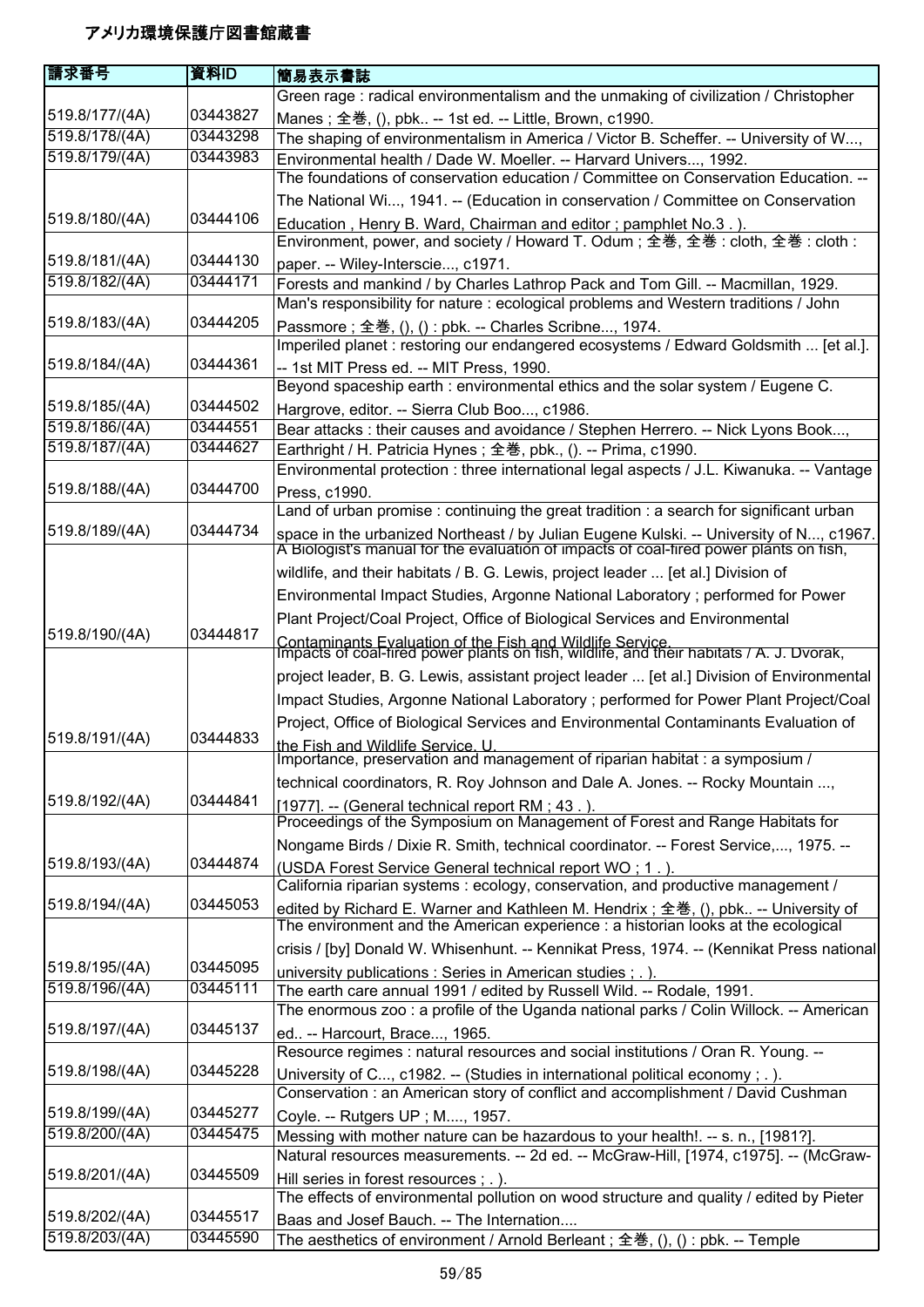# アメリカ環境保護庁図書館蔵書

| 請求番号 | 資料ID | 簡易表示書誌 |
|---|---|---|
| 519.8/177/(4A) | 03443827 | Green rage : radical environmentalism and the unmaking of civilization / Christopher Manes ; 全巻, (), pbk.. -- 1st ed. -- Little, Brown, c1990. |
| 519.8/178/(4A) | 03443298 | The shaping of environmentalism in America / Victor B. Scheffer. -- University of W..., |
| 519.8/179/(4A) | 03443983 | Environmental health / Dade W. Moeller. -- Harvard Univers..., 1992. |
| 519.8/180/(4A) | 03444106 | The foundations of conservation education / Committee on Conservation Education. -- The National Wi..., 1941. -- (Education in conservation / Committee on Conservation Education , Henry B. Ward, Chairman and editor ; pamphlet No.3 . ). |
| 519.8/181/(4A) | 03444130 | Environment, power, and society / Howard T. Odum ; 全巻, 全巻 : cloth, 全巻 : cloth : paper. -- Wiley-Interscie..., c1971. |
| 519.8/182/(4A) | 03444171 | Forests and mankind / by Charles Lathrop Pack and Tom Gill. -- Macmillan, 1929. |
| 519.8/183/(4A) | 03444205 | Man's responsibility for nature : ecological problems and Western traditions / John Passmore ; 全巻, (), () : pbk. -- Charles Scribne..., 1974. |
| 519.8/184/(4A) | 03444361 | Imperiled planet : restoring our endangered ecosystems / Edward Goldsmith ... [et al.]. -- 1st MIT Press ed. -- MIT Press, 1990. |
| 519.8/185/(4A) | 03444502 | Beyond spaceship earth : environmental ethics and the solar system / Eugene C. Hargrove, editor. -- Sierra Club Boo..., c1986. |
| 519.8/186/(4A) | 03444551 | Bear attacks : their causes and avoidance / Stephen Herrero. -- Nick Lyons Book..., |
| 519.8/187/(4A) | 03444627 | Earthright / H. Patricia Hynes ; 全巻, pbk., (). -- Prima, c1990. |
| 519.8/188/(4A) | 03444700 | Environmental protection : three international legal aspects / J.L. Kiwanuka. -- Vantage Press, c1990. |
| 519.8/189/(4A) | 03444734 | Land of urban promise : continuing the great tradition : a search for significant urban space in the urbanized Northeast / by Julian Eugene Kulski. -- University of N..., c1967. |
| 519.8/190/(4A) | 03444817 | A Biologist's manual for the evaluation of impacts of coal-fired power plants on fish, wildlife, and their habitats / B. G. Lewis, project leader ... [et al.] Division of Environmental Impact Studies, Argonne National Laboratory ; performed for Power Plant Project/Coal Project, Office of Biological Services and Environmental Contaminants Evaluation of the Fish and Wildlife Service. |
| 519.8/191/(4A) | 03444833 | Impacts of coal-fired power plants on fish, wildlife, and their habitats / A. J. Dvorak, project leader, B. G. Lewis, assistant project leader ... [et al.] Division of Environmental Impact Studies, Argonne National Laboratory ; performed for Power Plant Project/Coal Project, Office of Biological Services and Environmental Contaminants Evaluation of the Fish and Wildlife Service, U. |
| 519.8/192/(4A) | 03444841 | Importance, preservation and management of riparian habitat : a symposium / technical coordinators, R. Roy Johnson and Dale A. Jones. -- Rocky Mountain ..., [1977]. -- (General technical report RM ; 43 . ). |
| 519.8/193/(4A) | 03444874 | Proceedings of the Symposium on Management of Forest and Range Habitats for Nongame Birds / Dixie R. Smith, technical coordinator. -- Forest Service,..., 1975. -- (USDA Forest Service General technical report WO ; 1 . ). |
| 519.8/194/(4A) | 03445053 | California riparian systems : ecology, conservation, and productive management / edited by Richard E. Warner and Kathleen M. Hendrix ; 全巻, (), pbk.. -- University of |
| 519.8/195/(4A) | 03445095 | The environment and the American experience : a historian looks at the ecological crisis / [by] Donald W. Whisenhunt. -- Kennikat Press, 1974. -- (Kennikat Press national university publications : Series in American studies ; . ). |
| 519.8/196/(4A) | 03445111 | The earth care annual 1991 / edited by Russell Wild. -- Rodale, 1991. |
| 519.8/197/(4A) | 03445137 | The enormous zoo : a profile of the Uganda national parks / Colin Willock. -- American ed.. -- Harcourt, Brace..., 1965. |
| 519.8/198/(4A) | 03445228 | Resource regimes : natural resources and social institutions / Oran R. Young. -- University of C..., c1982. -- (Studies in international political economy ; . ). |
| 519.8/199/(4A) | 03445277 | Conservation : an American story of conflict and accomplishment / David Cushman Coyle. -- Rutgers UP ; M...., 1957. |
| 519.8/200/(4A) | 03445475 | Messing with mother nature can be hazardous to your health!. -- s. n., [1981?]. |
| 519.8/201/(4A) | 03445509 | Natural resources measurements. -- 2d ed. -- McGraw-Hill, [1974, c1975]. -- (McGraw-Hill series in forest resources ; . ). |
| 519.8/202/(4A) | 03445517 | The effects of environmental pollution on wood structure and quality / edited by Pieter Baas and Josef Bauch. -- The Internation.... |
| 519.8/203/(4A) | 03445590 | The aesthetics of environment / Arnold Berleant ; 全巻, (), () : pbk. -- Temple |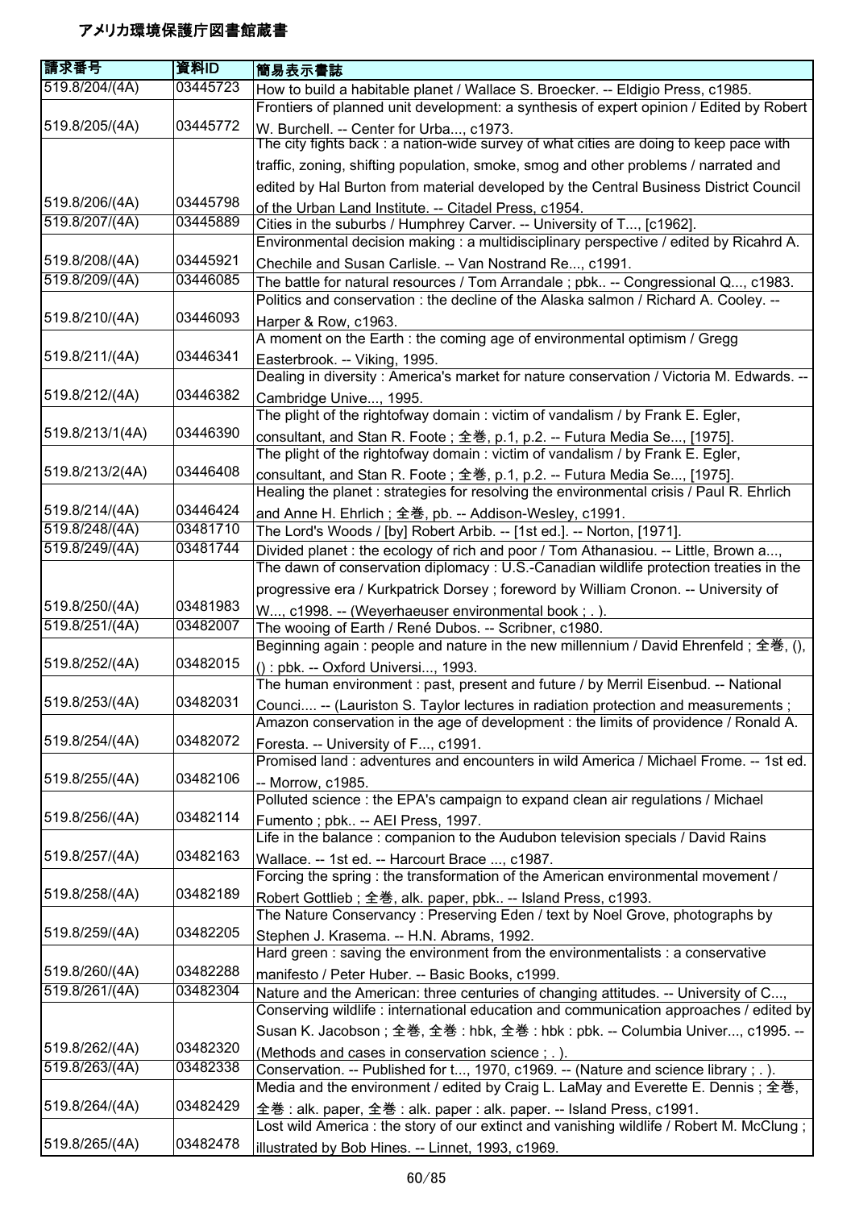# アメリカ環境保護庁図書館蔵書

| 請求番号 | 資料ID | 簡易表示書誌 |
| --- | --- | --- |
| 519.8/204/(4A) | 03445723 | How to build a habitable planet / Wallace S. Broecker. -- Eldigio Press, c1985. |
| 519.8/205/(4A) | 03445772 | Frontiers of planned unit development: a synthesis of expert opinion / Edited by Robert W. Burchell. -- Center for Urba..., c1973. |
| 519.8/206/(4A) | 03445798 | The city fights back : a nation-wide survey of what cities are doing to keep pace with traffic, zoning, shifting population, smoke, smog and other problems / narrated and edited by Hal Burton from material developed by the Central Business District Council of the Urban Land Institute. -- Citadel Press, c1954. |
| 519.8/207/(4A) | 03445889 | Cities in the suburbs / Humphrey Carver. -- University of T..., [c1962]. |
| 519.8/208/(4A) | 03445921 | Environmental decision making : a multidisciplinary perspective / edited by Ricahrd A. Chechile and Susan Carlisle. -- Van Nostrand Re..., c1991. |
| 519.8/209/(4A) | 03446085 | The battle for natural resources / Tom Arrandale ; pbk.. -- Congressional Q..., c1983. |
| 519.8/210/(4A) | 03446093 | Politics and conservation : the decline of the Alaska salmon / Richard A. Cooley. -- Harper & Row, c1963. |
| 519.8/211/(4A) | 03446341 | A moment on the Earth : the coming age of environmental optimism / Gregg Easterbrook. -- Viking, 1995. |
| 519.8/212/(4A) | 03446382 | Dealing in diversity : America's market for nature conservation / Victoria M. Edwards. -- Cambridge Unive..., 1995. |
| 519.8/213/1(4A) | 03446390 | The plight of the rightofway domain : victim of vandalism / by Frank E. Egler, consultant, and Stan R. Foote ; 全巻, p.1, p.2. -- Futura Media Se..., [1975]. |
| 519.8/213/2(4A) | 03446408 | The plight of the rightofway domain : victim of vandalism / by Frank E. Egler, consultant, and Stan R. Foote ; 全巻, p.1, p.2. -- Futura Media Se..., [1975]. |
| 519.8/214/(4A) | 03446424 | Healing the planet : strategies for resolving the environmental crisis / Paul R. Ehrlich and Anne H. Ehrlich ; 全巻, pb. -- Addison-Wesley, c1991. |
| 519.8/248/(4A) | 03481710 | The Lord's Woods / [by] Robert Arbib. -- [1st ed.]. -- Norton, [1971]. |
| 519.8/249/(4A) | 03481744 | Divided planet : the ecology of rich and poor / Tom Athanasiou. -- Little, Brown a..., |
| 519.8/250/(4A) | 03481983 | The dawn of conservation diplomacy : U.S.-Canadian wildlife protection treaties in the progressive era / Kurkpatrick Dorsey ; foreword by William Cronon. -- University of W..., c1998. -- (Weyerhaeuser environmental book ; . ). |
| 519.8/251/(4A) | 03482007 | The wooing of Earth / René Dubos. -- Scribner, c1980. |
| 519.8/252/(4A) | 03482015 | Beginning again : people and nature in the new millennium / David Ehrenfeld ; 全巻, (), () : pbk. -- Oxford Universi..., 1993. |
| 519.8/253/(4A) | 03482031 | The human environment : past, present and future / by Merril Eisenbud. -- National Counci.... -- (Lauriston S. Taylor lectures in radiation protection and measurements ; |
| 519.8/254/(4A) | 03482072 | Amazon conservation in the age of development : the limits of providence / Ronald A. Foresta. -- University of F..., c1991. |
| 519.8/255/(4A) | 03482106 | Promised land : adventures and encounters in wild America / Michael Frome. -- 1st ed. -- Morrow, c1985. |
| 519.8/256/(4A) | 03482114 | Polluted science : the EPA's campaign to expand clean air regulations / Michael Fumento ; pbk.. -- AEI Press, 1997. |
| 519.8/257/(4A) | 03482163 | Life in the balance : companion to the Audubon television specials / David Rains Wallace. -- 1st ed. -- Harcourt Brace ..., c1987. |
| 519.8/258/(4A) | 03482189 | Forcing the spring : the transformation of the American environmental movement / Robert Gottlieb ; 全巻, alk. paper, pbk.. -- Island Press, c1993. |
| 519.8/259/(4A) | 03482205 | The Nature Conservancy : Preserving Eden / text by Noel Grove, photographs by Stephen J. Krasema. -- H.N. Abrams, 1992. |
| 519.8/260/(4A) | 03482288 | Hard green : saving the environment from the environmentalists : a conservative manifesto / Peter Huber. -- Basic Books, c1999. |
| 519.8/261/(4A) | 03482304 | Nature and the American: three centuries of changing attitudes. -- University of C..., |
| 519.8/262/(4A) | 03482320 | Conserving wildlife : international education and communication approaches / edited by Susan K. Jacobson ; 全巻, 全巻 : hbk, 全巻 : hbk : pbk. -- Columbia Univer..., c1995. -- (Methods and cases in conservation science ; . ). |
| 519.8/263/(4A) | 03482338 | Conservation. -- Published for t..., 1970, c1969. -- (Nature and science library ; . ). |
| 519.8/264/(4A) | 03482429 | Media and the environment / edited by Craig L. LaMay and Everette E. Dennis ; 全巻, 全巻 : alk. paper, 全巻 : alk. paper : alk. paper. -- Island Press, c1991. |
| 519.8/265/(4A) | 03482478 | Lost wild America : the story of our extinct and vanishing wildlife / Robert M. McClung ; illustrated by Bob Hines. -- Linnet, 1993, c1969. |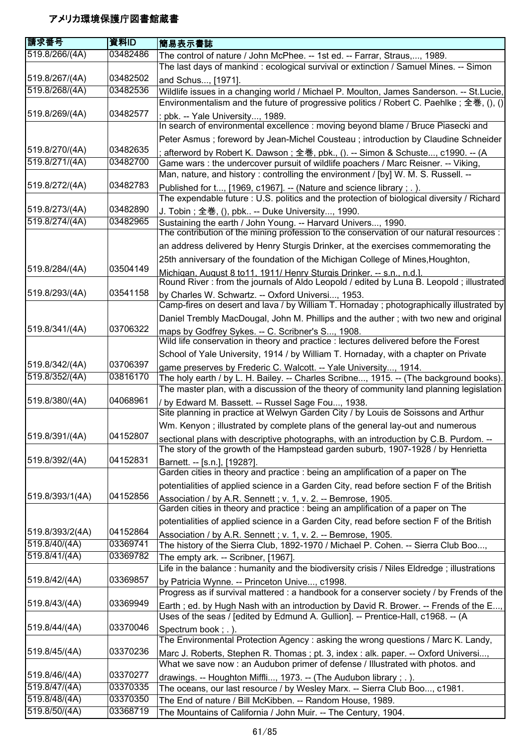# アメリカ環境保護庁図書館蔵書

| 請求番号 | 資料ID | 簡易表示書誌 |
| --- | --- | --- |
| 519.8/266/(4A) | 03482486 | The control of nature / John McPhee. -- 1st ed. -- Farrar, Straus,..., 1989. |
| 519.8/267/(4A) | 03482502 | The last days of mankind : ecological survival or extinction / Samuel Mines. -- Simon and Schus..., [1971]. |
| 519.8/268/(4A) | 03482536 | Wildlife issues in a changing world / Michael P. Moulton, James Sanderson. -- St.Lucie, |
| 519.8/269/(4A) | 03482577 | Environmentalism and the future of progressive politics / Robert C. Paehlke ; 全巻, (), () : pbk. -- Yale University..., 1989. |
| 519.8/270/(4A) | 03482635 | In search of environmental excellence : moving beyond blame / Bruce Piasecki and Peter Asmus ; foreword by Jean-Michel Cousteau ; introduction by Claudine Schneider ; afterword by Robert K. Dawson ; 全巻, pbk., (). -- Simon & Schuste..., c1990. -- (A |
| 519.8/271/(4A) | 03482700 | Game wars : the undercover pursuit of wildlife poachers / Marc Reisner. -- Viking, |
| 519.8/272/(4A) | 03482783 | Man, nature, and history : controlling the environment / [by] W. M. S. Russell. -- Published for t..., [1969, c1967]. -- (Nature and science library ; . ). |
| 519.8/273/(4A) | 03482890 | The expendable future : U.S. politics and the protection of biological diversity / Richard J. Tobin ; 全巻, (), pbk.. -- Duke University..., 1990. |
| 519.8/274/(4A) | 03482965 | Sustaining the earth / John Young. -- Harvard Univers..., 1990. |
| 519.8/284/(4A) | 03504149 | The contribution of the mining profession to the conservation of our natural resources : an address delivered by Henry Sturgis Drinker, at the exercises commemorating the 25th anniversary of the foundation of the Michigan College of Mines,Houghton, Michigan, August 8 to11, 1911/ Henry Sturgis Drinker. -- s.n., n.d.]. |
| 519.8/293/(4A) | 03541158 | Round River : from the journals of Aldo Leopold / edited by Luna B. Leopold ; illustrated by Charles W. Schwartz. -- Oxford Universi..., 1953. |
| 519.8/341/(4A) | 03706322 | Camp-fires on desert and lava / by William T. Hornaday ; photographically illustrated by Daniel Trembly MacDougal, John M. Phillips and the auther ; with two new and original maps by Godfrey Sykes. -- C. Scribner's S..., 1908. |
| 519.8/342/(4A) | 03706397 | Wild life conservation in theory and practice : lectures delivered before the Forest School of Yale University, 1914 / by William T. Hornaday, with a chapter on Private game preserves by Frederic C. Walcott. -- Yale University..., 1914. |
| 519.8/352/(4A) | 03816170 | The holy earth / by L. H. Bailey. -- Charles Scribne..., 1915. -- (The background books). |
| 519.8/380/(4A) | 04068961 | The master plan, with a discussion of the theory of community land planning legislation / by Edward M. Bassett. -- Russel Sage Fou..., 1938. |
| 519.8/391/(4A) | 04152807 | Site planning in practice at Welwyn Garden City / by Louis de Soissons and Arthur Wm. Kenyon ; illustrated by complete plans of the general lay-out and numerous sectional plans with descriptive photographs, with an introduction by C.B. Purdom. -- |
| 519.8/392/(4A) | 04152831 | The story of the growth of the Hampstead garden suburb, 1907-1928 / by Henrietta Barnett. -- [s.n.], [1928?]. |
| 519.8/393/1(4A) | 04152856 | Garden cities in theory and practice : being an amplification of a paper on The potentialities of applied science in a Garden City, read before section F of the British Association / by A.R. Sennett ; v. 1, v. 2. -- Bemrose, 1905. |
| 519.8/393/2(4A) | 04152864 | Garden cities in theory and practice : being an amplification of a paper on The potentialities of applied science in a Garden City, read before section F of the British Association / by A.R. Sennett ; v. 1, v. 2. -- Bemrose, 1905. |
| 519.8/40/(4A) | 03369741 | The history of the Sierra Club, 1892-1970 / Michael P. Cohen. -- Sierra Club Boo..., |
| 519.8/41/(4A) | 03369782 | The empty ark. -- Scribner, [1967]. |
| 519.8/42/(4A) | 03369857 | Life in the balance : humanity and the biodiversity crisis / Niles Eldredge ; illustrations by Patricia Wynne. -- Princeton Unive..., c1998. |
| 519.8/43/(4A) | 03369949 | Progress as if survival mattered : a handbook for a conserver society / by Frends of the Earth ; ed. by Hugh Nash with an introduction by David R. Brower. -- Frends of the E..., |
| 519.8/44/(4A) | 03370046 | Uses of the seas / [edited by Edmund A. Gullion]. -- Prentice-Hall, c1968. -- (A Spectrum book ; . ). |
| 519.8/45/(4A) | 03370236 | The Environmental Protection Agency : asking the wrong questions / Marc K. Landy, Marc J. Roberts, Stephen R. Thomas ; pt. 3, index : alk. paper. -- Oxford Universi..., |
| 519.8/46/(4A) | 03370277 | What we save now : an Audubon primer of defense / Illustrated with photos. and drawings. -- Houghton Miffli..., 1973. -- (The Audubon library ; . ). |
| 519.8/47/(4A) | 03370335 | The oceans, our last resource / by Wesley Marx. -- Sierra Club Boo..., c1981. |
| 519.8/48/(4A) | 03370350 | The End of nature / Bill McKibben. -- Random House, 1989. |
| 519.8/50/(4A) | 03368719 | The Mountains of California / John Muir. -- The Century, 1904. |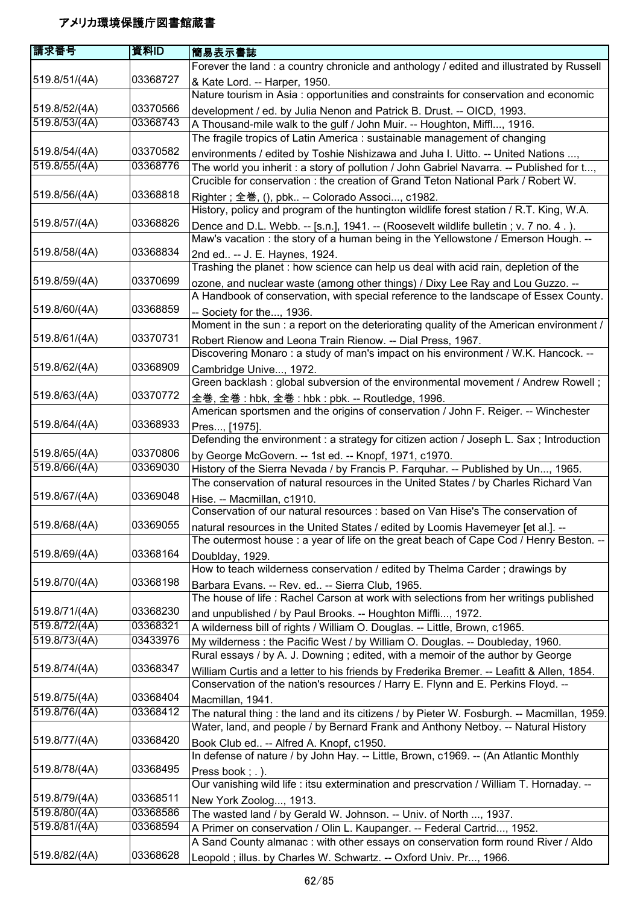# アメリカ環境保護庁図書館蔵書

| 請求番号 | 資料ID | 簡易表示書誌 |
|---|---|---|
| 519.8/51/(4A) | 03368727 | Forever the land : a country chronicle and anthology / edited and illustrated by Russell & Kate Lord. -- Harper, 1950. |
| 519.8/52/(4A) | 03370566 | Nature tourism in Asia : opportunities and constraints for conservation and economic development / ed. by Julia Nenon and Patrick B. Drust. -- OICD, 1993. |
| 519.8/53/(4A) | 03368743 | A Thousand-mile walk to the gulf / John Muir. -- Houghton, Miffl..., 1916. |
| 519.8/54/(4A) | 03370582 | The fragile tropics of Latin America : sustainable management of changing environments / edited by Toshie Nishizawa and Juha I. Uitto. -- United Nations ..., |
| 519.8/55/(4A) | 03368776 | The world you inherit : a story of pollution / John Gabriel Navarra. -- Published for t..., |
| 519.8/56/(4A) | 03368818 | Crucible for conservation : the creation of Grand Teton National Park / Robert W. Righter ; 全巻, (), pbk.. -- Colorado Associ..., c1982. |
| 519.8/57/(4A) | 03368826 | History, policy and program of the huntington wildlife forest station / R.T. King, W.A. Dence and D.L. Webb. -- [s.n.], 1941. -- (Roosevelt wildlife bulletin ; v. 7 no. 4 . ). |
| 519.8/58/(4A) | 03368834 | Maw's vacation : the story of a human being in the Yellowstone / Emerson Hough. -- 2nd ed.. -- J. E. Haynes, 1924. |
| 519.8/59/(4A) | 03370699 | Trashing the planet : how science can help us deal with acid rain, depletion of the ozone, and nuclear waste (among other things) / Dixy Lee Ray and Lou Guzzo. -- |
| 519.8/60/(4A) | 03368859 | A Handbook of conservation, with special reference to the landscape of Essex County. -- Society for the..., 1936. |
| 519.8/61/(4A) | 03370731 | Moment in the sun : a report on the deteriorating quality of the American environment / Robert Rienow and Leona Train Rienow. -- Dial Press, 1967. |
| 519.8/62/(4A) | 03368909 | Discovering Monaro : a study of man's impact on his environment / W.K. Hancock. -- Cambridge Unive..., 1972. |
| 519.8/63/(4A) | 03370772 | Green backlash : global subversion of the environmental movement / Andrew Rowell ; 全巻, 全巻 : hbk, 全巻 : hbk : pbk. -- Routledge, 1996. |
| 519.8/64/(4A) | 03368933 | American sportsmen and the origins of conservation / John F. Reiger. -- Winchester Pres..., [1975]. |
| 519.8/65/(4A) | 03370806 | Defending the environment : a strategy for citizen action / Joseph L. Sax ; Introduction by George McGovern. -- 1st ed. -- Knopf, 1971, c1970. |
| 519.8/66/(4A) | 03369030 | History of the Sierra Nevada / by Francis P. Farquhar. -- Published by Un..., 1965. |
| 519.8/67/(4A) | 03369048 | The conservation of natural resources in the United States / by Charles Richard Van Hise. -- Macmillan, c1910. |
| 519.8/68/(4A) | 03369055 | Conservation of our natural resources : based on Van Hise's The conservation of natural resources in the United States / edited by Loomis Havemeyer [et al.]. -- |
| 519.8/69/(4A) | 03368164 | The outermost house : a year of life on the great beach of Cape Cod / Henry Beston. -- Doublday, 1929. |
| 519.8/70/(4A) | 03368198 | How to teach wilderness conservation / edited by Thelma Carder ; drawings by Barbara Evans. -- Rev. ed.. -- Sierra Club, 1965. |
| 519.8/71/(4A) | 03368230 | The house of life : Rachel Carson at work with selections from her writings published and unpublished / by Paul Brooks. -- Houghton Miffli..., 1972. |
| 519.8/72/(4A) | 03368321 | A wilderness bill of rights / William O. Douglas. -- Little, Brown, c1965. |
| 519.8/73/(4A) | 03433976 | My wilderness : the Pacific West / by William O. Douglas. -- Doubleday, 1960. |
| 519.8/74/(4A) | 03368347 | Rural essays / by A. J. Downing ; edited, with a memoir of the author by George William Curtis and a letter to his friends by Frederika Bremer. -- Leafitt & Allen, 1854. |
| 519.8/75/(4A) | 03368404 | Conservation of the nation's resources / Harry E. Flynn and E. Perkins Floyd. -- Macmillan, 1941. |
| 519.8/76/(4A) | 03368412 | The natural thing : the land and its citizens / by Pieter W. Fosburgh. -- Macmillan, 1959. |
| 519.8/77/(4A) | 03368420 | Water, land, and people / by Bernard Frank and Anthony Netboy. -- Natural History Book Club ed.. -- Alfred A. Knopf, c1950. |
| 519.8/78/(4A) | 03368495 | In defense of nature / by John Hay. -- Little, Brown, c1969. -- (An Atlantic Monthly Press book ; . ). |
| 519.8/79/(4A) | 03368511 | Our vanishing wild life : itsu extermination and prescrvation / William T. Hornaday. -- New York Zoolog..., 1913. |
| 519.8/80/(4A) | 03368586 | The wasted land / by Gerald W. Johnson. -- Univ. of North ..., 1937. |
| 519.8/81/(4A) | 03368594 | A Primer on conservation / Olin L. Kaupanger. -- Federal Cartrid..., 1952. |
| 519.8/82/(4A) | 03368628 | A Sand County almanac : with other essays on conservation form round River / Aldo Leopold ; illus. by Charles W. Schwartz. -- Oxford Univ. Pr..., 1966. |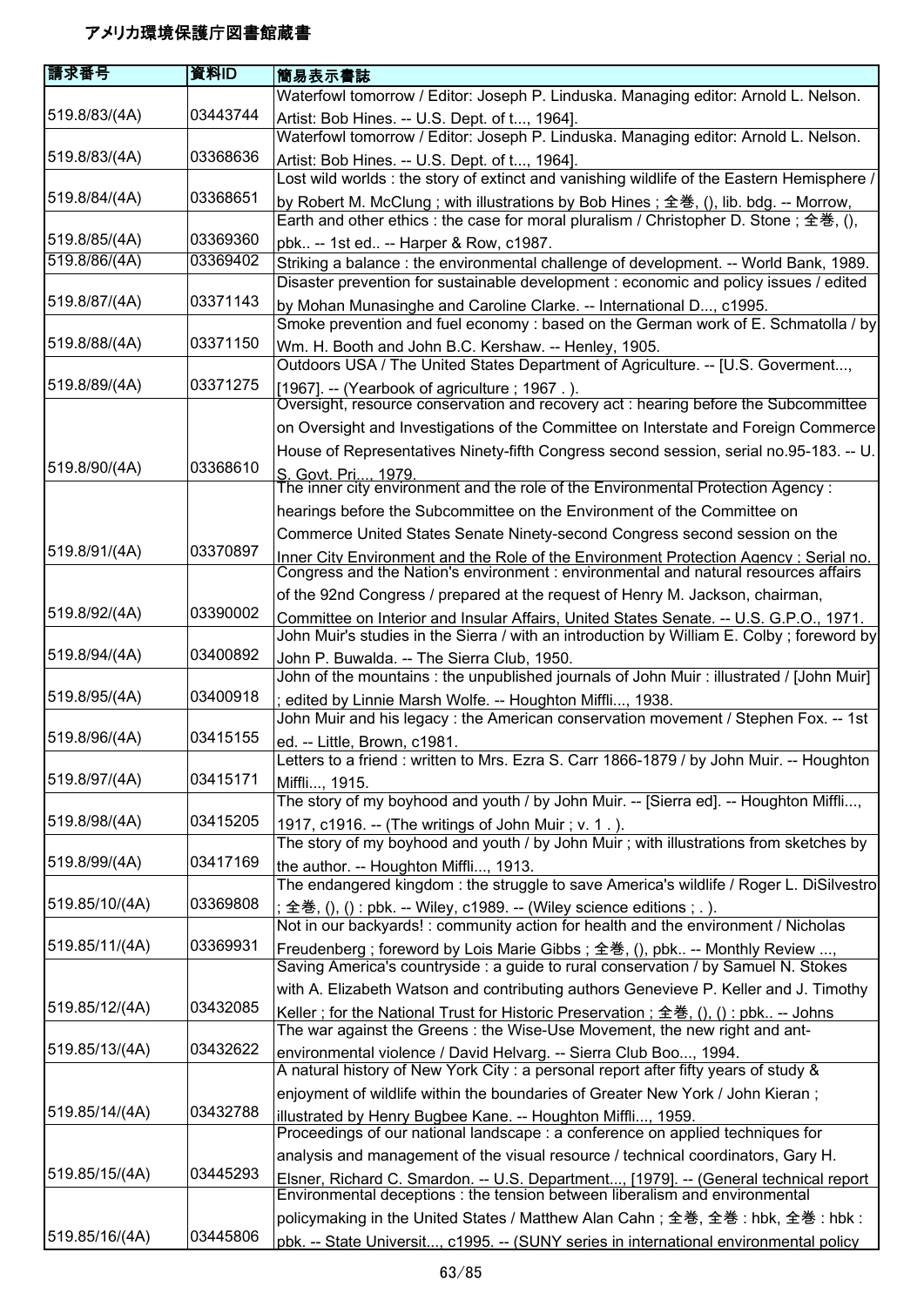# アメリカ環境保護庁図書館蔵書

| 請求番号 | 資料ID | 簡易表示書誌 |
|---|---|---|
| 519.8/83/(4A) | 03443744 | Waterfowl tomorrow / Editor: Joseph P. Linduska. Managing editor: Arnold L. Nelson. Artist: Bob Hines. -- U.S. Dept. of t..., 1964]. |
| 519.8/83/(4A) | 03368636 | Waterfowl tomorrow / Editor: Joseph P. Linduska. Managing editor: Arnold L. Nelson. Artist: Bob Hines. -- U.S. Dept. of t..., 1964]. |
| 519.8/84/(4A) | 03368651 | Lost wild worlds : the story of extinct and vanishing wildlife of the Eastern Hemisphere / by Robert M. McClung ; with illustrations by Bob Hines ; 全巻, (), lib. bdg. -- Morrow, |
| 519.8/85/(4A) | 03369360 | Earth and other ethics : the case for moral pluralism / Christopher D. Stone ; 全巻, (), pbk.. -- 1st ed.. -- Harper & Row, c1987. |
| 519.8/86/(4A) | 03369402 | Striking a balance : the environmental challenge of development. -- World Bank, 1989. |
| 519.8/87/(4A) | 03371143 | Disaster prevention for sustainable development : economic and policy issues / edited by Mohan Munasinghe and Caroline Clarke. -- International D..., c1995. |
| 519.8/88/(4A) | 03371150 | Smoke prevention and fuel economy : based on the German work of E. Schmatolla / by Wm. H. Booth and John B.C. Kershaw. -- Henley, 1905. |
| 519.8/89/(4A) | 03371275 | Outdoors USA / The United States Department of Agriculture. -- [U.S. Goverment..., [1967]. -- (Yearbook of agriculture ; 1967 . ). |
| 519.8/90/(4A) | 03368610 | Oversight, resource conservation and recovery act : hearing before the Subcommittee on Oversight and Investigations of the Committee on Interstate and Foreign Commerce House of Representatives Ninety-fifth Congress second session, serial no.95-183. -- U. S. Govt. Pri..., 1979. |
| 519.8/91/(4A) | 03370897 | The inner city environment and the role of the Environmental Protection Agency : hearings before the Subcommittee on the Environment of the Committee on Commerce United States Senate Ninety-second Congress second session on the Inner City Environment and the Role of the Environment Protection Agency ; Serial no. |
| 519.8/92/(4A) | 03390002 | Congress and the Nation's environment : environmental and natural resources affairs of the 92nd Congress / prepared at the request of Henry M. Jackson, chairman, Committee on Interior and Insular Affairs, United States Senate. -- U.S. G.P.O., 1971. |
| 519.8/94/(4A) | 03400892 | John Muir's studies in the Sierra / with an introduction by William E. Colby ; foreword by John P. Buwalda. -- The Sierra Club, 1950. |
| 519.8/95/(4A) | 03400918 | John of the mountains : the unpublished journals of John Muir : illustrated / [John Muir] ; edited by Linnie Marsh Wolfe. -- Houghton Miffli..., 1938. |
| 519.8/96/(4A) | 03415155 | John Muir and his legacy : the American conservation movement / Stephen Fox. -- 1st ed. -- Little, Brown, c1981. |
| 519.8/97/(4A) | 03415171 | Letters to a friend : written to Mrs. Ezra S. Carr 1866-1879 / by John Muir. -- Houghton Miffli..., 1915. |
| 519.8/98/(4A) | 03415205 | The story of my boyhood and youth / by John Muir. -- [Sierra ed]. -- Houghton Miffli..., 1917, c1916. -- (The writings of John Muir ; v. 1 . ). |
| 519.8/99/(4A) | 03417169 | The story of my boyhood and youth / by John Muir ; with illustrations from sketches by the author. -- Houghton Miffli..., 1913. |
| 519.85/10/(4A) | 03369808 | The endangered kingdom : the struggle to save America's wildlife / Roger L. DiSilvestro ; 全巻, (), () : pbk. -- Wiley, c1989. -- (Wiley science editions ; . ). |
| 519.85/11/(4A) | 03369931 | Not in our backyards! : community action for health and the environment / Nicholas Freudenberg ; foreword by Lois Marie Gibbs ; 全巻, (), pbk.. -- Monthly Review ..., |
| 519.85/12/(4A) | 03432085 | Saving America's countryside : a guide to rural conservation / by Samuel N. Stokes with A. Elizabeth Watson and contributing authors Genevieve P. Keller and J. Timothy Keller ; for the National Trust for Historic Preservation ; 全巻, (), () : pbk.. -- Johns |
| 519.85/13/(4A) | 03432622 | The war against the Greens : the Wise-Use Movement, the new right and ant-environmental violence / David Helvarg. -- Sierra Club Boo..., 1994. |
| 519.85/14/(4A) | 03432788 | A natural history of New York City : a personal report after fifty years of study & enjoyment of wildlife within the boundaries of Greater New York / John Kieran ; illustrated by Henry Bugbee Kane. -- Houghton Miffli..., 1959. |
| 519.85/15/(4A) | 03445293 | Proceedings of our national landscape : a conference on applied techniques for analysis and management of the visual resource / technical coordinators, Gary H. Elsner, Richard C. Smardon. -- U.S. Department..., [1979]. -- (General technical report |
| 519.85/16/(4A) | 03445806 | Environmental deceptions : the tension between liberalism and environmental policymaking in the United States / Matthew Alan Cahn ; 全巻, 全巻 : hbk, 全巻 : hbk : pbk. -- State Universit..., c1995. -- (SUNY series in international environmental policy |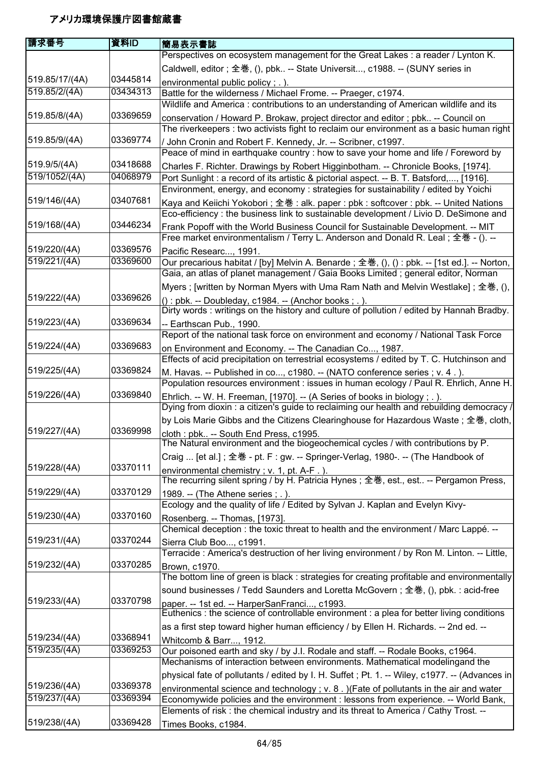# アメリカ環境保護庁図書館蔵書

| 請求番号 | 資料ID | 簡易表示書誌 |
| --- | --- | --- |
| 519.85/17/(4A) | 03445814 | Perspectives on ecosystem management for the Great Lakes : a reader / Lynton K. Caldwell, editor ; 全巻, (), pbk.. -- State Universit..., c1988. -- (SUNY series in environmental public policy ; . ). |
| 519.85/2/(4A) | 03434313 | Battle for the wilderness / Michael Frome. -- Praeger, c1974. |
| 519.85/8/(4A) | 03369659 | Wildlife and America : contributions to an understanding of American wildlife and its conservation / Howard P. Brokaw, project director and editor ; pbk.. -- Council on |
| 519.85/9/(4A) | 03369774 | The riverkeepers : two activists fight to reclaim our environment as a basic human right / John Cronin and Robert F. Kennedy, Jr. -- Scribner, c1997. |
| 519.9/5/(4A) | 03418688 | Peace of mind in earthquake country : how to save your home and life / Foreword by Charles F. Richter. Drawings by Robert Higginbotham. -- Chronicle Books, [1974]. |
| 519/1052/(4A) | 04068979 | Port Sunlight : a record of its artistic & pictorial aspect. -- B. T. Batsford,..., [1916]. |
| 519/146/(4A) | 03407681 | Environment, energy, and economy : strategies for sustainability / edited by Yoichi Kaya and Keiichi Yokobori ; 全巻 : alk. paper : pbk : softcover : pbk. -- United Nations |
| 519/168/(4A) | 03446234 | Eco-efficiency : the business link to sustainable development / Livio D. DeSimone and Frank Popoff with the World Business Council for Sustainable Development. -- MIT |
| 519/220/(4A) | 03369576 | Free market environmentalism / Terry L. Anderson and Donald R. Leal ; 全巻 - (). -- Pacific Researc..., 1991. |
| 519/221/(4A) | 03369600 | Our precarious habitat / [by] Melvin A. Benarde ; 全巻, (), () : pbk. -- [1st ed.]. -- Norton, |
| 519/222/(4A) | 03369626 | Gaia, an atlas of planet management / Gaia Books Limited ; general editor, Norman Myers ; [written by Norman Myers with Uma Ram Nath and Melvin Westlake] ; 全巻, (), () : pbk. -- Doubleday, c1984. -- (Anchor books ; . ). |
| 519/223/(4A) | 03369634 | Dirty words : writings on the history and culture of pollution / edited by Hannah Bradby. -- Earthscan Pub., 1990. |
| 519/224/(4A) | 03369683 | Report of the national task force on environment and economy / National Task Force on Environment and Economy. -- The Canadian Co..., 1987. |
| 519/225/(4A) | 03369824 | Effects of acid precipitation on terrestrial ecosystems / edited by T. C. Hutchinson and M. Havas. -- Published in co..., c1980. -- (NATO conference series ; v. 4 . ). |
| 519/226/(4A) | 03369840 | Population resources environment : issues in human ecology / Paul R. Ehrlich, Anne H. Ehrlich. -- W. H. Freeman, [1970]. -- (A Series of books in biology ; . ). |
| 519/227/(4A) | 03369998 | Dying from dioxin : a citizen's guide to reclaiming our health and rebuilding democracy / by Lois Marie Gibbs and the Citizens Clearinghouse for Hazardous Waste ; 全巻, cloth, cloth : pbk.. -- South End Press, c1995. |
| 519/228/(4A) | 03370111 | The Natural environment and the biogeochemical cycles / with contributions by P. Craig ... [et al.] ; 全巻 - pt. F : gw. -- Springer-Verlag, 1980-. -- (The Handbook of environmental chemistry ; v. 1, pt. A-F . ). |
| 519/229/(4A) | 03370129 | The recurring silent spring / by H. Patricia Hynes ; 全巻, est., est.. -- Pergamon Press, 1989. -- (The Athene series ; . ). |
| 519/230/(4A) | 03370160 | Ecology and the quality of life / Edited by Sylvan J. Kaplan and Evelyn Kivy-Rosenberg. -- Thomas, [1973]. |
| 519/231/(4A) | 03370244 | Chemical deception : the toxic threat to health and the environment / Marc Lappé. -- Sierra Club Boo..., c1991. |
| 519/232/(4A) | 03370285 | Terracide : America's destruction of her living environment / by Ron M. Linton. -- Little, Brown, c1970. |
| 519/233/(4A) | 03370798 | The bottom line of green is black : strategies for creating profitable and environmentally sound businesses / Tedd Saunders and Loretta McGovern ; 全巻, (), pbk. : acid-free paper. -- 1st ed. -- HarperSanFranci..., c1993. |
| 519/234/(4A) | 03368941 | Euthenics : the science of controllable environment : a plea for better living conditions as a first step toward higher human efficiency / by Ellen H. Richards. -- 2nd ed. -- Whitcomb & Barr..., 1912. |
| 519/235/(4A) | 03369253 | Our poisoned earth and sky / by J.I. Rodale and staff. -- Rodale Books, c1964. |
| 519/236/(4A) | 03369378 | Mechanisms of interaction between environments. Mathematical modelingand the physical fate of pollutants / edited by I. H. Suffet ; Pt. 1. -- Wiley, c1977. -- (Advances in environmental science and technology ; v. 8 . )(Fate of pollutants in the air and water |
| 519/237/(4A) | 03369394 | Economywide policies and the environment : lessons from experience. -- World Bank, |
| 519/238/(4A) | 03369428 | Elements of risk : the chemical industry and its threat to America / Cathy Trost. -- Times Books, c1984. |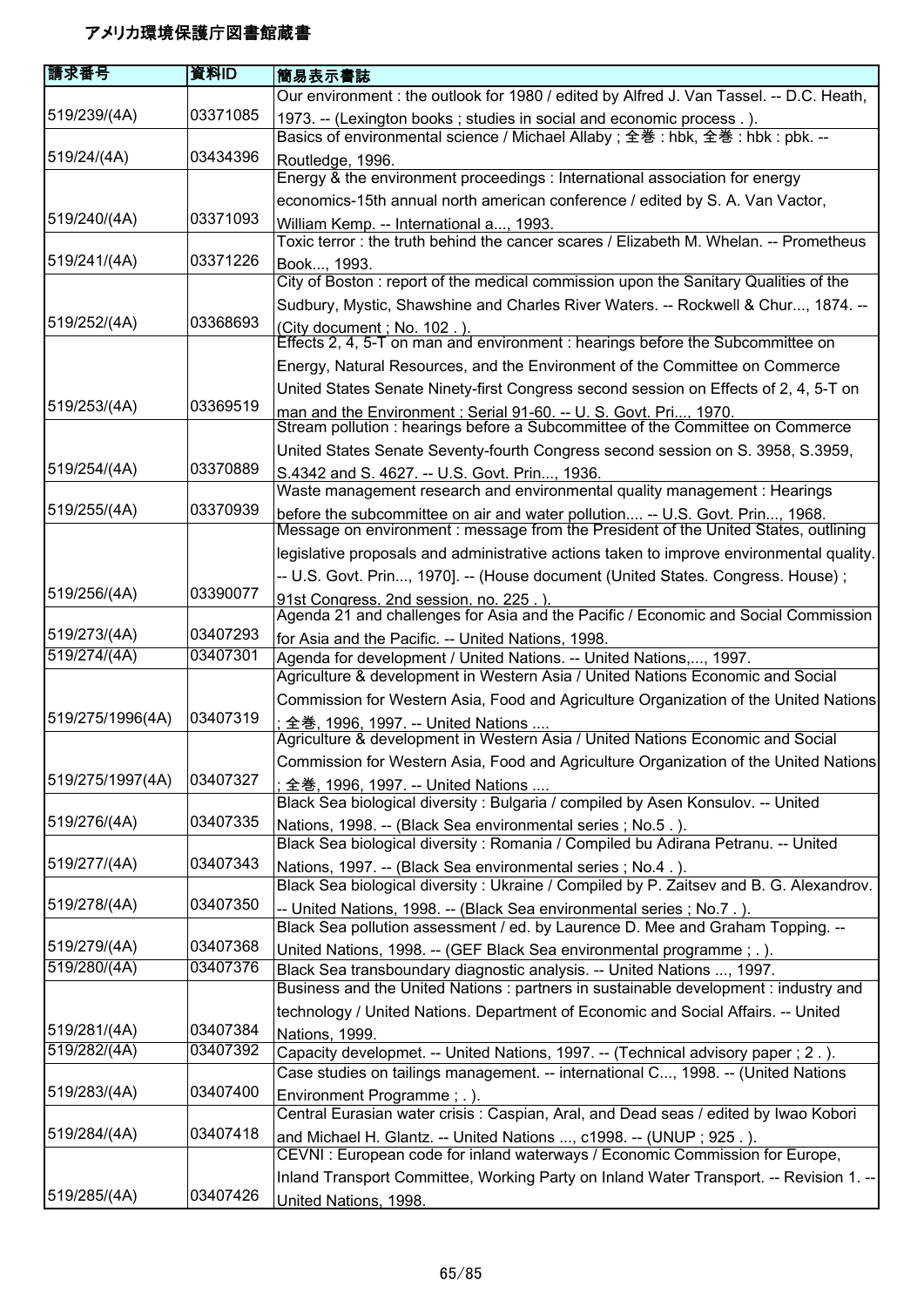# アメリカ環境保護庁図書館蔵書

| 請求番号 | 資料ID | 簡易表示書誌 |
|---|---|---|
| 519/239/(4A) | 03371085 | Our environment : the outlook for 1980 / edited by Alfred J. Van Tassel. -- D.C. Heath, 1973. -- (Lexington books ; studies in social and economic process . ). |
| 519/24/(4A) | 03434396 | Basics of environmental science / Michael Allaby ; 全巻 : hbk, 全巻 : hbk : pbk. -- Routledge, 1996. |
| 519/240/(4A) | 03371093 | Energy & the environment proceedings : International association for energy economics-15th annual north american conference / edited by S. A. Van Vactor, William Kemp. -- International a..., 1993. |
| 519/241/(4A) | 03371226 | Toxic terror : the truth behind the cancer scares / Elizabeth M. Whelan. -- Prometheus Book..., 1993. |
| 519/252/(4A) | 03368693 | City of Boston : report of the medical commission upon the Sanitary Qualities of the Sudbury, Mystic, Shawshine and Charles River Waters. -- Rockwell & Chur..., 1874. -- (City document ; No. 102 . ). |
| 519/253/(4A) | 03369519 | Effects 2, 4, 5-T on man and environment : hearings before the Subcommittee on Energy, Natural Resources, and the Environment of the Committee on Commerce United States Senate Ninety-first Congress second session on Effects of 2, 4, 5-T on man and the Environment : Serial 91-60. -- U. S. Govt. Pri..., 1970. |
| 519/254/(4A) | 03370889 | Stream pollution : hearings before a Subcommittee of the Committee on Commerce United States Senate Seventy-fourth Congress second session on S. 3958, S.3959, S.4342 and S. 4627. -- U.S. Govt. Prin..., 1936. |
| 519/255/(4A) | 03370939 | Waste management research and environmental quality management : Hearings before the subcommittee on air and water pollution.... -- U.S. Govt. Prin..., 1968. |
| 519/256/(4A) | 03390077 | Message on environment : message from the President of the United States, outlining legislative proposals and administrative actions taken to improve environmental quality. -- U.S. Govt. Prin..., 1970]. -- (House document (United States. Congress. House) ; 91st Congress, 2nd session, no. 225 . ). |
| 519/273/(4A) | 03407293 | Agenda 21 and challenges for Asia and the Pacific / Economic and Social Commission for Asia and the Pacific. -- United Nations, 1998. |
| 519/274/(4A) | 03407301 | Agenda for development / United Nations. -- United Nations,..., 1997. |
| 519/275/1996(4A) | 03407319 | Agriculture & development in Western Asia / United Nations Economic and Social Commission for Western Asia, Food and Agriculture Organization of the United Nations ; 全巻, 1996, 1997. -- United Nations .... |
| 519/275/1997(4A) | 03407327 | Agriculture & development in Western Asia / United Nations Economic and Social Commission for Western Asia, Food and Agriculture Organization of the United Nations ; 全巻, 1996, 1997. -- United Nations .... |
| 519/276/(4A) | 03407335 | Black Sea biological diversity : Bulgaria / compiled by Asen Konsulov. -- United Nations, 1998. -- (Black Sea environmental series ; No.5 . ). |
| 519/277/(4A) | 03407343 | Black Sea biological diversity : Romania / Compiled bu Adirana Petranu. -- United Nations, 1997. -- (Black Sea environmental series ; No.4 . ). |
| 519/278/(4A) | 03407350 | Black Sea biological diversity : Ukraine / Compiled by P. Zaitsev and B. G. Alexandrov. -- United Nations, 1998. -- (Black Sea environmental series ; No.7 . ). |
| 519/279/(4A) | 03407368 | Black Sea pollution assessment / ed. by Laurence D. Mee and Graham Topping. -- United Nations, 1998. -- (GEF Black Sea environmental programme ; . ). |
| 519/280/(4A) | 03407376 | Black Sea transboundary diagnostic analysis. -- United Nations ..., 1997. |
| 519/281/(4A) | 03407384 | Business and the United Nations : partners in sustainable development : industry and technology / United Nations. Department of Economic and Social Affairs. -- United Nations, 1999. |
| 519/282/(4A) | 03407392 | Capacity developmet. -- United Nations, 1997. -- (Technical advisory paper ; 2 . ). |
| 519/283/(4A) | 03407400 | Case studies on tailings management. -- international C..., 1998. -- (United Nations Environment Programme ; . ). |
| 519/284/(4A) | 03407418 | Central Eurasian water crisis : Caspian, Aral, and Dead seas / edited by Iwao Kobori and Michael H. Glantz. -- United Nations ..., c1998. -- (UNUP ; 925 . ). |
| 519/285/(4A) | 03407426 | CEVNI : European code for inland waterways / Economic Commission for Europe, Inland Transport Committee, Working Party on Inland Water Transport. -- Revision 1. -- United Nations, 1998. |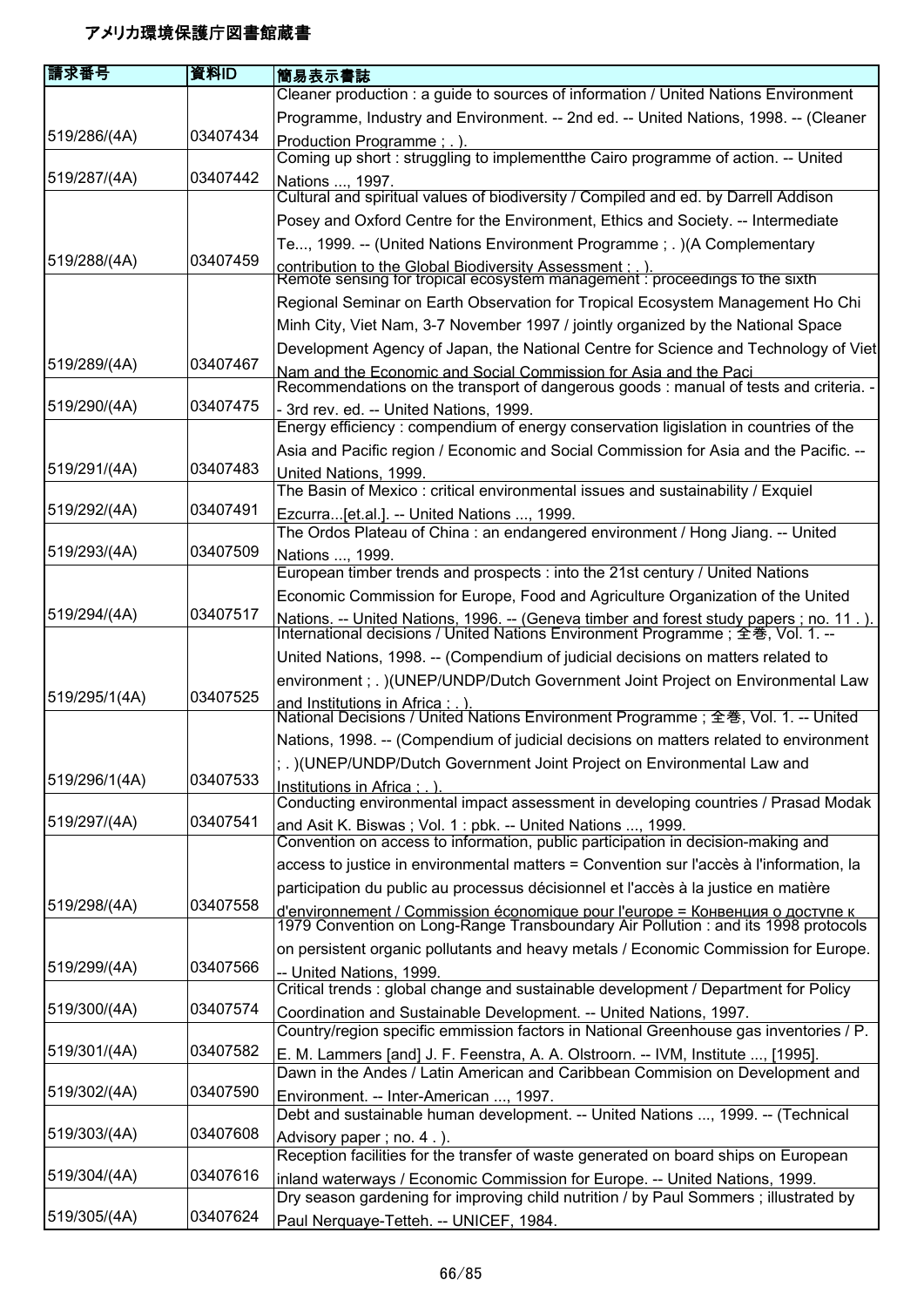# アメリカ環境保護庁図書館蔵書

| 請求番号 | 資料ID | 簡易表示書誌 |
|---|---|---|
| 519/286/(4A) | 03407434 | Cleaner production : a guide to sources of information / United Nations Environment Programme, Industry and Environment. -- 2nd ed. -- United Nations, 1998. -- (Cleaner Production Programme ; . ). |
| 519/287/(4A) | 03407442 | Coming up short : struggling to implementthe Cairo programme of action. -- United Nations ..., 1997. |
| 519/288/(4A) | 03407459 | Cultural and spiritual values of biodiversity / Compiled and ed. by Darrell Addison Posey and Oxford Centre for the Environment, Ethics and Society. -- Intermediate Te..., 1999. -- (United Nations Environment Programme ; . )(A Complementary contribution to the Global Biodiversity Assessment ; . ). |
| 519/289/(4A) | 03407467 | Remote sensing for tropical ecosystem management : proceedings fo the sixth Regional Seminar on Earth Observation for Tropical Ecosystem Management Ho Chi Minh City, Viet Nam, 3-7 November 1997 / jointly organized by the National Space Development Agency of Japan, the National Centre for Science and Technology of Viet Nam and the Economic and Social Commission for Asia and the Paci |
| 519/290/(4A) | 03407475 | Recommendations on the transport of dangerous goods : manual of tests and criteria. -- 3rd rev. ed. -- United Nations, 1999. |
| 519/291/(4A) | 03407483 | Energy efficiency : compendium of energy conservation ligislation in countries of the Asia and Pacific region / Economic and Social Commission for Asia and the Pacific. -- United Nations, 1999. |
| 519/292/(4A) | 03407491 | The Basin of Mexico : critical environmental issues and sustainability / Exquiel Ezcurra...[et.al.]. -- United Nations ..., 1999. |
| 519/293/(4A) | 03407509 | The Ordos Plateau of China : an endangered environment / Hong Jiang. -- United Nations ..., 1999. |
| 519/294/(4A) | 03407517 | European timber trends and prospects : into the 21st century / United Nations Economic Commission for Europe, Food and Agriculture Organization of the United Nations. -- United Nations, 1996. -- (Geneva timber and forest study papers ; no. 11 . ). |
| 519/295/1(4A) | 03407525 | International decisions / United Nations Environment Programme ; 全巻, Vol. 1. -- United Nations, 1998. -- (Compendium of judicial decisions on matters related to environment ; . )(UNEP/UNDP/Dutch Government Joint Project on Environmental Law and Institutions in Africa ; . ). |
| 519/296/1(4A) | 03407533 | National Decisions / United Nations Environment Programme ; 全巻, Vol. 1. -- United Nations, 1998. -- (Compendium of judicial decisions on matters related to environment ; . )(UNEP/UNDP/Dutch Government Joint Project on Environmental Law and Institutions in Africa ; . ). |
| 519/297/(4A) | 03407541 | Conducting environmental impact assessment in developing countries / Prasad Modak and Asit K. Biswas ; Vol. 1 : pbk. -- United Nations ..., 1999. |
| 519/298/(4A) | 03407558 | Convention on access to information, public participation in decision-making and access to justice in environmental matters = Convention sur l'accès à l'information, la participation du public au processus décisionnel et l'accès à la justice en matière d'environnement / Commission économique pour l'europe = Конвенция о доступе к |
| 519/299/(4A) | 03407566 | 1979 Convention on Long-Range Transboundary Air Pollution : and its 1998 protocols on persistent organic pollutants and heavy metals / Economic Commission for Europe. -- United Nations, 1999. |
| 519/300/(4A) | 03407574 | Critical trends : global change and sustainable development / Department for Policy Coordination and Sustainable Development. -- United Nations, 1997. |
| 519/301/(4A) | 03407582 | Country/region specific emmission factors in National Greenhouse gas inventories / P. E. M. Lammers [and] J. F. Feenstra, A. A. Olstroorn. -- IVM, Institute ..., [1995]. |
| 519/302/(4A) | 03407590 | Dawn in the Andes / Latin American and Caribbean Commision on Development and Environment. -- Inter-American ..., 1997. |
| 519/303/(4A) | 03407608 | Debt and sustainable human development. -- United Nations ..., 1999. -- (Technical Advisory paper ; no. 4 . ). |
| 519/304/(4A) | 03407616 | Reception facilities for the transfer of waste generated on board ships on European inland waterways / Economic Commission for Europe. -- United Nations, 1999. |
| 519/305/(4A) | 03407624 | Dry season gardening for improving child nutrition / by Paul Sommers ; illustrated by Paul Nerquaye-Tetteh. -- UNICEF, 1984. |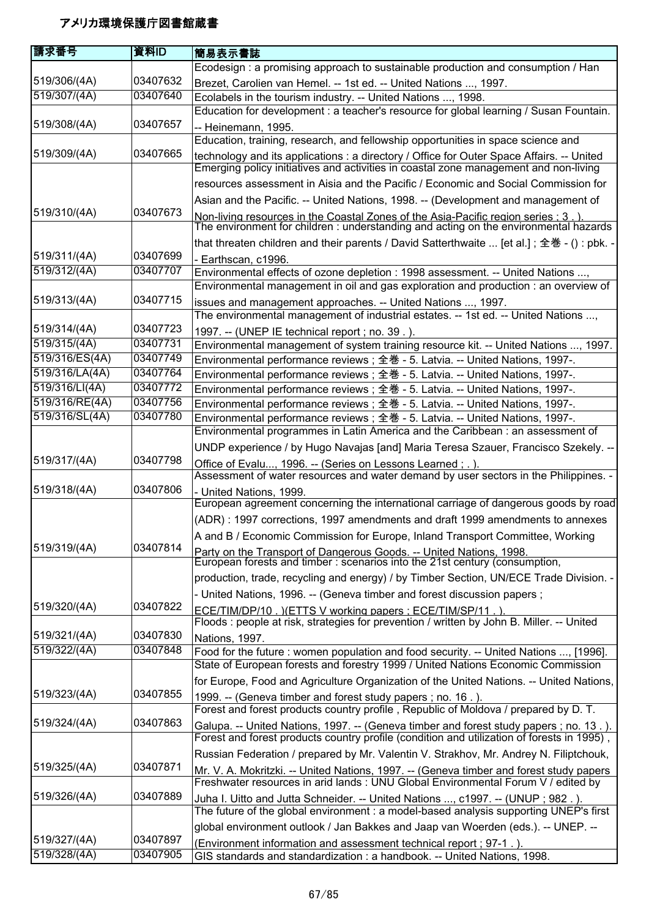# アメリカ環境保護庁図書館蔵書

| 請求番号 | 資料ID | 簡易表示書誌 |
|---|---|---|
| 519/306/(4A) | 03407632 | Ecodesign : a promising approach to sustainable production and consumption / Han Brezet, Carolien van Hemel. -- 1st ed. -- United Nations ..., 1997. |
| 519/307/(4A) | 03407640 | Ecolabels in the tourism industry. -- United Nations ..., 1998. |
| 519/308/(4A) | 03407657 | Education for development : a teacher's resource for global learning / Susan Fountain. -- Heinemann, 1995. |
| 519/309/(4A) | 03407665 | Education, training, research, and fellowship opportunities in space science and technology and its applications : a directory / Office for Outer Space Affairs. -- United |
| 519/310/(4A) | 03407673 | Emerging policy initiatives and activities in coastal zone management and non-living resources assessment in Aisia and the Pacific / Economic and Social Commission for Asian and the Pacific. -- United Nations, 1998. -- (Development and management of Non-living resources in the Coastal Zones of the Asia-Pacific region series ; 3 . ). |
| 519/311/(4A) | 03407699 | The environment for children : understanding and acting on the environmental hazards that threaten children and their parents / David Satterthwaite ... [et al.] ; 全巻 - () : pbk. -- Earthscan, c1996. |
| 519/312/(4A) | 03407707 | Environmental effects of ozone depletion : 1998 assessment. -- United Nations ..., |
| 519/313/(4A) | 03407715 | Environmental management in oil and gas exploration and production : an overview of issues and management approaches. -- United Nations ..., 1997. |
| 519/314/(4A) | 03407723 | The environmental management of industrial estates. -- 1st ed. -- United Nations ..., 1997. -- (UNEP IE technical report ; no. 39 . ). |
| 519/315/(4A) | 03407731 | Environmental management of system training resource kit. -- United Nations ..., 1997. |
| 519/316/ES(4A) | 03407749 | Environmental performance reviews ; 全巻 - 5. Latvia. -- United Nations, 1997-. |
| 519/316/LA(4A) | 03407764 | Environmental performance reviews ; 全巻 - 5. Latvia. -- United Nations, 1997-. |
| 519/316/LI(4A) | 03407772 | Environmental performance reviews ; 全巻 - 5. Latvia. -- United Nations, 1997-. |
| 519/316/RE(4A) | 03407756 | Environmental performance reviews ; 全巻 - 5. Latvia. -- United Nations, 1997-. |
| 519/316/SL(4A) | 03407780 | Environmental performance reviews ; 全巻 - 5. Latvia. -- United Nations, 1997-. |
| 519/317/(4A) | 03407798 | Environmental programmes in Latin America and the Caribbean : an assessment of UNDP experience / by Hugo Navajas [and] Maria Teresa Szauer, Francisco Szekely. -- Office of Evalu..., 1996. -- (Series on Lessons Learned ; . ). |
| 519/318/(4A) | 03407806 | Assessment of water resources and water demand by user sectors in the Philippines. -- United Nations, 1999. |
| 519/319/(4A) | 03407814 | European agreement concerning the international carriage of dangerous goods by road (ADR) : 1997 corrections, 1997 amendments and draft 1999 amendments to annexes A and B / Economic Commission for Europe, Inland Transport Committee, Working Party on the Transport of Dangerous Goods. -- United Nations, 1998. |
| 519/320/(4A) | 03407822 | European forests and timber : scenarios into the 21st century (consumption, production, trade, recycling and energy) / by Timber Section, UN/ECE Trade Division. -- United Nations, 1996. -- (Geneva timber and forest discussion papers ; ECE/TIM/DP/10 . )(ETTS V working papers ; ECE/TIM/SP/11 . ). |
| 519/321/(4A) | 03407830 | Floods : people at risk, strategies for prevention / written by John B. Miller. -- United Nations, 1997. |
| 519/322/(4A) | 03407848 | Food for the future : women population and food security. -- United Nations ..., [1996]. |
| 519/323/(4A) | 03407855 | State of European forests and forestry 1999 / United Nations Economic Commission for Europe, Food and Agriculture Organization of the United Nations. -- United Nations, 1999. -- (Geneva timber and forest study papers ; no. 16 . ). |
| 519/324/(4A) | 03407863 | Forest and forest products country profile , Republic of Moldova / prepared by D. T. Galupa. -- United Nations, 1997. -- (Geneva timber and forest study papers ; no. 13 . ). |
| 519/325/(4A) | 03407871 | Forest and forest products country profile (condition and utilization of forests in 1995) , Russian Federation / prepared by Mr. Valentin V. Strakhov, Mr. Andrey N. Filiptchouk, Mr. V. A. Mokritzki. -- United Nations, 1997. -- (Geneva timber and forest study papers |
| 519/326/(4A) | 03407889 | Freshwater resources in arid lands : UNU Global Environmental Forum V / edited by Juha I. Uitto and Jutta Schneider. -- United Nations ..., c1997. -- (UNUP ; 982 . ). |
| 519/327/(4A) | 03407897 | The future of the global environment : a model-based analysis supporting UNEP's first global environment outlook / Jan Bakkes and Jaap van Woerden (eds.). -- UNEP. -- (Environment information and assessment technical report ; 97-1 . ). |
| 519/328/(4A) | 03407905 | GIS standards and standardization : a handbook. -- United Nations, 1998. |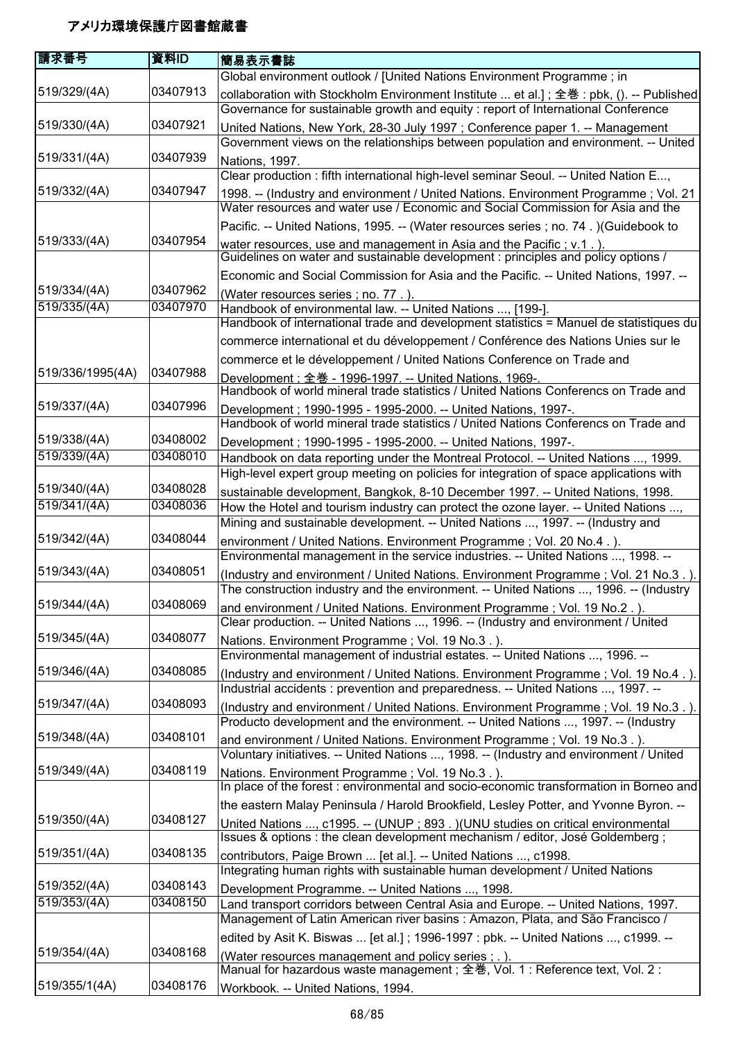# アメリカ環境保護庁図書館蔵書

| 請求番号 | 資料ID | 簡易表示書誌 |
| --- | --- | --- |
| 519/329/(4A) | 03407913 | Global environment outlook / [United Nations Environment Programme ; in collaboration with Stockholm Environment Institute ... et al.] ; 全巻 : pbk, (). -- Published |
| 519/330/(4A) | 03407921 | Governance for sustainable growth and equity : report of International Conference United Nations, New York, 28-30 July 1997 ; Conference paper 1. -- Management |
| 519/331/(4A) | 03407939 | Government views on the relationships between population and environment. -- United Nations, 1997. |
| 519/332/(4A) | 03407947 | Clear production : fifth international high-level seminar Seoul. -- United Nation E..., 1998. -- (Industry and environment / United Nations. Environment Programme ; Vol. 21 |
| 519/333/(4A) | 03407954 | Water resources and water use / Economic and Social Commission for Asia and the Pacific. -- United Nations, 1995. -- (Water resources series ; no. 74 . )(Guidebook to water resources, use and management in Asia and the Pacific ; v.1 . ). |
| 519/334/(4A) | 03407962 | Guidelines on water and sustainable development : principles and policy options / Economic and Social Commission for Asia and the Pacific. -- United Nations, 1997. -- (Water resources series ; no. 77 . ). |
| 519/335/(4A) | 03407970 | Handbook of environmental law. -- United Nations ..., [199-]. |
| 519/336/1995(4A) | 03407988 | Handbook of international trade and development statistics = Manuel de statistiques du commerce international et du développement / Conférence des Nations Unies sur le commerce et le développement / United Nations Conference on Trade and Development ; 全巻 - 1996-1997. -- United Nations, 1969-. |
| 519/337/(4A) | 03407996 | Handbook of world mineral trade statistics / United Nations Conferencs on Trade and Development ; 1990-1995 - 1995-2000. -- United Nations, 1997-. |
| 519/338/(4A) | 03408002 | Handbook of world mineral trade statistics / United Nations Conferencs on Trade and Development ; 1990-1995 - 1995-2000. -- United Nations, 1997-. |
| 519/339/(4A) | 03408010 | Handbook on data reporting under the Montreal Protocol. -- United Nations ..., 1999. |
| 519/340/(4A) | 03408028 | High-level expert group meeting on policies for integration of space applications with sustainable development, Bangkok, 8-10 December 1997. -- United Nations, 1998. |
| 519/341/(4A) | 03408036 | How the Hotel and tourism industry can protect the ozone layer. -- United Nations ..., |
| 519/342/(4A) | 03408044 | Mining and sustainable development. -- United Nations ..., 1997. -- (Industry and environment / United Nations. Environment Programme ; Vol. 20 No.4 . ). |
| 519/343/(4A) | 03408051 | Environmental management in the service industries. -- United Nations ..., 1998. -- (Industry and environment / United Nations. Environment Programme ; Vol. 21 No.3 . ). |
| 519/344/(4A) | 03408069 | The construction industry and the environment. -- United Nations ..., 1996. -- (Industry and environment / United Nations. Environment Programme ; Vol. 19 No.2 . ). |
| 519/345/(4A) | 03408077 | Clear production. -- United Nations ..., 1996. -- (Industry and environment / United Nations. Environment Programme ; Vol. 19 No.3 . ). |
| 519/346/(4A) | 03408085 | Environmental management of industrial estates. -- United Nations ..., 1996. -- (Industry and environment / United Nations. Environment Programme ; Vol. 19 No.4 . ). |
| 519/347/(4A) | 03408093 | Industrial accidents : prevention and preparedness. -- United Nations ..., 1997. -- (Industry and environment / United Nations. Environment Programme ; Vol. 19 No.3 . ). |
| 519/348/(4A) | 03408101 | Producto development and the environment. -- United Nations ..., 1997. -- (Industry and environment / United Nations. Environment Programme ; Vol. 19 No.3 . ). |
| 519/349/(4A) | 03408119 | Voluntary initiatives. -- United Nations ..., 1998. -- (Industry and environment / United Nations. Environment Programme ; Vol. 19 No.3 . ). |
| 519/350/(4A) | 03408127 | In place of the forest : environmental and socio-economic transformation in Borneo and the eastern Malay Peninsula / Harold Brookfield, Lesley Potter, and Yvonne Byron. -- United Nations ..., c1995. -- (UNUP ; 893 . )(UNU studies on critical environmental |
| 519/351/(4A) | 03408135 | Issues & options : the clean development mechanism / editor, José Goldemberg ; contributors, Paige Brown ... [et al.]. -- United Nations ..., c1998. |
| 519/352/(4A) | 03408143 | Integrating human rights with sustainable human development / United Nations Development Programme. -- United Nations ..., 1998. |
| 519/353/(4A) | 03408150 | Land transport corridors between Central Asia and Europe. -- United Nations, 1997. |
| 519/354/(4A) | 03408168 | Management of Latin American river basins : Amazon, Plata, and São Francisco / edited by Asit K. Biswas ... [et al.] ; 1996-1997 : pbk. -- United Nations ..., c1999. -- (Water resources management and policy series ; . ). |
| 519/355/1(4A) | 03408176 | Manual for hazardous waste management ; 全巻, Vol. 1 : Reference text, Vol. 2 : Workbook. -- United Nations, 1994. |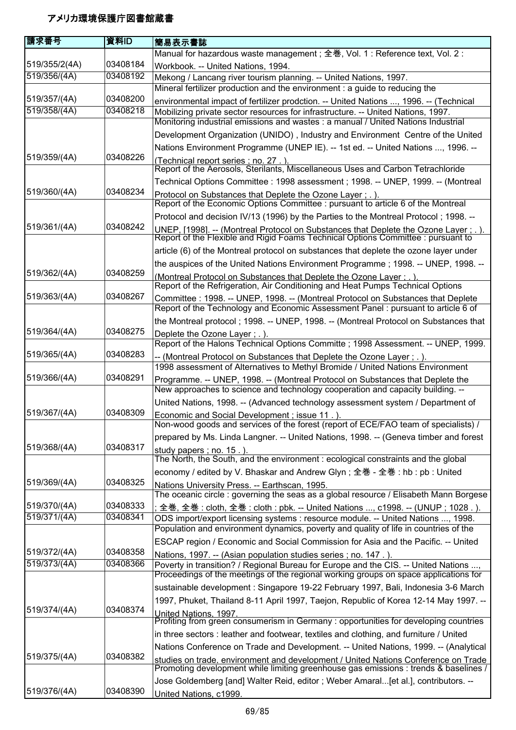# アメリカ環境保護庁図書館蔵書

| 請求番号 | 資料ID | 簡易表示書誌 |
| --- | --- | --- |
| 519/355/2(4A) | 03408184 | Manual for hazardous waste management ; 全巻, Vol. 1 : Reference text, Vol. 2 : Workbook. -- United Nations, 1994. |
| 519/356/(4A) | 03408192 | Mekong / Lancang river tourism planning. -- United Nations, 1997. |
| 519/357/(4A) | 03408200 | Mineral fertilizer production and the environment : a guide to reducing the environmental impact of fertilizer prodction. -- United Nations ..., 1996. -- (Technical |
| 519/358/(4A) | 03408218 | Mobilizing private sector resources for infrastructure. -- United Nations, 1997. |
| 519/359/(4A) | 03408226 | Monitoring industrial emissions and wastes : a manual / United Nations Industrial Development Organization (UNIDO) , Industry and Environment Centre of the United Nations Environment Programme (UNEP IE). -- 1st ed. -- United Nations ..., 1996. -- (Technical report series ; no. 27 . ). |
| 519/360/(4A) | 03408234 | Report of the Aerosols, Sterilants, Miscellaneous Uses and Carbon Tetrachloride Technical Options Committee : 1998 assessment ; 1998. -- UNEP, 1999. -- (Montreal Protocol on Substances that Deplete the Ozone Layer ; . ). |
| 519/361/(4A) | 03408242 | Report of the Economic Options Committee : pursuant to article 6 of the Montreal Protocol and decision IV/13 (1996) by the Parties to the Montreal Protocol ; 1998. -- UNEP, [1998]. -- (Montreal Protocol on Substances that Deplete the Ozone Layer ; . ). |
| 519/362/(4A) | 03408259 | Report of the Flexible and Rigid Foams Technical Options Committee : pursuant to article (6) of the Montreal protocol on substances that deplete the ozone layer under the auspices of the United Nations Environment Programme ; 1998. -- UNEP, 1998. -- (Montreal Protocol on Substances that Deplete the Ozone Layer ; . ). |
| 519/363/(4A) | 03408267 | Report of the Refrigeration, Air Conditioning and Heat Pumps Technical Options Committee : 1998. -- UNEP, 1998. -- (Montreal Protocol on Substances that Deplete |
| 519/364/(4A) | 03408275 | Report of the Technology and Economic Assessment Panel : pursuant to article 6 of the Montreal protocol ; 1998. -- UNEP, 1998. -- (Montreal Protocol on Substances that Deplete the Ozone Layer ; . ). |
| 519/365/(4A) | 03408283 | Report of the Halons Technical Options Committe ; 1998 Assessment. -- UNEP, 1999. -- (Montreal Protocol on Substances that Deplete the Ozone Layer ; . ). |
| 519/366/(4A) | 03408291 | 1998 assessment of Alternatives to Methyl Bromide / United Nations Environment Programme. -- UNEP, 1998. -- (Montreal Protocol on Substances that Deplete the |
| 519/367/(4A) | 03408309 | New approaches to science and technology cooperation and capacity building. -- United Nations, 1998. -- (Advanced technology assessment system / Department of Economic and Social Development ; issue 11 . ). |
| 519/368/(4A) | 03408317 | Non-wood goods and services of the forest (report of ECE/FAO team of specialists) / prepared by Ms. Linda Langner. -- United Nations, 1998. -- (Geneva timber and forest study papers ; no. 15 . ). |
| 519/369/(4A) | 03408325 | The North, the South, and the environment : ecological constraints and the global economy / edited by V. Bhaskar and Andrew Glyn ; 全巻 - 全巻 : hb : pb : United Nations University Press. -- Earthscan, 1995. |
| 519/370/(4A) | 03408333 | The oceanic circle : governing the seas as a global resource / Elisabeth Mann Borgese ; 全巻, 全巻 : cloth, 全巻 : cloth : pbk. -- United Nations ..., c1998. -- (UNUP ; 1028 . ). |
| 519/371/(4A) | 03408341 | ODS import/export licensing systems : resource module. -- United Nations ..., 1998. |
| 519/372/(4A) | 03408358 | Population and environment dynamics, poverty and quality of life in countries of the ESCAP region / Economic and Social Commission for Asia and the Pacific. -- United Nations, 1997. -- (Asian population studies series ; no. 147 . ). |
| 519/373/(4A) | 03408366 | Poverty in transition? / Regional Bureau for Europe and the CIS. -- United Nations ..., |
| 519/374/(4A) | 03408374 | Proceedings of the meetings of the regional working groups on space applications for sustainable development : Singapore 19-22 February 1997, Bali, Indonesia 3-6 March 1997, Phuket, Thailand 8-11 April 1997, Taejon, Republic of Korea 12-14 May 1997. -- United Nations, 1997. |
| 519/375/(4A) | 03408382 | Profiting from green consumerism in Germany : opportunities for developing countries in three sectors : leather and footwear, textiles and clothing, and furniture / United Nations Conference on Trade and Development. -- United Nations, 1999. -- (Analytical studies on trade, environment and development / United Nations Conference on Trade |
| 519/376/(4A) | 03408390 | Promoting development while limiting greenhouse gas emissions : trends & baselines / Jose Goldemberg [and] Walter Reid, editor ; Weber Amaral...[et al.], contributors. -- United Nations, c1999. |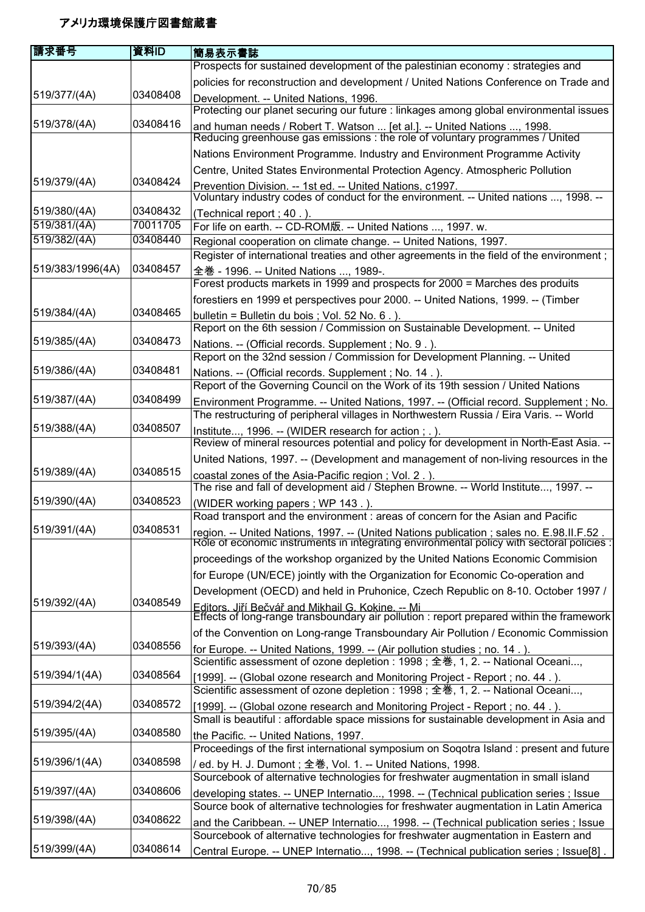# アメリカ環境保護庁図書館蔵書

| 請求番号 | 資料ID | 簡易表示書誌 |
| --- | --- | --- |
| 519/377/(4A) | 03408408 | Prospects for sustained development of the palestinian economy : strategies and policies for reconstruction and development / United Nations Conference on Trade and Development. -- United Nations, 1996. |
| 519/378/(4A) | 03408416 | Protecting our planet securing our future : linkages among global environmental issues and human needs / Robert T. Watson ... [et al.]. -- United Nations ..., 1998. |
| 519/379/(4A) | 03408424 | Reducing greenhouse gas emissions : the role of voluntary programmes / United Nations Environment Programme. Industry and Environment Programme Activity Centre, United States Environmental Protection Agency. Atmospheric Pollution Prevention Division. -- 1st ed. -- United Nations, c1997. |
| 519/380/(4A) | 03408432 | Voluntary industry codes of conduct for the environment. -- United nations ..., 1998. -- (Technical report ; 40 . ). |
| 519/381/(4A) | 70011705 | For life on earth. -- CD-ROM版. -- United Nations ..., 1997. w. |
| 519/382/(4A) | 03408440 | Regional cooperation on climate change. -- United Nations, 1997. |
| 519/383/1996(4A) | 03408457 | Register of international treaties and other agreements in the field of the environment ; 全巻 - 1996. -- United Nations ..., 1989-. |
| 519/384/(4A) | 03408465 | Forest products markets in 1999 and prospects for 2000 = Marches des produits forestiers en 1999 et perspectives pour 2000. -- United Nations, 1999. -- (Timber bulletin = Bulletin du bois ; Vol. 52 No. 6 . ). |
| 519/385/(4A) | 03408473 | Report on the 6th session / Commission on Sustainable Development. -- United Nations. -- (Official records. Supplement ; No. 9 . ). |
| 519/386/(4A) | 03408481 | Report on the 32nd session / Commission for Development Planning. -- United Nations. -- (Official records. Supplement ; No. 14 . ). |
| 519/387/(4A) | 03408499 | Report of the Governing Council on the Work of its 19th session / United Nations Environment Programme. -- United Nations, 1997. -- (Official record. Supplement ; No. |
| 519/388/(4A) | 03408507 | The restructuring of peripheral villages in Northwestern Russia / Eira Varis. -- World Institute..., 1996. -- (WIDER research for action ; . ). |
| 519/389/(4A) | 03408515 | Review of mineral resources potential and policy for development in North-East Asia. -- United Nations, 1997. -- (Development and management of non-living resources in the coastal zones of the Asia-Pacific region ; Vol. 2 . ). |
| 519/390/(4A) | 03408523 | The rise and fall of development aid / Stephen Browne. -- World Institute..., 1997. -- (WIDER working papers ; WP 143 . ). |
| 519/391/(4A) | 03408531 | Road transport and the environment : areas of concern for the Asian and Pacific region. -- United Nations, 1997. -- (United Nations publication ; sales no. E.98.II.F.52 . |
| 519/392/(4A) | 03408549 | Role of economic instruments in integrating environmental policy with sectoral policies : proceedings of the workshop organized by the United Nations Economic Commision for Europe (UN/ECE) jointly with the Organization for Economic Co-operation and Development (OECD) and held in Pruhonice, Czech Republic on 8-10. October 1997 / Editors, Jiří Bečvář and Mikhail G. Kokine. -- Mi |
| 519/393/(4A) | 03408556 | Effects of long-range transboundary air pollution : report prepared within the framework of the Convention on Long-range Transboundary Air Pollution / Economic Commission for Europe. -- United Nations, 1999. -- (Air pollution studies ; no. 14 . ). |
| 519/394/1(4A) | 03408564 | Scientific assessment of ozone depletion : 1998 ; 全巻, 1, 2. -- National Oceani..., [1999]. -- (Global ozone research and Monitoring Project - Report ; no. 44 . ). |
| 519/394/2(4A) | 03408572 | Scientific assessment of ozone depletion : 1998 ; 全巻, 1, 2. -- National Oceani..., [1999]. -- (Global ozone research and Monitoring Project - Report ; no. 44 . ). |
| 519/395/(4A) | 03408580 | Small is beautiful : affordable space missions for sustainable development in Asia and the Pacific. -- United Nations, 1997. |
| 519/396/1(4A) | 03408598 | Proceedings of the first international symposium on Soqotra Island : present and future / ed. by H. J. Dumont ; 全巻, Vol. 1. -- United Nations, 1998. |
| 519/397/(4A) | 03408606 | Sourcebook of alternative technologies for freshwater augmentation in small island developing states. -- UNEP Internatio..., 1998. -- (Technical publication series ; Issue |
| 519/398/(4A) | 03408622 | Source book of alternative technologies for freshwater augmentation in Latin America and the Caribbean. -- UNEP Internatio..., 1998. -- (Technical publication series ; Issue |
| 519/399/(4A) | 03408614 | Sourcebook of alternative technologies for freshwater augmentation in Eastern and Central Europe. -- UNEP Internatio..., 1998. -- (Technical publication series ; Issue[8] . |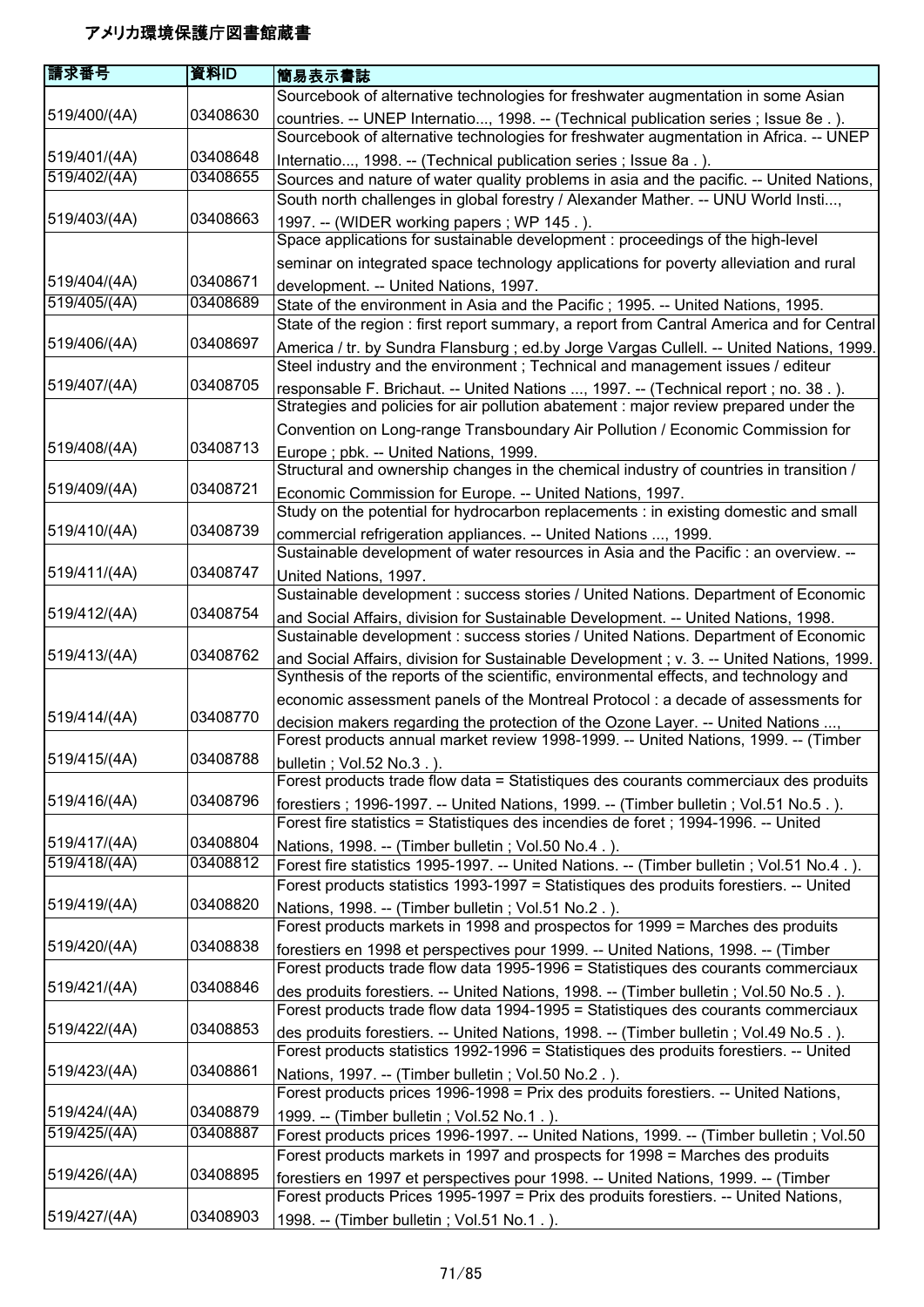# アメリカ環境保護庁図書館蔵書

| 請求番号 | 資料ID | 簡易表示書誌 |
|---|---|---|
| 519/400/(4A) | 03408630 | Sourcebook of alternative technologies for freshwater augmentation in some Asian countries. -- UNEP Internatio..., 1998. -- (Technical publication series ; Issue 8e . ). |
| 519/401/(4A) | 03408648 | Sourcebook of alternative technologies for freshwater augmentation in Africa. -- UNEP Internatio..., 1998. -- (Technical publication series ; Issue 8a . ). |
| 519/402/(4A) | 03408655 | Sources and nature of water quality problems in asia and the pacific. -- United Nations, |
| 519/403/(4A) | 03408663 | South north challenges in global forestry / Alexander Mather. -- UNU World Insti..., 1997. -- (WIDER working papers ; WP 145 . ). |
| 519/404/(4A) | 03408671 | Space applications for sustainable development : proceedings of the high-level seminar on integrated space technology applications for poverty alleviation and rural development. -- United Nations, 1997. |
| 519/405/(4A) | 03408689 | State of the environment in Asia and the Pacific ; 1995. -- United Nations, 1995. |
| 519/406/(4A) | 03408697 | State of the region : first report summary, a report from Cantral America and for Central America / tr. by Sundra Flansburg ; ed.by Jorge Vargas Cullell. -- United Nations, 1999. |
| 519/407/(4A) | 03408705 | Steel industry and the environment ; Technical and management issues / editeur responsable F. Brichaut. -- United Nations ..., 1997. -- (Technical report ; no. 38 . ). |
| 519/408/(4A) | 03408713 | Strategies and policies for air pollution abatement : major review prepared under the Convention on Long-range Transboundary Air Pollution / Economic Commission for Europe ; pbk. -- United Nations, 1999. |
| 519/409/(4A) | 03408721 | Structural and ownership changes in the chemical industry of countries in transition / Economic Commission for Europe. -- United Nations, 1997. |
| 519/410/(4A) | 03408739 | Study on the potential for hydrocarbon replacements : in existing domestic and small commercial refrigeration appliances. -- United Nations ..., 1999. |
| 519/411/(4A) | 03408747 | Sustainable development of water resources in Asia and the Pacific : an overview. -- United Nations, 1997. |
| 519/412/(4A) | 03408754 | Sustainable development : success stories / United Nations. Department of Economic and Social Affairs, division for Sustainable Development. -- United Nations, 1998. |
| 519/413/(4A) | 03408762 | Sustainable development : success stories / United Nations. Department of Economic and Social Affairs, division for Sustainable Development ; v. 3. -- United Nations, 1999. |
| 519/414/(4A) | 03408770 | Synthesis of the reports of the scientific, environmental effects, and technology and economic assessment panels of the Montreal Protocol : a decade of assessments for decision makers regarding the protection of the Ozone Layer. -- United Nations ..., |
| 519/415/(4A) | 03408788 | Forest products annual market review 1998-1999. -- United Nations, 1999. -- (Timber bulletin ; Vol.52 No.3 . ). |
| 519/416/(4A) | 03408796 | Forest products trade flow data = Statistiques des courants commerciaux des produits forestiers ; 1996-1997. -- United Nations, 1999. -- (Timber bulletin ; Vol.51 No.5 . ). |
| 519/417/(4A) | 03408804 | Forest fire statistics = Statistiques des incendies de foret ; 1994-1996. -- United Nations, 1998. -- (Timber bulletin ; Vol.50 No.4 . ). |
| 519/418/(4A) | 03408812 | Forest fire statistics 1995-1997. -- United Nations. -- (Timber bulletin ; Vol.51 No.4 . ). |
| 519/419/(4A) | 03408820 | Forest products statistics 1993-1997 = Statistiques des produits forestiers. -- United Nations, 1998. -- (Timber bulletin ; Vol.51 No.2 . ). |
| 519/420/(4A) | 03408838 | Forest products markets in 1998 and prospectos for 1999 = Marches des produits forestiers en 1998 et perspectives pour 1999. -- United Nations, 1998. -- (Timber |
| 519/421/(4A) | 03408846 | Forest products trade flow data 1995-1996 = Statistiques des courants commerciaux des produits forestiers. -- United Nations, 1998. -- (Timber bulletin ; Vol.50 No.5 . ). |
| 519/422/(4A) | 03408853 | Forest products trade flow data 1994-1995 = Statistiques des courants commerciaux des produits forestiers. -- United Nations, 1998. -- (Timber bulletin ; Vol.49 No.5 . ). |
| 519/423/(4A) | 03408861 | Forest products statistics 1992-1996 = Statistiques des produits forestiers. -- United Nations, 1997. -- (Timber bulletin ; Vol.50 No.2 . ). |
| 519/424/(4A) | 03408879 | Forest products prices 1996-1998 = Prix des produits forestiers. -- United Nations, 1999. -- (Timber bulletin ; Vol.52 No.1 . ). |
| 519/425/(4A) | 03408887 | Forest products prices 1996-1997. -- United Nations, 1999. -- (Timber bulletin ; Vol.50 |
| 519/426/(4A) | 03408895 | Forest products markets in 1997 and prospects for 1998 = Marches des produits forestiers en 1997 et perspectives pour 1998. -- United Nations, 1999. -- (Timber |
| 519/427/(4A) | 03408903 | Forest products Prices 1995-1997 = Prix des produits forestiers. -- United Nations, 1998. -- (Timber bulletin ; Vol.51 No.1 . ). |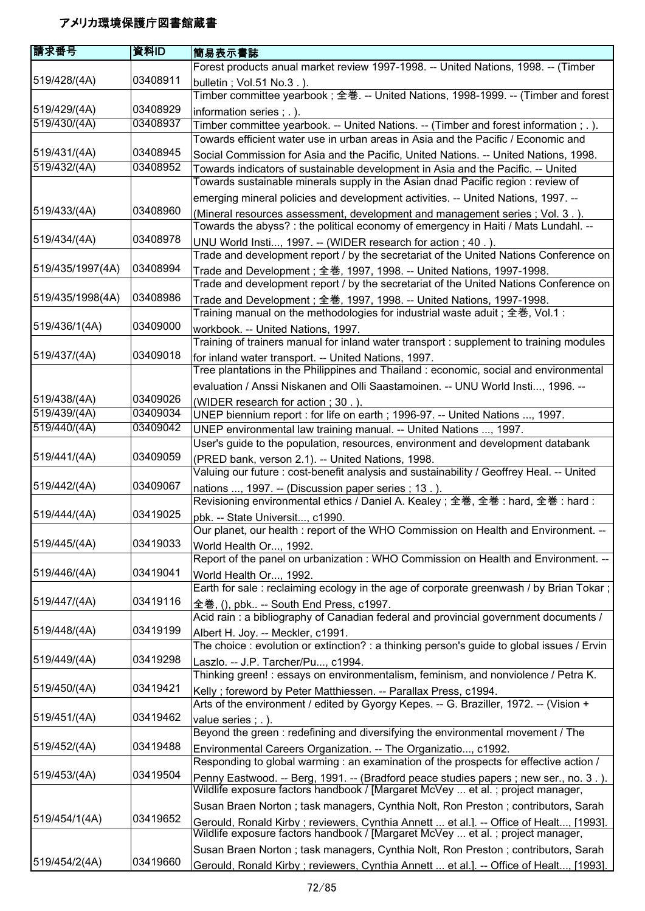# アメリカ環境保護庁図書館蔵書

| 請求番号 | 資料ID | 簡易表示書誌 |
|---|---|---|
| 519/428/(4A) | 03408911 | Forest products anual market review 1997-1998. -- United Nations, 1998. -- (Timber bulletin ; Vol.51 No.3 . ). |
| 519/429/(4A) | 03408929 | Timber committee yearbook ; 全巻. -- United Nations, 1998-1999. -- (Timber and forest information series ; . ). |
| 519/430/(4A) | 03408937 | Timber committee yearbook. -- United Nations. -- (Timber and forest information ; . ). |
| 519/431/(4A) | 03408945 | Towards efficient water use in urban areas in Asia and the Pacific / Economic and Social Commission for Asia and the Pacific, United Nations. -- United Nations, 1998. |
| 519/432/(4A) | 03408952 | Towards indicators of sustainable development in Asia and the Pacific. -- United |
| 519/433/(4A) | 03408960 | Towards sustainable minerals supply in the Asian dnad Pacific region : review of emerging mineral policies and development activities. -- United Nations, 1997. -- (Mineral resources assessment, development and management series ; Vol. 3 . ). |
| 519/434/(4A) | 03408978 | Towards the abyss? : the political economy of emergency in Haiti / Mats Lundahl. -- UNU World Insti..., 1997. -- (WIDER research for action ; 40 . ). |
| 519/435/1997(4A) | 03408994 | Trade and development report / by the secretariat of the United Nations Conference on Trade and Development ; 全巻, 1997, 1998. -- United Nations, 1997-1998. |
| 519/435/1998(4A) | 03408986 | Trade and development report / by the secretariat of the United Nations Conference on Trade and Development ; 全巻, 1997, 1998. -- United Nations, 1997-1998. |
| 519/436/1(4A) | 03409000 | Training manual on the methodologies for industrial waste aduit ; 全巻, Vol.1 : workbook. -- United Nations, 1997. |
| 519/437/(4A) | 03409018 | Training of trainers manual for inland water transport : supplement to training modules for inland water transport. -- United Nations, 1997. |
| 519/438/(4A) | 03409026 | Tree plantations in the Philippines and Thailand : economic, social and environmental evaluation / Anssi Niskanen and Olli Saastamoinen. -- UNU World Insti..., 1996. -- (WIDER research for action ; 30 . ). |
| 519/439/(4A) | 03409034 | UNEP biennium report : for life on earth ; 1996-97. -- United Nations ..., 1997. |
| 519/440/(4A) | 03409042 | UNEP environmental law training manual. -- United Nations ..., 1997. |
| 519/441/(4A) | 03409059 | User's guide to the population, resources, environment and development databank (PRED bank, verson 2.1). -- United Nations, 1998. |
| 519/442/(4A) | 03409067 | Valuing our future : cost-benefit analysis and sustainability / Geoffrey Heal. -- United nations ..., 1997. -- (Discussion paper series ; 13 . ). |
| 519/444/(4A) | 03419025 | Revisioning environmental ethics / Daniel A. Kealey ; 全巻, 全巻 : hard, 全巻 : hard : pbk. -- State Universit..., c1990. |
| 519/445/(4A) | 03419033 | Our planet, our health : report of the WHO Commission on Health and Environment. -- World Health Or..., 1992. |
| 519/446/(4A) | 03419041 | Report of the panel on urbanization : WHO Commission on Health and Environment. -- World Health Or..., 1992. |
| 519/447/(4A) | 03419116 | Earth for sale : reclaiming ecology in the age of corporate greenwash / by Brian Tokar ; 全巻, (), pbk.. -- South End Press, c1997. |
| 519/448/(4A) | 03419199 | Acid rain : a bibliography of Canadian federal and provincial government documents / Albert H. Joy. -- Meckler, c1991. |
| 519/449/(4A) | 03419298 | The choice : evolution or extinction? : a thinking person's guide to global issues / Ervin Laszlo. -- J.P. Tarcher/Pu..., c1994. |
| 519/450/(4A) | 03419421 | Thinking green! : essays on environmentalism, feminism, and nonviolence / Petra K. Kelly ; foreword by Peter Matthiessen. -- Parallax Press, c1994. |
| 519/451/(4A) | 03419462 | Arts of the environment / edited by Gyorgy Kepes. -- G. Braziller, 1972. -- (Vision + value series ; . ). |
| 519/452/(4A) | 03419488 | Beyond the green : redefining and diversifying the environmental movement / The Environmental Careers Organization. -- The Organizatio..., c1992. |
| 519/453/(4A) | 03419504 | Responding to global warming : an examination of the prospects for effective action / Penny Eastwood. -- Berg, 1991. -- (Bradford peace studies papers ; new ser., no. 3 . ). |
| 519/454/1(4A) | 03419652 | Wildlife exposure factors handbook / [Margaret McVey ... et al. ; project manager, Susan Braen Norton ; task managers, Cynthia Nolt, Ron Preston ; contributors, Sarah Gerould, Ronald Kirby ; reviewers, Cynthia Annett ... et al.]. -- Office of Healt..., [1993]. |
| 519/454/2(4A) | 03419660 | Wildlife exposure factors handbook / [Margaret McVey ... et al. ; project manager, Susan Braen Norton ; task managers, Cynthia Nolt, Ron Preston ; contributors, Sarah Gerould, Ronald Kirby ; reviewers, Cynthia Annett ... et al.]. -- Office of Healt..., [1993]. |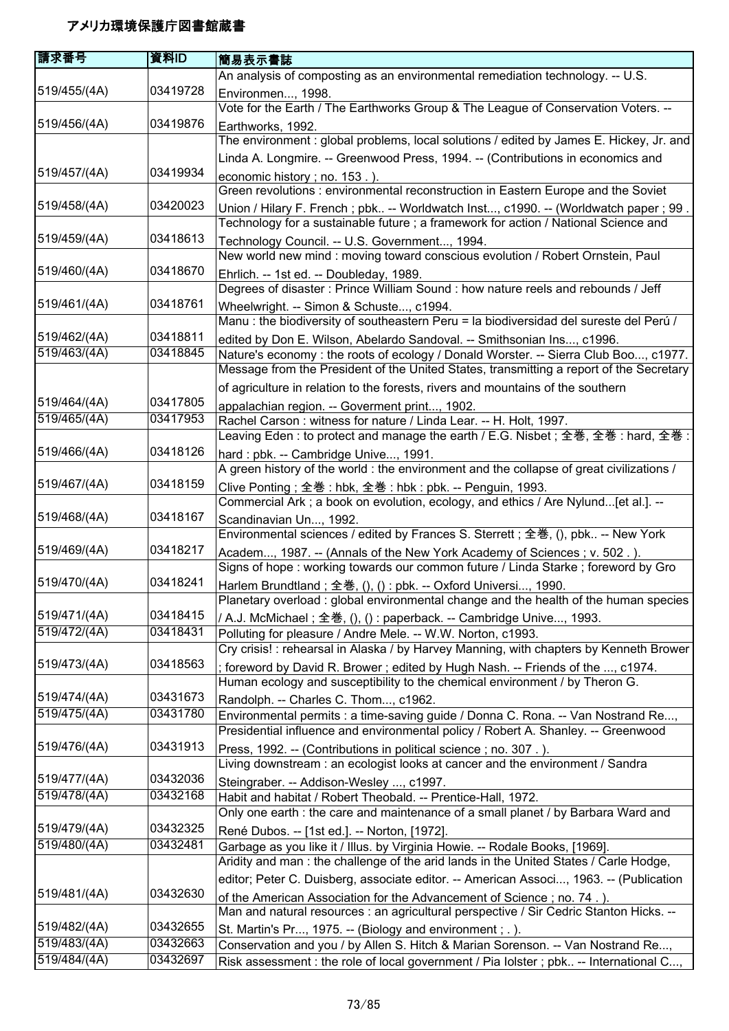# アメリカ環境保護庁図書館蔵書

| 請求番号 | 資料ID | 簡易表示書誌 |
|---|---|---|
| 519/455/(4A) | 03419728 | An analysis of composting as an environmental remediation technology. -- U.S. Environmen..., 1998. |
| 519/456/(4A) | 03419876 | Vote for the Earth / The Earthworks Group & The League of Conservation Voters. -- Earthworks, 1992. |
| 519/457/(4A) | 03419934 | The environment : global problems, local solutions / edited by James E. Hickey, Jr. and Linda A. Longmire. -- Greenwood Press, 1994. -- (Contributions in economics and economic history ; no. 153 . ). |
| 519/458/(4A) | 03420023 | Green revolutions : environmental reconstruction in Eastern Europe and the Soviet Union / Hilary F. French ; pbk.. -- Worldwatch Inst..., c1990. -- (Worldwatch paper ; 99 . |
| 519/459/(4A) | 03418613 | Technology for a sustainable future ; a framework for action / National Science and Technology Council. -- U.S. Government..., 1994. |
| 519/460/(4A) | 03418670 | New world new mind : moving toward conscious evolution / Robert Ornstein, Paul Ehrlich. -- 1st ed. -- Doubleday, 1989. |
| 519/461/(4A) | 03418761 | Degrees of disaster : Prince William Sound : how nature reels and rebounds / Jeff Wheelwright. -- Simon & Schuste..., c1994. |
| 519/462/(4A) | 03418811 | Manu : the biodiversity of southeastern Peru = la biodiversidad del sureste del Perú / edited by Don E. Wilson, Abelardo Sandoval. -- Smithsonian Ins..., c1996. |
| 519/463/(4A) | 03418845 | Nature's economy : the roots of ecology / Donald Worster. -- Sierra Club Boo..., c1977. |
| 519/464/(4A) | 03417805 | Message from the President of the United States, transmitting a report of the Secretary of agriculture in relation to the forests, rivers and mountains of the southern appalachian region. -- Goverment print..., 1902. |
| 519/465/(4A) | 03417953 | Rachel Carson : witness for nature / Linda Lear. -- H. Holt, 1997. |
| 519/466/(4A) | 03418126 | Leaving Eden : to protect and manage the earth / E.G. Nisbet ; 全巻, 全巻 : hard, 全巻 : hard : pbk. -- Cambridge Unive..., 1991. |
| 519/467/(4A) | 03418159 | A green history of the world : the environment and the collapse of great civilizations / Clive Ponting ; 全巻 : hbk, 全巻 : hbk : pbk. -- Penguin, 1993. |
| 519/468/(4A) | 03418167 | Commercial Ark ; a book on evolution, ecology, and ethics / Are Nylund...[et al.]. -- Scandinavian Un..., 1992. |
| 519/469/(4A) | 03418217 | Environmental sciences / edited by Frances S. Sterrett ; 全巻, (), pbk.. -- New York Academ..., 1987. -- (Annals of the New York Academy of Sciences ; v. 502 . ). |
| 519/470/(4A) | 03418241 | Signs of hope : working towards our common future / Linda Starke ; foreword by Gro Harlem Brundtland ; 全巻, (), () : pbk. -- Oxford Universi..., 1990. |
| 519/471/(4A) | 03418415 | Planetary overload : global environmental change and the health of the human species / A.J. McMichael ; 全巻, (), () : paperback. -- Cambridge Unive..., 1993. |
| 519/472/(4A) | 03418431 | Polluting for pleasure / Andre Mele. -- W.W. Norton, c1993. |
| 519/473/(4A) | 03418563 | Cry crisis! : rehearsal in Alaska / by Harvey Manning, with chapters by Kenneth Brower ; foreword by David R. Brower ; edited by Hugh Nash. -- Friends of the ..., c1974. |
| 519/474/(4A) | 03431673 | Human ecology and susceptibility to the chemical environment / by Theron G. Randolph. -- Charles C. Thom..., c1962. |
| 519/475/(4A) | 03431780 | Environmental permits : a time-saving guide / Donna C. Rona. -- Van Nostrand Re..., |
| 519/476/(4A) | 03431913 | Presidential influence and environmental policy / Robert A. Shanley. -- Greenwood Press, 1992. -- (Contributions in political science ; no. 307 . ). |
| 519/477/(4A) | 03432036 | Living downstream : an ecologist looks at cancer and the environment / Sandra Steingraber. -- Addison-Wesley ..., c1997. |
| 519/478/(4A) | 03432168 | Habit and habitat / Robert Theobald. -- Prentice-Hall, 1972. |
| 519/479/(4A) | 03432325 | Only one earth : the care and maintenance of a small planet / by Barbara Ward and René Dubos. -- [1st ed.]. -- Norton, [1972]. |
| 519/480/(4A) | 03432481 | Garbage as you like it / Illus. by Virginia Howie. -- Rodale Books, [1969]. |
| 519/481/(4A) | 03432630 | Aridity and man : the challenge of the arid lands in the United States / Carle Hodge, editor; Peter C. Duisberg, associate editor. -- American Associ..., 1963. -- (Publication of the American Association for the Advancement of Science ; no. 74 . ). |
| 519/482/(4A) | 03432655 | Man and natural resources : an agricultural perspective / Sir Cedric Stanton Hicks. -- St. Martin's Pr..., 1975. -- (Biology and environment ; . ). |
| 519/483/(4A) | 03432663 | Conservation and you / by Allen S. Hitch & Marian Sorenson. -- Van Nostrand Re..., |
| 519/484/(4A) | 03432697 | Risk assessment : the role of local government / Pia Iolster ; pbk.. -- International C..., |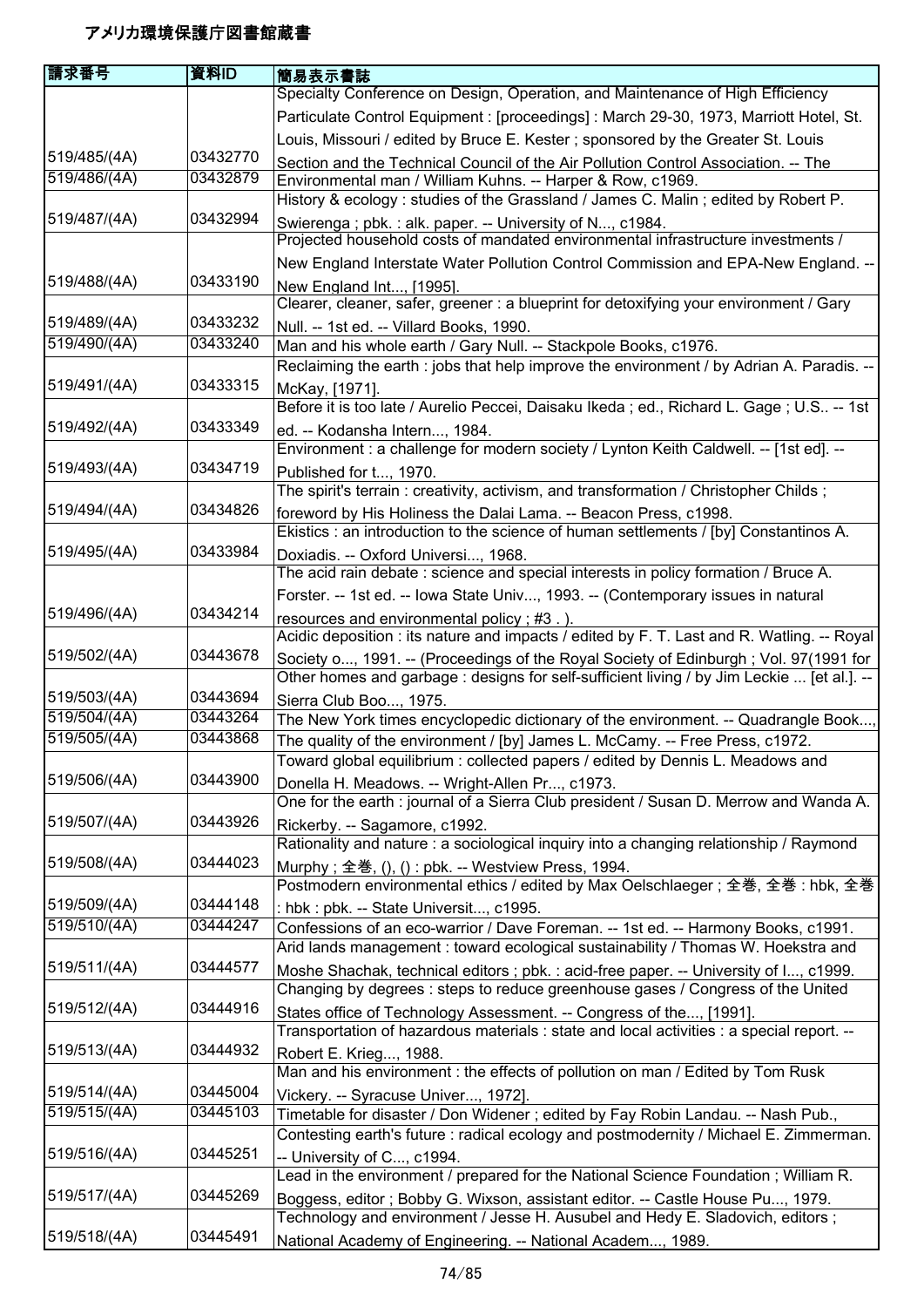# アメリカ環境保護庁図書館蔵書

| 請求番号 | 資料ID | 簡易表示書誌 |
|---|---|---|
| 519/485/(4A) | 03432770 | Specialty Conference on Design, Operation, and Maintenance of High Efficiency Particulate Control Equipment : [proceedings] : March 29-30, 1973, Marriott Hotel, St. Louis, Missouri / edited by Bruce E. Kester ; sponsored by the Greater St. Louis Section and the Technical Council of the Air Pollution Control Association. -- The |
| 519/486/(4A) | 03432879 | Environmental man / William Kuhns. -- Harper & Row, c1969. |
| 519/487/(4A) | 03432994 | History & ecology : studies of the Grassland / James C. Malin ; edited by Robert P. Swierenga ; pbk. : alk. paper. -- University of N..., c1984. |
| 519/488/(4A) | 03433190 | Projected household costs of mandated environmental infrastructure investments / New England Interstate Water Pollution Control Commission and EPA-New England. -- New England Int..., [1995]. |
| 519/489/(4A) | 03433232 | Clearer, cleaner, safer, greener : a blueprint for detoxifying your environment / Gary Null. -- 1st ed. -- Villard Books, 1990. |
| 519/490/(4A) | 03433240 | Man and his whole earth / Gary Null. -- Stackpole Books, c1976. |
| 519/491/(4A) | 03433315 | Reclaiming the earth : jobs that help improve the environment / by Adrian A. Paradis. -- McKay, [1971]. |
| 519/492/(4A) | 03433349 | Before it is too late / Aurelio Peccei, Daisaku Ikeda ; ed., Richard L. Gage ; U.S.. -- 1st ed. -- Kodansha Intern..., 1984. |
| 519/493/(4A) | 03434719 | Environment : a challenge for modern society / Lynton Keith Caldwell. -- [1st ed]. -- Published for t..., 1970. |
| 519/494/(4A) | 03434826 | The spirit's terrain : creativity, activism, and transformation / Christopher Childs ; foreword by His Holiness the Dalai Lama. -- Beacon Press, c1998. |
| 519/495/(4A) | 03433984 | Ekistics : an introduction to the science of human settlements / [by] Constantinos A. Doxiadis. -- Oxford Universi..., 1968. |
| 519/496/(4A) | 03434214 | The acid rain debate : science and special interests in policy formation / Bruce A. Forster. -- 1st ed. -- Iowa State Univ..., 1993. -- (Contemporary issues in natural resources and environmental policy ; #3 . ). |
| 519/502/(4A) | 03443678 | Acidic deposition : its nature and impacts / edited by F. T. Last and R. Watling. -- Royal Society o..., 1991. -- (Proceedings of the Royal Society of Edinburgh ; Vol. 97(1991 for |
| 519/503/(4A) | 03443694 | Other homes and garbage : designs for self-sufficient living / by Jim Leckie ... [et al.]. -- Sierra Club Boo..., 1975. |
| 519/504/(4A) | 03443264 | The New York times encyclopedic dictionary of the environment. -- Quadrangle Book..., |
| 519/505/(4A) | 03443868 | The quality of the environment / [by] James L. McCamy. -- Free Press, c1972. |
| 519/506/(4A) | 03443900 | Toward global equilibrium : collected papers / edited by Dennis L. Meadows and Donella H. Meadows. -- Wright-Allen Pr..., c1973. |
| 519/507/(4A) | 03443926 | One for the earth : journal of a Sierra Club president / Susan D. Merrow and Wanda A. Rickerby. -- Sagamore, c1992. |
| 519/508/(4A) | 03444023 | Rationality and nature : a sociological inquiry into a changing relationship / Raymond Murphy ; 全巻, (), () : pbk. -- Westview Press, 1994. |
| 519/509/(4A) | 03444148 | Postmodern environmental ethics / edited by Max Oelschlaeger ; 全巻, 全巻 : hbk, 全巻 : hbk : pbk. -- State Universit..., c1995. |
| 519/510/(4A) | 03444247 | Confessions of an eco-warrior / Dave Foreman. -- 1st ed. -- Harmony Books, c1991. |
| 519/511/(4A) | 03444577 | Arid lands management : toward ecological sustainability / Thomas W. Hoekstra and Moshe Shachak, technical editors ; pbk. : acid-free paper. -- University of I..., c1999. |
| 519/512/(4A) | 03444916 | Changing by degrees : steps to reduce greenhouse gases / Congress of the United States office of Technology Assessment. -- Congress of the..., [1991]. |
| 519/513/(4A) | 03444932 | Transportation of hazardous materials : state and local activities : a special report. -- Robert E. Krieg..., 1988. |
| 519/514/(4A) | 03445004 | Man and his environment : the effects of pollution on man / Edited by Tom Rusk Vickery. -- Syracuse Univer..., 1972]. |
| 519/515/(4A) | 03445103 | Timetable for disaster / Don Widener ; edited by Fay Robin Landau. -- Nash Pub., |
| 519/516/(4A) | 03445251 | Contesting earth's future : radical ecology and postmodernity / Michael E. Zimmerman. -- University of C..., c1994. |
| 519/517/(4A) | 03445269 | Lead in the environment / prepared for the National Science Foundation ; William R. Boggess, editor ; Bobby G. Wixson, assistant editor. -- Castle House Pu..., 1979. |
| 519/518/(4A) | 03445491 | Technology and environment / Jesse H. Ausubel and Hedy E. Sladovich, editors ; National Academy of Engineering. -- National Academ..., 1989. |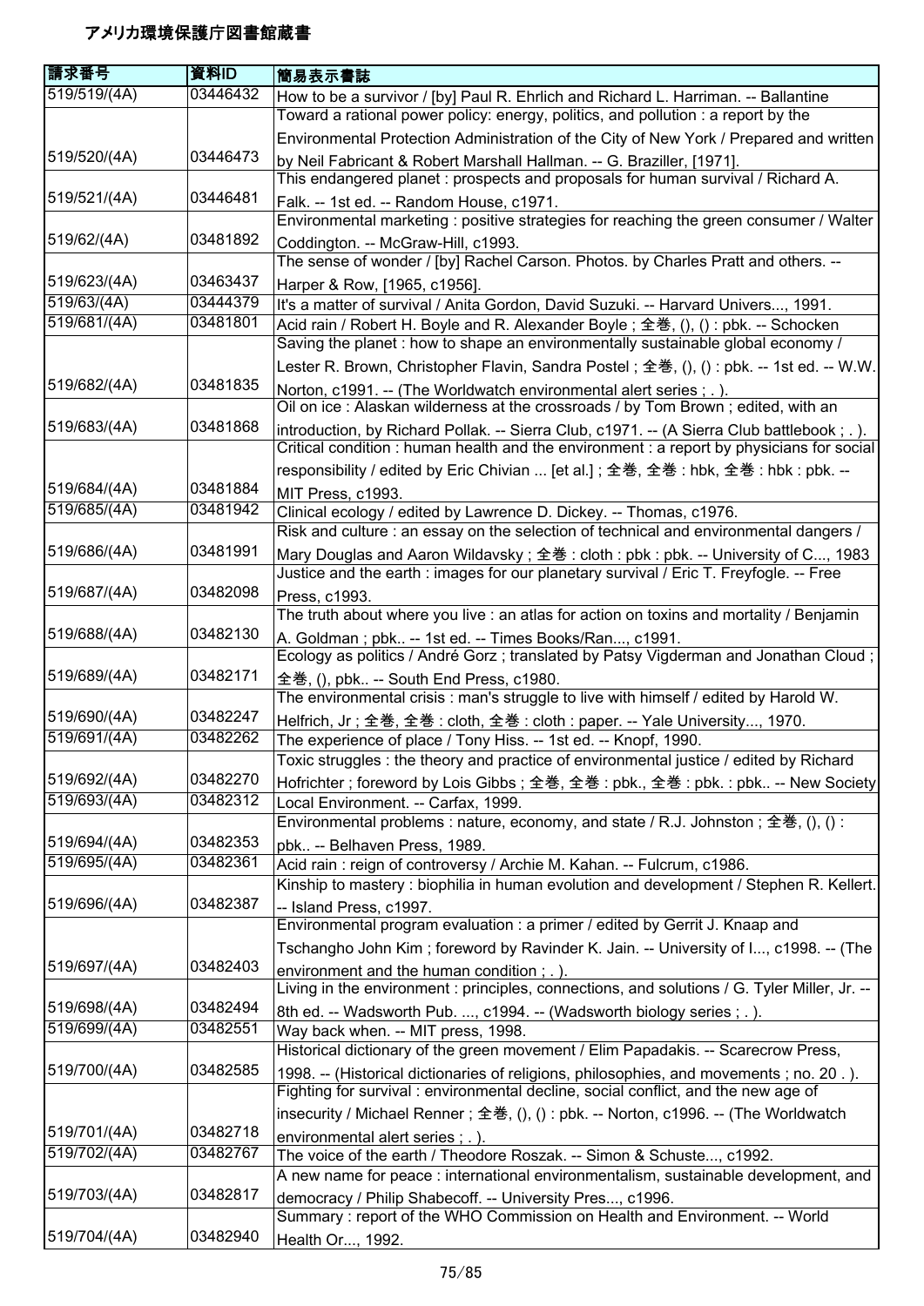# アメリカ環境保護庁図書館蔵書

| 請求番号 | 資料ID | 簡易表示書誌 |
|---|---|---|
| 519/519/(4A) | 03446432 | How to be a survivor / [by] Paul R. Ehrlich and Richard L. Harriman. -- Ballantine |
| 519/520/(4A) | 03446473 | Toward a rational power policy: energy, politics, and pollution : a report by the Environmental Protection Administration of the City of New York / Prepared and written by Neil Fabricant & Robert Marshall Hallman. -- G. Braziller, [1971]. |
| 519/521/(4A) | 03446481 | This endangered planet : prospects and proposals for human survival / Richard A. Falk. -- 1st ed. -- Random House, c1971. |
| 519/62/(4A) | 03481892 | Environmental marketing : positive strategies for reaching the green consumer / Walter Coddington. -- McGraw-Hill, c1993. |
| 519/623/(4A) | 03463437 | The sense of wonder / [by] Rachel Carson. Photos. by Charles Pratt and others. -- Harper & Row, [1965, c1956]. |
| 519/63/(4A) | 03444379 | It's a matter of survival / Anita Gordon, David Suzuki. -- Harvard Univers..., 1991. |
| 519/681/(4A) | 03481801 | Acid rain / Robert H. Boyle and R. Alexander Boyle ; 全巻, (), () : pbk. -- Schocken |
| 519/682/(4A) | 03481835 | Saving the planet : how to shape an environmentally sustainable global economy / Lester R. Brown, Christopher Flavin, Sandra Postel ; 全巻, (), () : pbk. -- 1st ed. -- W.W. Norton, c1991. -- (The Worldwatch environmental alert series ; . ). |
| 519/683/(4A) | 03481868 | Oil on ice : Alaskan wilderness at the crossroads / by Tom Brown ; edited, with an introduction, by Richard Pollak. -- Sierra Club, c1971. -- (A Sierra Club battlebook ; . ). |
| 519/684/(4A) | 03481884 | Critical condition : human health and the environment : a report by physicians for social responsibility / edited by Eric Chivian ... [et al.] ; 全巻, 全巻 : hbk, 全巻 : hbk : pbk. -- MIT Press, c1993. |
| 519/685/(4A) | 03481942 | Clinical ecology / edited by Lawrence D. Dickey. -- Thomas, c1976. |
| 519/686/(4A) | 03481991 | Risk and culture : an essay on the selection of technical and environmental dangers / Mary Douglas and Aaron Wildavsky ; 全巻 : cloth : pbk : pbk. -- University of C..., 1983 |
| 519/687/(4A) | 03482098 | Justice and the earth : images for our planetary survival / Eric T. Freyfogle. -- Free Press, c1993. |
| 519/688/(4A) | 03482130 | The truth about where you live : an atlas for action on toxins and mortality / Benjamin A. Goldman ; pbk.. -- 1st ed. -- Times Books/Ran..., c1991. |
| 519/689/(4A) | 03482171 | Ecology as politics / André Gorz ; translated by Patsy Vigderman and Jonathan Cloud ; 全巻, (), pbk.. -- South End Press, c1980. |
| 519/690/(4A) | 03482247 | The environmental crisis : man's struggle to live with himself / edited by Harold W. Helfrich, Jr ; 全巻, 全巻 : cloth, 全巻 : cloth : paper. -- Yale University..., 1970. |
| 519/691/(4A) | 03482262 | The experience of place / Tony Hiss. -- 1st ed. -- Knopf, 1990. |
| 519/692/(4A) | 03482270 | Toxic struggles : the theory and practice of environmental justice / edited by Richard Hofrichter ; foreword by Lois Gibbs ; 全巻, 全巻 : pbk., 全巻 : pbk. : pbk.. -- New Society |
| 519/693/(4A) | 03482312 | Local Environment. -- Carfax, 1999. |
| 519/694/(4A) | 03482353 | Environmental problems : nature, economy, and state / R.J. Johnston ; 全巻, (), () : pbk.. -- Belhaven Press, 1989. |
| 519/695/(4A) | 03482361 | Acid rain : reign of controversy / Archie M. Kahan. -- Fulcrum, c1986. |
| 519/696/(4A) | 03482387 | Kinship to mastery : biophilia in human evolution and development / Stephen R. Kellert. -- Island Press, c1997. |
| 519/697/(4A) | 03482403 | Environmental program evaluation : a primer / edited by Gerrit J. Knaap and Tschangho John Kim ; foreword by Ravinder K. Jain. -- University of I..., c1998. -- (The environment and the human condition ; . ). |
| 519/698/(4A) | 03482494 | Living in the environment : principles, connections, and solutions / G. Tyler Miller, Jr. -- 8th ed. -- Wadsworth Pub. ..., c1994. -- (Wadsworth biology series ; . ). |
| 519/699/(4A) | 03482551 | Way back when. -- MIT press, 1998. |
| 519/700/(4A) | 03482585 | Historical dictionary of the green movement / Elim Papadakis. -- Scarecrow Press, 1998. -- (Historical dictionaries of religions, philosophies, and movements ; no. 20 . ). |
| 519/701/(4A) | 03482718 | Fighting for survival : environmental decline, social conflict, and the new age of insecurity / Michael Renner ; 全巻, (), () : pbk. -- Norton, c1996. -- (The Worldwatch environmental alert series ; . ). |
| 519/702/(4A) | 03482767 | The voice of the earth / Theodore Roszak. -- Simon & Schuste..., c1992. |
| 519/703/(4A) | 03482817 | A new name for peace : international environmentalism, sustainable development, and democracy / Philip Shabecoff. -- University Pres..., c1996. |
| 519/704/(4A) | 03482940 | Summary : report of the WHO Commission on Health and Environment. -- World Health Or..., 1992. |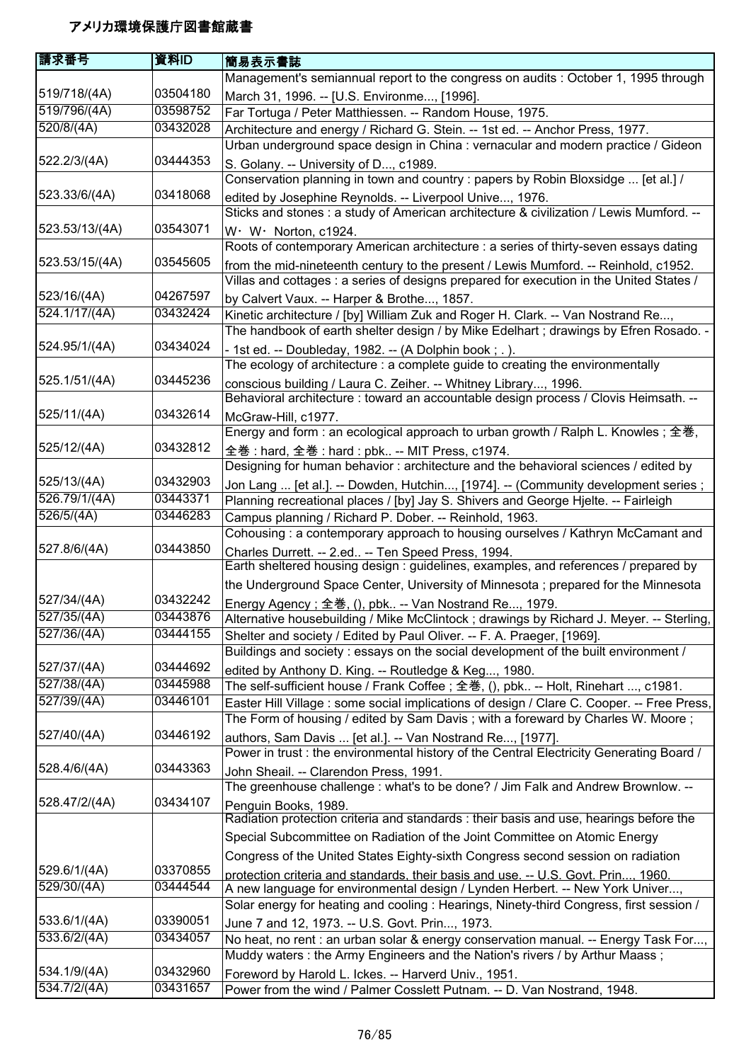# アメリカ環境保護庁図書館蔵書

| 請求番号 | 資料ID | 簡易表示書誌 |
|---|---|---|
| 519/718/(4A) | 03504180 | Management's semiannual report to the congress on audits : October 1, 1995 through March 31, 1996. -- [U.S. Environme..., [1996]. |
| 519/796/(4A) | 03598752 | Far Tortuga / Peter Matthiessen. -- Random House, 1975. |
| 520/8/(4A) | 03432028 | Architecture and energy / Richard G. Stein. -- 1st ed. -- Anchor Press, 1977. |
| 522.2/3/(4A) | 03444353 | Urban underground space design in China : vernacular and modern practice / Gideon S. Golany. -- University of D..., c1989. |
| 523.33/6/(4A) | 03418068 | Conservation planning in town and country : papers by Robin Bloxsidge ... [et al.] / edited by Josephine Reynolds. -- Liverpool Unive..., 1976. |
| 523.53/13/(4A) | 03543071 | Sticks and stones : a study of American architecture & civilization / Lewis Mumford. -- W・ W・ Norton, c1924. |
| 523.53/15/(4A) | 03545605 | Roots of contemporary American architecture : a series of thirty-seven essays dating from the mid-nineteenth century to the present / Lewis Mumford. -- Reinhold, c1952. |
| 523/16/(4A) | 04267597 | Villas and cottages : a series of designs prepared for execution in the United States / by Calvert Vaux. -- Harper & Brothe..., 1857. |
| 524.1/17/(4A) | 03432424 | Kinetic architecture / [by] William Zuk and Roger H. Clark. -- Van Nostrand Re..., |
| 524.95/1/(4A) | 03434024 | The handbook of earth shelter design / by Mike Edelhart ; drawings by Efren Rosado. -- 1st ed. -- Doubleday, 1982. -- (A Dolphin book ; . ). |
| 525.1/51/(4A) | 03445236 | The ecology of architecture : a complete guide to creating the environmentally conscious building / Laura C. Zeiher. -- Whitney Library..., 1996. |
| 525/11/(4A) | 03432614 | Behavioral architecture : toward an accountable design process / Clovis Heimsath. -- McGraw-Hill, c1977. |
| 525/12/(4A) | 03432812 | Energy and form : an ecological approach to urban growth / Ralph L. Knowles ; 全巻, 全巻 : hard, 全巻 : hard : pbk.. -- MIT Press, c1974. |
| 525/13/(4A) | 03432903 | Designing for human behavior : architecture and the behavioral sciences / edited by Jon Lang ... [et al.]. -- Dowden, Hutchin..., [1974]. -- (Community development series ; |
| 526.79/1/(4A) | 03443371 | Planning recreational places / [by] Jay S. Shivers and George Hjelte. -- Fairleigh |
| 526/5/(4A) | 03446283 | Campus planning / Richard P. Dober. -- Reinhold, 1963. |
| 527.8/6/(4A) | 03443850 | Cohousing : a contemporary approach to housing ourselves / Kathryn McCamant and Charles Durrett. -- 2.ed.. -- Ten Speed Press, 1994. |
| 527/34/(4A) | 03432242 | Earth sheltered housing design : guidelines, examples, and references / prepared by the Underground Space Center, University of Minnesota ; prepared for the Minnesota Energy Agency ; 全巻, (), pbk.. -- Van Nostrand Re..., 1979. |
| 527/35/(4A) | 03443876 | Alternative housebuilding / Mike McClintock ; drawings by Richard J. Meyer. -- Sterling, |
| 527/36/(4A) | 03444155 | Shelter and society / Edited by Paul Oliver. -- F. A. Praeger, [1969]. |
| 527/37/(4A) | 03444692 | Buildings and society : essays on the social development of the built environment / edited by Anthony D. King. -- Routledge & Keg..., 1980. |
| 527/38/(4A) | 03445988 | The self-sufficient house / Frank Coffee ; 全巻, (), pbk.. -- Holt, Rinehart ..., c1981. |
| 527/39/(4A) | 03446101 | Easter Hill Village : some social implications of design / Clare C. Cooper. -- Free Press, |
| 527/40/(4A) | 03446192 | The Form of housing / edited by Sam Davis ; with a foreward by Charles W. Moore ; authors, Sam Davis ... [et al.]. -- Van Nostrand Re..., [1977]. |
| 528.4/6/(4A) | 03443363 | Power in trust : the environmental history of the Central Electricity Generating Board / John Sheail. -- Clarendon Press, 1991. |
| 528.47/2/(4A) | 03434107 | The greenhouse challenge : what's to be done? / Jim Falk and Andrew Brownlow. -- Penguin Books, 1989. |
| 529.6/1/(4A) | 03370855 | Radiation protection criteria and standards : their basis and use, hearings before the Special Subcommittee on Radiation of the Joint Committee on Atomic Energy Congress of the United States Eighty-sixth Congress second session on radiation protection criteria and standards, their basis and use. -- U.S. Govt. Prin..., 1960. |
| 529/30/(4A) | 03444544 | A new language for environmental design / Lynden Herbert. -- New York Univer..., |
| 533.6/1/(4A) | 03390051 | Solar energy for heating and cooling : Hearings, Ninety-third Congress, first session / June 7 and 12, 1973. -- U.S. Govt. Prin..., 1973. |
| 533.6/2/(4A) | 03434057 | No heat, no rent : an urban solar & energy conservation manual. -- Energy Task For..., |
| 534.1/9/(4A) | 03432960 | Muddy waters : the Army Engineers and the Nation's rivers / by Arthur Maass ; Foreword by Harold L. Ickes. -- Harverd Univ., 1951. |
| 534.7/2/(4A) | 03431657 | Power from the wind / Palmer Cosslett Putnam. -- D. Van Nostrand, 1948. |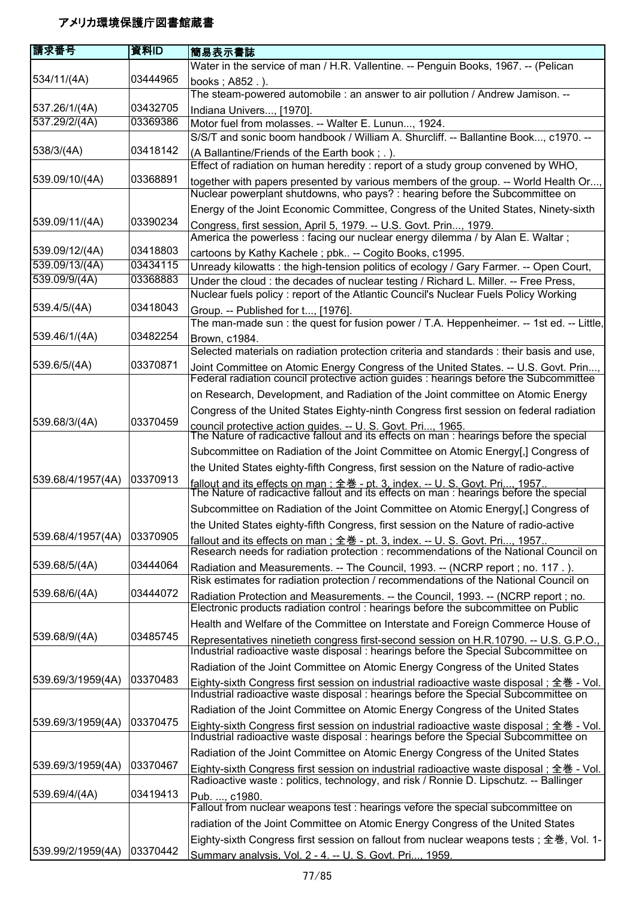# アメリカ環境保護庁図書館蔵書

| 請求番号 | 資料ID | 簡易表示書誌 |
| --- | --- | --- |
| 534/11/(4A) | 03444965 | Water in the service of man / H.R. Vallentine. -- Penguin Books, 1967. -- (Pelican books ; A852 . ). |
| 537.26/1/(4A) | 03432705 | The steam-powered automobile : an answer to air pollution / Andrew Jamison. -- Indiana Univers..., [1970]. |
| 537.29/2/(4A) | 03369386 | Motor fuel from molasses. -- Walter E. Lunun..., 1924. |
| 538/3/(4A) | 03418142 | S/S/T and sonic boom handbook / William A. Shurcliff. -- Ballantine Book..., c1970. -- (A Ballantine/Friends of the Earth book ; . ). |
| 539.09/10/(4A) | 03368891 | Effect of radiation on human heredity : report of a study group convened by WHO, together with papers presented by various members of the group. -- World Health Or..., |
| 539.09/11/(4A) | 03390234 | Nuclear powerplant shutdowns, who pays? : hearing before the Subcommittee on Energy of the Joint Economic Committee, Congress of the United States, Ninety-sixth Congress, first session, April 5, 1979. -- U.S. Govt. Prin..., 1979. |
| 539.09/12/(4A) | 03418803 | America the powerless : facing our nuclear energy dilemma / by Alan E. Waltar ; cartoons by Kathy Kachele ; pbk.. -- Cogito Books, c1995. |
| 539.09/13/(4A) | 03434115 | Unready kilowatts : the high-tension politics of ecology / Gary Farmer. -- Open Court, |
| 539.09/9/(4A) | 03368883 | Under the cloud : the decades of nuclear testing / Richard L. Miller. -- Free Press, |
| 539.4/5/(4A) | 03418043 | Nuclear fuels policy : report of the Atlantic Council's Nuclear Fuels Policy Working Group. -- Published for t..., [1976]. |
| 539.46/1/(4A) | 03482254 | The man-made sun : the quest for fusion power / T.A. Heppenheimer. -- 1st ed. -- Little, Brown, c1984. |
| 539.6/5/(4A) | 03370871 | Selected materials on radiation protection criteria and standards : their basis and use, Joint Committee on Atomic Energy Congress of the United States. -- U.S. Govt. Prin..., |
| 539.68/3/(4A) | 03370459 | Federal radiation council protective action guides : hearings before the Subcommittee on Research, Development, and Radiation of the Joint committee on Atomic Energy Congress of the United States Eighty-ninth Congress first session on federal radiation council protective action guides. -- U. S. Govt. Pri..., 1965. |
| 539.68/4/1957(4A) | 03370913 | The Nature of radicactive fallout and its effects on man : hearings before the special Subcommittee on Radiation of the Joint Committee on Atomic Energy[,] Congress of the United States eighty-fifth Congress, first session on the Nature of radio-active fallout and its effects on man ; 全巻 - pt. 3, index. -- U. S. Govt. Pri..., 1957.. |
| 539.68/4/1957(4A) | 03370905 | The Nature of radicactive fallout and its effects on man : hearings before the special Subcommittee on Radiation of the Joint Committee on Atomic Energy[,] Congress of the United States eighty-fifth Congress, first session on the Nature of radio-active fallout and its effects on man ; 全巻 - pt. 3, index. -- U. S. Govt. Pri..., 1957.. |
| 539.68/5/(4A) | 03444064 | Research needs for radiation protection : recommendations of the National Council on Radiation and Measurements. -- The Council, 1993. -- (NCRP report ; no. 117 . ). |
| 539.68/6/(4A) | 03444072 | Risk estimates for radiation protection / recommendations of the National Council on Radiation Protection and Measurements. -- the Council, 1993. -- (NCRP report ; no. |
| 539.68/9/(4A) | 03485745 | Electronic products radiation control : hearings before the subcommittee on Public Health and Welfare of the Committee on Interstate and Foreign Commerce House of Representatives ninetieth congress first-second session on H.R.10790. -- U.S. G.P.O., |
| 539.69/3/1959(4A) | 03370483 | Industrial radioactive waste disposal : hearings before the Special Subcommittee on Radiation of the Joint Committee on Atomic Energy Congress of the United States Eighty-sixth Congress first session on industrial radioactive waste disposal ; 全巻 - Vol. |
| 539.69/3/1959(4A) | 03370475 | Industrial radioactive waste disposal : hearings before the Special Subcommittee on Radiation of the Joint Committee on Atomic Energy Congress of the United States Eighty-sixth Congress first session on industrial radioactive waste disposal ; 全巻 - Vol. |
| 539.69/3/1959(4A) | 03370467 | Industrial radioactive waste disposal : hearings before the Special Subcommittee on Radiation of the Joint Committee on Atomic Energy Congress of the United States Eighty-sixth Congress first session on industrial radioactive waste disposal ; 全巻 - Vol. |
| 539.69/4/(4A) | 03419413 | Radioactive waste : politics, technology, and risk / Ronnie D. Lipschutz. -- Ballinger Pub. ..., c1980. |
| 539.99/2/1959(4A) | 03370442 | Fallout from nuclear weapons test : hearings vefore the special subcommittee on radiation of the Joint Committee on Atomic Energy Congress of the United States Eighty-sixth Congress first session on fallout from nuclear weapons tests ; 全巻, Vol. 1-Summary analysis, Vol. 2 - 4. -- U. S. Govt. Pri..., 1959. |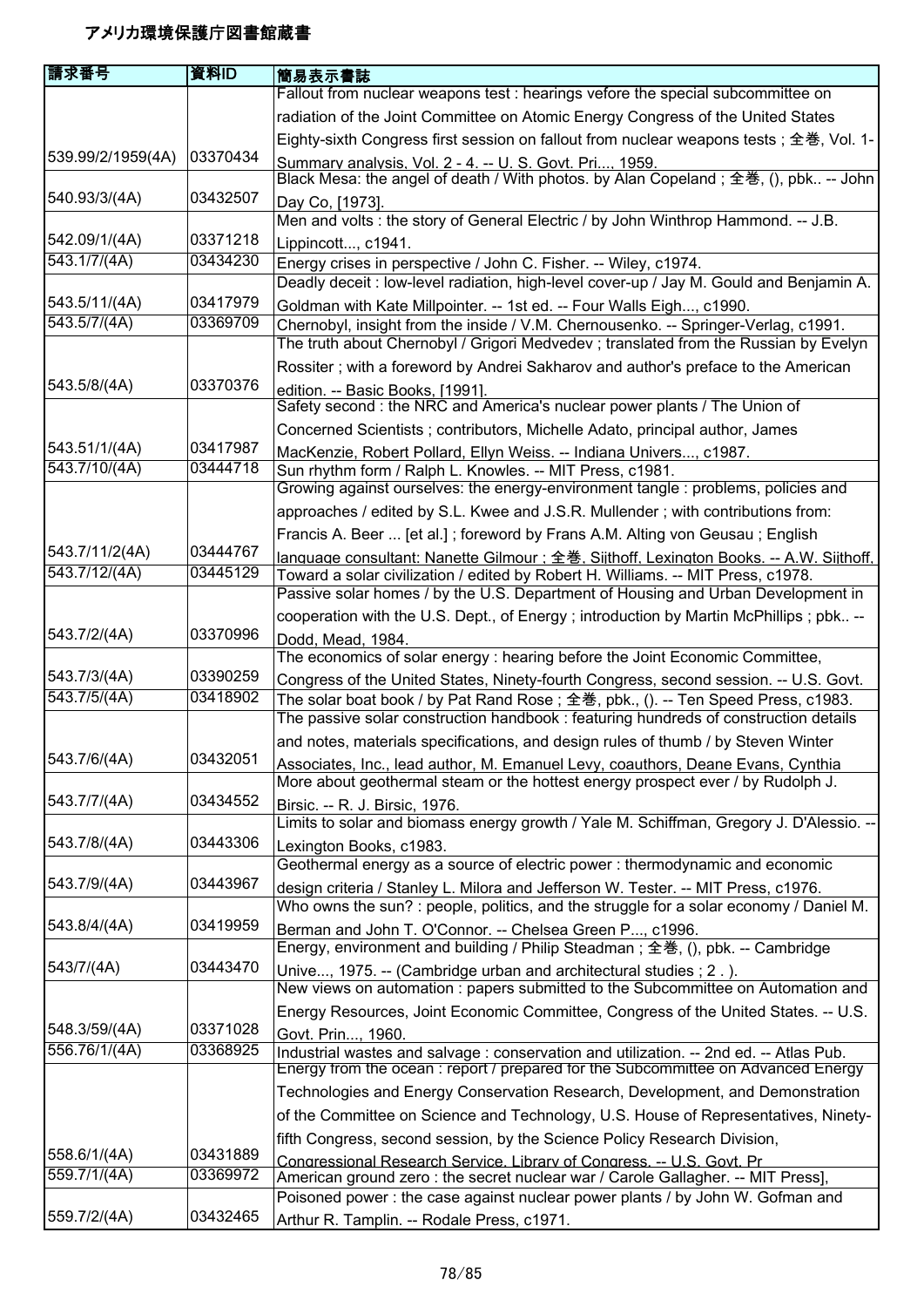# アメリカ環境保護庁図書館蔵書

| 請求番号 | 資料ID | 簡易表示書誌 |
|---|---|---|
| 539.99/2/1959(4A) | 03370434 | Fallout from nuclear weapons test : hearings vefore the special subcommittee on radiation of the Joint Committee on Atomic Energy Congress of the United States Eighty-sixth Congress first session on fallout from nuclear weapons tests ; 全巻, Vol. 1-Summary analysis, Vol. 2 - 4. -- U. S. Govt. Pri..., 1959. |
| 540.93/3/(4A) | 03432507 | Black Mesa: the angel of death / With photos. by Alan Copeland ; 全巻, (), pbk.. -- John Day Co, [1973]. |
| 542.09/1/(4A) | 03371218 | Men and volts : the story of General Electric / by John Winthrop Hammond. -- J.B. Lippincott..., c1941. |
| 543.1/7/(4A) | 03434230 | Energy crises in perspective / John C. Fisher. -- Wiley, c1974. |
| 543.5/11/(4A) | 03417979 | Deadly deceit : low-level radiation, high-level cover-up / Jay M. Gould and Benjamin A. Goldman with Kate Millpointer. -- 1st ed. -- Four Walls Eigh..., c1990. |
| 543.5/7/(4A) | 03369709 | Chernobyl, insight from the inside / V.M. Chernousenko. -- Springer-Verlag, c1991. |
| 543.5/8/(4A) | 03370376 | The truth about Chernobyl / Grigori Medvedev ; translated from the Russian by Evelyn Rossiter ; with a foreword by Andrei Sakharov and author's preface to the American edition. -- Basic Books, [1991]. |
| 543.51/1/(4A) | 03417987 | Safety second : the NRC and America's nuclear power plants / The Union of Concerned Scientists ; contributors, Michelle Adato, principal author, James MacKenzie, Robert Pollard, Ellyn Weiss. -- Indiana Univers..., c1987. |
| 543.7/10/(4A) | 03444718 | Sun rhythm form / Ralph L. Knowles. -- MIT Press, c1981. |
| 543.7/11/2(4A) | 03444767 | Growing against ourselves: the energy-environment tangle : problems, policies and approaches / edited by S.L. Kwee and J.S.R. Mullender ; with contributions from: Francis A. Beer ... [et al.] ; foreword by Frans A.M. Alting von Geusau ; English language consultant: Nanette Gilmour ; 全巻, Sijthoff, Lexington Books. -- A.W. Sijthoff, |
| 543.7/12/(4A) | 03445129 | Toward a solar civilization / edited by Robert H. Williams. -- MIT Press, c1978. |
| 543.7/2/(4A) | 03370996 | Passive solar homes / by the U.S. Department of Housing and Urban Development in cooperation with the U.S. Dept., of Energy ; introduction by Martin McPhillips ; pbk.. -- Dodd, Mead, 1984. |
| 543.7/3/(4A) | 03390259 | The economics of solar energy : hearing before the Joint Economic Committee, Congress of the United States, Ninety-fourth Congress, second session. -- U.S. Govt. |
| 543.7/5/(4A) | 03418902 | The solar boat book / by Pat Rand Rose ; 全巻, pbk., (). -- Ten Speed Press, c1983. |
| 543.7/6/(4A) | 03432051 | The passive solar construction handbook : featuring hundreds of construction details and notes, materials specifications, and design rules of thumb / by Steven Winter Associates, Inc., lead author, M. Emanuel Levy, coauthors, Deane Evans, Cynthia |
| 543.7/7/(4A) | 03434552 | More about geothermal steam or the hottest energy prospect ever / by Rudolph J. Birsic. -- R. J. Birsic, 1976. |
| 543.7/8/(4A) | 03443306 | Limits to solar and biomass energy growth / Yale M. Schiffman, Gregory J. D'Alessio. -- Lexington Books, c1983. |
| 543.7/9/(4A) | 03443967 | Geothermal energy as a source of electric power : thermodynamic and economic design criteria / Stanley L. Milora and Jefferson W. Tester. -- MIT Press, c1976. |
| 543.8/4/(4A) | 03419959 | Who owns the sun? : people, politics, and the struggle for a solar economy / Daniel M. Berman and John T. O'Connor. -- Chelsea Green P..., c1996. |
| 543/7/(4A) | 03443470 | Energy, environment and building / Philip Steadman ; 全巻, (), pbk. -- Cambridge Unive..., 1975. -- (Cambridge urban and architectural studies ; 2 . ). |
| 548.3/59/(4A) | 03371028 | New views on automation : papers submitted to the Subcommittee on Automation and Energy Resources, Joint Economic Committee, Congress of the United States. -- U.S. Govt. Prin..., 1960. |
| 556.76/1/(4A) | 03368925 | Industrial wastes and salvage : conservation and utilization. -- 2nd ed. -- Atlas Pub. |
| 558.6/1/(4A) | 03431889 | Energy from the ocean : report / prepared for the Subcommittee on Advanced Energy Technologies and Energy Conservation Research, Development, and Demonstration of the Committee on Science and Technology, U.S. House of Representatives, Ninety-fifth Congress, second session, by the Science Policy Research Division, Congressional Research Service, Library of Congress. -- U.S. Govt. Pr |
| 559.7/1/(4A) | 03369972 | American ground zero : the secret nuclear war / Carole Gallagher. -- MIT Press], |
| 559.7/2/(4A) | 03432465 | Poisoned power : the case against nuclear power plants / by John W. Gofman and Arthur R. Tamplin. -- Rodale Press, c1971. |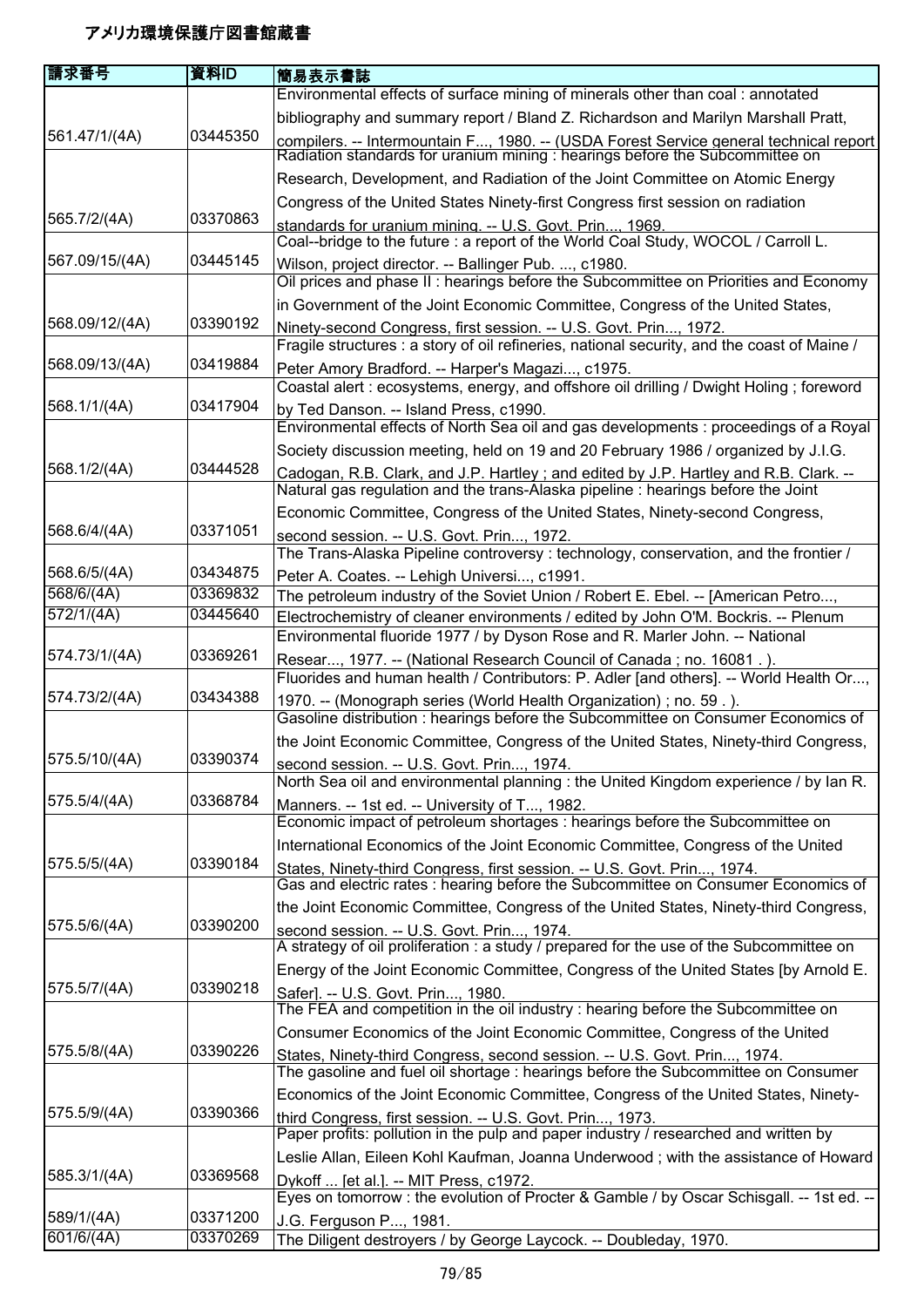# アメリカ環境保護庁図書館蔵書

| 請求番号 | 資料ID | 簡易表示書誌 |
| --- | --- | --- |
| 561.47/1/(4A) | 03445350 | Environmental effects of surface mining of minerals other than coal : annotated bibliography and summary report / Bland Z. Richardson and Marilyn Marshall Pratt, compilers. -- Intermountain F..., 1980. -- (USDA Forest Service general technical report |
| 565.7/2/(4A) | 03370863 | Radiation standards for uranium mining : hearings before the Subcommittee on Research, Development, and Radiation of the Joint Committee on Atomic Energy Congress of the United States Ninety-first Congress first session on radiation standards for uranium mining. -- U.S. Govt. Prin..., 1969. |
| 567.09/15/(4A) | 03445145 | Coal--bridge to the future : a report of the World Coal Study, WOCOL / Carroll L. Wilson, project director. -- Ballinger Pub. ..., c1980. |
| 568.09/12/(4A) | 03390192 | Oil prices and phase II : hearings before the Subcommittee on Priorities and Economy in Government of the Joint Economic Committee, Congress of the United States, Ninety-second Congress, first session. -- U.S. Govt. Prin..., 1972. |
| 568.09/13/(4A) | 03419884 | Fragile structures : a story of oil refineries, national security, and the coast of Maine / Peter Amory Bradford. -- Harper's Magazi..., c1975. |
| 568.1/1/(4A) | 03417904 | Coastal alert : ecosystems, energy, and offshore oil drilling / Dwight Holing ; foreword by Ted Danson. -- Island Press, c1990. |
| 568.1/2/(4A) | 03444528 | Environmental effects of North Sea oil and gas developments : proceedings of a Royal Society discussion meeting, held on 19 and 20 February 1986 / organized by J.I.G. Cadogan, R.B. Clark, and J.P. Hartley ; and edited by J.P. Hartley and R.B. Clark. -- |
| 568.6/4/(4A) | 03371051 | Natural gas regulation and the trans-Alaska pipeline : hearings before the Joint Economic Committee, Congress of the United States, Ninety-second Congress, second session. -- U.S. Govt. Prin..., 1972. |
| 568.6/5/(4A) | 03434875 | The Trans-Alaska Pipeline controversy : technology, conservation, and the frontier / Peter A. Coates. -- Lehigh Universi..., c1991. |
| 568/6/(4A) | 03369832 | The petroleum industry of the Soviet Union / Robert E. Ebel. -- [American Petro..., |
| 572/1/(4A) | 03445640 | Electrochemistry of cleaner environments / edited by John O'M. Bockris. -- Plenum |
| 574.73/1/(4A) | 03369261 | Environmental fluoride 1977 / by Dyson Rose and R. Marler John. -- National Resear..., 1977. -- (National Research Council of Canada ; no. 16081 . ). |
| 574.73/2/(4A) | 03434388 | Fluorides and human health / Contributors: P. Adler [and others]. -- World Health Or..., 1970. -- (Monograph series (World Health Organization) ; no. 59 . ). |
| 575.5/10/(4A) | 03390374 | Gasoline distribution : hearings before the Subcommittee on Consumer Economics of the Joint Economic Committee, Congress of the United States, Ninety-third Congress, second session. -- U.S. Govt. Prin..., 1974. |
| 575.5/4/(4A) | 03368784 | North Sea oil and environmental planning : the United Kingdom experience / by Ian R. Manners. -- 1st ed. -- University of T..., 1982. |
| 575.5/5/(4A) | 03390184 | Economic impact of petroleum shortages : hearings before the Subcommittee on International Economics of the Joint Economic Committee, Congress of the United States, Ninety-third Congress, first session. -- U.S. Govt. Prin..., 1974. |
| 575.5/6/(4A) | 03390200 | Gas and electric rates : hearing before the Subcommittee on Consumer Economics of the Joint Economic Committee, Congress of the United States, Ninety-third Congress, second session. -- U.S. Govt. Prin..., 1974. |
| 575.5/7/(4A) | 03390218 | A strategy of oil proliferation : a study / prepared for the use of the Subcommittee on Energy of the Joint Economic Committee, Congress of the United States [by Arnold E. Safer]. -- U.S. Govt. Prin..., 1980. |
| 575.5/8/(4A) | 03390226 | The FEA and competition in the oil industry : hearing before the Subcommittee on Consumer Economics of the Joint Economic Committee, Congress of the United States, Ninety-third Congress, second session. -- U.S. Govt. Prin..., 1974. |
| 575.5/9/(4A) | 03390366 | The gasoline and fuel oil shortage : hearings before the Subcommittee on Consumer Economics of the Joint Economic Committee, Congress of the United States, Ninety-third Congress, first session. -- U.S. Govt. Prin..., 1973. |
| 585.3/1/(4A) | 03369568 | Paper profits: pollution in the pulp and paper industry / researched and written by Leslie Allan, Eileen Kohl Kaufman, Joanna Underwood ; with the assistance of Howard Dykoff ... [et al.]. -- MIT Press, c1972. |
| 589/1/(4A) | 03371200 | Eyes on tomorrow : the evolution of Procter & Gamble / by Oscar Schisgall. -- 1st ed. -- J.G. Ferguson P..., 1981. |
| 601/6/(4A) | 03370269 | The Diligent destroyers / by George Laycock. -- Doubleday, 1970. |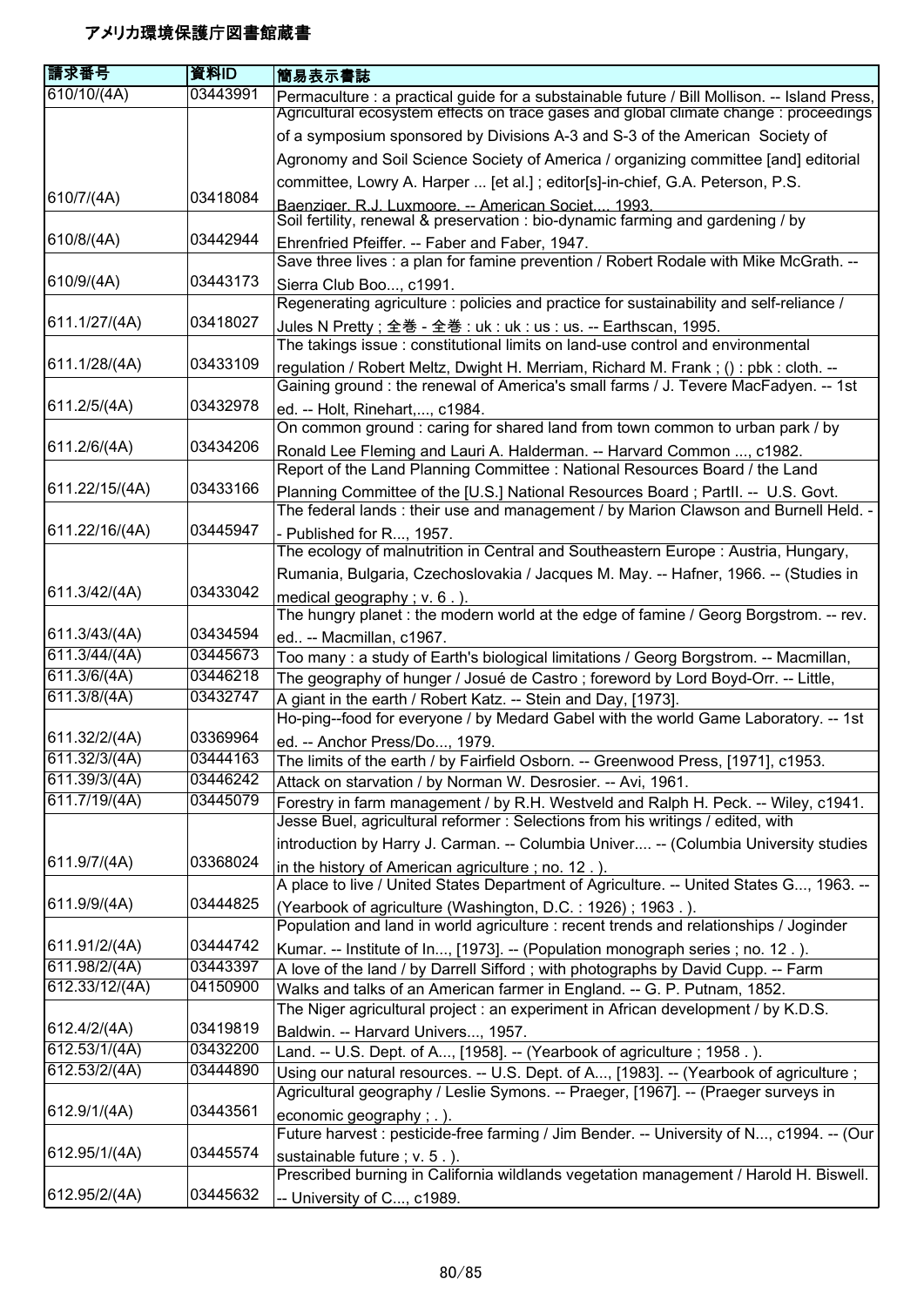# アメリカ環境保護庁図書館蔵書

| 請求番号 | 資料ID | 簡易表示書誌 |
|---|---|---|
| 610/10/(4A) | 03443991 | Permaculture : a practical guide for a substainable future / Bill Mollison. -- Island Press, |
| 610/7/(4A) | 03418084 | Agricultural ecosystem effects on trace gases and global climate change : proceedings of a symposium sponsored by Divisions A-3 and S-3 of the American Society of Agronomy and Soil Science Society of America / organizing committee [and] editorial committee, Lowry A. Harper ... [et al.] ; editor[s]-in-chief, G.A. Peterson, P.S. Baenziger, R.J. Luxmoore. -- American Societ..., 1993. |
| 610/8/(4A) | 03442944 | Soil fertility, renewal & preservation : bio-dynamic farming and gardening / by Ehrenfried Pfeiffer. -- Faber and Faber, 1947. |
| 610/9/(4A) | 03443173 | Save three lives : a plan for famine prevention / Robert Rodale with Mike McGrath. -- Sierra Club Boo..., c1991. |
| 611.1/27/(4A) | 03418027 | Regenerating agriculture : policies and practice for sustainability and self-reliance / Jules N Pretty ; 全巻 - 全巻 : uk : uk : us : us. -- Earthscan, 1995. |
| 611.1/28/(4A) | 03433109 | The takings issue : constitutional limits on land-use control and environmental regulation / Robert Meltz, Dwight H. Merriam, Richard M. Frank ; () : pbk : cloth. -- |
| 611.2/5/(4A) | 03432978 | Gaining ground : the renewal of America's small farms / J. Tevere MacFadyen. -- 1st ed. -- Holt, Rinehart,..., c1984. |
| 611.2/6/(4A) | 03434206 | On common ground : caring for shared land from town common to urban park / by Ronald Lee Fleming and Lauri A. Halderman. -- Harvard Common ..., c1982. |
| 611.22/15/(4A) | 03433166 | Report of the Land Planning Committee : National Resources Board / the Land Planning Committee of the [U.S.] National Resources Board ; PartII. -- U.S. Govt. |
| 611.22/16/(4A) | 03445947 | The federal lands : their use and management / by Marion Clawson and Burnell Held. -- Published for R..., 1957. |
| 611.3/42/(4A) | 03433042 | The ecology of malnutrition in Central and Southeastern Europe : Austria, Hungary, Rumania, Bulgaria, Czechoslovakia / Jacques M. May. -- Hafner, 1966. -- (Studies in medical geography ; v. 6 . ). |
| 611.3/43/(4A) | 03434594 | The hungry planet : the modern world at the edge of famine / Georg Borgstrom. -- rev. ed.. -- Macmillan, c1967. |
| 611.3/44/(4A) | 03445673 | Too many : a study of Earth's biological limitations / Georg Borgstrom. -- Macmillan, |
| 611.3/6/(4A) | 03446218 | The geography of hunger / Josué de Castro ; foreword by Lord Boyd-Orr. -- Little, |
| 611.3/8/(4A) | 03432747 | A giant in the earth / Robert Katz. -- Stein and Day, [1973]. |
| 611.32/2/(4A) | 03369964 | Ho-ping--food for everyone / by Medard Gabel with the world Game Laboratory. -- 1st ed. -- Anchor Press/Do..., 1979. |
| 611.32/3/(4A) | 03444163 | The limits of the earth / by Fairfield Osborn. -- Greenwood Press, [1971], c1953. |
| 611.39/3/(4A) | 03446242 | Attack on starvation / by Norman W. Desrosier. -- Avi, 1961. |
| 611.7/19/(4A) | 03445079 | Forestry in farm management / by R.H. Westveld and Ralph H. Peck. -- Wiley, c1941. |
| 611.9/7/(4A) | 03368024 | Jesse Buel, agricultural reformer : Selections from his writings / edited, with introduction by Harry J. Carman. -- Columbia Univer.... -- (Columbia University studies in the history of American agriculture ; no. 12 . ). |
| 611.9/9/(4A) | 03444825 | A place to live / United States Department of Agriculture. -- United States G..., 1963. -- (Yearbook of agriculture (Washington, D.C. : 1926) ; 1963 . ). |
| 611.91/2/(4A) | 03444742 | Population and land in world agriculture : recent trends and relationships / Joginder Kumar. -- Institute of In..., [1973]. -- (Population monograph series ; no. 12 . ). |
| 611.98/2/(4A) | 03443397 | A love of the land / by Darrell Sifford ; with photographs by David Cupp. -- Farm |
| 612.33/12/(4A) | 04150900 | Walks and talks of an American farmer in England. -- G. P. Putnam, 1852. |
| 612.4/2/(4A) | 03419819 | The Niger agricultural project : an experiment in African development / by K.D.S. Baldwin. -- Harvard Univers..., 1957. |
| 612.53/1/(4A) | 03432200 | Land. -- U.S. Dept. of A..., [1958]. -- (Yearbook of agriculture ; 1958 . ). |
| 612.53/2/(4A) | 03444890 | Using our natural resources. -- U.S. Dept. of A..., [1983]. -- (Yearbook of agriculture ; |
| 612.9/1/(4A) | 03443561 | Agricultural geography / Leslie Symons. -- Praeger, [1967]. -- (Praeger surveys in economic geography ; . ). |
| 612.95/1/(4A) | 03445574 | Future harvest : pesticide-free farming / Jim Bender. -- University of N..., c1994. -- (Our sustainable future ; v. 5 . ). |
| 612.95/2/(4A) | 03445632 | Prescribed burning in California wildlands vegetation management / Harold H. Biswell. -- University of C..., c1989. |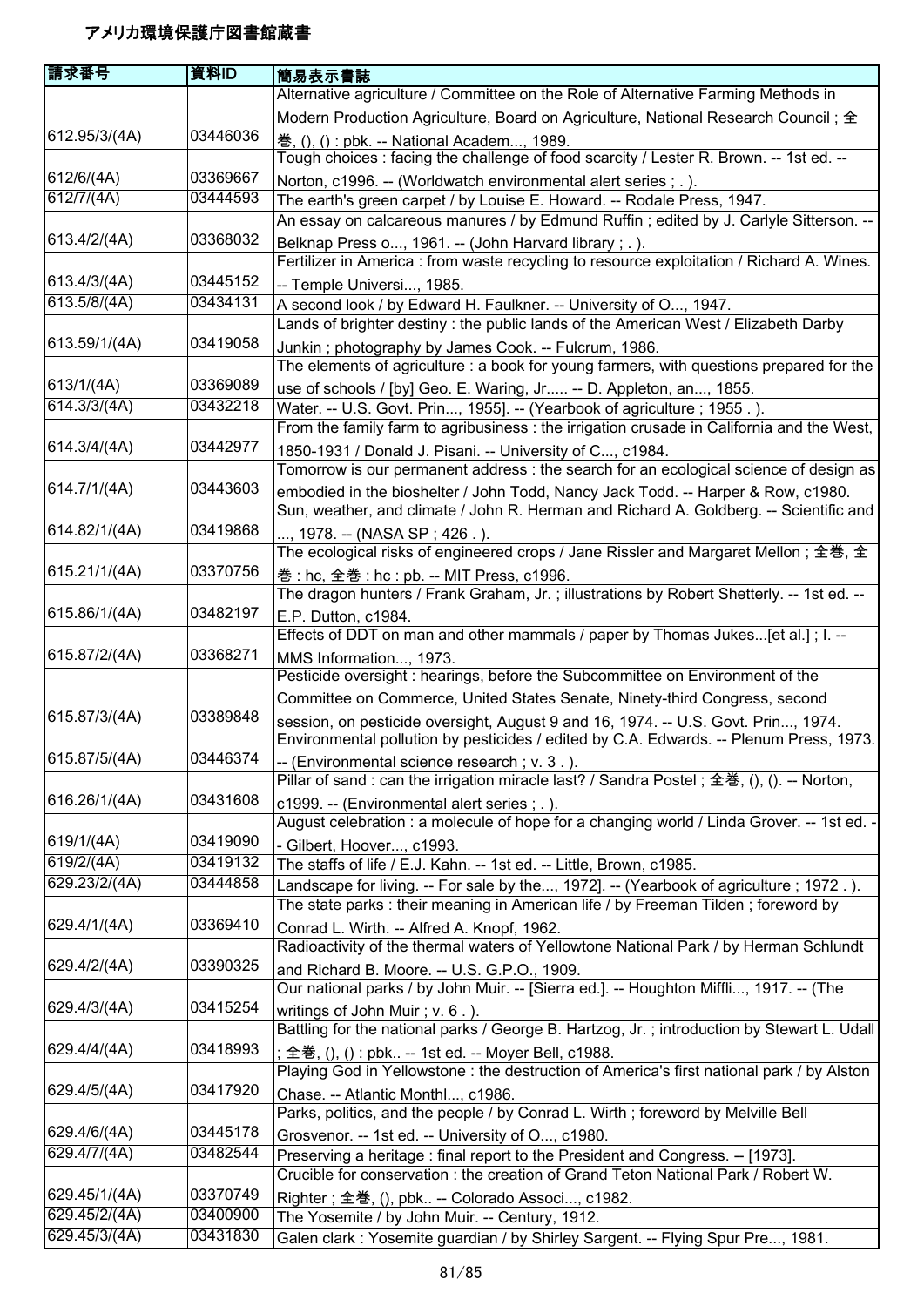# アメリカ環境保護庁図書館蔵書

| 請求番号 | 資料ID | 簡易表示書誌 |
|---|---|---|
| 612.95/3/(4A) | 03446036 | Alternative agriculture / Committee on the Role of Alternative Farming Methods in Modern Production Agriculture, Board on Agriculture, National Research Council ; 全巻, (), () : pbk. -- National Academ..., 1989. |
| 612/6/(4A) | 03369667 | Tough choices : facing the challenge of food scarcity / Lester R. Brown. -- 1st ed. -- Norton, c1996. -- (Worldwatch environmental alert series ; . ). |
| 612/7/(4A) | 03444593 | The earth's green carpet / by Louise E. Howard. -- Rodale Press, 1947. |
| 613.4/2/(4A) | 03368032 | An essay on calcareous manures / by Edmund Ruffin ; edited by J. Carlyle Sitterson. -- Belknap Press o..., 1961. -- (John Harvard library ; . ). |
| 613.4/3/(4A) | 03445152 | Fertilizer in America : from waste recycling to resource exploitation / Richard A. Wines. -- Temple Universi..., 1985. |
| 613.5/8/(4A) | 03434131 | A second look / by Edward H. Faulkner. -- University of O..., 1947. |
| 613.59/1/(4A) | 03419058 | Lands of brighter destiny : the public lands of the American West / Elizabeth Darby Junkin ; photography by James Cook. -- Fulcrum, 1986. |
| 613/1/(4A) | 03369089 | The elements of agriculture : a book for young farmers, with questions prepared for the use of schools / [by] Geo. E. Waring, Jr..... -- D. Appleton, an..., 1855. |
| 614.3/3/(4A) | 03432218 | Water. -- U.S. Govt. Prin..., 1955]. -- (Yearbook of agriculture ; 1955 . ). |
| 614.3/4/(4A) | 03442977 | From the family farm to agribusiness : the irrigation crusade in California and the West, 1850-1931 / Donald J. Pisani. -- University of C..., c1984. |
| 614.7/1/(4A) | 03443603 | Tomorrow is our permanent address : the search for an ecological science of design as embodied in the bioshelter / John Todd, Nancy Jack Todd. -- Harper & Row, c1980. |
| 614.82/1/(4A) | 03419868 | Sun, weather, and climate / John R. Herman and Richard A. Goldberg. -- Scientific and ..., 1978. -- (NASA SP ; 426 . ). |
| 615.21/1/(4A) | 03370756 | The ecological risks of engineered crops / Jane Rissler and Margaret Mellon ; 全巻, 全巻 : hc, 全巻 : hc : pb. -- MIT Press, c1996. |
| 615.86/1/(4A) | 03482197 | The dragon hunters / Frank Graham, Jr. ; illustrations by Robert Shetterly. -- 1st ed. -- E.P. Dutton, c1984. |
| 615.87/2/(4A) | 03368271 | Effects of DDT on man and other mammals / paper by Thomas Jukes...[et al.] ; I. -- MMS Information..., 1973. |
| 615.87/3/(4A) | 03389848 | Pesticide oversight : hearings, before the Subcommittee on Environment of the Committee on Commerce, United States Senate, Ninety-third Congress, second session, on pesticide oversight, August 9 and 16, 1974. -- U.S. Govt. Prin..., 1974. |
| 615.87/5/(4A) | 03446374 | Environmental pollution by pesticides / edited by C.A. Edwards. -- Plenum Press, 1973. -- (Environmental science research ; v. 3 . ). |
| 616.26/1/(4A) | 03431608 | Pillar of sand : can the irrigation miracle last? / Sandra Postel ; 全巻, (), (). -- Norton, c1999. -- (Environmental alert series ; . ). |
| 619/1/(4A) | 03419090 | August celebration : a molecule of hope for a changing world / Linda Grover. -- 1st ed. -- Gilbert, Hoover..., c1993. |
| 619/2/(4A) | 03419132 | The staffs of life / E.J. Kahn. -- 1st ed. -- Little, Brown, c1985. |
| 629.23/2/(4A) | 03444858 | Landscape for living. -- For sale by the..., 1972]. -- (Yearbook of agriculture ; 1972 . ). |
| 629.4/1/(4A) | 03369410 | The state parks : their meaning in American life / by Freeman Tilden ; foreword by Conrad L. Wirth. -- Alfred A. Knopf, 1962. |
| 629.4/2/(4A) | 03390325 | Radioactivity of the thermal waters of Yellowtone National Park / by Herman Schlundt and Richard B. Moore. -- U.S. G.P.O., 1909. |
| 629.4/3/(4A) | 03415254 | Our national parks / by John Muir. -- [Sierra ed.]. -- Houghton Miffli..., 1917. -- (The writings of John Muir ; v. 6 . ). |
| 629.4/4/(4A) | 03418993 | Battling for the national parks / George B. Hartzog, Jr. ; introduction by Stewart L. Udall ; 全巻, (), () : pbk.. -- 1st ed. -- Moyer Bell, c1988. |
| 629.4/5/(4A) | 03417920 | Playing God in Yellowstone : the destruction of America's first national park / by Alston Chase. -- Atlantic Monthl..., c1986. |
| 629.4/6/(4A) | 03445178 | Parks, politics, and the people / by Conrad L. Wirth ; foreword by Melville Bell Grosvenor. -- 1st ed. -- University of O..., c1980. |
| 629.4/7/(4A) | 03482544 | Preserving a heritage : final report to the President and Congress. -- [1973]. |
| 629.45/1/(4A) | 03370749 | Crucible for conservation : the creation of Grand Teton National Park / Robert W. Righter ; 全巻, (), pbk.. -- Colorado Associ..., c1982. |
| 629.45/2/(4A) | 03400900 | The Yosemite / by John Muir. -- Century, 1912. |
| 629.45/3/(4A) | 03431830 | Galen clark : Yosemite guardian / by Shirley Sargent. -- Flying Spur Pre..., 1981. |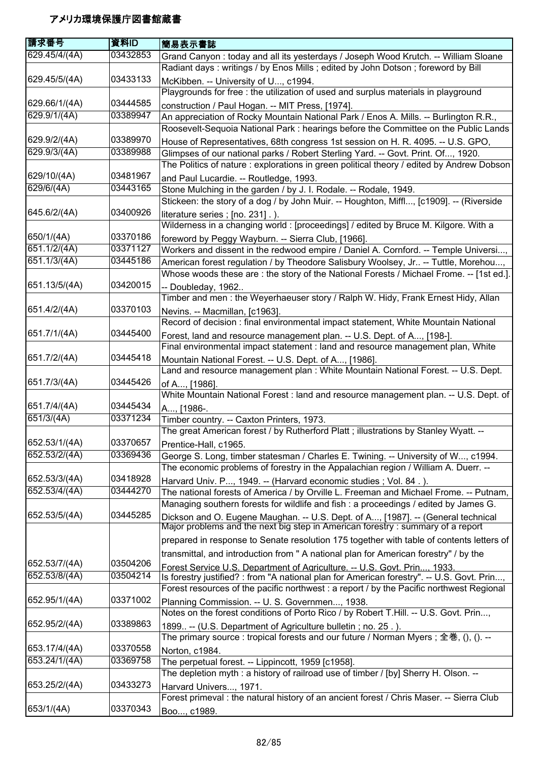# アメリカ環境保護庁図書館蔵書

| 請求番号 | 資料ID | 簡易表示書誌 |
| --- | --- | --- |
| 629.45/4/(4A) | 03432853 | Grand Canyon : today and all its yesterdays / Joseph Wood Krutch. -- William Sloane |
| 629.45/5/(4A) | 03433133 | Radiant days : writings / by Enos Mills ; edited by John Dotson ; foreword by Bill McKibben. -- University of U..., c1994. |
| 629.66/1/(4A) | 03444585 | Playgrounds for free : the utilization of used and surplus materials in playground construction / Paul Hogan. -- MIT Press, [1974]. |
| 629.9/1/(4A) | 03389947 | An appreciation of Rocky Mountain National Park / Enos A. Mills. -- Burlington R.R., |
| 629.9/2/(4A) | 03389970 | Roosevelt-Sequoia National Park : hearings before the Committee on the Public Lands House of Representatives, 68th congress 1st session on H. R. 4095. -- U.S. GPO, |
| 629.9/3/(4A) | 03389988 | Glimpses of our national parks / Robert Sterling Yard. -- Govt. Print. Of..., 1920. |
| 629/10/(4A) | 03481967 | The Politics of nature : explorations in green political theory / edited by Andrew Dobson and Paul Lucardie. -- Routledge, 1993. |
| 629/6/(4A) | 03443165 | Stone Mulching in the garden / by J. I. Rodale. -- Rodale, 1949. |
| 645.6/2/(4A) | 03400926 | Stickeen: the story of a dog / by John Muir. -- Houghton, Miffl..., [c1909]. -- (Riverside literature series ; [no. 231] . ). |
| 650/1/(4A) | 03370186 | Wilderness in a changing world : [proceedings] / edited by Bruce M. Kilgore. With a foreword by Peggy Wayburn. -- Sierra Club, [1966]. |
| 651.1/2/(4A) | 03371127 | Workers and dissent in the redwood empire / Daniel A. Cornford. -- Temple Universi..., |
| 651.1/3/(4A) | 03445186 | American forest regulation / by Theodore Salisbury Woolsey, Jr.. -- Tuttle, Morehou..., |
| 651.13/5/(4A) | 03420015 | Whose woods these are : the story of the National Forests / Michael Frome. -- [1st ed.]. -- Doubleday, 1962.. |
| 651.4/2/(4A) | 03370103 | Timber and men : the Weyerhaeuser story / Ralph W. Hidy, Frank Ernest Hidy, Allan Nevins. -- Macmillan, [c1963]. |
| 651.7/1/(4A) | 03445400 | Record of decision : final environmental impact statement, White Mountain National Forest, land and resource management plan. -- U.S. Dept. of A..., [198-]. |
| 651.7/2/(4A) | 03445418 | Final environmental impact statement : land and resource management plan, White Mountain National Forest. -- U.S. Dept. of A..., [1986]. |
| 651.7/3/(4A) | 03445426 | Land and resource management plan : White Mountain National Forest. -- U.S. Dept. of A..., [1986]. |
| 651.7/4/(4A) | 03445434 | White Mountain National Forest : land and resource management plan. -- U.S. Dept. of A..., [1986-. |
| 651/3/(4A) | 03371234 | Timber country. -- Caxton Printers, 1973. |
| 652.53/1/(4A) | 03370657 | The great American forest / by Rutherford Platt ; illustrations by Stanley Wyatt. -- Prentice-Hall, c1965. |
| 652.53/2/(4A) | 03369436 | George S. Long, timber statesman / Charles E. Twining. -- University of W..., c1994. |
| 652.53/3/(4A) | 03418928 | The economic problems of forestry in the Appalachian region / William A. Duerr. -- Harvard Univ. P..., 1949. -- (Harvard economic studies ; Vol. 84 . ). |
| 652.53/4/(4A) | 03444270 | The national forests of America / by Orville L. Freeman and Michael Frome. -- Putnam, |
| 652.53/5/(4A) | 03445285 | Managing southern forests for wildlife and fish : a proceedings / edited by James G. Dickson and O. Eugene Maughan. -- U.S. Dept. of A..., [1987]. -- (General technical |
| 652.53/7/(4A) | 03504206 | Major problems and the next big step in American forestry : summary of a report prepared in response to Senate resolution 175 together with table of contents letters of transmittal, and introduction from " A national plan for American forestry" / by the Forest Service U.S. Department of Agriculture. -- U.S. Govt. Prin..., 1933. |
| 652.53/8/(4A) | 03504214 | Is forestry justified? : from "A national plan for American forestry". -- U.S. Govt. Prin..., |
| 652.95/1/(4A) | 03371002 | Forest resources of the pacific northwest : a report / by the Pacific northwest Regional Planning Commission. -- U. S. Governmen..., 1938. |
| 652.95/2/(4A) | 03389863 | Notes on the forest conditions of Porto Rico / by Robert T.Hill. -- U.S. Govt. Prin..., 1899.. -- (U.S. Department of Agriculture bulletin ; no. 25 . ). |
| 653.17/4/(4A) | 03370558 | The primary source : tropical forests and our future / Norman Myers ; 全巻, (), (). -- Norton, c1984. |
| 653.24/1/(4A) | 03369758 | The perpetual forest. -- Lippincott, 1959 [c1958]. |
| 653.25/2/(4A) | 03433273 | The depletion myth : a history of railroad use of timber / [by] Sherry H. Olson. -- Harvard Univers..., 1971. |
| 653/1/(4A) | 03370343 | Forest primeval : the natural history of an ancient forest / Chris Maser. -- Sierra Club Boo..., c1989. |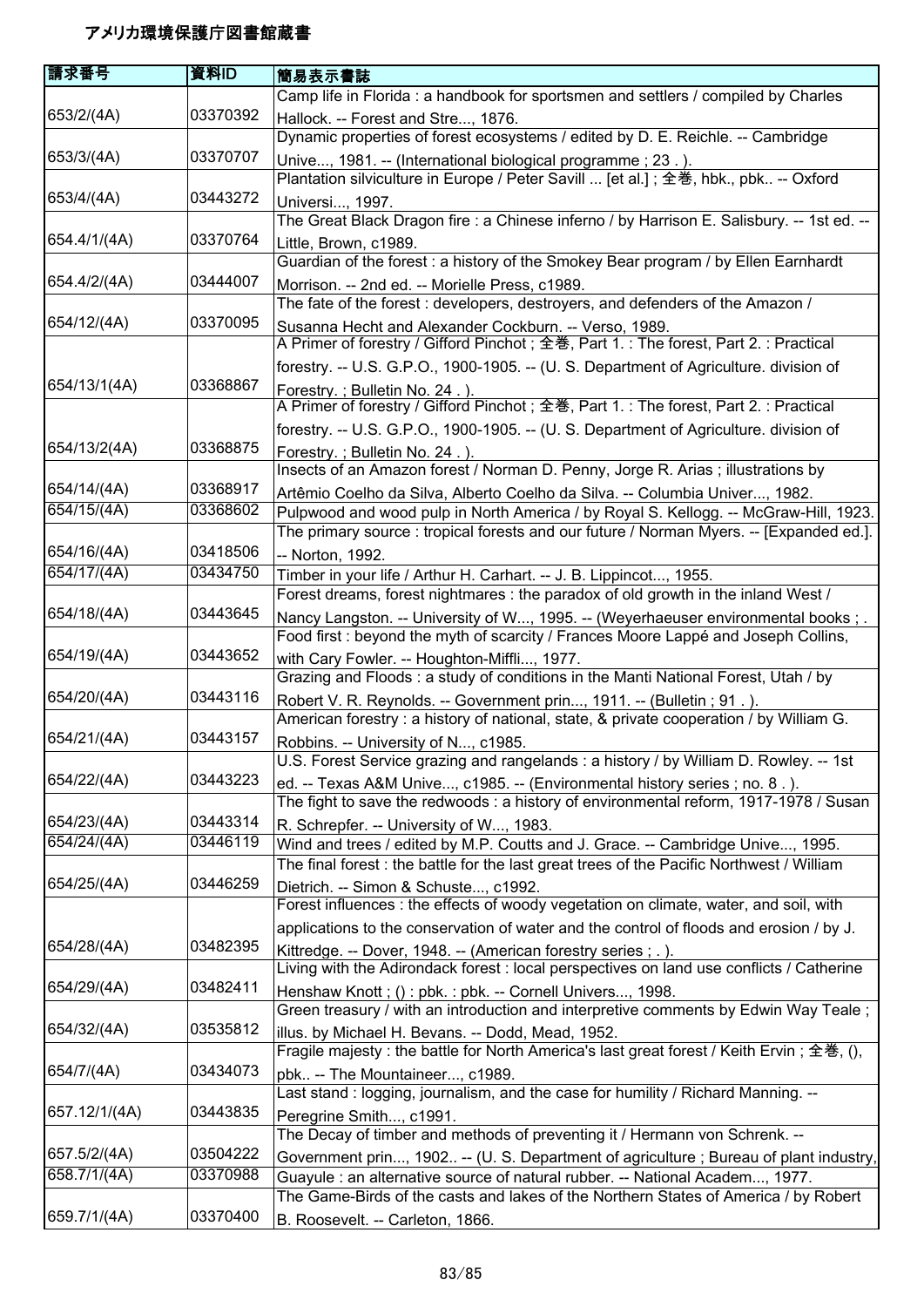# アメリカ環境保護庁図書館蔵書

| 請求番号 | 資料ID | 簡易表示書誌 |
|---|---|---|
| 653/2/(4A) | 03370392 | Camp life in Florida : a handbook for sportsmen and settlers / compiled by Charles Hallock. -- Forest and Stre..., 1876. |
| 653/3/(4A) | 03370707 | Dynamic properties of forest ecosystems / edited by D. E. Reichle. -- Cambridge Unive..., 1981. -- (International biological programme ; 23 . ). |
| 653/4/(4A) | 03443272 | Plantation silviculture in Europe / Peter Savill ... [et al.] ; 全巻, hbk., pbk.. -- Oxford Universi..., 1997. |
| 654.4/1/(4A) | 03370764 | The Great Black Dragon fire : a Chinese inferno / by Harrison E. Salisbury. -- 1st ed. -- Little, Brown, c1989. |
| 654.4/2/(4A) | 03444007 | Guardian of the forest : a history of the Smokey Bear program / by Ellen Earnhardt Morrison. -- 2nd ed. -- Morielle Press, c1989. |
| 654/12/(4A) | 03370095 | The fate of the forest : developers, destroyers, and defenders of the Amazon / Susanna Hecht and Alexander Cockburn. -- Verso, 1989. |
| 654/13/1(4A) | 03368867 | A Primer of forestry / Gifford Pinchot ; 全巻, Part 1. : The forest, Part 2. : Practical forestry. -- U.S. G.P.O., 1900-1905. -- (U. S. Department of Agriculture. division of Forestry. ; Bulletin No. 24 . ). |
| 654/13/2(4A) | 03368875 | A Primer of forestry / Gifford Pinchot ; 全巻, Part 1. : The forest, Part 2. : Practical forestry. -- U.S. G.P.O., 1900-1905. -- (U. S. Department of Agriculture. division of Forestry. ; Bulletin No. 24 . ). |
| 654/14/(4A) | 03368917 | Insects of an Amazon forest / Norman D. Penny, Jorge R. Arias ; illustrations by Artêmio Coelho da Silva, Alberto Coelho da Silva. -- Columbia Univer..., 1982. |
| 654/15/(4A) | 03368602 | Pulpwood and wood pulp in North America / by Royal S. Kellogg. -- McGraw-Hill, 1923. |
| 654/16/(4A) | 03418506 | The primary source : tropical forests and our future / Norman Myers. -- [Expanded ed.]. -- Norton, 1992. |
| 654/17/(4A) | 03434750 | Timber in your life / Arthur H. Carhart. -- J. B. Lippincot..., 1955. |
| 654/18/(4A) | 03443645 | Forest dreams, forest nightmares : the paradox of old growth in the inland West / Nancy Langston. -- University of W..., 1995. -- (Weyerhaeuser environmental books ; . |
| 654/19/(4A) | 03443652 | Food first : beyond the myth of scarcity / Frances Moore Lappé and Joseph Collins, with Cary Fowler. -- Houghton-Miffli..., 1977. |
| 654/20/(4A) | 03443116 | Grazing and Floods : a study of conditions in the Manti National Forest, Utah / by Robert V. R. Reynolds. -- Government prin..., 1911. -- (Bulletin ; 91 . ). |
| 654/21/(4A) | 03443157 | American forestry : a history of national, state, & private cooperation / by William G. Robbins. -- University of N..., c1985. |
| 654/22/(4A) | 03443223 | U.S. Forest Service grazing and rangelands : a history / by William D. Rowley. -- 1st ed. -- Texas A&M Unive..., c1985. -- (Environmental history series ; no. 8 . ). |
| 654/23/(4A) | 03443314 | The fight to save the redwoods : a history of environmental reform, 1917-1978 / Susan R. Schrepfer. -- University of W..., 1983. |
| 654/24/(4A) | 03446119 | Wind and trees / edited by M.P. Coutts and J. Grace. -- Cambridge Unive..., 1995. |
| 654/25/(4A) | 03446259 | The final forest : the battle for the last great trees of the Pacific Northwest / William Dietrich. -- Simon & Schuste..., c1992. |
| 654/28/(4A) | 03482395 | Forest influences : the effects of woody vegetation on climate, water, and soil, with applications to the conservation of water and the control of floods and erosion / by J. Kittredge. -- Dover, 1948. -- (American forestry series ; . ). |
| 654/29/(4A) | 03482411 | Living with the Adirondack forest : local perspectives on land use conflicts / Catherine Henshaw Knott ; () : pbk. : pbk. -- Cornell Univers..., 1998. |
| 654/32/(4A) | 03535812 | Green treasury / with an introduction and interpretive comments by Edwin Way Teale ; illus. by Michael H. Bevans. -- Dodd, Mead, 1952. |
| 654/7/(4A) | 03434073 | Fragile majesty : the battle for North America's last great forest / Keith Ervin ; 全巻, (), pbk.. -- The Mountaineer..., c1989. |
| 657.12/1/(4A) | 03443835 | Last stand : logging, journalism, and the case for humility / Richard Manning. -- Peregrine Smith..., c1991. |
| 657.5/2/(4A) | 03504222 | The Decay of timber and methods of preventing it / Hermann von Schrenk. -- Government prin..., 1902.. -- (U. S. Department of agriculture ; Bureau of plant industry, |
| 658.7/1/(4A) | 03370988 | Guayule : an alternative source of natural rubber. -- National Academ..., 1977. |
| 659.7/1/(4A) | 03370400 | The Game-Birds of the casts and lakes of the Northern States of America / by Robert B. Roosevelt. -- Carleton, 1866. |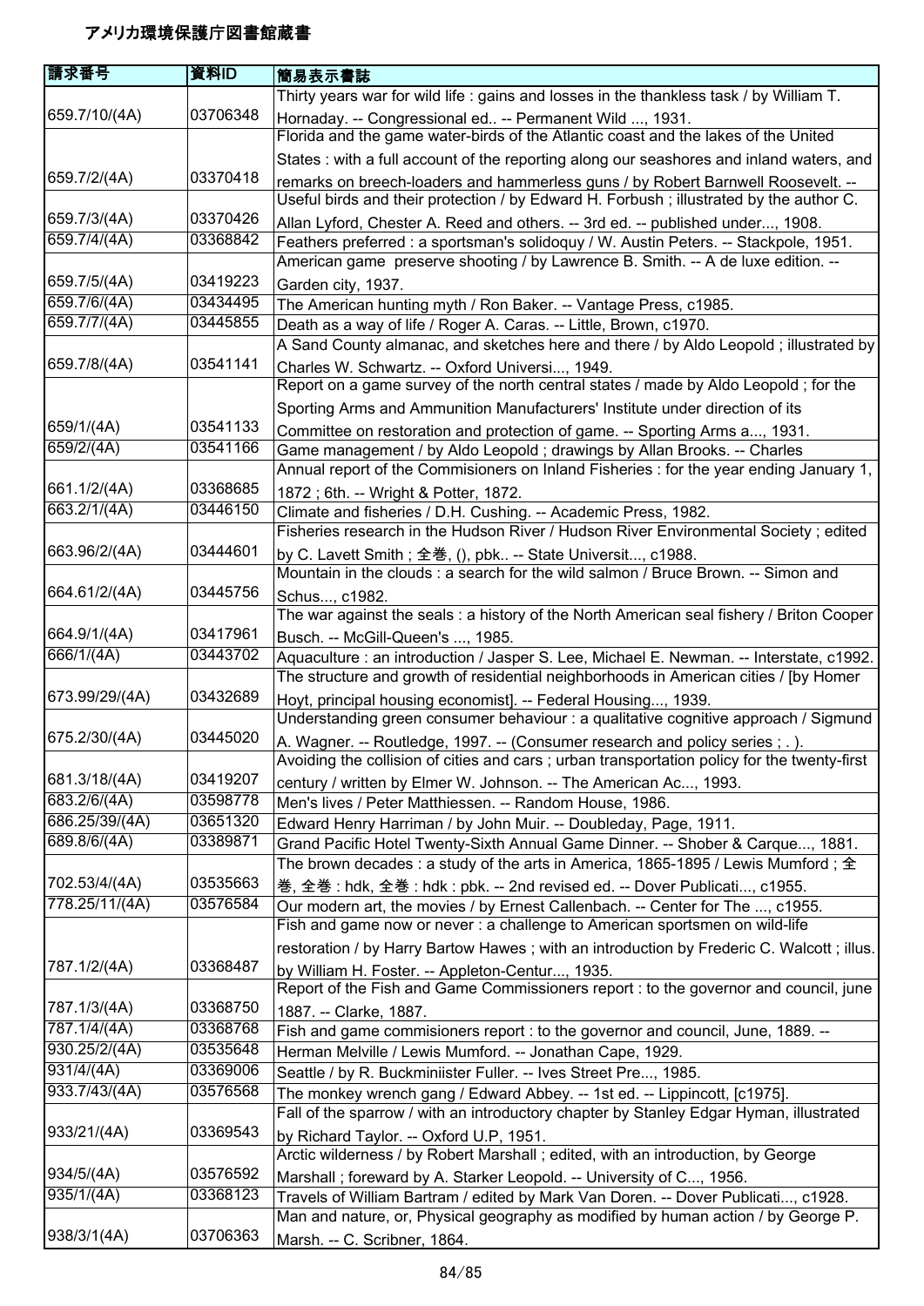# アメリカ環境保護庁図書館蔵書

| 請求番号 | 資料ID | 簡易表示書誌 |
| --- | --- | --- |
| 659.7/10/(4A) | 03706348 | Thirty years war for wild life : gains and losses in the thankless task / by William T. Hornaday. -- Congressional ed.. -- Permanent Wild ..., 1931. |
| 659.7/2/(4A) | 03370418 | Florida and the game water-birds of the Atlantic coast and the lakes of the United States : with a full account of the reporting along our seashores and inland waters, and remarks on breech-loaders and hammerless guns / by Robert Barnwell Roosevelt. -- |
| 659.7/3/(4A) | 03370426 | Useful birds and their protection / by Edward H. Forbush ; illustrated by the author C. Allan Lyford, Chester A. Reed and others. -- 3rd ed. -- published under..., 1908. |
| 659.7/4/(4A) | 03368842 | Feathers preferred : a sportsman's solidoquy / W. Austin Peters. -- Stackpole, 1951. |
| 659.7/5/(4A) | 03419223 | American game  preserve shooting / by Lawrence B. Smith. -- A de luxe edition. -- Garden city, 1937. |
| 659.7/6/(4A) | 03434495 | The American hunting myth / Ron Baker. -- Vantage Press, c1985. |
| 659.7/7/(4A) | 03445855 | Death as a way of life / Roger A. Caras. -- Little, Brown, c1970. |
| 659.7/8/(4A) | 03541141 | A Sand County almanac, and sketches here and there / by Aldo Leopold ; illustrated by Charles W. Schwartz. -- Oxford Universi..., 1949. |
| 659/1/(4A) | 03541133 | Report on a game survey of the north central states / made by Aldo Leopold ; for the Sporting Arms and Ammunition Manufacturers' Institute under direction of its Committee on restoration and protection of game. -- Sporting Arms a..., 1931. |
| 659/2/(4A) | 03541166 | Game management / by Aldo Leopold ; drawings by Allan Brooks. -- Charles |
| 661.1/2/(4A) | 03368685 | Annual report of the Commisioners on Inland Fisheries : for the year ending January 1, 1872 ; 6th. -- Wright & Potter, 1872. |
| 663.2/1/(4A) | 03446150 | Climate and fisheries / D.H. Cushing. -- Academic Press, 1982. |
| 663.96/2/(4A) | 03444601 | Fisheries research in the Hudson River / Hudson River Environmental Society ; edited by C. Lavett Smith ; 全巻, (), pbk.. -- State Universit..., c1988. |
| 664.61/2/(4A) | 03445756 | Mountain in the clouds : a search for the wild salmon / Bruce Brown. -- Simon and Schus..., c1982. |
| 664.9/1/(4A) | 03417961 | The war against the seals : a history of the North American seal fishery / Briton Cooper Busch. -- McGill-Queen's ..., 1985. |
| 666/1/(4A) | 03443702 | Aquaculture : an introduction / Jasper S. Lee, Michael E. Newman. -- Interstate, c1992. |
| 673.99/29/(4A) | 03432689 | The structure and growth of residential neighborhoods in American cities / [by Homer Hoyt, principal housing economist]. -- Federal Housing..., 1939. |
| 675.2/30/(4A) | 03445020 | Understanding green consumer behaviour : a qualitative cognitive approach / Sigmund A. Wagner. -- Routledge, 1997. -- (Consumer research and policy series ; . ). |
| 681.3/18/(4A) | 03419207 | Avoiding the collision of cities and cars ; urban transportation policy for the twenty-first century / written by Elmer W. Johnson. -- The American Ac..., 1993. |
| 683.2/6/(4A) | 03598778 | Men's lives / Peter Matthiessen. -- Random House, 1986. |
| 686.25/39/(4A) | 03651320 | Edward Henry Harriman / by John Muir. -- Doubleday, Page, 1911. |
| 689.8/6/(4A) | 03389871 | Grand Pacific Hotel Twenty-Sixth Annual Game Dinner. -- Shober & Carque..., 1881. |
| 702.53/4/(4A) | 03535663 | The brown decades : a study of the arts in America, 1865-1895 / Lewis Mumford ; 全巻, 全巻 : hdk, 全巻 : hdk : pbk. -- 2nd revised ed. -- Dover Publicati..., c1955. |
| 778.25/11/(4A) | 03576584 | Our modern art, the movies / by Ernest Callenbach. -- Center for The ..., c1955. |
| 787.1/2/(4A) | 03368487 | Fish and game now or never : a challenge to American sportsmen on wild-life restoration / by Harry Bartow Hawes ; with an introduction by Frederic C. Walcott ; illus. by William H. Foster. -- Appleton-Centur..., 1935. |
| 787.1/3/(4A) | 03368750 | Report of the Fish and Game Commissioners report : to the governor and council, june 1887. -- Clarke, 1887. |
| 787.1/4/(4A) | 03368768 | Fish and game commisioners report : to the governor and council, June, 1889. -- |
| 930.25/2/(4A) | 03535648 | Herman Melville / Lewis Mumford. -- Jonathan Cape, 1929. |
| 931/4/(4A) | 03369006 | Seattle / by R. Buckminiister Fuller. -- Ives Street Pre..., 1985. |
| 933.7/43/(4A) | 03576568 | The monkey wrench gang / Edward Abbey. -- 1st ed. -- Lippincott, [c1975]. |
| 933/21/(4A) | 03369543 | Fall of the sparrow / with an introductory chapter by Stanley Edgar Hyman, illustrated by Richard Taylor. -- Oxford U.P, 1951. |
| 934/5/(4A) | 03576592 | Arctic wilderness / by Robert Marshall ; edited, with an introduction, by George Marshall ; foreward by A. Starker Leopold. -- University of C..., 1956. |
| 935/1/(4A) | 03368123 | Travels of William Bartram / edited by Mark Van Doren. -- Dover Publicati..., c1928. |
| 938/3/1(4A) | 03706363 | Man and nature, or, Physical geography as modified by human action / by George P. Marsh. -- C. Scribner, 1864. |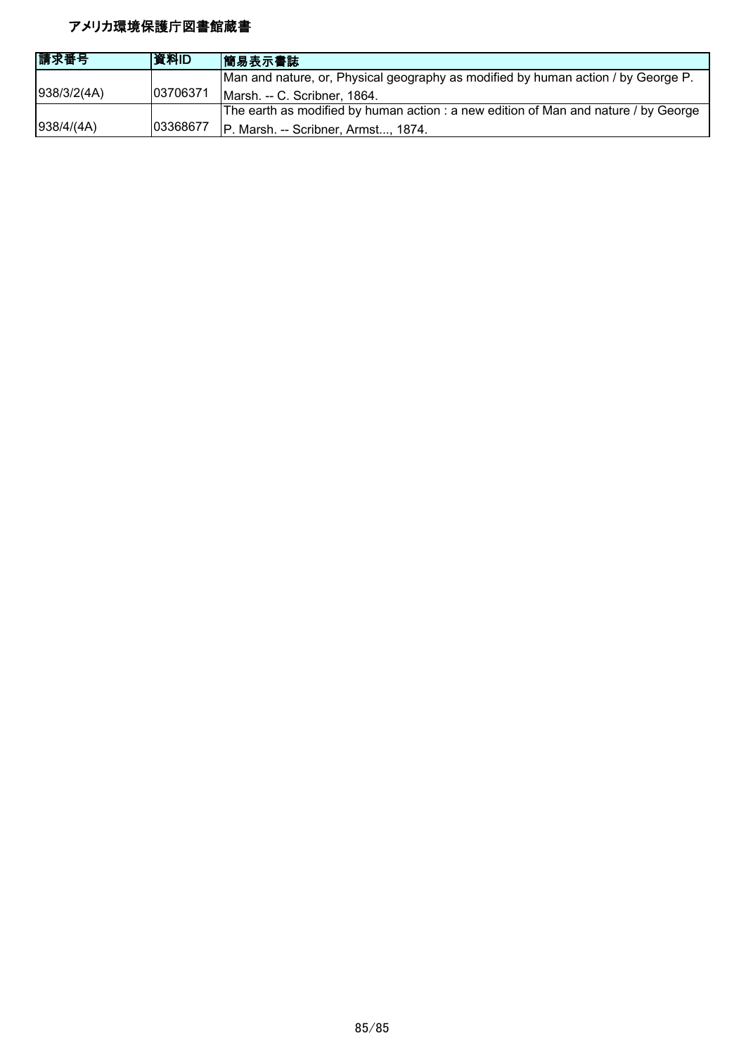# アメリカ環境保護庁図書館蔵書

| 請求番号 | 資料ID | 簡易表示書誌 |
| --- | --- | --- |
| 938/3/2(4A) | 03706371 | Man and nature, or, Physical geography as modified by human action / by George P. Marsh. -- C. Scribner, 1864. |
| 938/4/(4A) | 03368677 | The earth as modified by human action : a new edition of Man and nature / by George P. Marsh. -- Scribner, Armst..., 1874. |